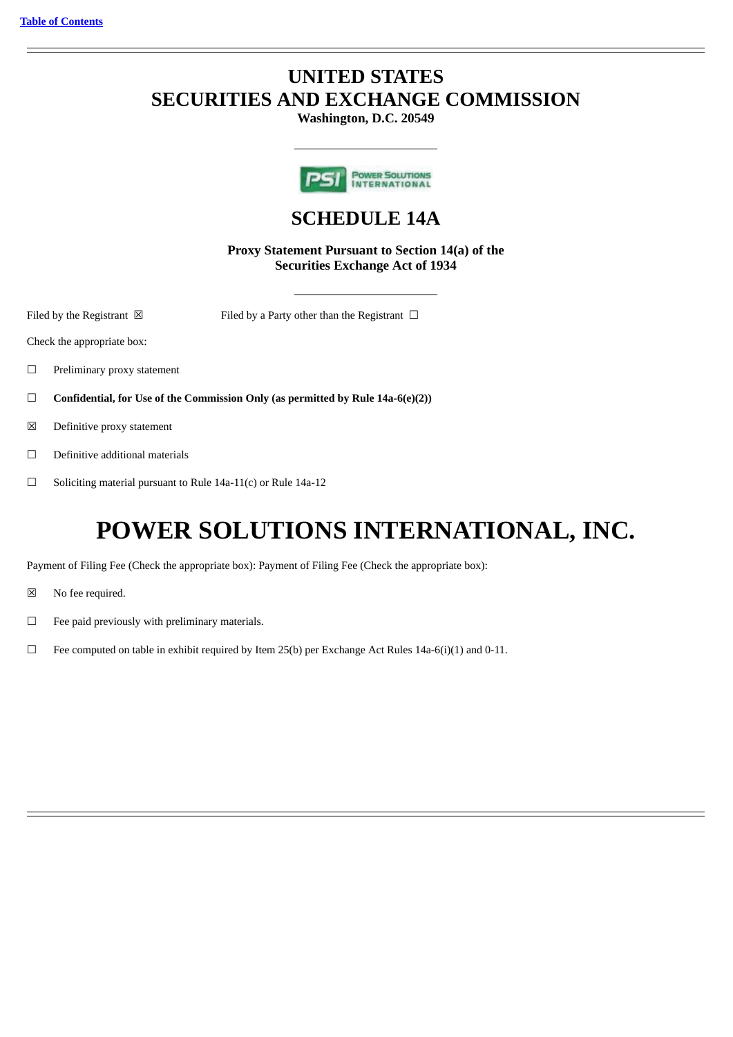Table of Contents

# UNITED STATES
# SECURITIES AND EXCHANGE COMMISSION

**Washington, D.C. 20549**

## SCHEDULE 14A

**Proxy Statement Pursuant to Section 14(a) of the Securities Exchange Act of 1934**

Filed by the Registrant ☒ Filed by a Party other than the Registrant ☐

Check the appropriate box:

☐ Preliminary proxy statement

☐ **Confidential, for Use of the Commission Only (as permitted by Rule 14a-6(e)(2))**

☒ Definitive proxy statement

☐ Definitive additional materials

☐ Soliciting material pursuant to Rule 14a-11(c) or Rule 14a-12

# POWER SOLUTIONS INTERNATIONAL, INC.

Payment of Filing Fee (Check the appropriate box): Payment of Filing Fee (Check the appropriate box):

☒ No fee required.

☐ Fee paid previously with preliminary materials.

☐ Fee computed on table in exhibit required by Item 25(b) per Exchange Act Rules 14a-6(i)(1) and 0-11.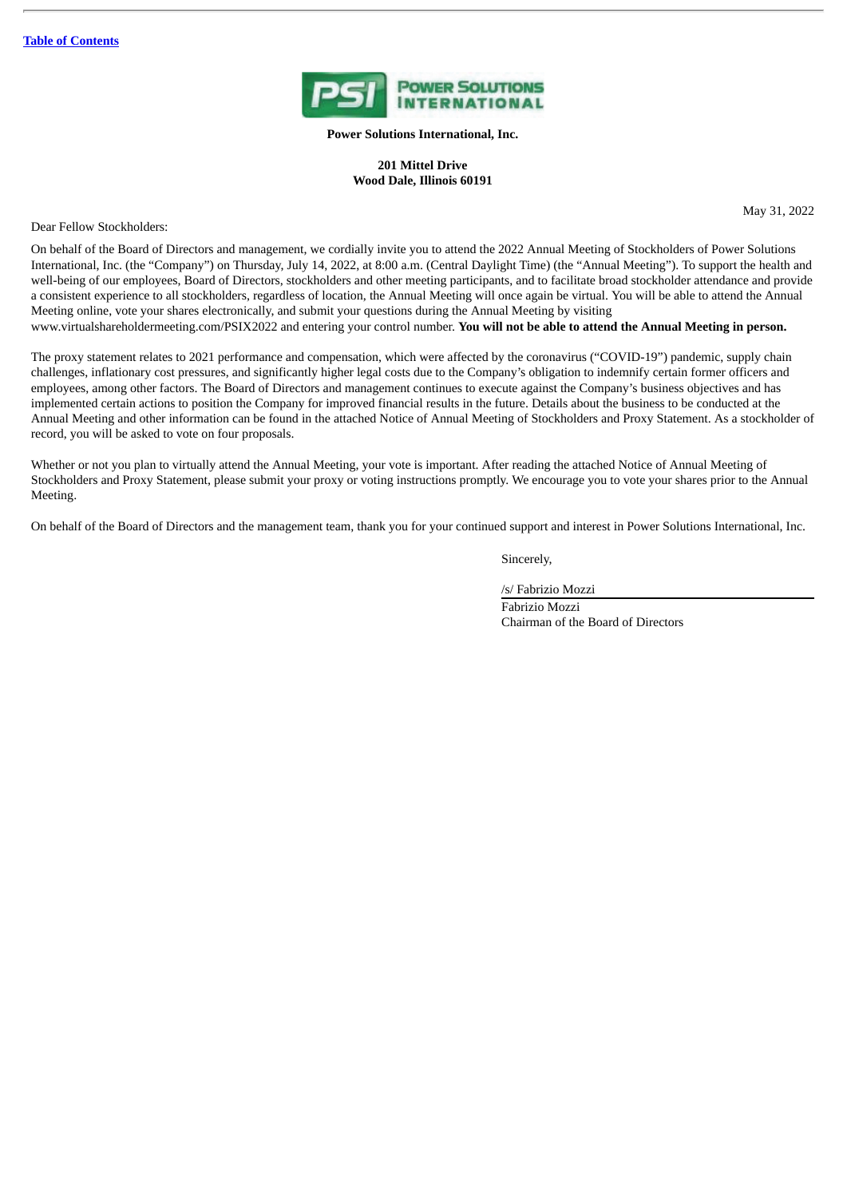**Power Solutions International, Inc.**

**201 Mittel Drive**
**Wood Dale, Illinois 60191**

May 31, 2022

Dear Fellow Stockholders:

On behalf of the Board of Directors and management, we cordially invite you to attend the 2022 Annual Meeting of Stockholders of Power Solutions International, Inc. (the "Company") on Thursday, July 14, 2022, at 8:00 a.m. (Central Daylight Time) (the "Annual Meeting"). To support the health and well-being of our employees, Board of Directors, stockholders and other meeting participants, and to facilitate broad stockholder attendance and provide a consistent experience to all stockholders, regardless of location, the Annual Meeting will once again be virtual. You will be able to attend the Annual Meeting online, vote your shares electronically, and submit your questions during the Annual Meeting by visiting www.virtualshareholdermeeting.com/PSIX2022 and entering your control number. **You will not be able to attend the Annual Meeting in person.**

The proxy statement relates to 2021 performance and compensation, which were affected by the coronavirus ("COVID-19") pandemic, supply chain challenges, inflationary cost pressures, and significantly higher legal costs due to the Company's obligation to indemnify certain former officers and employees, among other factors. The Board of Directors and management continues to execute against the Company's business objectives and has implemented certain actions to position the Company for improved financial results in the future. Details about the business to be conducted at the Annual Meeting and other information can be found in the attached Notice of Annual Meeting of Stockholders and Proxy Statement. As a stockholder of record, you will be asked to vote on four proposals.

Whether or not you plan to virtually attend the Annual Meeting, your vote is important. After reading the attached Notice of Annual Meeting of Stockholders and Proxy Statement, please submit your proxy or voting instructions promptly. We encourage you to vote your shares prior to the Annual Meeting.

On behalf of the Board of Directors and the management team, thank you for your continued support and interest in Power Solutions International, Inc.

Sincerely,

/s/ Fabrizio Mozzi

Fabrizio Mozzi
Chairman of the Board of Directors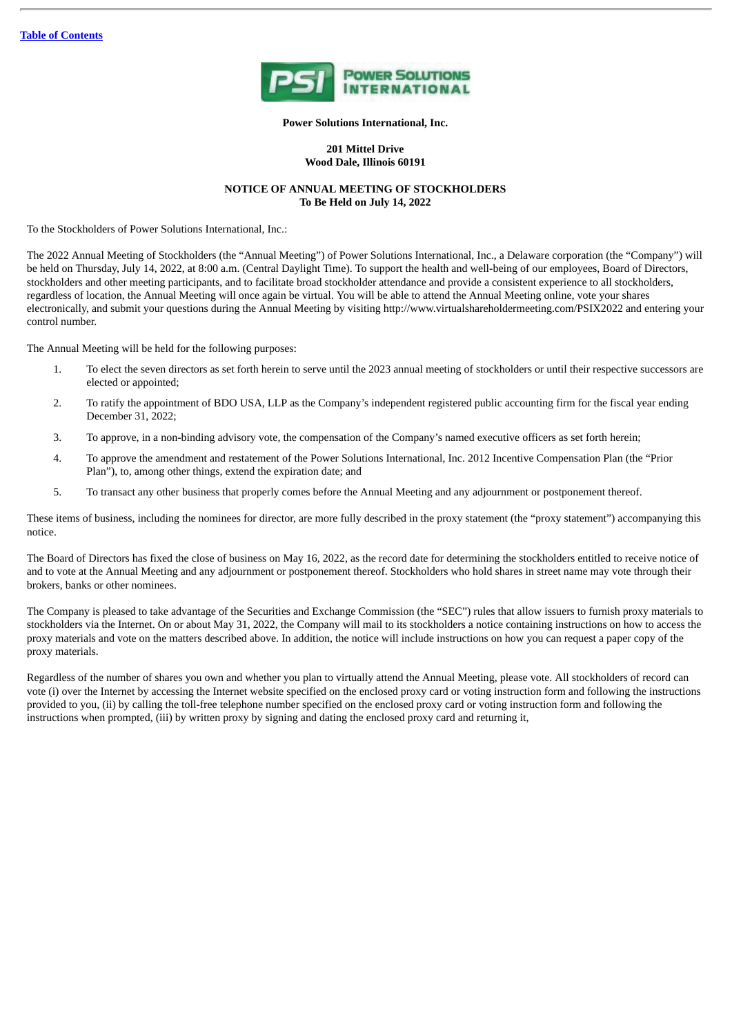**Power Solutions International, Inc.**

**201 Mittel Drive**
**Wood Dale, Illinois 60191**

**NOTICE OF ANNUAL MEETING OF STOCKHOLDERS**
**To Be Held on July 14, 2022**

To the Stockholders of Power Solutions International, Inc.:

The 2022 Annual Meeting of Stockholders (the "Annual Meeting") of Power Solutions International, Inc., a Delaware corporation (the "Company") will be held on Thursday, July 14, 2022, at 8:00 a.m. (Central Daylight Time). To support the health and well-being of our employees, Board of Directors, stockholders and other meeting participants, and to facilitate broad stockholder attendance and provide a consistent experience to all stockholders, regardless of location, the Annual Meeting will once again be virtual. You will be able to attend the Annual Meeting online, vote your shares electronically, and submit your questions during the Annual Meeting by visiting http://www.virtualshareholdermeeting.com/PSIX2022 and entering your control number.

The Annual Meeting will be held for the following purposes:

1. To elect the seven directors as set forth herein to serve until the 2023 annual meeting of stockholders or until their respective successors are elected or appointed;
2. To ratify the appointment of BDO USA, LLP as the Company's independent registered public accounting firm for the fiscal year ending December 31, 2022;
3. To approve, in a non-binding advisory vote, the compensation of the Company's named executive officers as set forth herein;
4. To approve the amendment and restatement of the Power Solutions International, Inc. 2012 Incentive Compensation Plan (the "Prior Plan"), to, among other things, extend the expiration date; and
5. To transact any other business that properly comes before the Annual Meeting and any adjournment or postponement thereof.

These items of business, including the nominees for director, are more fully described in the proxy statement (the "proxy statement") accompanying this notice.

The Board of Directors has fixed the close of business on May 16, 2022, as the record date for determining the stockholders entitled to receive notice of and to vote at the Annual Meeting and any adjournment or postponement thereof. Stockholders who hold shares in street name may vote through their brokers, banks or other nominees.

The Company is pleased to take advantage of the Securities and Exchange Commission (the "SEC") rules that allow issuers to furnish proxy materials to stockholders via the Internet. On or about May 31, 2022, the Company will mail to its stockholders a notice containing instructions on how to access the proxy materials and vote on the matters described above. In addition, the notice will include instructions on how you can request a paper copy of the proxy materials.

Regardless of the number of shares you own and whether you plan to virtually attend the Annual Meeting, please vote. All stockholders of record can vote (i) over the Internet by accessing the Internet website specified on the enclosed proxy card or voting instruction form and following the instructions provided to you, (ii) by calling the toll-free telephone number specified on the enclosed proxy card or voting instruction form and following the instructions when prompted, (iii) by written proxy by signing and dating the enclosed proxy card and returning it,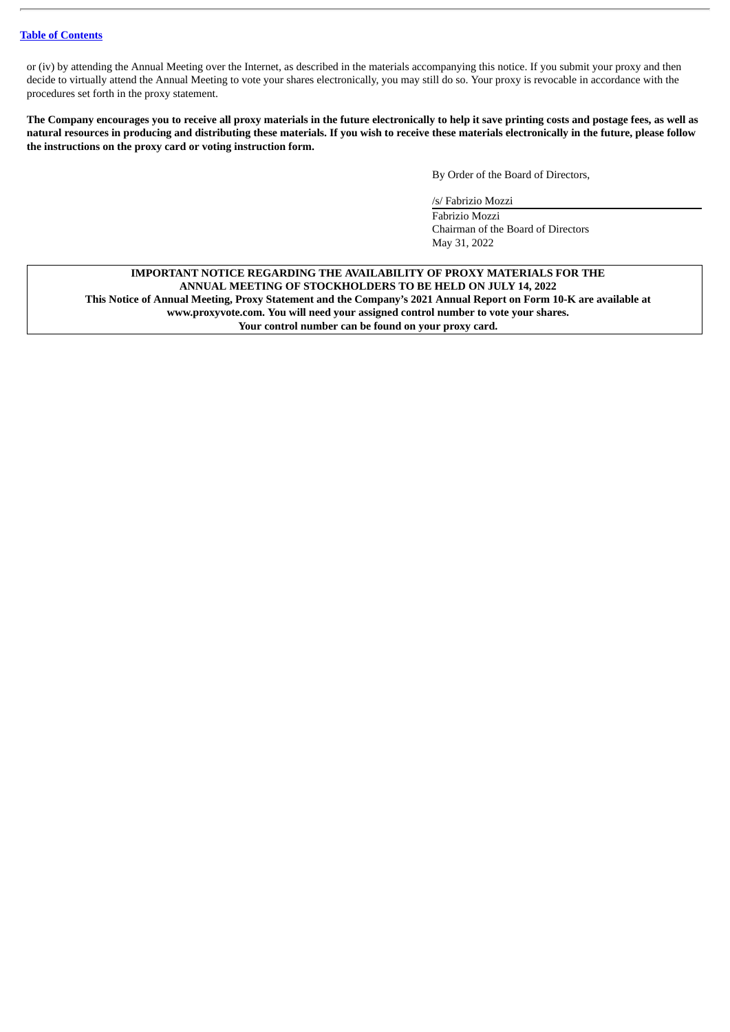or (iv) by attending the Annual Meeting over the Internet, as described in the materials accompanying this notice. If you submit your proxy and then decide to virtually attend the Annual Meeting to vote your shares electronically, you may still do so. Your proxy is revocable in accordance with the procedures set forth in the proxy statement.

**The Company encourages you to receive all proxy materials in the future electronically to help it save printing costs and postage fees, as well as natural resources in producing and distributing these materials. If you wish to receive these materials electronically in the future, please follow the instructions on the proxy card or voting instruction form.**

By Order of the Board of Directors,

/s/ Fabrizio Mozzi

Fabrizio Mozzi
Chairman of the Board of Directors
May 31, 2022

**IMPORTANT NOTICE REGARDING THE AVAILABILITY OF PROXY MATERIALS FOR THE ANNUAL MEETING OF STOCKHOLDERS TO BE HELD ON JULY 14, 2022**
**This Notice of Annual Meeting, Proxy Statement and the Company's 2021 Annual Report on Form 10-K are available at www.proxyvote.com. You will need your assigned control number to vote your shares.**
**Your control number can be found on your proxy card.**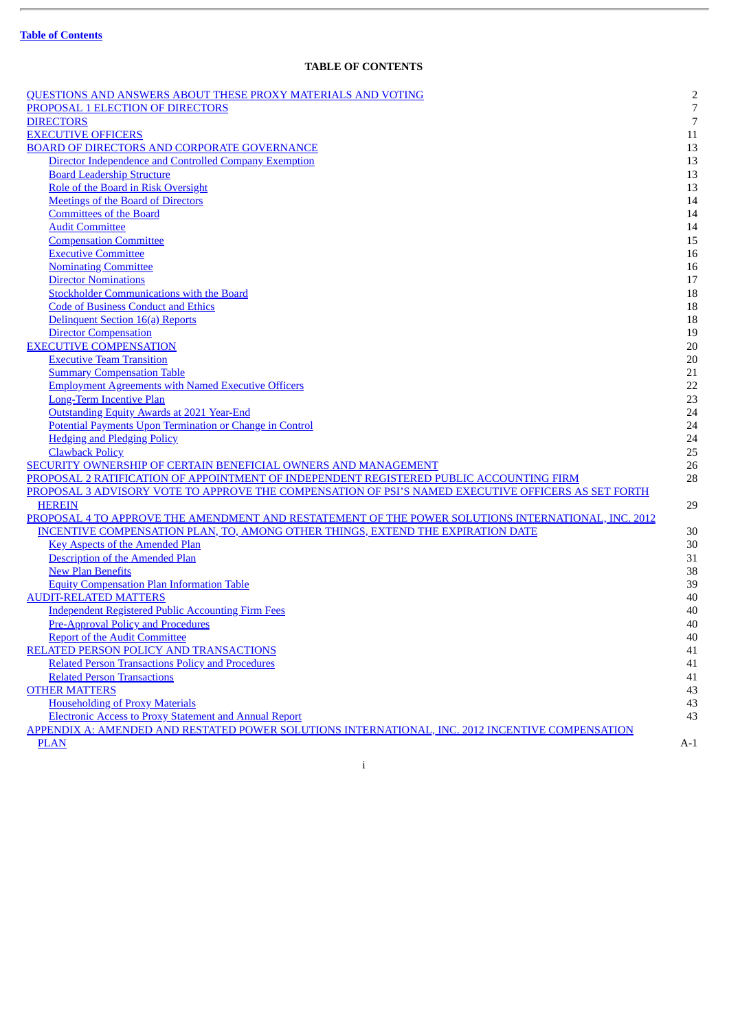[Table of Contents](#)

# TABLE OF CONTENTS

| | |
|---|---|
| QUESTIONS AND ANSWERS ABOUT THESE PROXY MATERIALS AND VOTING | 2 |
| PROPOSAL 1 ELECTION OF DIRECTORS | 7 |
| DIRECTORS | 7 |
| EXECUTIVE OFFICERS | 11 |
| BOARD OF DIRECTORS AND CORPORATE GOVERNANCE | 13 |
| Director Independence and Controlled Company Exemption | 13 |
| Board Leadership Structure | 13 |
| Role of the Board in Risk Oversight | 13 |
| Meetings of the Board of Directors | 14 |
| Committees of the Board | 14 |
| Audit Committee | 14 |
| Compensation Committee | 15 |
| Executive Committee | 16 |
| Nominating Committee | 16 |
| Director Nominations | 17 |
| Stockholder Communications with the Board | 18 |
| Code of Business Conduct and Ethics | 18 |
| Delinquent Section 16(a) Reports | 18 |
| Director Compensation | 19 |
| EXECUTIVE COMPENSATION | 20 |
| Executive Team Transition | 20 |
| Summary Compensation Table | 21 |
| Employment Agreements with Named Executive Officers | 22 |
| Long-Term Incentive Plan | 23 |
| Outstanding Equity Awards at 2021 Year-End | 24 |
| Potential Payments Upon Termination or Change in Control | 24 |
| Hedging and Pledging Policy | 24 |
| Clawback Policy | 25 |
| SECURITY OWNERSHIP OF CERTAIN BENEFICIAL OWNERS AND MANAGEMENT | 26 |
| PROPOSAL 2 RATIFICATION OF APPOINTMENT OF INDEPENDENT REGISTERED PUBLIC ACCOUNTING FIRM | 28 |
| PROPOSAL 3 ADVISORY VOTE TO APPROVE THE COMPENSATION OF PSI'S NAMED EXECUTIVE OFFICERS AS SET FORTH HEREIN | 29 |
| PROPOSAL 4 TO APPROVE THE AMENDMENT AND RESTATEMENT OF THE POWER SOLUTIONS INTERNATIONAL, INC. 2012 INCENTIVE COMPENSATION PLAN, TO, AMONG OTHER THINGS, EXTEND THE EXPIRATION DATE | 30 |
| Key Aspects of the Amended Plan | 30 |
| Description of the Amended Plan | 31 |
| New Plan Benefits | 38 |
| Equity Compensation Plan Information Table | 39 |
| AUDIT-RELATED MATTERS | 40 |
| Independent Registered Public Accounting Firm Fees | 40 |
| Pre-Approval Policy and Procedures | 40 |
| Report of the Audit Committee | 40 |
| RELATED PERSON POLICY AND TRANSACTIONS | 41 |
| Related Person Transactions Policy and Procedures | 41 |
| Related Person Transactions | 41 |
| OTHER MATTERS | 43 |
| Householding of Proxy Materials | 43 |
| Electronic Access to Proxy Statement and Annual Report | 43 |
| APPENDIX A: AMENDED AND RESTATED POWER SOLUTIONS INTERNATIONAL, INC. 2012 INCENTIVE COMPENSATION PLAN | A-1 |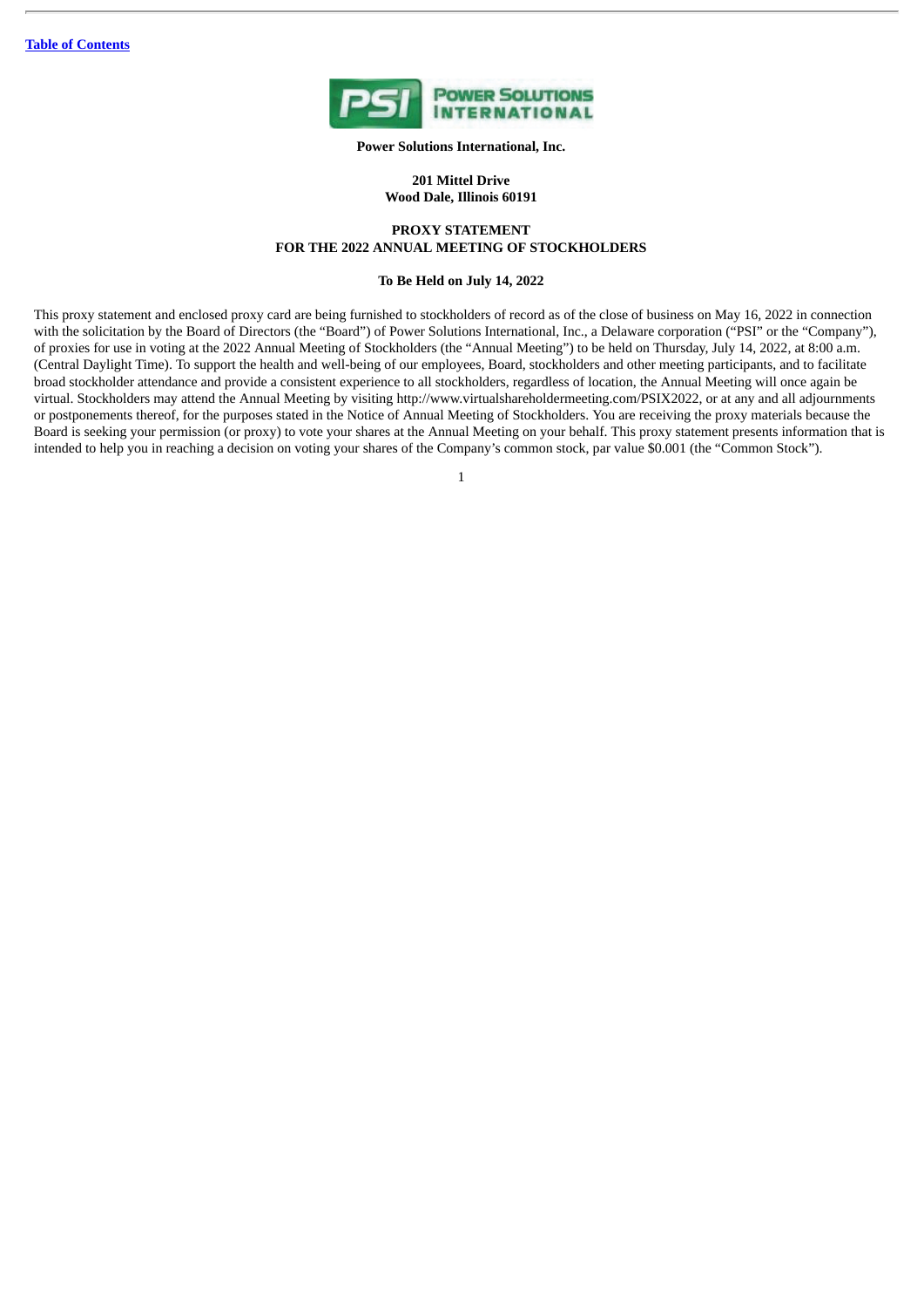**Power Solutions International, Inc.**

**201 Mittel Drive**
**Wood Dale, Illinois 60191**

# PROXY STATEMENT
# FOR THE 2022 ANNUAL MEETING OF STOCKHOLDERS

**To Be Held on July 14, 2022**

This proxy statement and enclosed proxy card are being furnished to stockholders of record as of the close of business on May 16, 2022 in connection with the solicitation by the Board of Directors (the "Board") of Power Solutions International, Inc., a Delaware corporation ("PSI" or the "Company"), of proxies for use in voting at the 2022 Annual Meeting of Stockholders (the "Annual Meeting") to be held on Thursday, July 14, 2022, at 8:00 a.m. (Central Daylight Time). To support the health and well-being of our employees, Board, stockholders and other meeting participants, and to facilitate broad stockholder attendance and provide a consistent experience to all stockholders, regardless of location, the Annual Meeting will once again be virtual. Stockholders may attend the Annual Meeting by visiting http://www.virtualshareholdermeeting.com/PSIX2022, or at any and all adjournments or postponements thereof, for the purposes stated in the Notice of Annual Meeting of Stockholders. You are receiving the proxy materials because the Board is seeking your permission (or proxy) to vote your shares at the Annual Meeting on your behalf. This proxy statement presents information that is intended to help you in reaching a decision on voting your shares of the Company's common stock, par value $0.001 (the "Common Stock").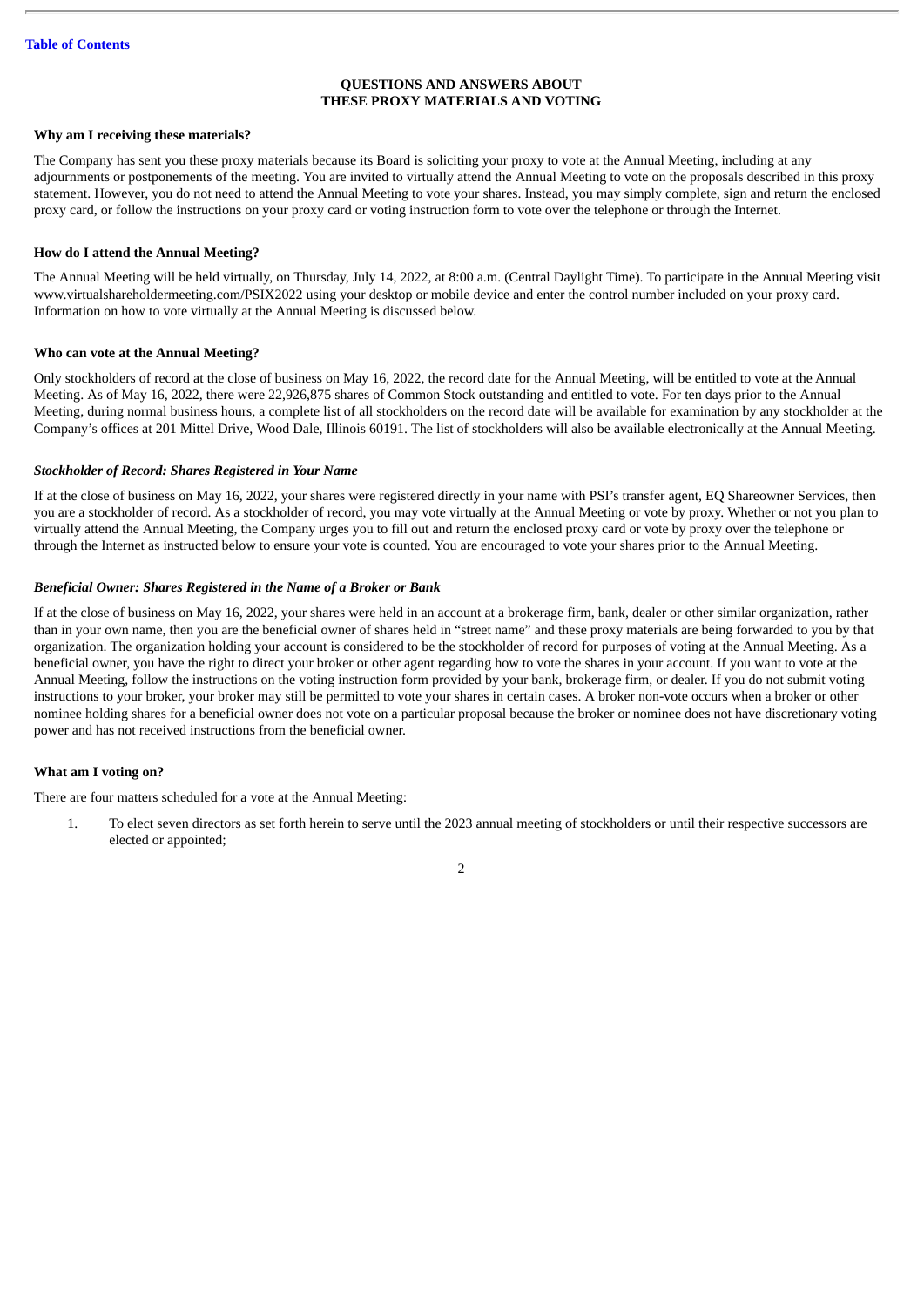## QUESTIONS AND ANSWERS ABOUT THESE PROXY MATERIALS AND VOTING

**Why am I receiving these materials?**

The Company has sent you these proxy materials because its Board is soliciting your proxy to vote at the Annual Meeting, including at any adjournments or postponements of the meeting. You are invited to virtually attend the Annual Meeting to vote on the proposals described in this proxy statement. However, you do not need to attend the Annual Meeting to vote your shares. Instead, you may simply complete, sign and return the enclosed proxy card, or follow the instructions on your proxy card or voting instruction form to vote over the telephone or through the Internet.

**How do I attend the Annual Meeting?**

The Annual Meeting will be held virtually, on Thursday, July 14, 2022, at 8:00 a.m. (Central Daylight Time). To participate in the Annual Meeting visit www.virtualshareholdermeeting.com/PSIX2022 using your desktop or mobile device and enter the control number included on your proxy card. Information on how to vote virtually at the Annual Meeting is discussed below.

**Who can vote at the Annual Meeting?**

Only stockholders of record at the close of business on May 16, 2022, the record date for the Annual Meeting, will be entitled to vote at the Annual Meeting. As of May 16, 2022, there were 22,926,875 shares of Common Stock outstanding and entitled to vote. For ten days prior to the Annual Meeting, during normal business hours, a complete list of all stockholders on the record date will be available for examination by any stockholder at the Company's offices at 201 Mittel Drive, Wood Dale, Illinois 60191. The list of stockholders will also be available electronically at the Annual Meeting.

***Stockholder of Record: Shares Registered in Your Name***

If at the close of business on May 16, 2022, your shares were registered directly in your name with PSI's transfer agent, EQ Shareowner Services, then you are a stockholder of record. As a stockholder of record, you may vote virtually at the Annual Meeting or vote by proxy. Whether or not you plan to virtually attend the Annual Meeting, the Company urges you to fill out and return the enclosed proxy card or vote by proxy over the telephone or through the Internet as instructed below to ensure your vote is counted. You are encouraged to vote your shares prior to the Annual Meeting.

***Beneficial Owner: Shares Registered in the Name of a Broker or Bank***

If at the close of business on May 16, 2022, your shares were held in an account at a brokerage firm, bank, dealer or other similar organization, rather than in your own name, then you are the beneficial owner of shares held in "street name" and these proxy materials are being forwarded to you by that organization. The organization holding your account is considered to be the stockholder of record for purposes of voting at the Annual Meeting. As a beneficial owner, you have the right to direct your broker or other agent regarding how to vote the shares in your account. If you want to vote at the Annual Meeting, follow the instructions on the voting instruction form provided by your bank, brokerage firm, or dealer. If you do not submit voting instructions to your broker, your broker may still be permitted to vote your shares in certain cases. A broker non-vote occurs when a broker or other nominee holding shares for a beneficial owner does not vote on a particular proposal because the broker or nominee does not have discretionary voting power and has not received instructions from the beneficial owner.

**What am I voting on?**

There are four matters scheduled for a vote at the Annual Meeting:

1. To elect seven directors as set forth herein to serve until the 2023 annual meeting of stockholders or until their respective successors are elected or appointed;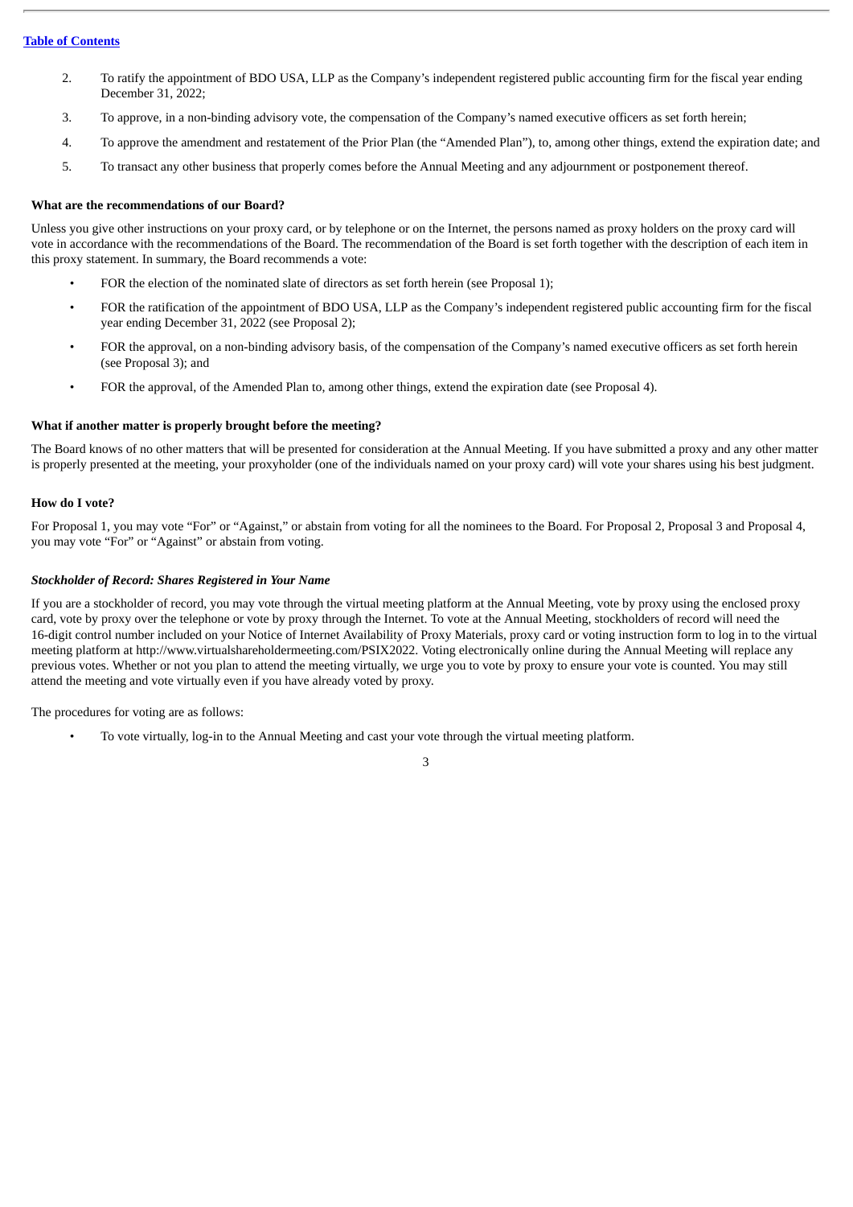2. To ratify the appointment of BDO USA, LLP as the Company's independent registered public accounting firm for the fiscal year ending December 31, 2022;
3. To approve, in a non-binding advisory vote, the compensation of the Company's named executive officers as set forth herein;
4. To approve the amendment and restatement of the Prior Plan (the "Amended Plan"), to, among other things, extend the expiration date; and
5. To transact any other business that properly comes before the Annual Meeting and any adjournment or postponement thereof.

**What are the recommendations of our Board?**

Unless you give other instructions on your proxy card, or by telephone or on the Internet, the persons named as proxy holders on the proxy card will vote in accordance with the recommendations of the Board. The recommendation of the Board is set forth together with the description of each item in this proxy statement. In summary, the Board recommends a vote:

- FOR the election of the nominated slate of directors as set forth herein (see Proposal 1);
- FOR the ratification of the appointment of BDO USA, LLP as the Company's independent registered public accounting firm for the fiscal year ending December 31, 2022 (see Proposal 2);
- FOR the approval, on a non-binding advisory basis, of the compensation of the Company's named executive officers as set forth herein (see Proposal 3); and
- FOR the approval, of the Amended Plan to, among other things, extend the expiration date (see Proposal 4).

**What if another matter is properly brought before the meeting?**

The Board knows of no other matters that will be presented for consideration at the Annual Meeting. If you have submitted a proxy and any other matter is properly presented at the meeting, your proxyholder (one of the individuals named on your proxy card) will vote your shares using his best judgment.

**How do I vote?**

For Proposal 1, you may vote "For" or "Against," or abstain from voting for all the nominees to the Board. For Proposal 2, Proposal 3 and Proposal 4, you may vote "For" or "Against" or abstain from voting.

***Stockholder of Record: Shares Registered in Your Name***

If you are a stockholder of record, you may vote through the virtual meeting platform at the Annual Meeting, vote by proxy using the enclosed proxy card, vote by proxy over the telephone or vote by proxy through the Internet. To vote at the Annual Meeting, stockholders of record will need the 16-digit control number included on your Notice of Internet Availability of Proxy Materials, proxy card or voting instruction form to log in to the virtual meeting platform at http://www.virtualshareholdermeeting.com/PSIX2022. Voting electronically online during the Annual Meeting will replace any previous votes. Whether or not you plan to attend the meeting virtually, we urge you to vote by proxy to ensure your vote is counted. You may still attend the meeting and vote virtually even if you have already voted by proxy.

The procedures for voting are as follows:

- To vote virtually, log-in to the Annual Meeting and cast your vote through the virtual meeting platform.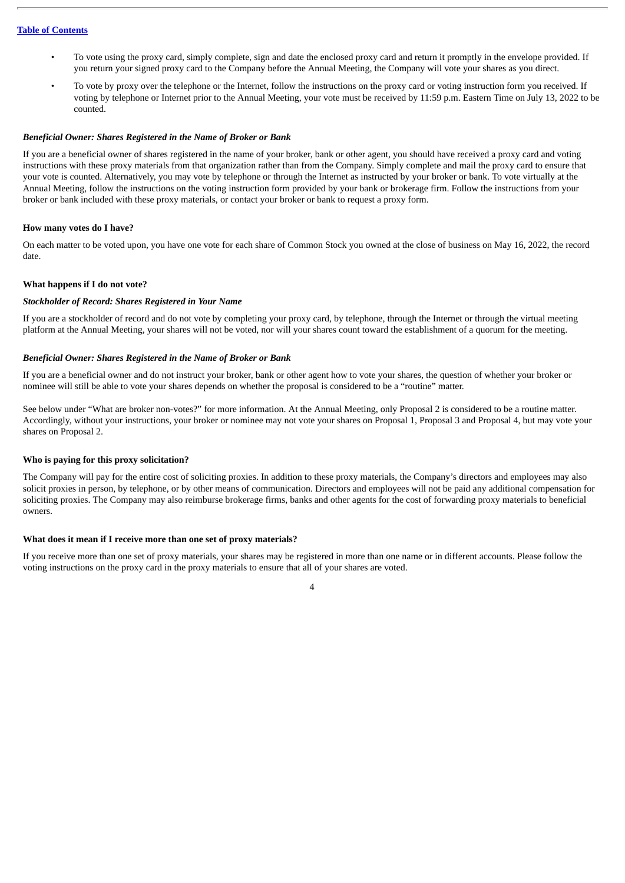- To vote using the proxy card, simply complete, sign and date the enclosed proxy card and return it promptly in the envelope provided. If you return your signed proxy card to the Company before the Annual Meeting, the Company will vote your shares as you direct.
- To vote by proxy over the telephone or the Internet, follow the instructions on the proxy card or voting instruction form you received. If voting by telephone or Internet prior to the Annual Meeting, your vote must be received by 11:59 p.m. Eastern Time on July 13, 2022 to be counted.

***Beneficial Owner: Shares Registered in the Name of Broker or Bank***

If you are a beneficial owner of shares registered in the name of your broker, bank or other agent, you should have received a proxy card and voting instructions with these proxy materials from that organization rather than from the Company. Simply complete and mail the proxy card to ensure that your vote is counted. Alternatively, you may vote by telephone or through the Internet as instructed by your broker or bank. To vote virtually at the Annual Meeting, follow the instructions on the voting instruction form provided by your bank or brokerage firm. Follow the instructions from your broker or bank included with these proxy materials, or contact your broker or bank to request a proxy form.

**How many votes do I have?**

On each matter to be voted upon, you have one vote for each share of Common Stock you owned at the close of business on May 16, 2022, the record date.

**What happens if I do not vote?**

***Stockholder of Record: Shares Registered in Your Name***

If you are a stockholder of record and do not vote by completing your proxy card, by telephone, through the Internet or through the virtual meeting platform at the Annual Meeting, your shares will not be voted, nor will your shares count toward the establishment of a quorum for the meeting.

***Beneficial Owner: Shares Registered in the Name of Broker or Bank***

If you are a beneficial owner and do not instruct your broker, bank or other agent how to vote your shares, the question of whether your broker or nominee will still be able to vote your shares depends on whether the proposal is considered to be a "routine" matter.

See below under "What are broker non-votes?" for more information. At the Annual Meeting, only Proposal 2 is considered to be a routine matter. Accordingly, without your instructions, your broker or nominee may not vote your shares on Proposal 1, Proposal 3 and Proposal 4, but may vote your shares on Proposal 2.

**Who is paying for this proxy solicitation?**

The Company will pay for the entire cost of soliciting proxies. In addition to these proxy materials, the Company's directors and employees may also solicit proxies in person, by telephone, or by other means of communication. Directors and employees will not be paid any additional compensation for soliciting proxies. The Company may also reimburse brokerage firms, banks and other agents for the cost of forwarding proxy materials to beneficial owners.

**What does it mean if I receive more than one set of proxy materials?**

If you receive more than one set of proxy materials, your shares may be registered in more than one name or in different accounts. Please follow the voting instructions on the proxy card in the proxy materials to ensure that all of your shares are voted.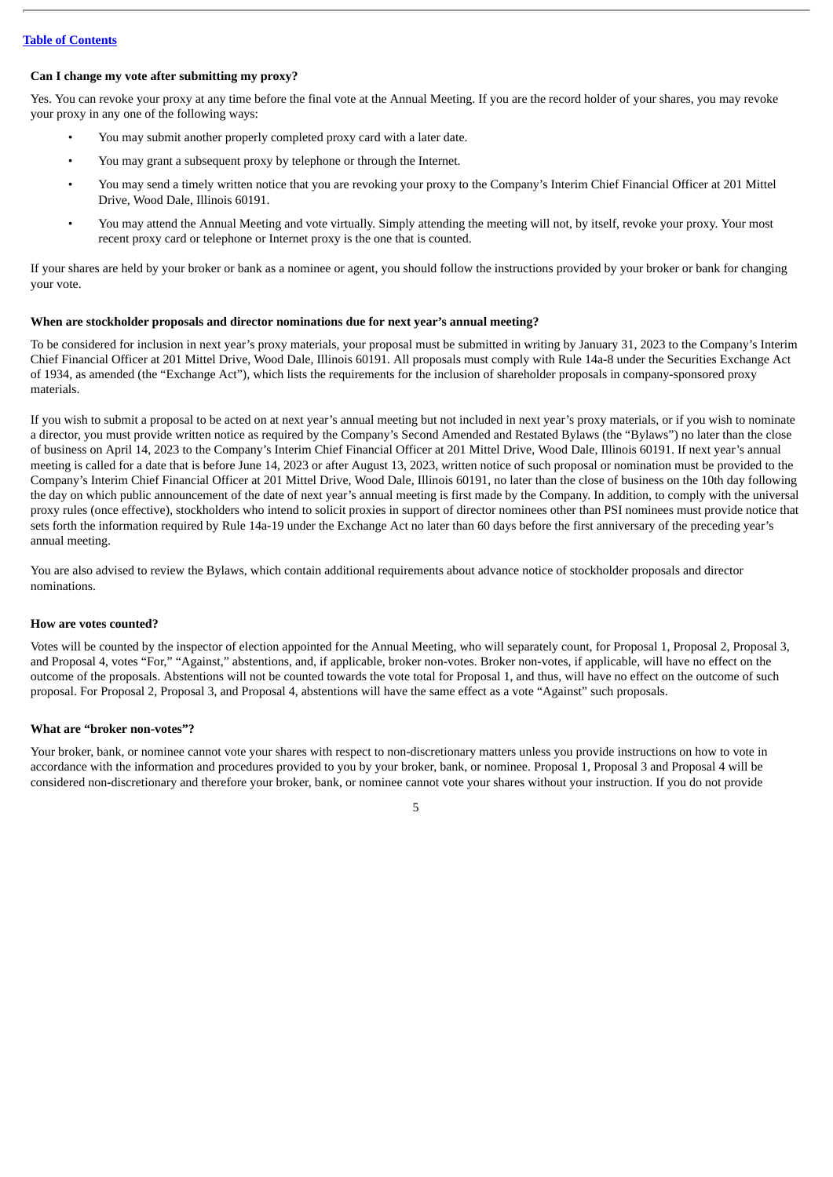### Can I change my vote after submitting my proxy?

Yes. You can revoke your proxy at any time before the final vote at the Annual Meeting. If you are the record holder of your shares, you may revoke your proxy in any one of the following ways:

- You may submit another properly completed proxy card with a later date.
- You may grant a subsequent proxy by telephone or through the Internet.
- You may send a timely written notice that you are revoking your proxy to the Company's Interim Chief Financial Officer at 201 Mittel Drive, Wood Dale, Illinois 60191.
- You may attend the Annual Meeting and vote virtually. Simply attending the meeting will not, by itself, revoke your proxy. Your most recent proxy card or telephone or Internet proxy is the one that is counted.

If your shares are held by your broker or bank as a nominee or agent, you should follow the instructions provided by your broker or bank for changing your vote.

### When are stockholder proposals and director nominations due for next year's annual meeting?

To be considered for inclusion in next year's proxy materials, your proposal must be submitted in writing by January 31, 2023 to the Company's Interim Chief Financial Officer at 201 Mittel Drive, Wood Dale, Illinois 60191. All proposals must comply with Rule 14a-8 under the Securities Exchange Act of 1934, as amended (the "Exchange Act"), which lists the requirements for the inclusion of shareholder proposals in company-sponsored proxy materials.

If you wish to submit a proposal to be acted on at next year's annual meeting but not included in next year's proxy materials, or if you wish to nominate a director, you must provide written notice as required by the Company's Second Amended and Restated Bylaws (the "Bylaws") no later than the close of business on April 14, 2023 to the Company's Interim Chief Financial Officer at 201 Mittel Drive, Wood Dale, Illinois 60191. If next year's annual meeting is called for a date that is before June 14, 2023 or after August 13, 2023, written notice of such proposal or nomination must be provided to the Company's Interim Chief Financial Officer at 201 Mittel Drive, Wood Dale, Illinois 60191, no later than the close of business on the 10th day following the day on which public announcement of the date of next year's annual meeting is first made by the Company. In addition, to comply with the universal proxy rules (once effective), stockholders who intend to solicit proxies in support of director nominees other than PSI nominees must provide notice that sets forth the information required by Rule 14a-19 under the Exchange Act no later than 60 days before the first anniversary of the preceding year's annual meeting.

You are also advised to review the Bylaws, which contain additional requirements about advance notice of stockholder proposals and director nominations.

### How are votes counted?

Votes will be counted by the inspector of election appointed for the Annual Meeting, who will separately count, for Proposal 1, Proposal 2, Proposal 3, and Proposal 4, votes "For," "Against," abstentions, and, if applicable, broker non-votes. Broker non-votes, if applicable, will have no effect on the outcome of the proposals. Abstentions will not be counted towards the vote total for Proposal 1, and thus, will have no effect on the outcome of such proposal. For Proposal 2, Proposal 3, and Proposal 4, abstentions will have the same effect as a vote "Against" such proposals.

### What are "broker non-votes"?

Your broker, bank, or nominee cannot vote your shares with respect to non-discretionary matters unless you provide instructions on how to vote in accordance with the information and procedures provided to you by your broker, bank, or nominee. Proposal 1, Proposal 3 and Proposal 4 will be considered non-discretionary and therefore your broker, bank, or nominee cannot vote your shares without your instruction. If you do not provide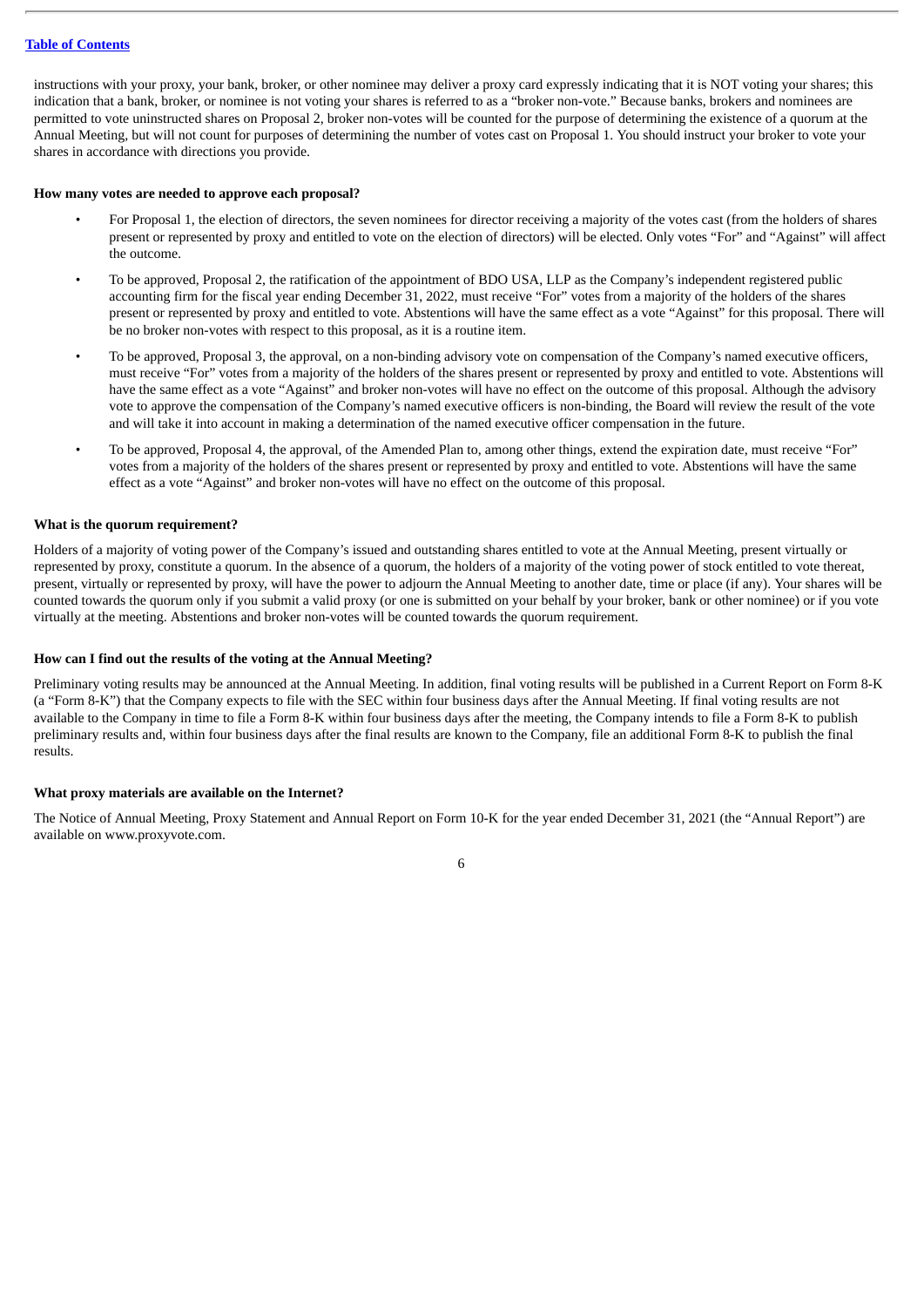instructions with your proxy, your bank, broker, or other nominee may deliver a proxy card expressly indicating that it is NOT voting your shares; this indication that a bank, broker, or nominee is not voting your shares is referred to as a "broker non-vote." Because banks, brokers and nominees are permitted to vote uninstructed shares on Proposal 2, broker non-votes will be counted for the purpose of determining the existence of a quorum at the Annual Meeting, but will not count for purposes of determining the number of votes cast on Proposal 1. You should instruct your broker to vote your shares in accordance with directions you provide.

**How many votes are needed to approve each proposal?**

- For Proposal 1, the election of directors, the seven nominees for director receiving a majority of the votes cast (from the holders of shares present or represented by proxy and entitled to vote on the election of directors) will be elected. Only votes "For" and "Against" will affect the outcome.
- To be approved, Proposal 2, the ratification of the appointment of BDO USA, LLP as the Company's independent registered public accounting firm for the fiscal year ending December 31, 2022, must receive "For" votes from a majority of the holders of the shares present or represented by proxy and entitled to vote. Abstentions will have the same effect as a vote "Against" for this proposal. There will be no broker non-votes with respect to this proposal, as it is a routine item.
- To be approved, Proposal 3, the approval, on a non-binding advisory vote on compensation of the Company's named executive officers, must receive "For" votes from a majority of the holders of the shares present or represented by proxy and entitled to vote. Abstentions will have the same effect as a vote "Against" and broker non-votes will have no effect on the outcome of this proposal. Although the advisory vote to approve the compensation of the Company's named executive officers is non-binding, the Board will review the result of the vote and will take it into account in making a determination of the named executive officer compensation in the future.
- To be approved, Proposal 4, the approval, of the Amended Plan to, among other things, extend the expiration date, must receive "For" votes from a majority of the holders of the shares present or represented by proxy and entitled to vote. Abstentions will have the same effect as a vote "Against" and broker non-votes will have no effect on the outcome of this proposal.

**What is the quorum requirement?**

Holders of a majority of voting power of the Company's issued and outstanding shares entitled to vote at the Annual Meeting, present virtually or represented by proxy, constitute a quorum. In the absence of a quorum, the holders of a majority of the voting power of stock entitled to vote thereat, present, virtually or represented by proxy, will have the power to adjourn the Annual Meeting to another date, time or place (if any). Your shares will be counted towards the quorum only if you submit a valid proxy (or one is submitted on your behalf by your broker, bank or other nominee) or if you vote virtually at the meeting. Abstentions and broker non-votes will be counted towards the quorum requirement.

**How can I find out the results of the voting at the Annual Meeting?**

Preliminary voting results may be announced at the Annual Meeting. In addition, final voting results will be published in a Current Report on Form 8-K (a "Form 8-K") that the Company expects to file with the SEC within four business days after the Annual Meeting. If final voting results are not available to the Company in time to file a Form 8-K within four business days after the meeting, the Company intends to file a Form 8-K to publish preliminary results and, within four business days after the final results are known to the Company, file an additional Form 8-K to publish the final results.

**What proxy materials are available on the Internet?**

The Notice of Annual Meeting, Proxy Statement and Annual Report on Form 10-K for the year ended December 31, 2021 (the "Annual Report") are available on www.proxyvote.com.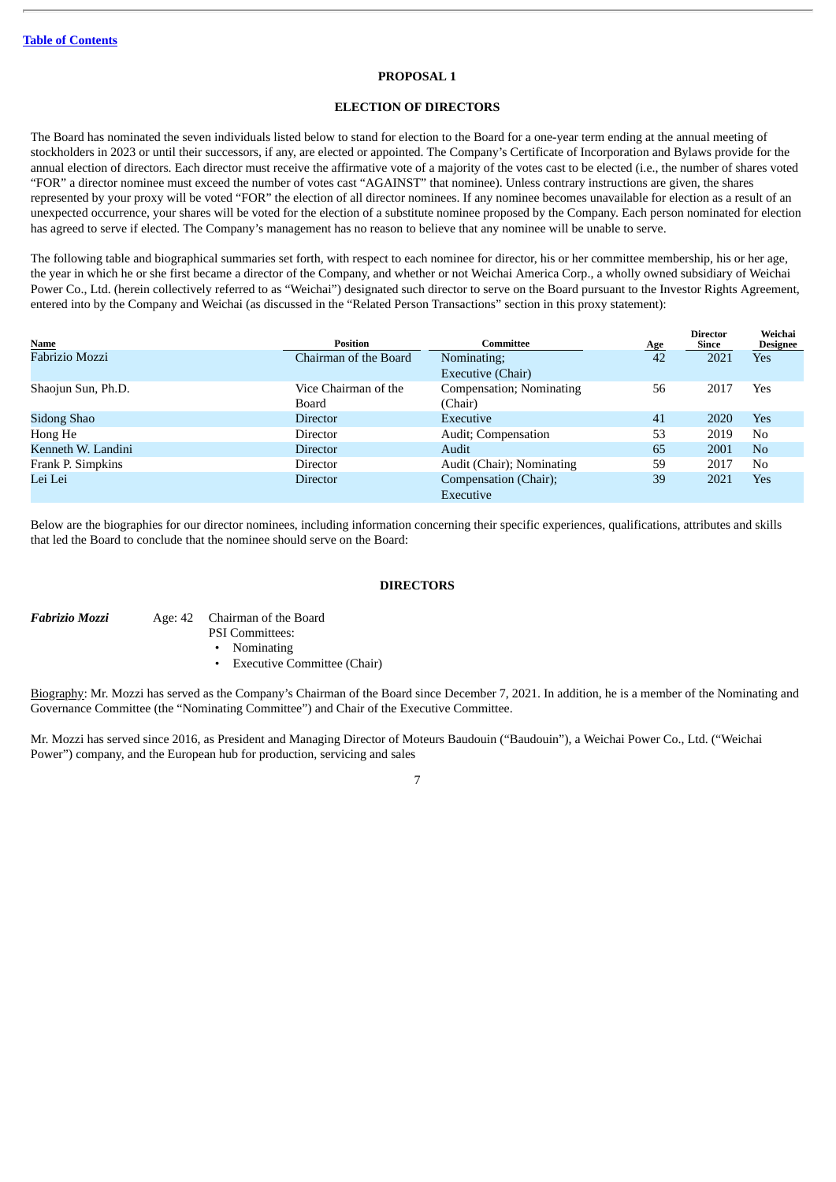[Table of Contents](#)

# PROPOSAL 1

## ELECTION OF DIRECTORS

The Board has nominated the seven individuals listed below to stand for election to the Board for a one-year term ending at the annual meeting of stockholders in 2023 or until their successors, if any, are elected or appointed. The Company's Certificate of Incorporation and Bylaws provide for the annual election of directors. Each director must receive the affirmative vote of a majority of the votes cast to be elected (i.e., the number of shares voted "FOR" a director nominee must exceed the number of votes cast "AGAINST" that nominee). Unless contrary instructions are given, the shares represented by your proxy will be voted "FOR" the election of all director nominees. If any nominee becomes unavailable for election as a result of an unexpected occurrence, your shares will be voted for the election of a substitute nominee proposed by the Company. Each person nominated for election has agreed to serve if elected. The Company's management has no reason to believe that any nominee will be unable to serve.

The following table and biographical summaries set forth, with respect to each nominee for director, his or her committee membership, his or her age, the year in which he or she first became a director of the Company, and whether or not Weichai America Corp., a wholly owned subsidiary of Weichai Power Co., Ltd. (herein collectively referred to as "Weichai") designated such director to serve on the Board pursuant to the Investor Rights Agreement, entered into by the Company and Weichai (as discussed in the "Related Person Transactions" section in this proxy statement):

| Name | Position | Committee | Age | Director Since | Weichai Designee |
|---|---|---|---|---|---|
| Fabrizio Mozzi | Chairman of the Board | Nominating; Executive (Chair) | 42 | 2021 | Yes |
| Shaojun Sun, Ph.D. | Vice Chairman of the Board | Compensation; Nominating (Chair) | 56 | 2017 | Yes |
| Sidong Shao | Director | Executive | 41 | 2020 | Yes |
| Hong He | Director | Audit; Compensation | 53 | 2019 | No |
| Kenneth W. Landini | Director | Audit | 65 | 2001 | No |
| Frank P. Simpkins | Director | Audit (Chair); Nominating | 59 | 2017 | No |
| Lei Lei | Director | Compensation (Chair); Executive | 39 | 2021 | Yes |

Below are the biographies for our director nominees, including information concerning their specific experiences, qualifications, attributes and skills that led the Board to conclude that the nominee should serve on the Board:

## DIRECTORS

***Fabrizio Mozzi*** Age: 42 Chairman of the Board

PSI Committees:

- Nominating
- Executive Committee (Chair)

Biography: Mr. Mozzi has served as the Company's Chairman of the Board since December 7, 2021. In addition, he is a member of the Nominating and Governance Committee (the "Nominating Committee") and Chair of the Executive Committee.

Mr. Mozzi has served since 2016, as President and Managing Director of Moteurs Baudouin ("Baudouin"), a Weichai Power Co., Ltd. ("Weichai Power") company, and the European hub for production, servicing and sales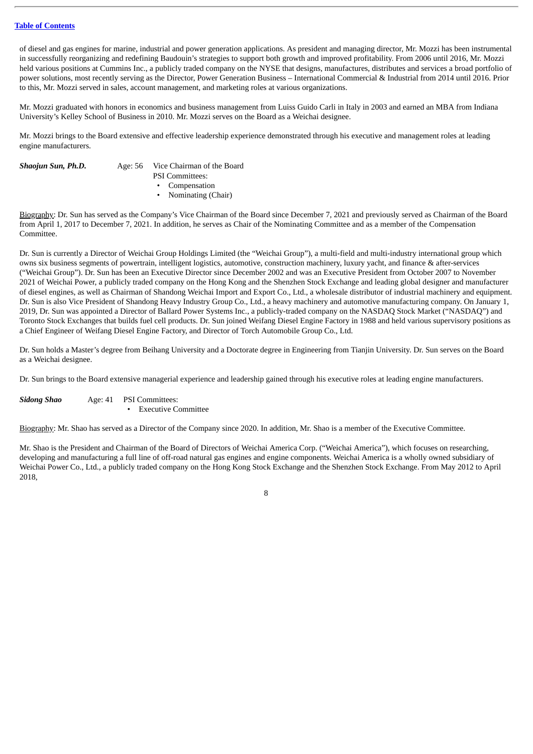of diesel and gas engines for marine, industrial and power generation applications. As president and managing director, Mr. Mozzi has been instrumental in successfully reorganizing and redefining Baudouin's strategies to support both growth and improved profitability. From 2006 until 2016, Mr. Mozzi held various positions at Cummins Inc., a publicly traded company on the NYSE that designs, manufactures, distributes and services a broad portfolio of power solutions, most recently serving as the Director, Power Generation Business – International Commercial & Industrial from 2014 until 2016. Prior to this, Mr. Mozzi served in sales, account management, and marketing roles at various organizations.

Mr. Mozzi graduated with honors in economics and business management from Luiss Guido Carli in Italy in 2003 and earned an MBA from Indiana University's Kelley School of Business in 2010. Mr. Mozzi serves on the Board as a Weichai designee.

Mr. Mozzi brings to the Board extensive and effective leadership experience demonstrated through his executive and management roles at leading engine manufacturers.

***Shaojun Sun, Ph.D.*** Age: 56 Vice Chairman of the Board

PSI Committees:

- Compensation
- Nominating (Chair)

Biography: Dr. Sun has served as the Company's Vice Chairman of the Board since December 7, 2021 and previously served as Chairman of the Board from April 1, 2017 to December 7, 2021. In addition, he serves as Chair of the Nominating Committee and as a member of the Compensation Committee.

Dr. Sun is currently a Director of Weichai Group Holdings Limited (the "Weichai Group"), a multi-field and multi-industry international group which owns six business segments of powertrain, intelligent logistics, automotive, construction machinery, luxury yacht, and finance & after-services ("Weichai Group"). Dr. Sun has been an Executive Director since December 2002 and was an Executive President from October 2007 to November 2021 of Weichai Power, a publicly traded company on the Hong Kong and the Shenzhen Stock Exchange and leading global designer and manufacturer of diesel engines, as well as Chairman of Shandong Weichai Import and Export Co., Ltd., a wholesale distributor of industrial machinery and equipment. Dr. Sun is also Vice President of Shandong Heavy Industry Group Co., Ltd., a heavy machinery and automotive manufacturing company. On January 1, 2019, Dr. Sun was appointed a Director of Ballard Power Systems Inc., a publicly-traded company on the NASDAQ Stock Market ("NASDAQ") and Toronto Stock Exchanges that builds fuel cell products. Dr. Sun joined Weifang Diesel Engine Factory in 1988 and held various supervisory positions as a Chief Engineer of Weifang Diesel Engine Factory, and Director of Torch Automobile Group Co., Ltd.

Dr. Sun holds a Master's degree from Beihang University and a Doctorate degree in Engineering from Tianjin University. Dr. Sun serves on the Board as a Weichai designee.

Dr. Sun brings to the Board extensive managerial experience and leadership gained through his executive roles at leading engine manufacturers.

***Sidong Shao*** Age: 41 PSI Committees:

- Executive Committee

Biography: Mr. Shao has served as a Director of the Company since 2020. In addition, Mr. Shao is a member of the Executive Committee.

Mr. Shao is the President and Chairman of the Board of Directors of Weichai America Corp. ("Weichai America"), which focuses on researching, developing and manufacturing a full line of off-road natural gas engines and engine components. Weichai America is a wholly owned subsidiary of Weichai Power Co., Ltd., a publicly traded company on the Hong Kong Stock Exchange and the Shenzhen Stock Exchange. From May 2012 to April 2018,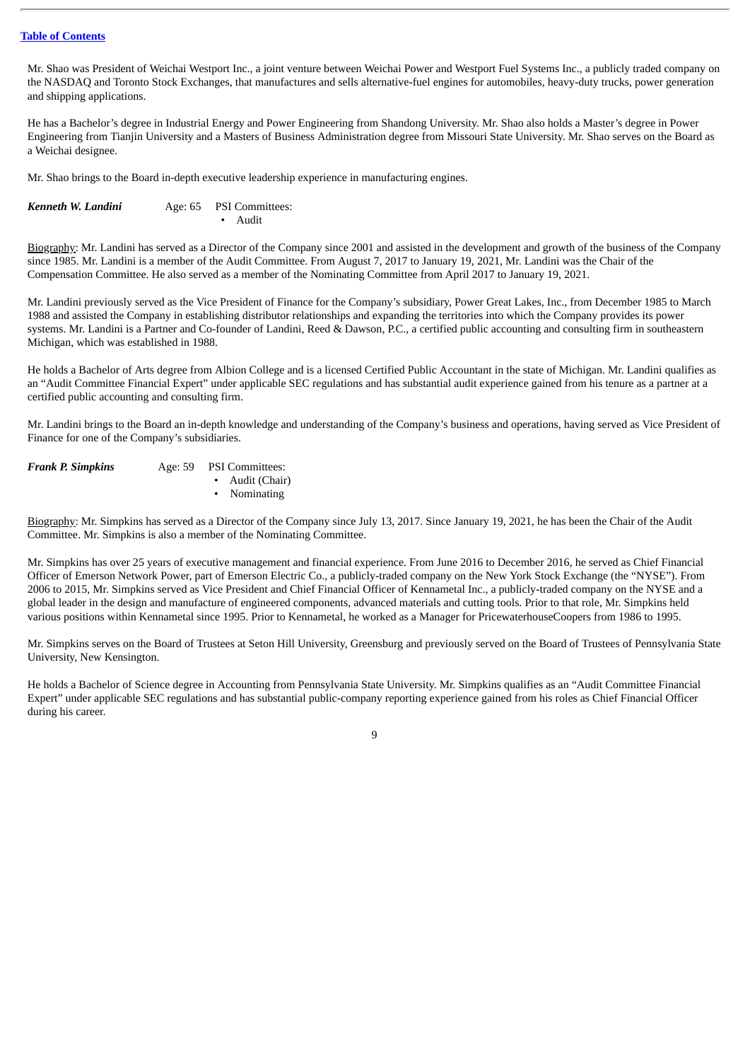Mr. Shao was President of Weichai Westport Inc., a joint venture between Weichai Power and Westport Fuel Systems Inc., a publicly traded company on the NASDAQ and Toronto Stock Exchanges, that manufactures and sells alternative-fuel engines for automobiles, heavy-duty trucks, power generation and shipping applications.

He has a Bachelor's degree in Industrial Energy and Power Engineering from Shandong University. Mr. Shao also holds a Master's degree in Power Engineering from Tianjin University and a Masters of Business Administration degree from Missouri State University. Mr. Shao serves on the Board as a Weichai designee.

Mr. Shao brings to the Board in-depth executive leadership experience in manufacturing engines.

***Kenneth W. Landini*** Age: 65 PSI Committees:
- Audit

Biography: Mr. Landini has served as a Director of the Company since 2001 and assisted in the development and growth of the business of the Company since 1985. Mr. Landini is a member of the Audit Committee. From August 7, 2017 to January 19, 2021, Mr. Landini was the Chair of the Compensation Committee. He also served as a member of the Nominating Committee from April 2017 to January 19, 2021.

Mr. Landini previously served as the Vice President of Finance for the Company's subsidiary, Power Great Lakes, Inc., from December 1985 to March 1988 and assisted the Company in establishing distributor relationships and expanding the territories into which the Company provides its power systems. Mr. Landini is a Partner and Co-founder of Landini, Reed & Dawson, P.C., a certified public accounting and consulting firm in southeastern Michigan, which was established in 1988.

He holds a Bachelor of Arts degree from Albion College and is a licensed Certified Public Accountant in the state of Michigan. Mr. Landini qualifies as an "Audit Committee Financial Expert" under applicable SEC regulations and has substantial audit experience gained from his tenure as a partner at a certified public accounting and consulting firm.

Mr. Landini brings to the Board an in-depth knowledge and understanding of the Company's business and operations, having served as Vice President of Finance for one of the Company's subsidiaries.

***Frank P. Simpkins*** Age: 59 PSI Committees:
- Audit (Chair)
- Nominating

Biography: Mr. Simpkins has served as a Director of the Company since July 13, 2017. Since January 19, 2021, he has been the Chair of the Audit Committee. Mr. Simpkins is also a member of the Nominating Committee.

Mr. Simpkins has over 25 years of executive management and financial experience. From June 2016 to December 2016, he served as Chief Financial Officer of Emerson Network Power, part of Emerson Electric Co., a publicly-traded company on the New York Stock Exchange (the "NYSE"). From 2006 to 2015, Mr. Simpkins served as Vice President and Chief Financial Officer of Kennametal Inc., a publicly-traded company on the NYSE and a global leader in the design and manufacture of engineered components, advanced materials and cutting tools. Prior to that role, Mr. Simpkins held various positions within Kennametal since 1995. Prior to Kennametal, he worked as a Manager for PricewaterhouseCoopers from 1986 to 1995.

Mr. Simpkins serves on the Board of Trustees at Seton Hill University, Greensburg and previously served on the Board of Trustees of Pennsylvania State University, New Kensington.

He holds a Bachelor of Science degree in Accounting from Pennsylvania State University. Mr. Simpkins qualifies as an "Audit Committee Financial Expert" under applicable SEC regulations and has substantial public-company reporting experience gained from his roles as Chief Financial Officer during his career.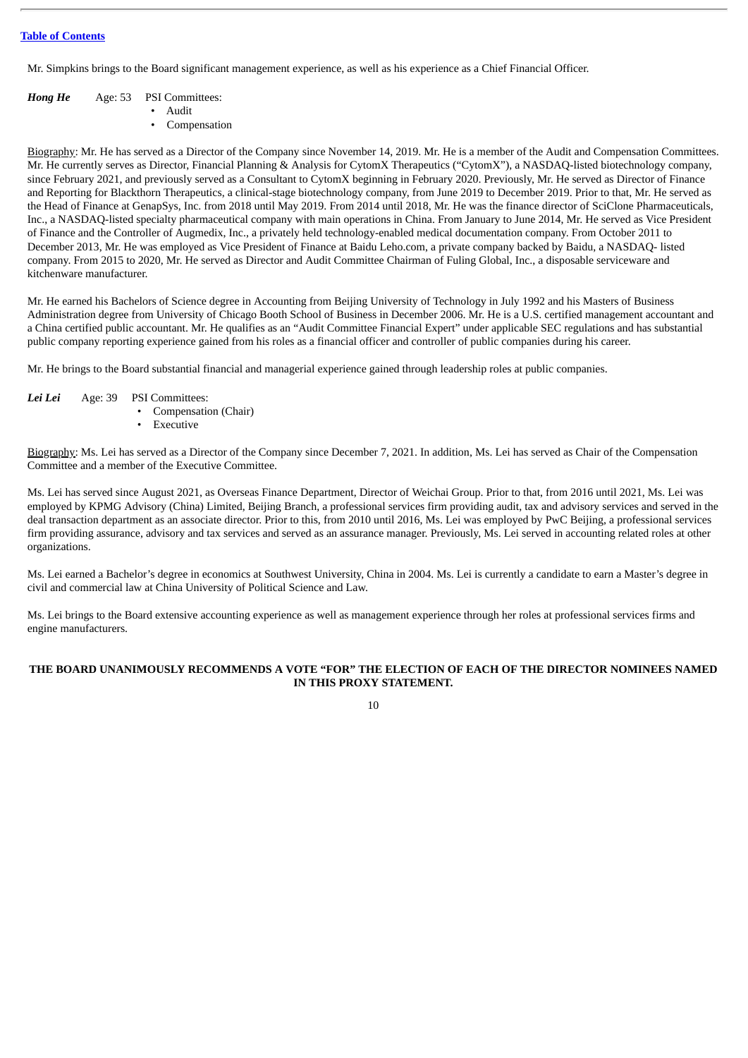Mr. Simpkins brings to the Board significant management experience, as well as his experience as a Chief Financial Officer.

***Hong He*** Age: 53 PSI Committees:

- Audit
- Compensation

Biography: Mr. He has served as a Director of the Company since November 14, 2019. Mr. He is a member of the Audit and Compensation Committees. Mr. He currently serves as Director, Financial Planning & Analysis for CytomX Therapeutics ("CytomX"), a NASDAQ-listed biotechnology company, since February 2021, and previously served as a Consultant to CytomX beginning in February 2020. Previously, Mr. He served as Director of Finance and Reporting for Blackthorn Therapeutics, a clinical-stage biotechnology company, from June 2019 to December 2019. Prior to that, Mr. He served as the Head of Finance at GenapSys, Inc. from 2018 until May 2019. From 2014 until 2018, Mr. He was the finance director of SciClone Pharmaceuticals, Inc., a NASDAQ-listed specialty pharmaceutical company with main operations in China. From January to June 2014, Mr. He served as Vice President of Finance and the Controller of Augmedix, Inc., a privately held technology-enabled medical documentation company. From October 2011 to December 2013, Mr. He was employed as Vice President of Finance at Baidu Leho.com, a private company backed by Baidu, a NASDAQ- listed company. From 2015 to 2020, Mr. He served as Director and Audit Committee Chairman of Fuling Global, Inc., a disposable serviceware and kitchenware manufacturer.

Mr. He earned his Bachelors of Science degree in Accounting from Beijing University of Technology in July 1992 and his Masters of Business Administration degree from University of Chicago Booth School of Business in December 2006. Mr. He is a U.S. certified management accountant and a China certified public accountant. Mr. He qualifies as an "Audit Committee Financial Expert" under applicable SEC regulations and has substantial public company reporting experience gained from his roles as a financial officer and controller of public companies during his career.

Mr. He brings to the Board substantial financial and managerial experience gained through leadership roles at public companies.

***Lei Lei*** Age: 39 PSI Committees:

- Compensation (Chair)
- Executive

Biography: Ms. Lei has served as a Director of the Company since December 7, 2021. In addition, Ms. Lei has served as Chair of the Compensation Committee and a member of the Executive Committee.

Ms. Lei has served since August 2021, as Overseas Finance Department, Director of Weichai Group. Prior to that, from 2016 until 2021, Ms. Lei was employed by KPMG Advisory (China) Limited, Beijing Branch, a professional services firm providing audit, tax and advisory services and served in the deal transaction department as an associate director. Prior to this, from 2010 until 2016, Ms. Lei was employed by PwC Beijing, a professional services firm providing assurance, advisory and tax services and served as an assurance manager. Previously, Ms. Lei served in accounting related roles at other organizations.

Ms. Lei earned a Bachelor's degree in economics at Southwest University, China in 2004. Ms. Lei is currently a candidate to earn a Master's degree in civil and commercial law at China University of Political Science and Law.

Ms. Lei brings to the Board extensive accounting experience as well as management experience through her roles at professional services firms and engine manufacturers.

**THE BOARD UNANIMOUSLY RECOMMENDS A VOTE "FOR" THE ELECTION OF EACH OF THE DIRECTOR NOMINEES NAMED IN THIS PROXY STATEMENT.**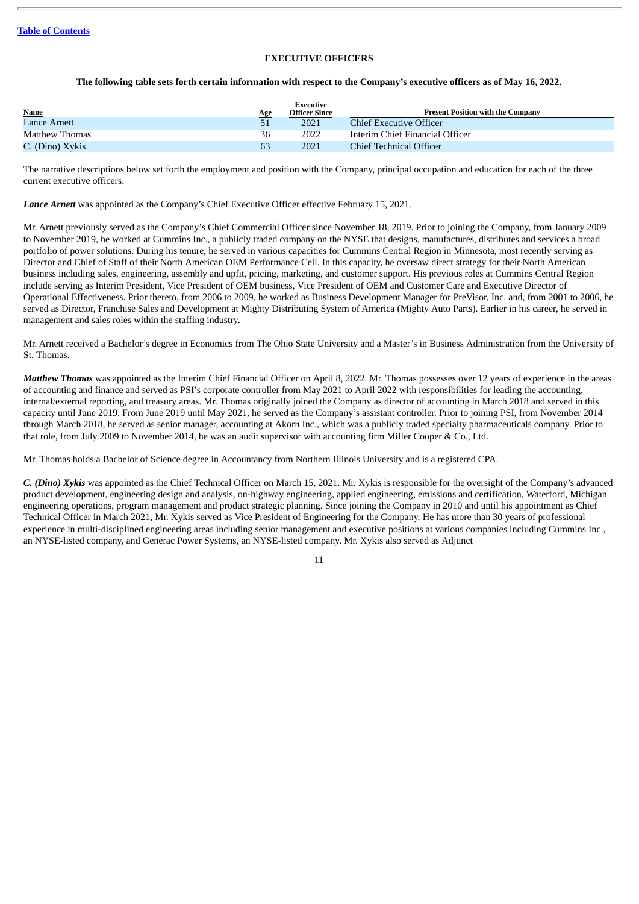[Table of Contents](#)

## EXECUTIVE OFFICERS

**The following table sets forth certain information with respect to the Company's executive officers as of May 16, 2022.**

| Name | Age | Executive Officer Since | Present Position with the Company |
|---|---|---|---|
| Lance Arnett | 51 | 2021 | Chief Executive Officer |
| Matthew Thomas | 36 | 2022 | Interim Chief Financial Officer |
| C. (Dino) Xykis | 63 | 2021 | Chief Technical Officer |

The narrative descriptions below set forth the employment and position with the Company, principal occupation and education for each of the three current executive officers.

***Lance Arnett*** was appointed as the Company's Chief Executive Officer effective February 15, 2021.

Mr. Arnett previously served as the Company's Chief Commercial Officer since November 18, 2019. Prior to joining the Company, from January 2009 to November 2019, he worked at Cummins Inc., a publicly traded company on the NYSE that designs, manufactures, distributes and services a broad portfolio of power solutions. During his tenure, he served in various capacities for Cummins Central Region in Minnesota, most recently serving as Director and Chief of Staff of their North American OEM Performance Cell. In this capacity, he oversaw direct strategy for their North American business including sales, engineering, assembly and upfit, pricing, marketing, and customer support. His previous roles at Cummins Central Region include serving as Interim President, Vice President of OEM business, Vice President of OEM and Customer Care and Executive Director of Operational Effectiveness. Prior thereto, from 2006 to 2009, he worked as Business Development Manager for PreVisor, Inc. and, from 2001 to 2006, he served as Director, Franchise Sales and Development at Mighty Distributing System of America (Mighty Auto Parts). Earlier in his career, he served in management and sales roles within the staffing industry.

Mr. Arnett received a Bachelor's degree in Economics from The Ohio State University and a Master's in Business Administration from the University of St. Thomas.

***Matthew Thomas*** was appointed as the Interim Chief Financial Officer on April 8, 2022. Mr. Thomas possesses over 12 years of experience in the areas of accounting and finance and served as PSI's corporate controller from May 2021 to April 2022 with responsibilities for leading the accounting, internal/external reporting, and treasury areas. Mr. Thomas originally joined the Company as director of accounting in March 2018 and served in this capacity until June 2019. From June 2019 until May 2021, he served as the Company's assistant controller. Prior to joining PSI, from November 2014 through March 2018, he served as senior manager, accounting at Akorn Inc., which was a publicly traded specialty pharmaceuticals company. Prior to that role, from July 2009 to November 2014, he was an audit supervisor with accounting firm Miller Cooper & Co., Ltd.

Mr. Thomas holds a Bachelor of Science degree in Accountancy from Northern Illinois University and is a registered CPA.

***C. (Dino) Xykis*** was appointed as the Chief Technical Officer on March 15, 2021. Mr. Xykis is responsible for the oversight of the Company's advanced product development, engineering design and analysis, on-highway engineering, applied engineering, emissions and certification, Waterford, Michigan engineering operations, program management and product strategic planning. Since joining the Company in 2010 and until his appointment as Chief Technical Officer in March 2021, Mr. Xykis served as Vice President of Engineering for the Company. He has more than 30 years of professional experience in multi-disciplined engineering areas including senior management and executive positions at various companies including Cummins Inc., an NYSE-listed company, and Generac Power Systems, an NYSE-listed company. Mr. Xykis also served as Adjunct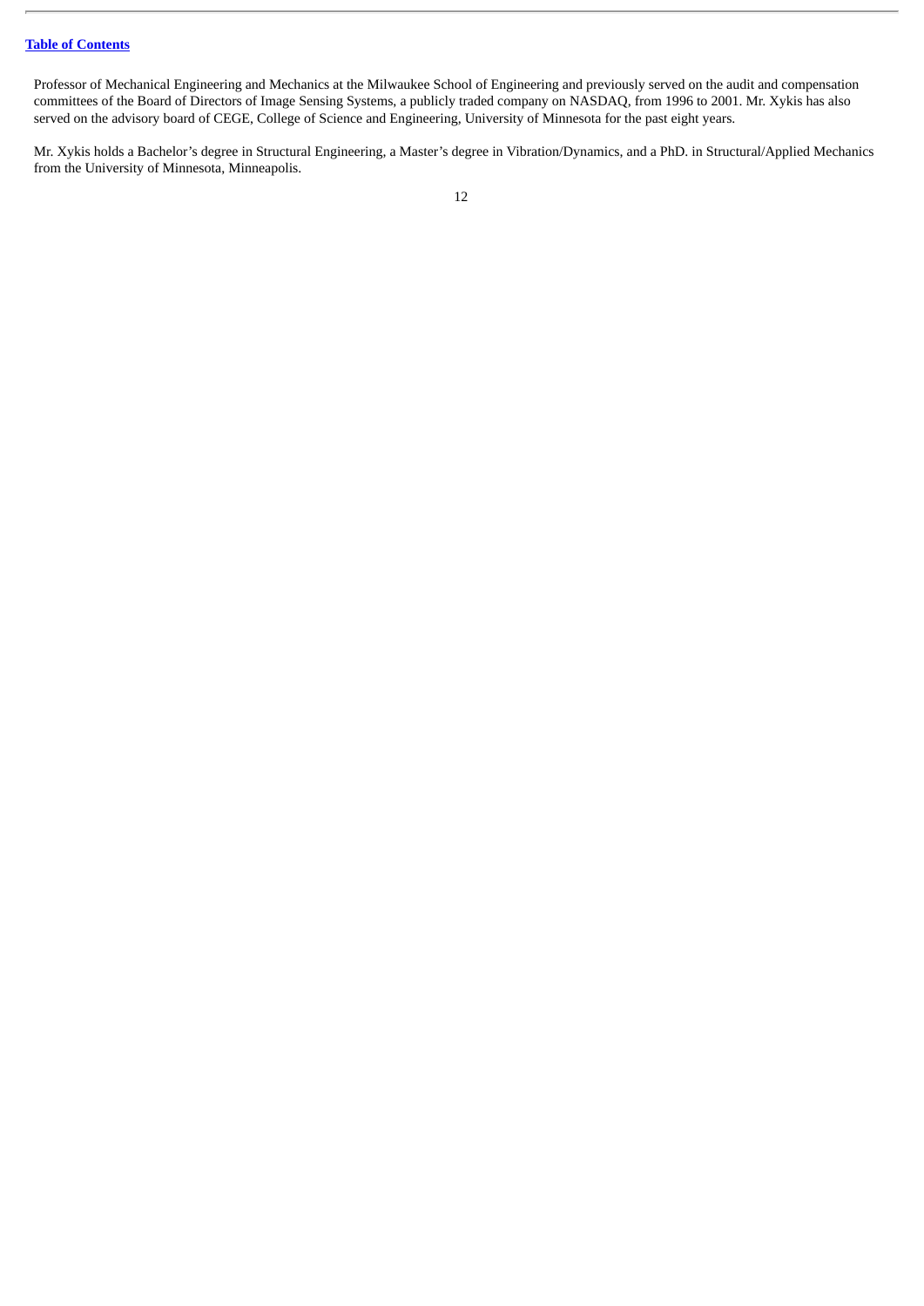Professor of Mechanical Engineering and Mechanics at the Milwaukee School of Engineering and previously served on the audit and compensation committees of the Board of Directors of Image Sensing Systems, a publicly traded company on NASDAQ, from 1996 to 2001. Mr. Xykis has also served on the advisory board of CEGE, College of Science and Engineering, University of Minnesota for the past eight years.

Mr. Xykis holds a Bachelor's degree in Structural Engineering, a Master's degree in Vibration/Dynamics, and a PhD. in Structural/Applied Mechanics from the University of Minnesota, Minneapolis.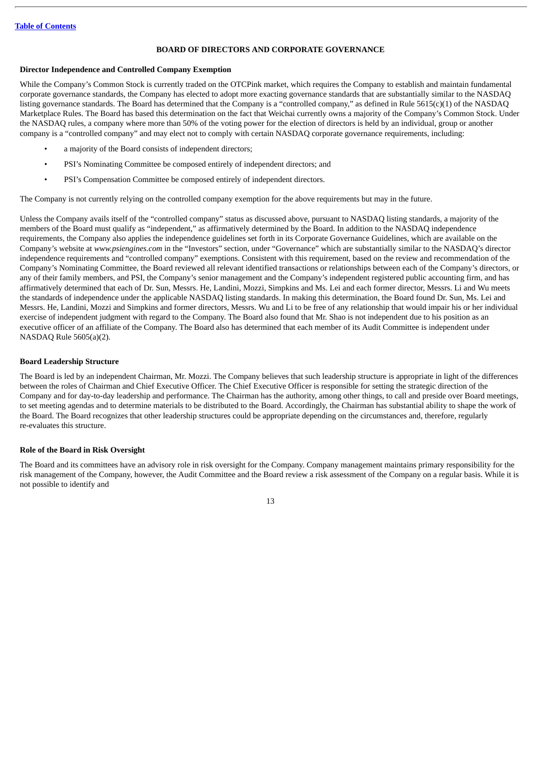## BOARD OF DIRECTORS AND CORPORATE GOVERNANCE

### Director Independence and Controlled Company Exemption

While the Company's Common Stock is currently traded on the OTCPink market, which requires the Company to establish and maintain fundamental corporate governance standards, the Company has elected to adopt more exacting governance standards that are substantially similar to the NASDAQ listing governance standards. The Board has determined that the Company is a "controlled company," as defined in Rule 5615(c)(1) of the NASDAQ Marketplace Rules. The Board has based this determination on the fact that Weichai currently owns a majority of the Company's Common Stock. Under the NASDAQ rules, a company where more than 50% of the voting power for the election of directors is held by an individual, group or another company is a "controlled company" and may elect not to comply with certain NASDAQ corporate governance requirements, including:

- a majority of the Board consists of independent directors;
- PSI's Nominating Committee be composed entirely of independent directors; and
- PSI's Compensation Committee be composed entirely of independent directors.

The Company is not currently relying on the controlled company exemption for the above requirements but may in the future.

Unless the Company avails itself of the "controlled company" status as discussed above, pursuant to NASDAQ listing standards, a majority of the members of the Board must qualify as "independent," as affirmatively determined by the Board. In addition to the NASDAQ independence requirements, the Company also applies the independence guidelines set forth in its Corporate Governance Guidelines, which are available on the Company's website at *www.psiengines.com* in the "Investors" section, under "Governance" which are substantially similar to the NASDAQ's director independence requirements and "controlled company" exemptions. Consistent with this requirement, based on the review and recommendation of the Company's Nominating Committee, the Board reviewed all relevant identified transactions or relationships between each of the Company's directors, or any of their family members, and PSI, the Company's senior management and the Company's independent registered public accounting firm, and has affirmatively determined that each of Dr. Sun, Messrs. He, Landini, Mozzi, Simpkins and Ms. Lei and each former director, Messrs. Li and Wu meets the standards of independence under the applicable NASDAQ listing standards. In making this determination, the Board found Dr. Sun, Ms. Lei and Messrs. He, Landini, Mozzi and Simpkins and former directors, Messrs. Wu and Li to be free of any relationship that would impair his or her individual exercise of independent judgment with regard to the Company. The Board also found that Mr. Shao is not independent due to his position as an executive officer of an affiliate of the Company. The Board also has determined that each member of its Audit Committee is independent under NASDAQ Rule 5605(a)(2).

### Board Leadership Structure

The Board is led by an independent Chairman, Mr. Mozzi. The Company believes that such leadership structure is appropriate in light of the differences between the roles of Chairman and Chief Executive Officer. The Chief Executive Officer is responsible for setting the strategic direction of the Company and for day-to-day leadership and performance. The Chairman has the authority, among other things, to call and preside over Board meetings, to set meeting agendas and to determine materials to be distributed to the Board. Accordingly, the Chairman has substantial ability to shape the work of the Board. The Board recognizes that other leadership structures could be appropriate depending on the circumstances and, therefore, regularly re-evaluates this structure.

### Role of the Board in Risk Oversight

The Board and its committees have an advisory role in risk oversight for the Company. Company management maintains primary responsibility for the risk management of the Company, however, the Audit Committee and the Board review a risk assessment of the Company on a regular basis. While it is not possible to identify and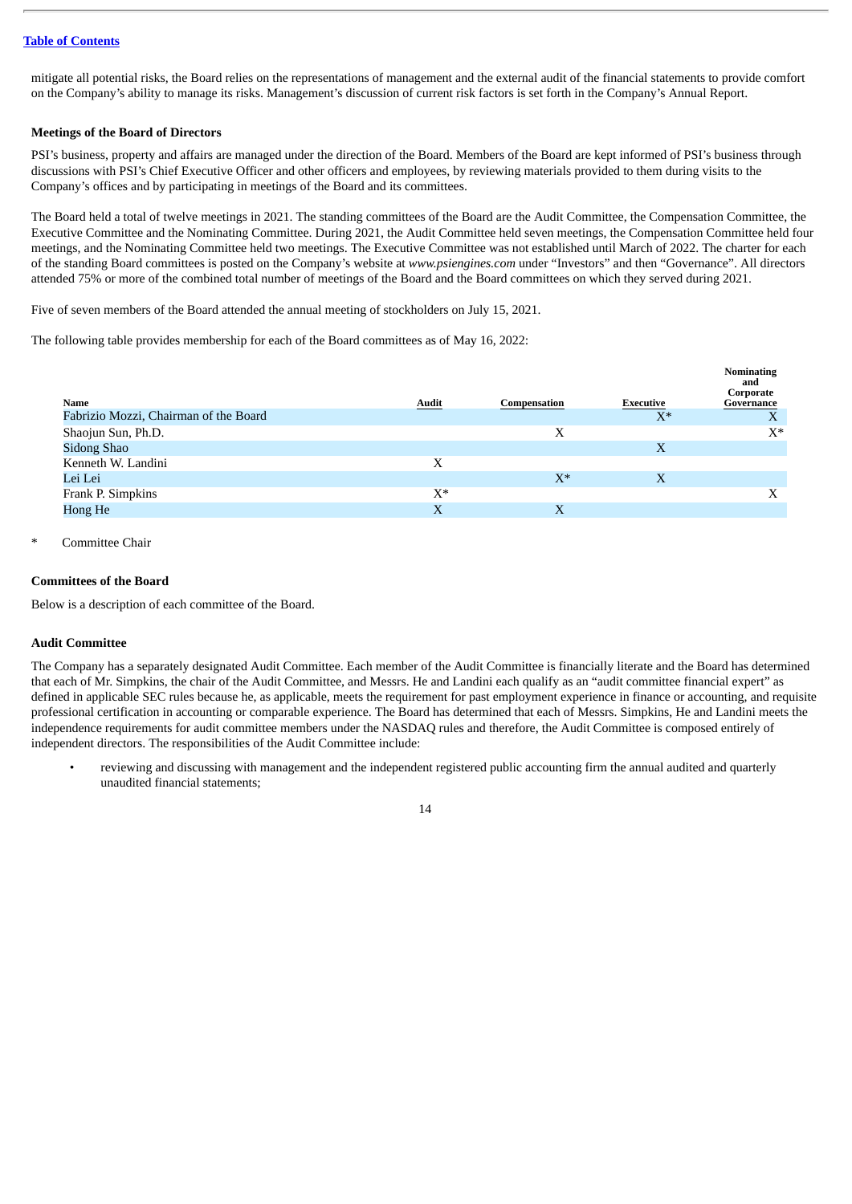mitigate all potential risks, the Board relies on the representations of management and the external audit of the financial statements to provide comfort on the Company's ability to manage its risks. Management's discussion of current risk factors is set forth in the Company's Annual Report.

### Meetings of the Board of Directors

PSI's business, property and affairs are managed under the direction of the Board. Members of the Board are kept informed of PSI's business through discussions with PSI's Chief Executive Officer and other officers and employees, by reviewing materials provided to them during visits to the Company's offices and by participating in meetings of the Board and its committees.

The Board held a total of twelve meetings in 2021. The standing committees of the Board are the Audit Committee, the Compensation Committee, the Executive Committee and the Nominating Committee. During 2021, the Audit Committee held seven meetings, the Compensation Committee held four meetings, and the Nominating Committee held two meetings. The Executive Committee was not established until March of 2022. The charter for each of the standing Board committees is posted on the Company's website at *www.psiengines.com* under "Investors" and then "Governance". All directors attended 75% or more of the combined total number of meetings of the Board and the Board committees on which they served during 2021.

Five of seven members of the Board attended the annual meeting of stockholders on July 15, 2021.

The following table provides membership for each of the Board committees as of May 16, 2022:

| Name | Audit | Compensation | Executive | Nominating and Corporate Governance |
|---|---|---|---|---|
| Fabrizio Mozzi, Chairman of the Board | | | X* | X |
| Shaojun Sun, Ph.D. | | X | | X* |
| Sidong Shao | | | X | |
| Kenneth W. Landini | X | | | |
| Lei Lei | | X* | X | |
| Frank P. Simpkins | X* | | | X |
| Hong He | X | X | | |

\* Committee Chair

### Committees of the Board

Below is a description of each committee of the Board.

### Audit Committee

The Company has a separately designated Audit Committee. Each member of the Audit Committee is financially literate and the Board has determined that each of Mr. Simpkins, the chair of the Audit Committee, and Messrs. He and Landini each qualify as an "audit committee financial expert" as defined in applicable SEC rules because he, as applicable, meets the requirement for past employment experience in finance or accounting, and requisite professional certification in accounting or comparable experience. The Board has determined that each of Messrs. Simpkins, He and Landini meets the independence requirements for audit committee members under the NASDAQ rules and therefore, the Audit Committee is composed entirely of independent directors. The responsibilities of the Audit Committee include:

- reviewing and discussing with management and the independent registered public accounting firm the annual audited and quarterly unaudited financial statements;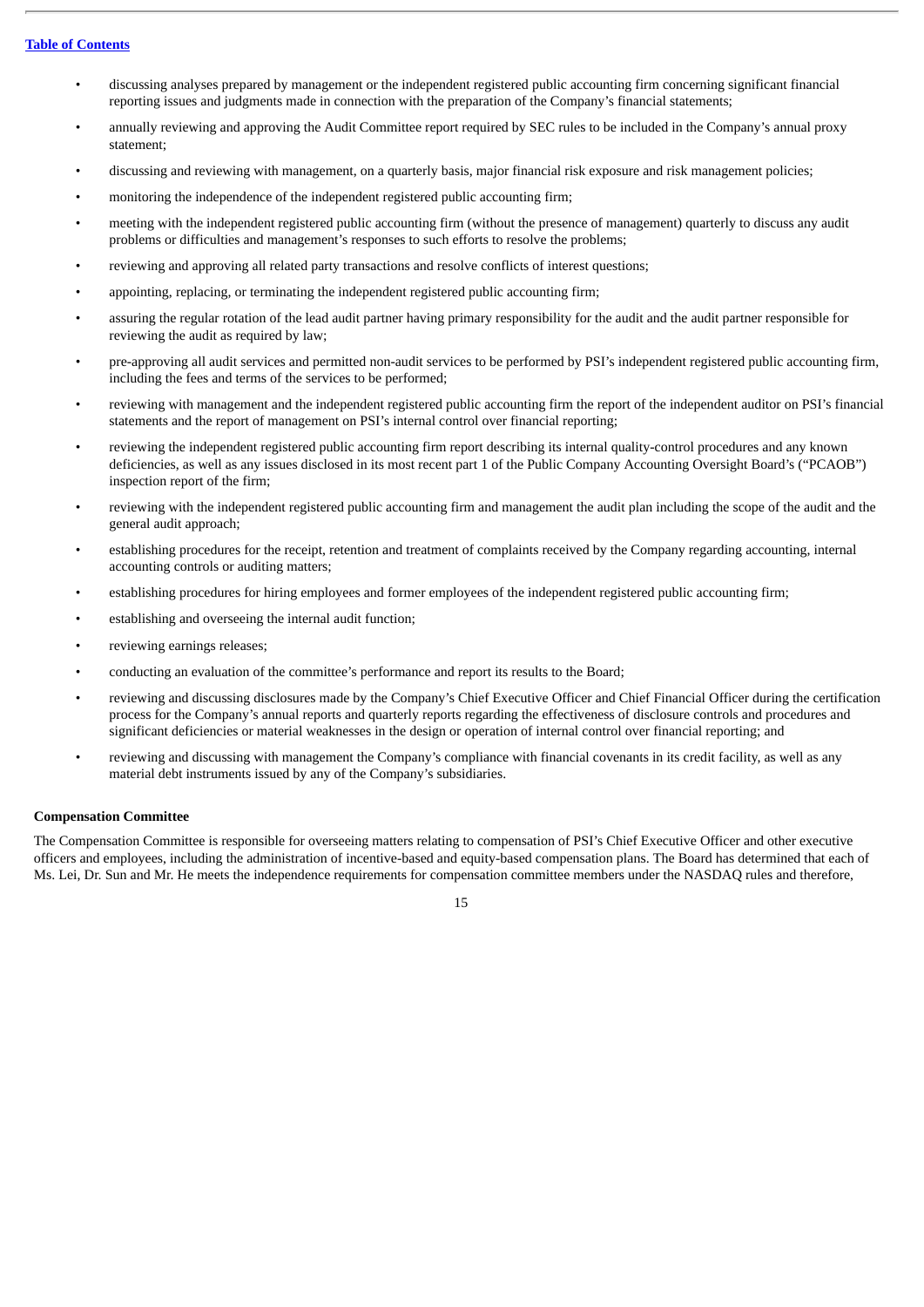- discussing analyses prepared by management or the independent registered public accounting firm concerning significant financial reporting issues and judgments made in connection with the preparation of the Company's financial statements;
- annually reviewing and approving the Audit Committee report required by SEC rules to be included in the Company's annual proxy statement;
- discussing and reviewing with management, on a quarterly basis, major financial risk exposure and risk management policies;
- monitoring the independence of the independent registered public accounting firm;
- meeting with the independent registered public accounting firm (without the presence of management) quarterly to discuss any audit problems or difficulties and management's responses to such efforts to resolve the problems;
- reviewing and approving all related party transactions and resolve conflicts of interest questions;
- appointing, replacing, or terminating the independent registered public accounting firm;
- assuring the regular rotation of the lead audit partner having primary responsibility for the audit and the audit partner responsible for reviewing the audit as required by law;
- pre-approving all audit services and permitted non-audit services to be performed by PSI's independent registered public accounting firm, including the fees and terms of the services to be performed;
- reviewing with management and the independent registered public accounting firm the report of the independent auditor on PSI's financial statements and the report of management on PSI's internal control over financial reporting;
- reviewing the independent registered public accounting firm report describing its internal quality-control procedures and any known deficiencies, as well as any issues disclosed in its most recent part 1 of the Public Company Accounting Oversight Board's ("PCAOB") inspection report of the firm;
- reviewing with the independent registered public accounting firm and management the audit plan including the scope of the audit and the general audit approach;
- establishing procedures for the receipt, retention and treatment of complaints received by the Company regarding accounting, internal accounting controls or auditing matters;
- establishing procedures for hiring employees and former employees of the independent registered public accounting firm;
- establishing and overseeing the internal audit function;
- reviewing earnings releases;
- conducting an evaluation of the committee's performance and report its results to the Board;
- reviewing and discussing disclosures made by the Company's Chief Executive Officer and Chief Financial Officer during the certification process for the Company's annual reports and quarterly reports regarding the effectiveness of disclosure controls and procedures and significant deficiencies or material weaknesses in the design or operation of internal control over financial reporting; and
- reviewing and discussing with management the Company's compliance with financial covenants in its credit facility, as well as any material debt instruments issued by any of the Company's subsidiaries.

**Compensation Committee**

The Compensation Committee is responsible for overseeing matters relating to compensation of PSI's Chief Executive Officer and other executive officers and employees, including the administration of incentive-based and equity-based compensation plans. The Board has determined that each of Ms. Lei, Dr. Sun and Mr. He meets the independence requirements for compensation committee members under the NASDAQ rules and therefore,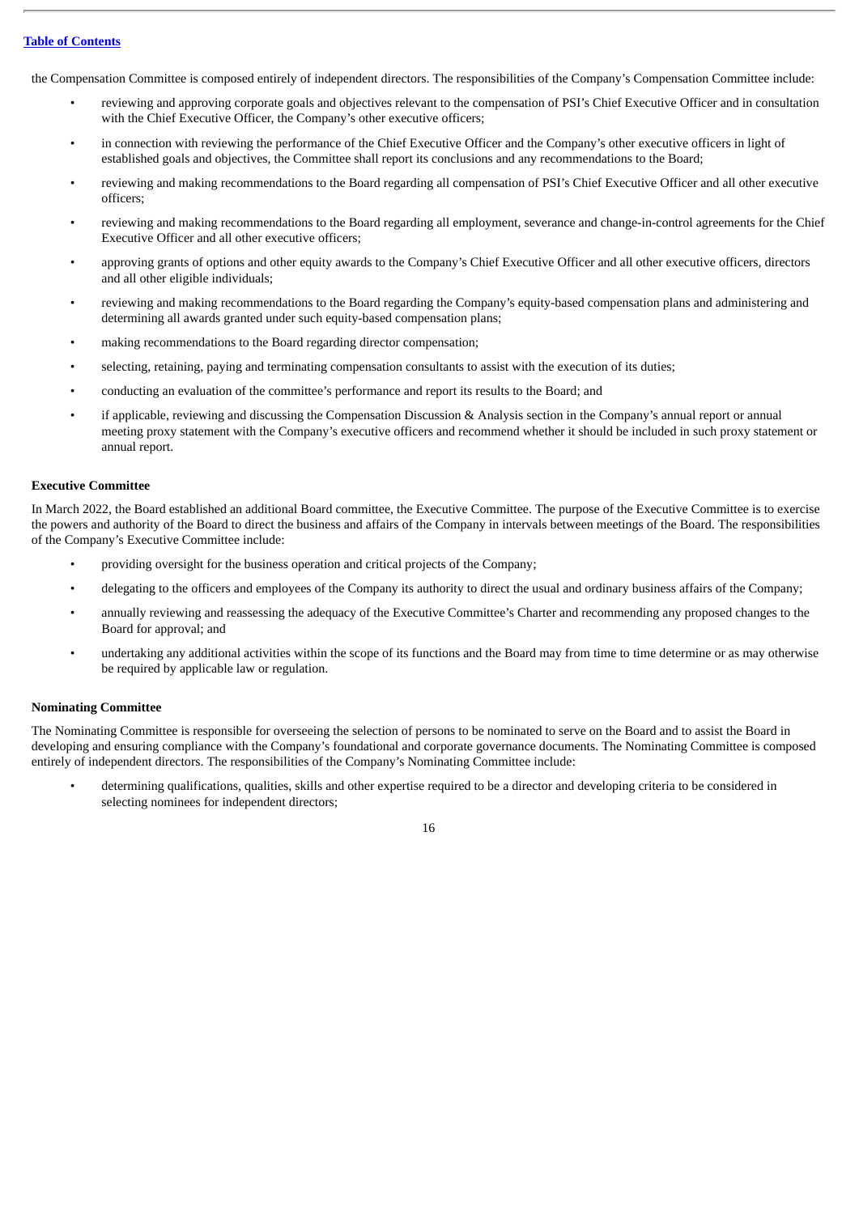the Compensation Committee is composed entirely of independent directors. The responsibilities of the Company's Compensation Committee include:

- reviewing and approving corporate goals and objectives relevant to the compensation of PSI's Chief Executive Officer and in consultation with the Chief Executive Officer, the Company's other executive officers;
- in connection with reviewing the performance of the Chief Executive Officer and the Company's other executive officers in light of established goals and objectives, the Committee shall report its conclusions and any recommendations to the Board;
- reviewing and making recommendations to the Board regarding all compensation of PSI's Chief Executive Officer and all other executive officers;
- reviewing and making recommendations to the Board regarding all employment, severance and change-in-control agreements for the Chief Executive Officer and all other executive officers;
- approving grants of options and other equity awards to the Company's Chief Executive Officer and all other executive officers, directors and all other eligible individuals;
- reviewing and making recommendations to the Board regarding the Company's equity-based compensation plans and administering and determining all awards granted under such equity-based compensation plans;
- making recommendations to the Board regarding director compensation;
- selecting, retaining, paying and terminating compensation consultants to assist with the execution of its duties;
- conducting an evaluation of the committee's performance and report its results to the Board; and
- if applicable, reviewing and discussing the Compensation Discussion & Analysis section in the Company's annual report or annual meeting proxy statement with the Company's executive officers and recommend whether it should be included in such proxy statement or annual report.

**Executive Committee**

In March 2022, the Board established an additional Board committee, the Executive Committee. The purpose of the Executive Committee is to exercise the powers and authority of the Board to direct the business and affairs of the Company in intervals between meetings of the Board. The responsibilities of the Company's Executive Committee include:

- providing oversight for the business operation and critical projects of the Company;
- delegating to the officers and employees of the Company its authority to direct the usual and ordinary business affairs of the Company;
- annually reviewing and reassessing the adequacy of the Executive Committee's Charter and recommending any proposed changes to the Board for approval; and
- undertaking any additional activities within the scope of its functions and the Board may from time to time determine or as may otherwise be required by applicable law or regulation.

**Nominating Committee**

The Nominating Committee is responsible for overseeing the selection of persons to be nominated to serve on the Board and to assist the Board in developing and ensuring compliance with the Company's foundational and corporate governance documents. The Nominating Committee is composed entirely of independent directors. The responsibilities of the Company's Nominating Committee include:

- determining qualifications, qualities, skills and other expertise required to be a director and developing criteria to be considered in selecting nominees for independent directors;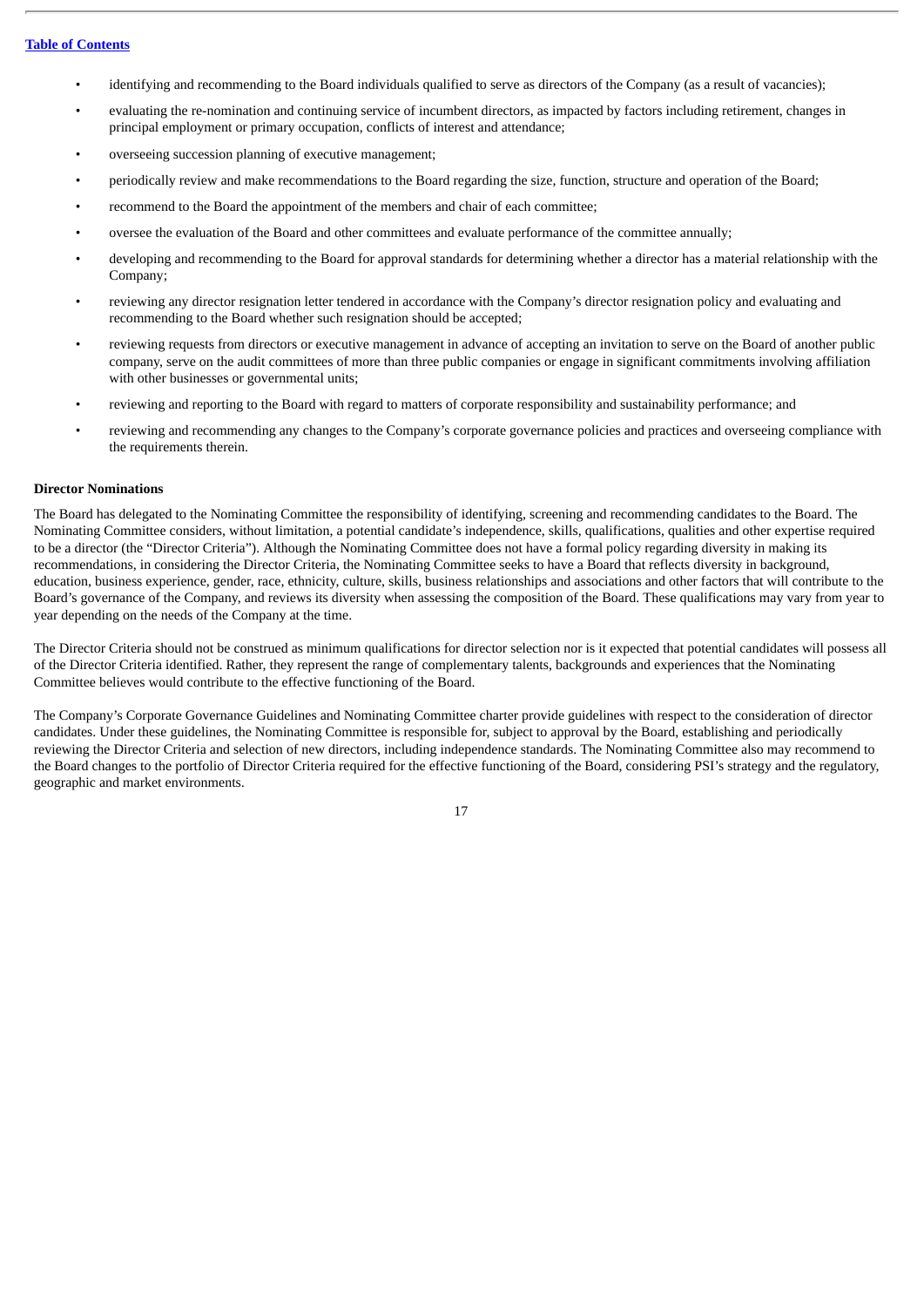- identifying and recommending to the Board individuals qualified to serve as directors of the Company (as a result of vacancies);
- evaluating the re-nomination and continuing service of incumbent directors, as impacted by factors including retirement, changes in principal employment or primary occupation, conflicts of interest and attendance;
- overseeing succession planning of executive management;
- periodically review and make recommendations to the Board regarding the size, function, structure and operation of the Board;
- recommend to the Board the appointment of the members and chair of each committee;
- oversee the evaluation of the Board and other committees and evaluate performance of the committee annually;
- developing and recommending to the Board for approval standards for determining whether a director has a material relationship with the Company;
- reviewing any director resignation letter tendered in accordance with the Company's director resignation policy and evaluating and recommending to the Board whether such resignation should be accepted;
- reviewing requests from directors or executive management in advance of accepting an invitation to serve on the Board of another public company, serve on the audit committees of more than three public companies or engage in significant commitments involving affiliation with other businesses or governmental units;
- reviewing and reporting to the Board with regard to matters of corporate responsibility and sustainability performance; and
- reviewing and recommending any changes to the Company's corporate governance policies and practices and overseeing compliance with the requirements therein.

**Director Nominations**

The Board has delegated to the Nominating Committee the responsibility of identifying, screening and recommending candidates to the Board. The Nominating Committee considers, without limitation, a potential candidate's independence, skills, qualifications, qualities and other expertise required to be a director (the "Director Criteria"). Although the Nominating Committee does not have a formal policy regarding diversity in making its recommendations, in considering the Director Criteria, the Nominating Committee seeks to have a Board that reflects diversity in background, education, business experience, gender, race, ethnicity, culture, skills, business relationships and associations and other factors that will contribute to the Board's governance of the Company, and reviews its diversity when assessing the composition of the Board. These qualifications may vary from year to year depending on the needs of the Company at the time.

The Director Criteria should not be construed as minimum qualifications for director selection nor is it expected that potential candidates will possess all of the Director Criteria identified. Rather, they represent the range of complementary talents, backgrounds and experiences that the Nominating Committee believes would contribute to the effective functioning of the Board.

The Company's Corporate Governance Guidelines and Nominating Committee charter provide guidelines with respect to the consideration of director candidates. Under these guidelines, the Nominating Committee is responsible for, subject to approval by the Board, establishing and periodically reviewing the Director Criteria and selection of new directors, including independence standards. The Nominating Committee also may recommend to the Board changes to the portfolio of Director Criteria required for the effective functioning of the Board, considering PSI's strategy and the regulatory, geographic and market environments.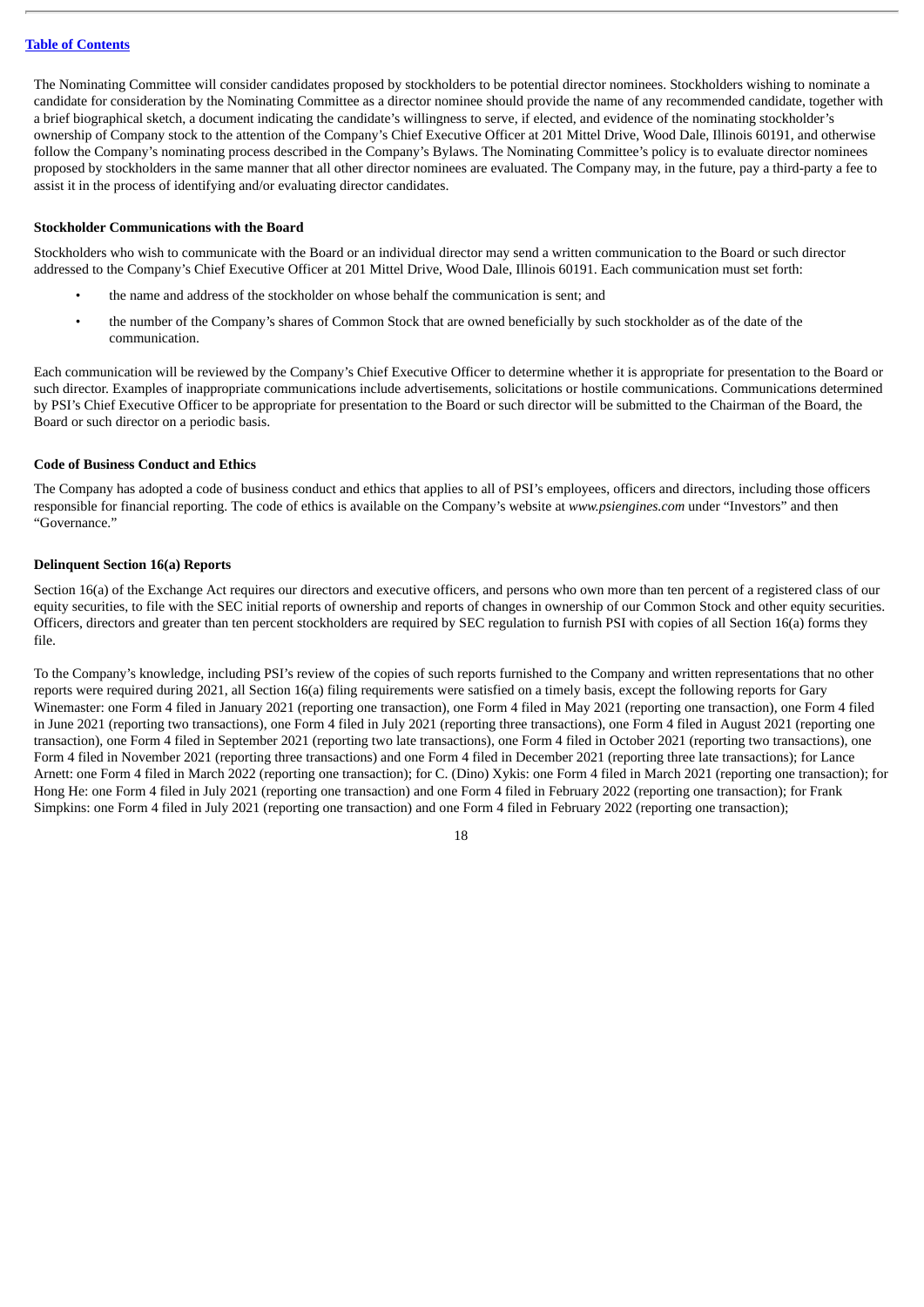The Nominating Committee will consider candidates proposed by stockholders to be potential director nominees. Stockholders wishing to nominate a candidate for consideration by the Nominating Committee as a director nominee should provide the name of any recommended candidate, together with a brief biographical sketch, a document indicating the candidate's willingness to serve, if elected, and evidence of the nominating stockholder's ownership of Company stock to the attention of the Company's Chief Executive Officer at 201 Mittel Drive, Wood Dale, Illinois 60191, and otherwise follow the Company's nominating process described in the Company's Bylaws. The Nominating Committee's policy is to evaluate director nominees proposed by stockholders in the same manner that all other director nominees are evaluated. The Company may, in the future, pay a third-party a fee to assist it in the process of identifying and/or evaluating director candidates.

**Stockholder Communications with the Board**

Stockholders who wish to communicate with the Board or an individual director may send a written communication to the Board or such director addressed to the Company's Chief Executive Officer at 201 Mittel Drive, Wood Dale, Illinois 60191. Each communication must set forth:

- the name and address of the stockholder on whose behalf the communication is sent; and
- the number of the Company's shares of Common Stock that are owned beneficially by such stockholder as of the date of the communication.

Each communication will be reviewed by the Company's Chief Executive Officer to determine whether it is appropriate for presentation to the Board or such director. Examples of inappropriate communications include advertisements, solicitations or hostile communications. Communications determined by PSI's Chief Executive Officer to be appropriate for presentation to the Board or such director will be submitted to the Chairman of the Board, the Board or such director on a periodic basis.

**Code of Business Conduct and Ethics**

The Company has adopted a code of business conduct and ethics that applies to all of PSI's employees, officers and directors, including those officers responsible for financial reporting. The code of ethics is available on the Company's website at *www.psiengines.com* under "Investors" and then "Governance."

**Delinquent Section 16(a) Reports**

Section 16(a) of the Exchange Act requires our directors and executive officers, and persons who own more than ten percent of a registered class of our equity securities, to file with the SEC initial reports of ownership and reports of changes in ownership of our Common Stock and other equity securities. Officers, directors and greater than ten percent stockholders are required by SEC regulation to furnish PSI with copies of all Section 16(a) forms they file.

To the Company's knowledge, including PSI's review of the copies of such reports furnished to the Company and written representations that no other reports were required during 2021, all Section 16(a) filing requirements were satisfied on a timely basis, except the following reports for Gary Winemaster: one Form 4 filed in January 2021 (reporting one transaction), one Form 4 filed in May 2021 (reporting one transaction), one Form 4 filed in June 2021 (reporting two transactions), one Form 4 filed in July 2021 (reporting three transactions), one Form 4 filed in August 2021 (reporting one transaction), one Form 4 filed in September 2021 (reporting two late transactions), one Form 4 filed in October 2021 (reporting two transactions), one Form 4 filed in November 2021 (reporting three transactions) and one Form 4 filed in December 2021 (reporting three late transactions); for Lance Arnett: one Form 4 filed in March 2022 (reporting one transaction); for C. (Dino) Xykis: one Form 4 filed in March 2021 (reporting one transaction); for Hong He: one Form 4 filed in July 2021 (reporting one transaction) and one Form 4 filed in February 2022 (reporting one transaction); for Frank Simpkins: one Form 4 filed in July 2021 (reporting one transaction) and one Form 4 filed in February 2022 (reporting one transaction);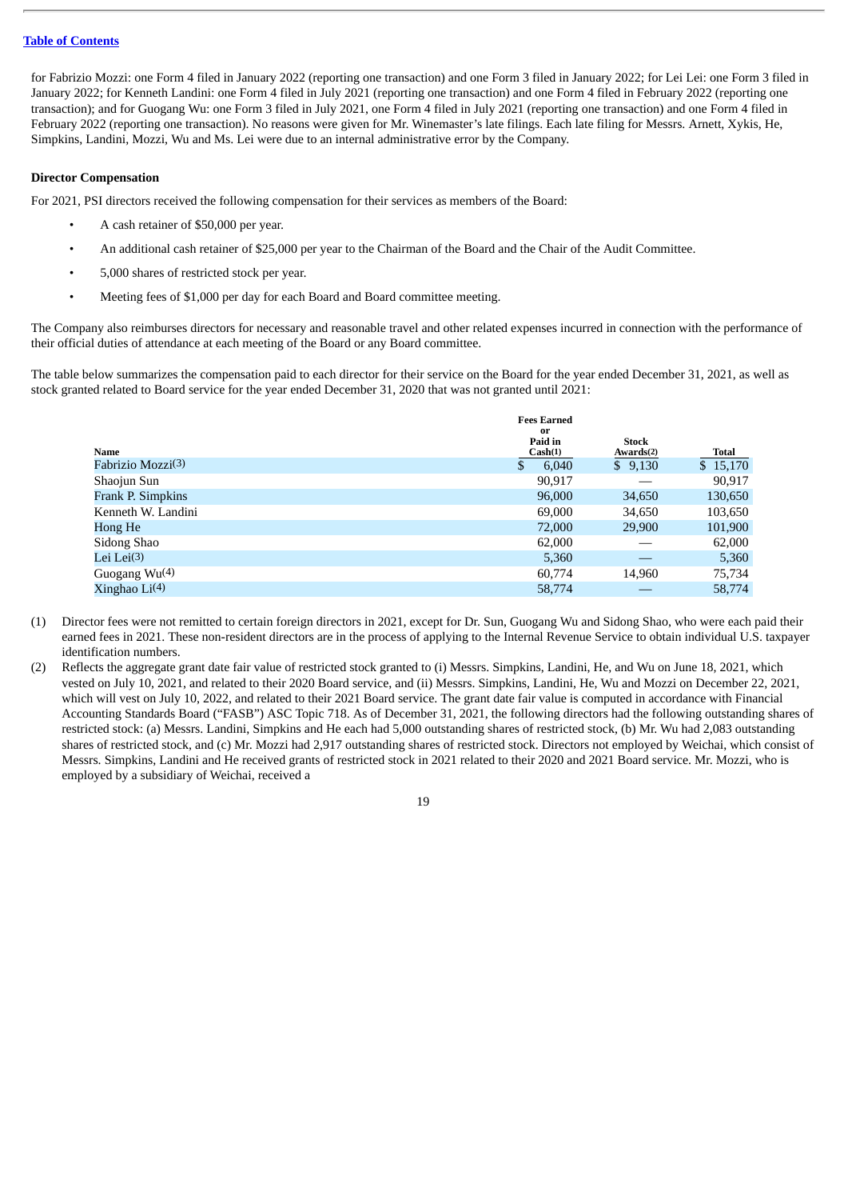for Fabrizio Mozzi: one Form 4 filed in January 2022 (reporting one transaction) and one Form 3 filed in January 2022; for Lei Lei: one Form 3 filed in January 2022; for Kenneth Landini: one Form 4 filed in July 2021 (reporting one transaction) and one Form 4 filed in February 2022 (reporting one transaction); and for Guogang Wu: one Form 3 filed in July 2021, one Form 4 filed in July 2021 (reporting one transaction) and one Form 4 filed in February 2022 (reporting one transaction). No reasons were given for Mr. Winemaster's late filings. Each late filing for Messrs. Arnett, Xykis, He, Simpkins, Landini, Mozzi, Wu and Ms. Lei were due to an internal administrative error by the Company.

### Director Compensation

For 2021, PSI directors received the following compensation for their services as members of the Board:

- A cash retainer of $50,000 per year.
- An additional cash retainer of $25,000 per year to the Chairman of the Board and the Chair of the Audit Committee.
- 5,000 shares of restricted stock per year.
- Meeting fees of $1,000 per day for each Board and Board committee meeting.

The Company also reimburses directors for necessary and reasonable travel and other related expenses incurred in connection with the performance of their official duties of attendance at each meeting of the Board or any Board committee.

The table below summarizes the compensation paid to each director for their service on the Board for the year ended December 31, 2021, as well as stock granted related to Board service for the year ended December 31, 2020 that was not granted until 2021:

| Name | Fees Earned or Paid in Cash(1) | Stock Awards(2) | Total |
|---|---|---|---|
| Fabrizio Mozzi(3) | $ 6,040 | $ 9,130 | $ 15,170 |
| Shaojun Sun | 90,917 | — | 90,917 |
| Frank P. Simpkins | 96,000 | 34,650 | 130,650 |
| Kenneth W. Landini | 69,000 | 34,650 | 103,650 |
| Hong He | 72,000 | 29,900 | 101,900 |
| Sidong Shao | 62,000 | — | 62,000 |
| Lei Lei(3) | 5,360 | — | 5,360 |
| Guogang Wu(4) | 60,774 | 14,960 | 75,734 |
| Xinghao Li(4) | 58,774 | — | 58,774 |

(1) Director fees were not remitted to certain foreign directors in 2021, except for Dr. Sun, Guogang Wu and Sidong Shao, who were each paid their earned fees in 2021. These non-resident directors are in the process of applying to the Internal Revenue Service to obtain individual U.S. taxpayer identification numbers.

(2) Reflects the aggregate grant date fair value of restricted stock granted to (i) Messrs. Simpkins, Landini, He, and Wu on June 18, 2021, which vested on July 10, 2021, and related to their 2020 Board service, and (ii) Messrs. Simpkins, Landini, He, Wu and Mozzi on December 22, 2021, which will vest on July 10, 2022, and related to their 2021 Board service. The grant date fair value is computed in accordance with Financial Accounting Standards Board ("FASB") ASC Topic 718. As of December 31, 2021, the following directors had the following outstanding shares of restricted stock: (a) Messrs. Landini, Simpkins and He each had 5,000 outstanding shares of restricted stock, (b) Mr. Wu had 2,083 outstanding shares of restricted stock, and (c) Mr. Mozzi had 2,917 outstanding shares of restricted stock. Directors not employed by Weichai, which consist of Messrs. Simpkins, Landini and He received grants of restricted stock in 2021 related to their 2020 and 2021 Board service. Mr. Mozzi, who is employed by a subsidiary of Weichai, received a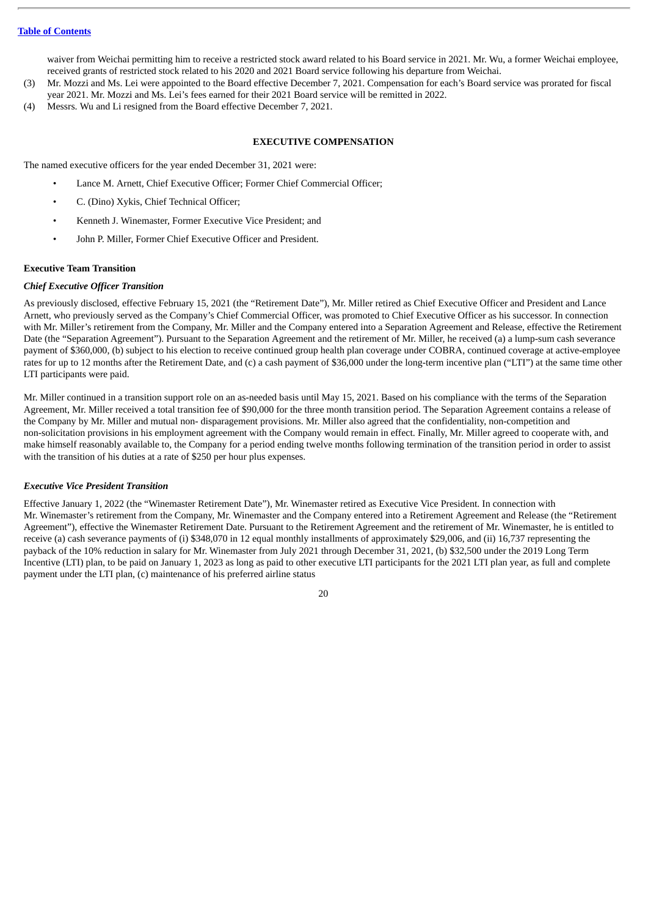waiver from Weichai permitting him to receive a restricted stock award related to his Board service in 2021. Mr. Wu, a former Weichai employee, received grants of restricted stock related to his 2020 and 2021 Board service following his departure from Weichai.

(3) Mr. Mozzi and Ms. Lei were appointed to the Board effective December 7, 2021. Compensation for each's Board service was prorated for fiscal year 2021. Mr. Mozzi and Ms. Lei's fees earned for their 2021 Board service will be remitted in 2022.

(4) Messrs. Wu and Li resigned from the Board effective December 7, 2021.

## EXECUTIVE COMPENSATION

The named executive officers for the year ended December 31, 2021 were:

- Lance M. Arnett, Chief Executive Officer; Former Chief Commercial Officer;
- C. (Dino) Xykis, Chief Technical Officer;
- Kenneth J. Winemaster, Former Executive Vice President; and
- John P. Miller, Former Chief Executive Officer and President.

### Executive Team Transition

#### *Chief Executive Officer Transition*

As previously disclosed, effective February 15, 2021 (the "Retirement Date"), Mr. Miller retired as Chief Executive Officer and President and Lance Arnett, who previously served as the Company's Chief Commercial Officer, was promoted to Chief Executive Officer as his successor. In connection with Mr. Miller's retirement from the Company, Mr. Miller and the Company entered into a Separation Agreement and Release, effective the Retirement Date (the "Separation Agreement"). Pursuant to the Separation Agreement and the retirement of Mr. Miller, he received (a) a lump-sum cash severance payment of $360,000, (b) subject to his election to receive continued group health plan coverage under COBRA, continued coverage at active-employee rates for up to 12 months after the Retirement Date, and (c) a cash payment of $36,000 under the long-term incentive plan ("LTI") at the same time other LTI participants were paid.

Mr. Miller continued in a transition support role on an as-needed basis until May 15, 2021. Based on his compliance with the terms of the Separation Agreement, Mr. Miller received a total transition fee of $90,000 for the three month transition period. The Separation Agreement contains a release of the Company by Mr. Miller and mutual non- disparagement provisions. Mr. Miller also agreed that the confidentiality, non-competition and non-solicitation provisions in his employment agreement with the Company would remain in effect. Finally, Mr. Miller agreed to cooperate with, and make himself reasonably available to, the Company for a period ending twelve months following termination of the transition period in order to assist with the transition of his duties at a rate of $250 per hour plus expenses.

#### *Executive Vice President Transition*

Effective January 1, 2022 (the "Winemaster Retirement Date"), Mr. Winemaster retired as Executive Vice President. In connection with Mr. Winemaster's retirement from the Company, Mr. Winemaster and the Company entered into a Retirement Agreement and Release (the "Retirement Agreement"), effective the Winemaster Retirement Date. Pursuant to the Retirement Agreement and the retirement of Mr. Winemaster, he is entitled to receive (a) cash severance payments of (i) $348,070 in 12 equal monthly installments of approximately $29,006, and (ii) 16,737 representing the payback of the 10% reduction in salary for Mr. Winemaster from July 2021 through December 31, 2021, (b) $32,500 under the 2019 Long Term Incentive (LTI) plan, to be paid on January 1, 2023 as long as paid to other executive LTI participants for the 2021 LTI plan year, as full and complete payment under the LTI plan, (c) maintenance of his preferred airline status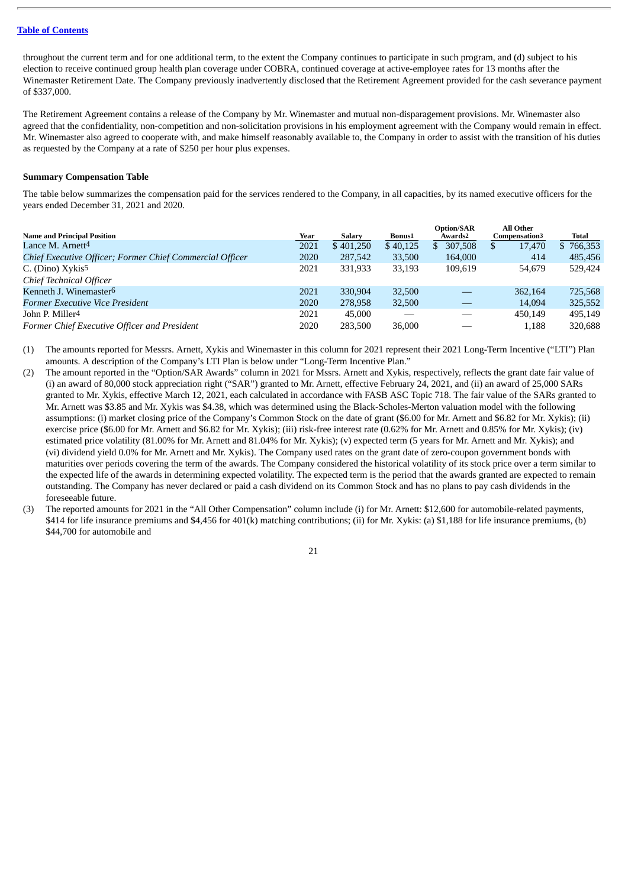throughout the current term and for one additional term, to the extent the Company continues to participate in such program, and (d) subject to his election to receive continued group health plan coverage under COBRA, continued coverage at active-employee rates for 13 months after the Winemaster Retirement Date. The Company previously inadvertently disclosed that the Retirement Agreement provided for the cash severance payment of $337,000.

The Retirement Agreement contains a release of the Company by Mr. Winemaster and mutual non-disparagement provisions. Mr. Winemaster also agreed that the confidentiality, non-competition and non-solicitation provisions in his employment agreement with the Company would remain in effect. Mr. Winemaster also agreed to cooperate with, and make himself reasonably available to, the Company in order to assist with the transition of his duties as requested by the Company at a rate of $250 per hour plus expenses.

**Summary Compensation Table**

The table below summarizes the compensation paid for the services rendered to the Company, in all capacities, by its named executive officers for the years ended December 31, 2021 and 2020.

| Name and Principal Position | Year | Salary | Bonus[1] | Option/SAR Awards[2] | All Other Compensation[3] | Total |
|---|---|---|---|---|---|---|
| Lance M. Arnett[4] | 2021 | $ 401,250 | $ 40,125 | $ 307,508 | $ 17,470 | $ 766,353 |
| *Chief Executive Officer; Former Chief Commercial Officer* | 2020 | 287,542 | 33,500 | 164,000 | 414 | 485,456 |
| C. (Dino) Xykis[5] | 2021 | 331,933 | 33,193 | 109,619 | 54,679 | 529,424 |
| *Chief Technical Officer* | | | | | | |
| Kenneth J. Winemaster[6] | 2021 | 330,904 | 32,500 | — | 362,164 | 725,568 |
| *Former Executive Vice President* | 2020 | 278,958 | 32,500 | — | 14,094 | 325,552 |
| John P. Miller[4] | 2021 | 45,000 | — | — | 450,149 | 495,149 |
| *Former Chief Executive Officer and President* | 2020 | 283,500 | 36,000 | — | 1,188 | 320,688 |

(1) The amounts reported for Messrs. Arnett, Xykis and Winemaster in this column for 2021 represent their 2021 Long-Term Incentive ("LTI") Plan amounts. A description of the Company's LTI Plan is below under "Long-Term Incentive Plan."

(2) The amount reported in the "Option/SAR Awards" column in 2021 for Mssrs. Arnett and Xykis, respectively, reflects the grant date fair value of (i) an award of 80,000 stock appreciation right ("SAR") granted to Mr. Arnett, effective February 24, 2021, and (ii) an award of 25,000 SARs granted to Mr. Xykis, effective March 12, 2021, each calculated in accordance with FASB ASC Topic 718. The fair value of the SARs granted to Mr. Arnett was $3.85 and Mr. Xykis was $4.38, which was determined using the Black-Scholes-Merton valuation model with the following assumptions: (i) market closing price of the Company's Common Stock on the date of grant ($6.00 for Mr. Arnett and $6.82 for Mr. Xykis); (ii) exercise price ($6.00 for Mr. Arnett and $6.82 for Mr. Xykis); (iii) risk-free interest rate (0.62% for Mr. Arnett and 0.85% for Mr. Xykis); (iv) estimated price volatility (81.00% for Mr. Arnett and 81.04% for Mr. Xykis); (v) expected term (5 years for Mr. Arnett and Mr. Xykis); and (vi) dividend yield 0.0% for Mr. Arnett and Mr. Xykis). The Company used rates on the grant date of zero-coupon government bonds with maturities over periods covering the term of the awards. The Company considered the historical volatility of its stock price over a term similar to the expected life of the awards in determining expected volatility. The expected term is the period that the awards granted are expected to remain outstanding. The Company has never declared or paid a cash dividend on its Common Stock and has no plans to pay cash dividends in the foreseeable future.

(3) The reported amounts for 2021 in the "All Other Compensation" column include (i) for Mr. Arnett: $12,600 for automobile-related payments, $414 for life insurance premiums and $4,456 for 401(k) matching contributions; (ii) for Mr. Xykis: (a) $1,188 for life insurance premiums, (b) $44,700 for automobile and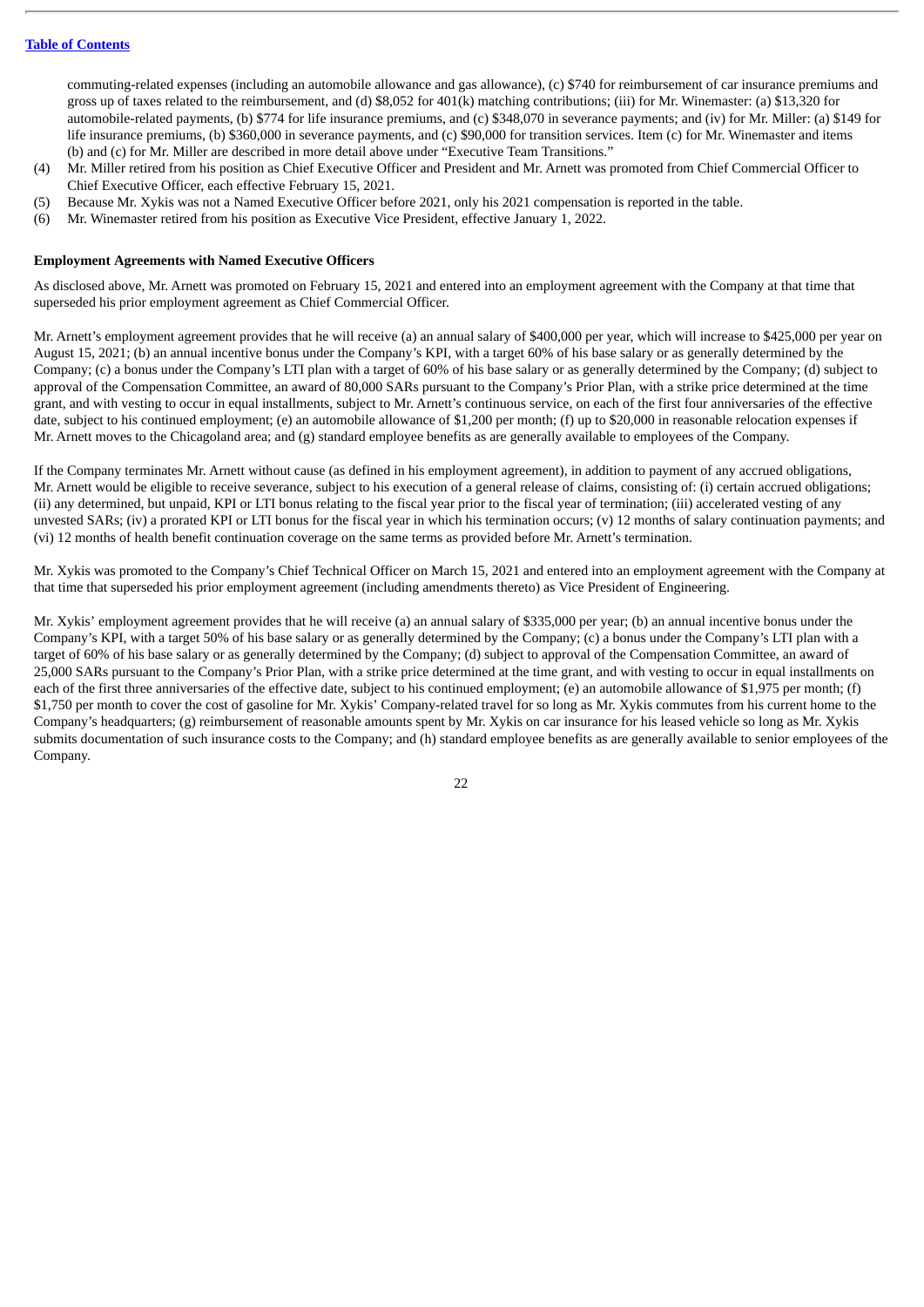commuting-related expenses (including an automobile allowance and gas allowance), (c) $740 for reimbursement of car insurance premiums and gross up of taxes related to the reimbursement, and (d) $8,052 for 401(k) matching contributions; (iii) for Mr. Winemaster: (a) $13,320 for automobile-related payments, (b) $774 for life insurance premiums, and (c) $348,070 in severance payments; and (iv) for Mr. Miller: (a) $149 for life insurance premiums, (b) $360,000 in severance payments, and (c) $90,000 for transition services. Item (c) for Mr. Winemaster and items (b) and (c) for Mr. Miller are described in more detail above under "Executive Team Transitions."

(4) Mr. Miller retired from his position as Chief Executive Officer and President and Mr. Arnett was promoted from Chief Commercial Officer to Chief Executive Officer, each effective February 15, 2021.

(5) Because Mr. Xykis was not a Named Executive Officer before 2021, only his 2021 compensation is reported in the table.

(6) Mr. Winemaster retired from his position as Executive Vice President, effective January 1, 2022.

**Employment Agreements with Named Executive Officers**

As disclosed above, Mr. Arnett was promoted on February 15, 2021 and entered into an employment agreement with the Company at that time that superseded his prior employment agreement as Chief Commercial Officer.

Mr. Arnett's employment agreement provides that he will receive (a) an annual salary of $400,000 per year, which will increase to $425,000 per year on August 15, 2021; (b) an annual incentive bonus under the Company's KPI, with a target 60% of his base salary or as generally determined by the Company; (c) a bonus under the Company's LTI plan with a target of 60% of his base salary or as generally determined by the Company; (d) subject to approval of the Compensation Committee, an award of 80,000 SARs pursuant to the Company's Prior Plan, with a strike price determined at the time grant, and with vesting to occur in equal installments, subject to Mr. Arnett's continuous service, on each of the first four anniversaries of the effective date, subject to his continued employment; (e) an automobile allowance of $1,200 per month; (f) up to $20,000 in reasonable relocation expenses if Mr. Arnett moves to the Chicagoland area; and (g) standard employee benefits as are generally available to employees of the Company.

If the Company terminates Mr. Arnett without cause (as defined in his employment agreement), in addition to payment of any accrued obligations, Mr. Arnett would be eligible to receive severance, subject to his execution of a general release of claims, consisting of: (i) certain accrued obligations; (ii) any determined, but unpaid, KPI or LTI bonus relating to the fiscal year prior to the fiscal year of termination; (iii) accelerated vesting of any unvested SARs; (iv) a prorated KPI or LTI bonus for the fiscal year in which his termination occurs; (v) 12 months of salary continuation payments; and (vi) 12 months of health benefit continuation coverage on the same terms as provided before Mr. Arnett's termination.

Mr. Xykis was promoted to the Company's Chief Technical Officer on March 15, 2021 and entered into an employment agreement with the Company at that time that superseded his prior employment agreement (including amendments thereto) as Vice President of Engineering.

Mr. Xykis' employment agreement provides that he will receive (a) an annual salary of $335,000 per year; (b) an annual incentive bonus under the Company's KPI, with a target 50% of his base salary or as generally determined by the Company; (c) a bonus under the Company's LTI plan with a target of 60% of his base salary or as generally determined by the Company; (d) subject to approval of the Compensation Committee, an award of 25,000 SARs pursuant to the Company's Prior Plan, with a strike price determined at the time grant, and with vesting to occur in equal installments on each of the first three anniversaries of the effective date, subject to his continued employment; (e) an automobile allowance of $1,975 per month; (f) $1,750 per month to cover the cost of gasoline for Mr. Xykis' Company-related travel for so long as Mr. Xykis commutes from his current home to the Company's headquarters; (g) reimbursement of reasonable amounts spent by Mr. Xykis on car insurance for his leased vehicle so long as Mr. Xykis submits documentation of such insurance costs to the Company; and (h) standard employee benefits as are generally available to senior employees of the Company.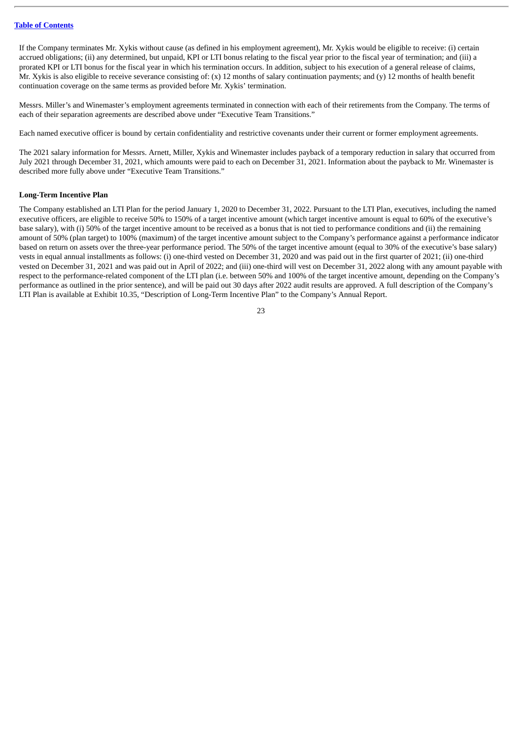If the Company terminates Mr. Xykis without cause (as defined in his employment agreement), Mr. Xykis would be eligible to receive: (i) certain accrued obligations; (ii) any determined, but unpaid, KPI or LTI bonus relating to the fiscal year prior to the fiscal year of termination; and (iii) a prorated KPI or LTI bonus for the fiscal year in which his termination occurs. In addition, subject to his execution of a general release of claims, Mr. Xykis is also eligible to receive severance consisting of: (x) 12 months of salary continuation payments; and (y) 12 months of health benefit continuation coverage on the same terms as provided before Mr. Xykis' termination.

Messrs. Miller's and Winemaster's employment agreements terminated in connection with each of their retirements from the Company. The terms of each of their separation agreements are described above under "Executive Team Transitions."

Each named executive officer is bound by certain confidentiality and restrictive covenants under their current or former employment agreements.

The 2021 salary information for Messrs. Arnett, Miller, Xykis and Winemaster includes payback of a temporary reduction in salary that occurred from July 2021 through December 31, 2021, which amounts were paid to each on December 31, 2021. Information about the payback to Mr. Winemaster is described more fully above under "Executive Team Transitions."

**Long-Term Incentive Plan**

The Company established an LTI Plan for the period January 1, 2020 to December 31, 2022. Pursuant to the LTI Plan, executives, including the named executive officers, are eligible to receive 50% to 150% of a target incentive amount (which target incentive amount is equal to 60% of the executive's base salary), with (i) 50% of the target incentive amount to be received as a bonus that is not tied to performance conditions and (ii) the remaining amount of 50% (plan target) to 100% (maximum) of the target incentive amount subject to the Company's performance against a performance indicator based on return on assets over the three-year performance period. The 50% of the target incentive amount (equal to 30% of the executive's base salary) vests in equal annual installments as follows: (i) one-third vested on December 31, 2020 and was paid out in the first quarter of 2021; (ii) one-third vested on December 31, 2021 and was paid out in April of 2022; and (iii) one-third will vest on December 31, 2022 along with any amount payable with respect to the performance-related component of the LTI plan (i.e. between 50% and 100% of the target incentive amount, depending on the Company's performance as outlined in the prior sentence), and will be paid out 30 days after 2022 audit results are approved. A full description of the Company's LTI Plan is available at Exhibit 10.35, "Description of Long-Term Incentive Plan" to the Company's Annual Report.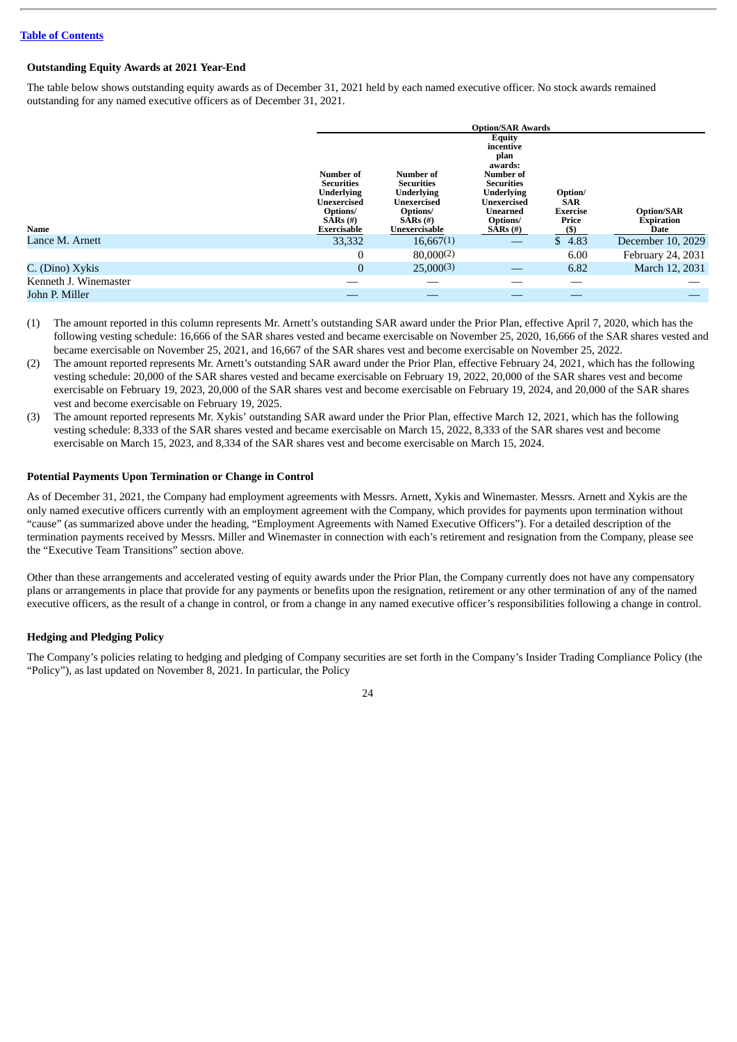[Table of Contents](#)

### Outstanding Equity Awards at 2021 Year-End

The table below shows outstanding equity awards as of December 31, 2021 held by each named executive officer. No stock awards remained outstanding for any named executive officers as of December 31, 2021.

| | Option/SAR Awards | | | | |
|---|---|---|---|---|---|
| **Name** | **Number of Securities Underlying Unexercised Options/ SARs (#) Exercisable** | **Number of Securities Underlying Unexercised Options/ SARs (#) Unexercisable** | **Equity incentive plan awards: Number of Securities Underlying Unexercised Unearned Options/ SARs (#)** | **Option/ SAR Exercise Price ($)** | **Option/SAR Expiration Date** |
| Lance M. Arnett | 33,332 | 16,667(1) | — | $ 4.83 | December 10, 2029 |
| | 0 | 80,000(2) | | 6.00 | February 24, 2031 |
| C. (Dino) Xykis | 0 | 25,000(3) | — | 6.82 | March 12, 2031 |
| Kenneth J. Winemaster | — | — | — | — | — |
| John P. Miller | — | — | — | — | — |

(1) The amount reported in this column represents Mr. Arnett's outstanding SAR award under the Prior Plan, effective April 7, 2020, which has the following vesting schedule: 16,666 of the SAR shares vested and became exercisable on November 25, 2020, 16,666 of the SAR shares vested and became exercisable on November 25, 2021, and 16,667 of the SAR shares vest and become exercisable on November 25, 2022.

(2) The amount reported represents Mr. Arnett's outstanding SAR award under the Prior Plan, effective February 24, 2021, which has the following vesting schedule: 20,000 of the SAR shares vested and became exercisable on February 19, 2022, 20,000 of the SAR shares vest and become exercisable on February 19, 2023, 20,000 of the SAR shares vest and become exercisable on February 19, 2024, and 20,000 of the SAR shares vest and become exercisable on February 19, 2025.

(3) The amount reported represents Mr. Xykis' outstanding SAR award under the Prior Plan, effective March 12, 2021, which has the following vesting schedule: 8,333 of the SAR shares vested and became exercisable on March 15, 2022, 8,333 of the SAR shares vest and become exercisable on March 15, 2023, and 8,334 of the SAR shares vest and become exercisable on March 15, 2024.

### Potential Payments Upon Termination or Change in Control

As of December 31, 2021, the Company had employment agreements with Messrs. Arnett, Xykis and Winemaster. Messrs. Arnett and Xykis are the only named executive officers currently with an employment agreement with the Company, which provides for payments upon termination without "cause" (as summarized above under the heading, "Employment Agreements with Named Executive Officers"). For a detailed description of the termination payments received by Messrs. Miller and Winemaster in connection with each's retirement and resignation from the Company, please see the "Executive Team Transitions" section above.

Other than these arrangements and accelerated vesting of equity awards under the Prior Plan, the Company currently does not have any compensatory plans or arrangements in place that provide for any payments or benefits upon the resignation, retirement or any other termination of any of the named executive officers, as the result of a change in control, or from a change in any named executive officer's responsibilities following a change in control.

### Hedging and Pledging Policy

The Company's policies relating to hedging and pledging of Company securities are set forth in the Company's Insider Trading Compliance Policy (the "Policy"), as last updated on November 8, 2021. In particular, the Policy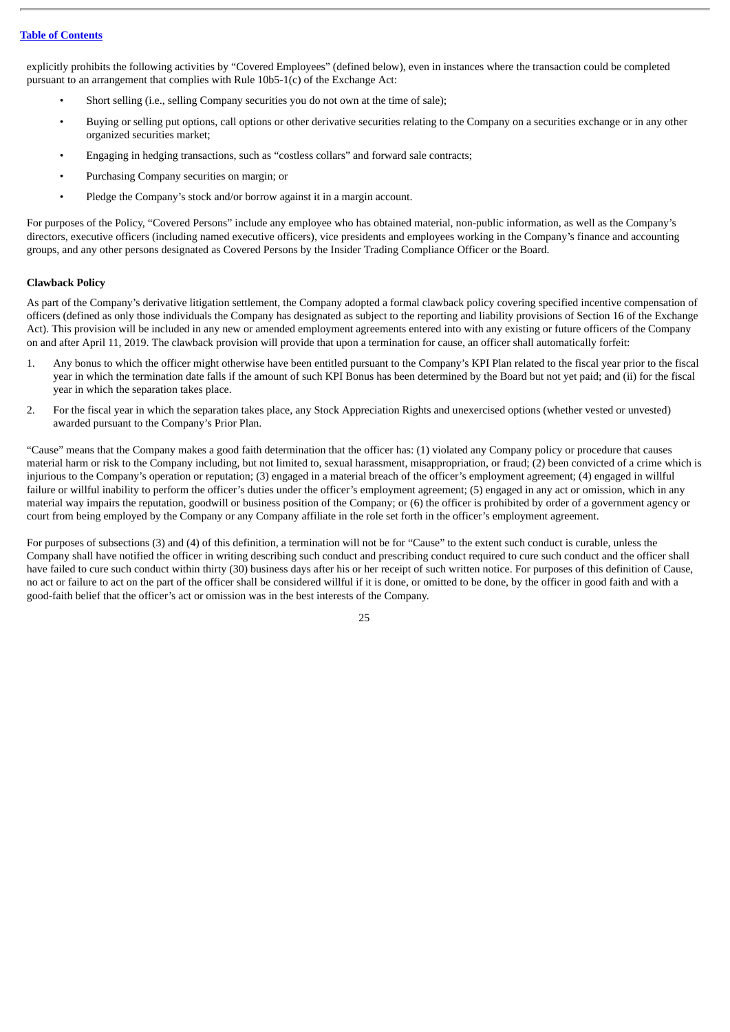explicitly prohibits the following activities by "Covered Employees" (defined below), even in instances where the transaction could be completed pursuant to an arrangement that complies with Rule 10b5-1(c) of the Exchange Act:

- Short selling (i.e., selling Company securities you do not own at the time of sale);
- Buying or selling put options, call options or other derivative securities relating to the Company on a securities exchange or in any other organized securities market;
- Engaging in hedging transactions, such as "costless collars" and forward sale contracts;
- Purchasing Company securities on margin; or
- Pledge the Company's stock and/or borrow against it in a margin account.

For purposes of the Policy, "Covered Persons" include any employee who has obtained material, non-public information, as well as the Company's directors, executive officers (including named executive officers), vice presidents and employees working in the Company's finance and accounting groups, and any other persons designated as Covered Persons by the Insider Trading Compliance Officer or the Board.

**Clawback Policy**

As part of the Company's derivative litigation settlement, the Company adopted a formal clawback policy covering specified incentive compensation of officers (defined as only those individuals the Company has designated as subject to the reporting and liability provisions of Section 16 of the Exchange Act). This provision will be included in any new or amended employment agreements entered into with any existing or future officers of the Company on and after April 11, 2019. The clawback provision will provide that upon a termination for cause, an officer shall automatically forfeit:

1. Any bonus to which the officer might otherwise have been entitled pursuant to the Company's KPI Plan related to the fiscal year prior to the fiscal year in which the termination date falls if the amount of such KPI Bonus has been determined by the Board but not yet paid; and (ii) for the fiscal year in which the separation takes place.
2. For the fiscal year in which the separation takes place, any Stock Appreciation Rights and unexercised options (whether vested or unvested) awarded pursuant to the Company's Prior Plan.

"Cause" means that the Company makes a good faith determination that the officer has: (1) violated any Company policy or procedure that causes material harm or risk to the Company including, but not limited to, sexual harassment, misappropriation, or fraud; (2) been convicted of a crime which is injurious to the Company's operation or reputation; (3) engaged in a material breach of the officer's employment agreement; (4) engaged in willful failure or willful inability to perform the officer's duties under the officer's employment agreement; (5) engaged in any act or omission, which in any material way impairs the reputation, goodwill or business position of the Company; or (6) the officer is prohibited by order of a government agency or court from being employed by the Company or any Company affiliate in the role set forth in the officer's employment agreement.

For purposes of subsections (3) and (4) of this definition, a termination will not be for "Cause" to the extent such conduct is curable, unless the Company shall have notified the officer in writing describing such conduct and prescribing conduct required to cure such conduct and the officer shall have failed to cure such conduct within thirty (30) business days after his or her receipt of such written notice. For purposes of this definition of Cause, no act or failure to act on the part of the officer shall be considered willful if it is done, or omitted to be done, by the officer in good faith and with a good-faith belief that the officer's act or omission was in the best interests of the Company.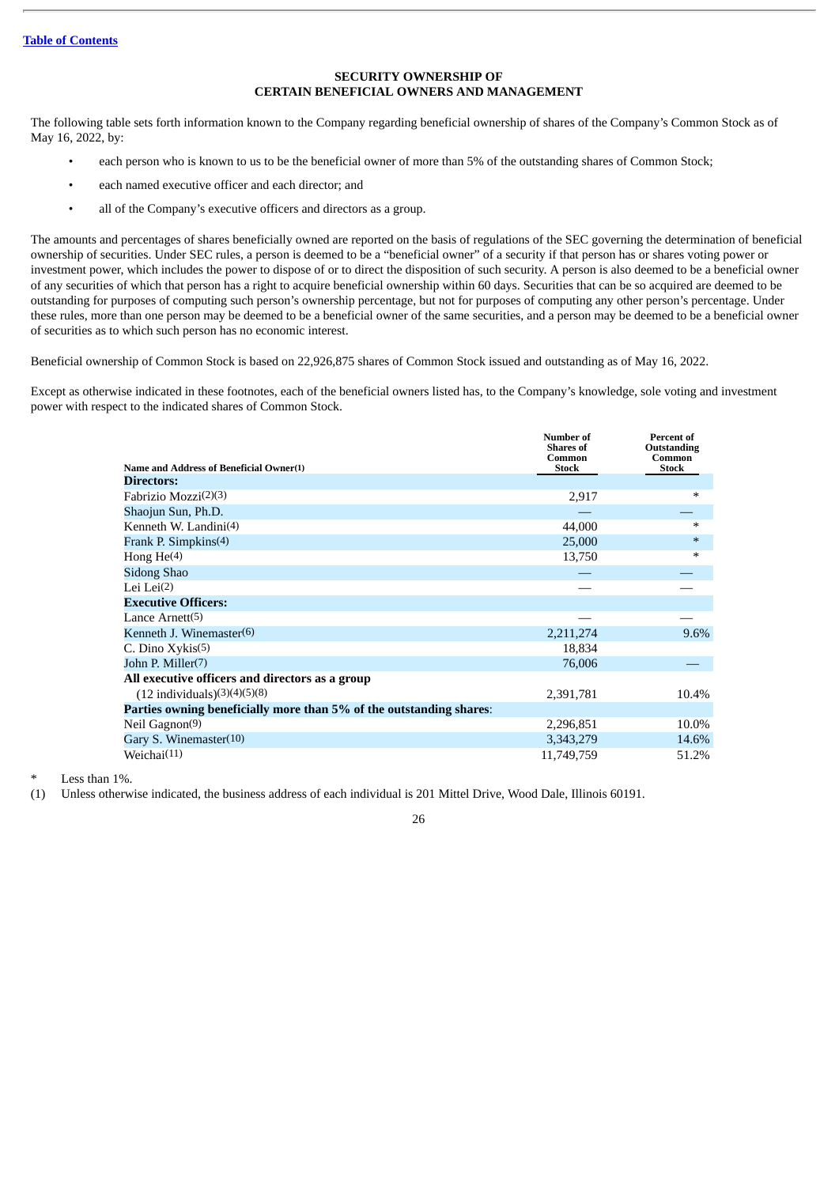[Table of Contents](#)

## SECURITY OWNERSHIP OF CERTAIN BENEFICIAL OWNERS AND MANAGEMENT

The following table sets forth information known to the Company regarding beneficial ownership of shares of the Company's Common Stock as of May 16, 2022, by:

- each person who is known to us to be the beneficial owner of more than 5% of the outstanding shares of Common Stock;
- each named executive officer and each director; and
- all of the Company's executive officers and directors as a group.

The amounts and percentages of shares beneficially owned are reported on the basis of regulations of the SEC governing the determination of beneficial ownership of securities. Under SEC rules, a person is deemed to be a "beneficial owner" of a security if that person has or shares voting power or investment power, which includes the power to dispose of or to direct the disposition of such security. A person is also deemed to be a beneficial owner of any securities of which that person has a right to acquire beneficial ownership within 60 days. Securities that can be so acquired are deemed to be outstanding for purposes of computing such person's ownership percentage, but not for purposes of computing any other person's percentage. Under these rules, more than one person may be deemed to be a beneficial owner of the same securities, and a person may be deemed to be a beneficial owner of securities as to which such person has no economic interest.

Beneficial ownership of Common Stock is based on 22,926,875 shares of Common Stock issued and outstanding as of May 16, 2022.

Except as otherwise indicated in these footnotes, each of the beneficial owners listed has, to the Company's knowledge, sole voting and investment power with respect to the indicated shares of Common Stock.

| Name and Address of Beneficial Owner(1) | Number of Shares of Common Stock | Percent of Outstanding Common Stock |
|---|---|---|
| **Directors:** | | |
| Fabrizio Mozzi(2)(3) | 2,917 | * |
| Shaojun Sun, Ph.D. | — | — |
| Kenneth W. Landini(4) | 44,000 | * |
| Frank P. Simpkins(4) | 25,000 | * |
| Hong He(4) | 13,750 | * |
| Sidong Shao | — | — |
| Lei Lei(2) | — | — |
| **Executive Officers:** | | |
| Lance Arnett(5) | — | — |
| Kenneth J. Winemaster(6) | 2,211,274 | 9.6% |
| C. Dino Xykis(5) | 18,834 | |
| John P. Miller(7) | 76,006 | — |
| **All executive officers and directors as a group** (12 individuals)(3)(4)(5)(8) | 2,391,781 | 10.4% |
| **Parties owning beneficially more than 5% of the outstanding shares**: | | |
| Neil Gagnon(9) | 2,296,851 | 10.0% |
| Gary S. Winemaster(10) | 3,343,279 | 14.6% |
| Weichai(11) | 11,749,759 | 51.2% |

\* Less than 1%.

(1) Unless otherwise indicated, the business address of each individual is 201 Mittel Drive, Wood Dale, Illinois 60191.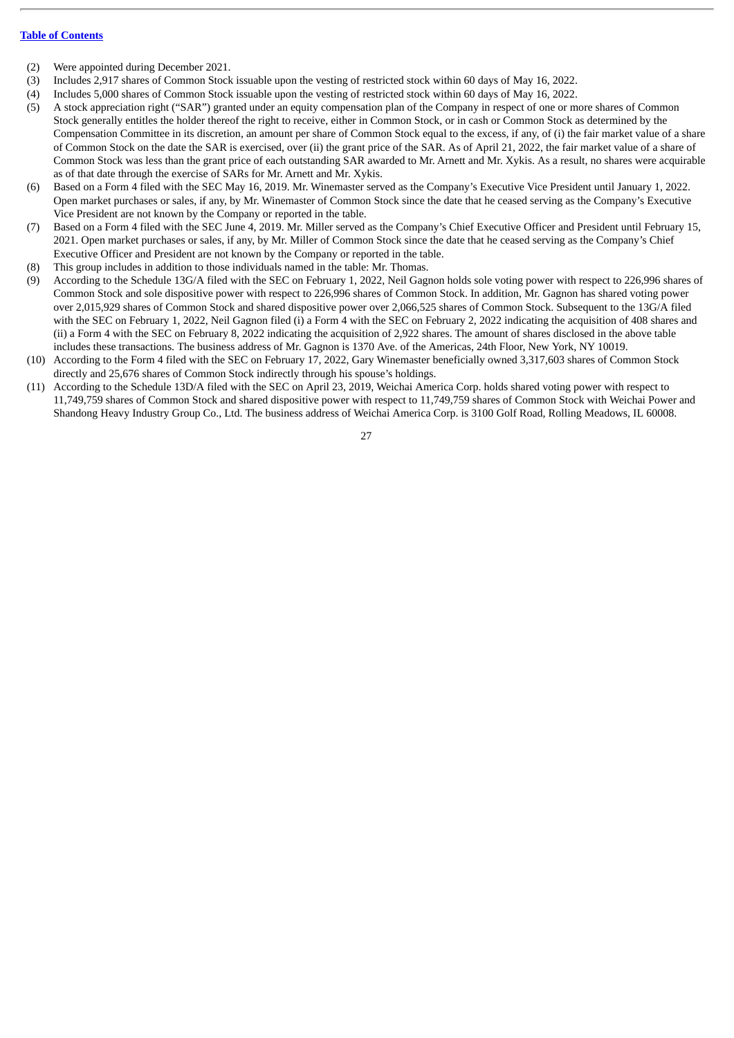[Table of Contents](#)

(2) Were appointed during December 2021.

(3) Includes 2,917 shares of Common Stock issuable upon the vesting of restricted stock within 60 days of May 16, 2022.

(4) Includes 5,000 shares of Common Stock issuable upon the vesting of restricted stock within 60 days of May 16, 2022.

(5) A stock appreciation right ("SAR") granted under an equity compensation plan of the Company in respect of one or more shares of Common Stock generally entitles the holder thereof the right to receive, either in Common Stock, or in cash or Common Stock as determined by the Compensation Committee in its discretion, an amount per share of Common Stock equal to the excess, if any, of (i) the fair market value of a share of Common Stock on the date the SAR is exercised, over (ii) the grant price of the SAR. As of April 21, 2022, the fair market value of a share of Common Stock was less than the grant price of each outstanding SAR awarded to Mr. Arnett and Mr. Xykis. As a result, no shares were acquirable as of that date through the exercise of SARs for Mr. Arnett and Mr. Xykis.

(6) Based on a Form 4 filed with the SEC May 16, 2019. Mr. Winemaster served as the Company's Executive Vice President until January 1, 2022. Open market purchases or sales, if any, by Mr. Winemaster of Common Stock since the date that he ceased serving as the Company's Executive Vice President are not known by the Company or reported in the table.

(7) Based on a Form 4 filed with the SEC June 4, 2019. Mr. Miller served as the Company's Chief Executive Officer and President until February 15, 2021. Open market purchases or sales, if any, by Mr. Miller of Common Stock since the date that he ceased serving as the Company's Chief Executive Officer and President are not known by the Company or reported in the table.

(8) This group includes in addition to those individuals named in the table: Mr. Thomas.

(9) According to the Schedule 13G/A filed with the SEC on February 1, 2022, Neil Gagnon holds sole voting power with respect to 226,996 shares of Common Stock and sole dispositive power with respect to 226,996 shares of Common Stock. In addition, Mr. Gagnon has shared voting power over 2,015,929 shares of Common Stock and shared dispositive power over 2,066,525 shares of Common Stock. Subsequent to the 13G/A filed with the SEC on February 1, 2022, Neil Gagnon filed (i) a Form 4 with the SEC on February 2, 2022 indicating the acquisition of 408 shares and (ii) a Form 4 with the SEC on February 8, 2022 indicating the acquisition of 2,922 shares. The amount of shares disclosed in the above table includes these transactions. The business address of Mr. Gagnon is 1370 Ave. of the Americas, 24th Floor, New York, NY 10019.

(10) According to the Form 4 filed with the SEC on February 17, 2022, Gary Winemaster beneficially owned 3,317,603 shares of Common Stock directly and 25,676 shares of Common Stock indirectly through his spouse's holdings.

(11) According to the Schedule 13D/A filed with the SEC on April 23, 2019, Weichai America Corp. holds shared voting power with respect to 11,749,759 shares of Common Stock and shared dispositive power with respect to 11,749,759 shares of Common Stock with Weichai Power and Shandong Heavy Industry Group Co., Ltd. The business address of Weichai America Corp. is 3100 Golf Road, Rolling Meadows, IL 60008.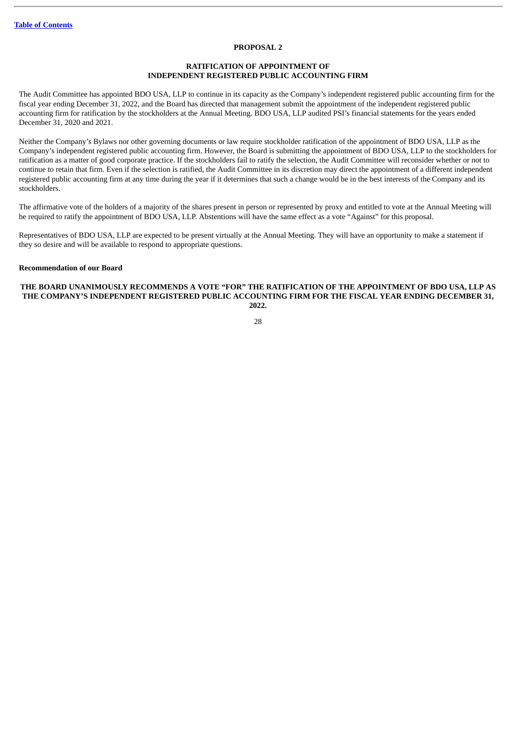## PROPOSAL 2

### RATIFICATION OF APPOINTMENT OF INDEPENDENT REGISTERED PUBLIC ACCOUNTING FIRM

The Audit Committee has appointed BDO USA, LLP to continue in its capacity as the Company's independent registered public accounting firm for the fiscal year ending December 31, 2022, and the Board has directed that management submit the appointment of the independent registered public accounting firm for ratification by the stockholders at the Annual Meeting. BDO USA, LLP audited PSI's financial statements for the years ended December 31, 2020 and 2021.

Neither the Company's Bylaws nor other governing documents or law require stockholder ratification of the appointment of BDO USA, LLP as the Company's independent registered public accounting firm. However, the Board is submitting the appointment of BDO USA, LLP to the stockholders for ratification as a matter of good corporate practice. If the stockholders fail to ratify the selection, the Audit Committee will reconsider whether or not to continue to retain that firm. Even if the selection is ratified, the Audit Committee in its discretion may direct the appointment of a different independent registered public accounting firm at any time during the year if it determines that such a change would be in the best interests of the Company and its stockholders.

The affirmative vote of the holders of a majority of the shares present in person or represented by proxy and entitled to vote at the Annual Meeting will be required to ratify the appointment of BDO USA, LLP. Abstentions will have the same effect as a vote "Against" for this proposal.

Representatives of BDO USA, LLP are expected to be present virtually at the Annual Meeting. They will have an opportunity to make a statement if they so desire and will be available to respond to appropriate questions.

**Recommendation of our Board**

**THE BOARD UNANIMOUSLY RECOMMENDS A VOTE "FOR" THE RATIFICATION OF THE APPOINTMENT OF BDO USA, LLP AS THE COMPANY'S INDEPENDENT REGISTERED PUBLIC ACCOUNTING FIRM FOR THE FISCAL YEAR ENDING DECEMBER 31, 2022.**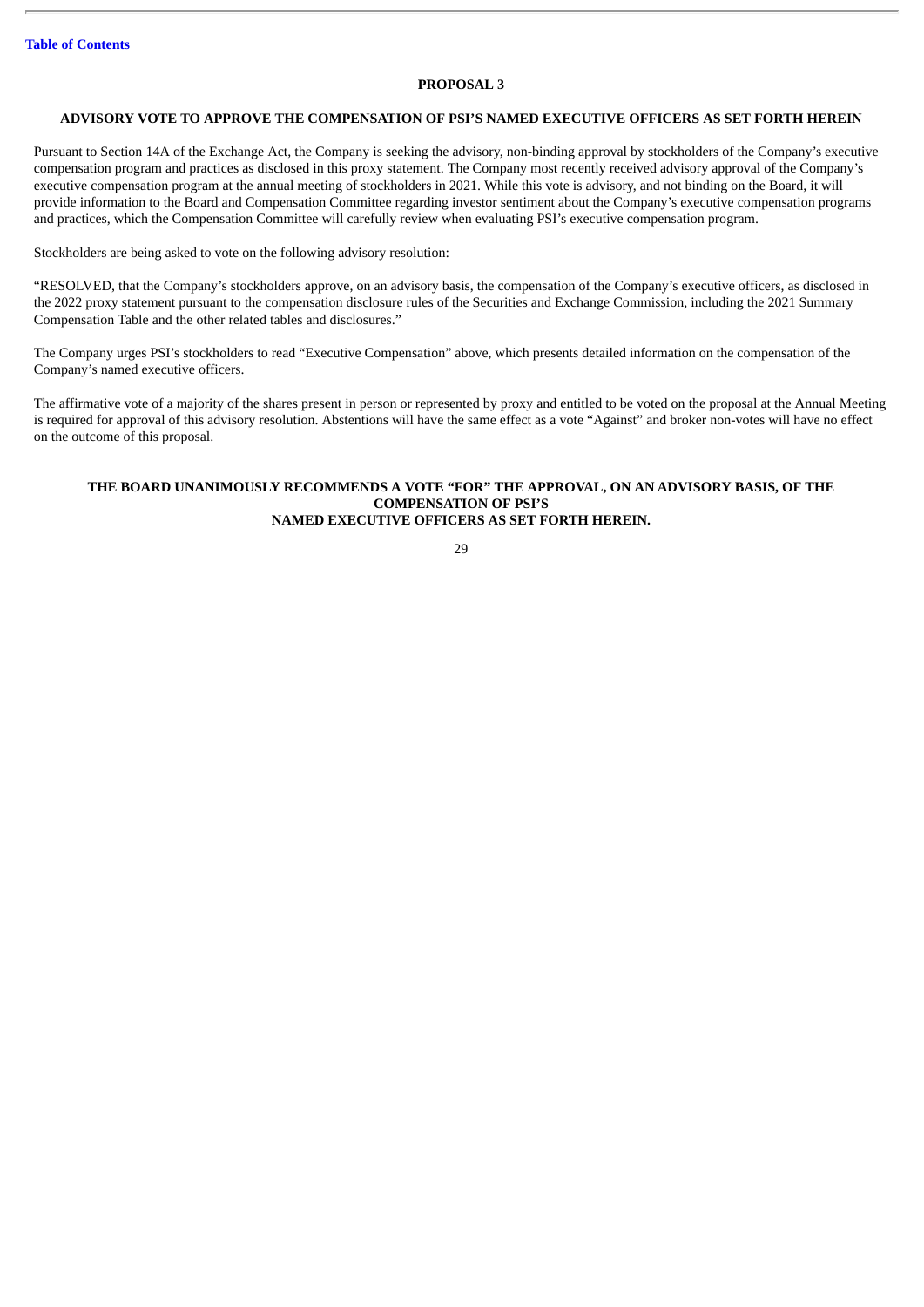## PROPOSAL 3

### ADVISORY VOTE TO APPROVE THE COMPENSATION OF PSI'S NAMED EXECUTIVE OFFICERS AS SET FORTH HEREIN

Pursuant to Section 14A of the Exchange Act, the Company is seeking the advisory, non-binding approval by stockholders of the Company's executive compensation program and practices as disclosed in this proxy statement. The Company most recently received advisory approval of the Company's executive compensation program at the annual meeting of stockholders in 2021. While this vote is advisory, and not binding on the Board, it will provide information to the Board and Compensation Committee regarding investor sentiment about the Company's executive compensation programs and practices, which the Compensation Committee will carefully review when evaluating PSI's executive compensation program.

Stockholders are being asked to vote on the following advisory resolution:

"RESOLVED, that the Company's stockholders approve, on an advisory basis, the compensation of the Company's executive officers, as disclosed in the 2022 proxy statement pursuant to the compensation disclosure rules of the Securities and Exchange Commission, including the 2021 Summary Compensation Table and the other related tables and disclosures."

The Company urges PSI's stockholders to read "Executive Compensation" above, which presents detailed information on the compensation of the Company's named executive officers.

The affirmative vote of a majority of the shares present in person or represented by proxy and entitled to be voted on the proposal at the Annual Meeting is required for approval of this advisory resolution. Abstentions will have the same effect as a vote "Against" and broker non-votes will have no effect on the outcome of this proposal.

**THE BOARD UNANIMOUSLY RECOMMENDS A VOTE "FOR" THE APPROVAL, ON AN ADVISORY BASIS, OF THE COMPENSATION OF PSI'S NAMED EXECUTIVE OFFICERS AS SET FORTH HEREIN.**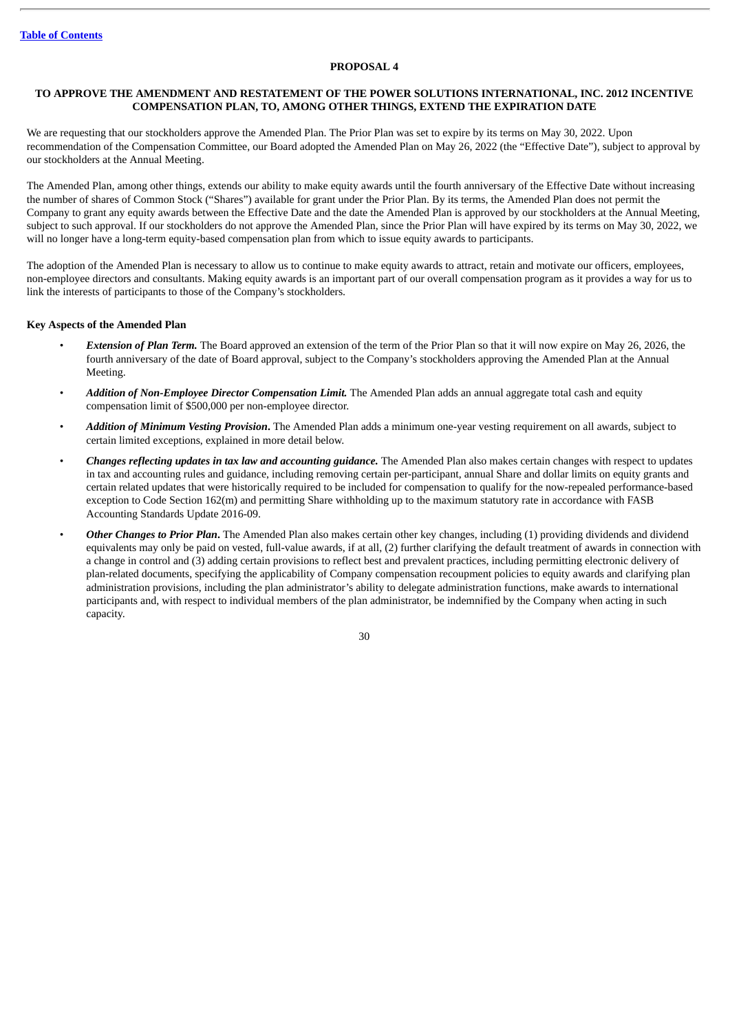## PROPOSAL 4

## TO APPROVE THE AMENDMENT AND RESTATEMENT OF THE POWER SOLUTIONS INTERNATIONAL, INC. 2012 INCENTIVE COMPENSATION PLAN, TO, AMONG OTHER THINGS, EXTEND THE EXPIRATION DATE

We are requesting that our stockholders approve the Amended Plan. The Prior Plan was set to expire by its terms on May 30, 2022. Upon recommendation of the Compensation Committee, our Board adopted the Amended Plan on May 26, 2022 (the "Effective Date"), subject to approval by our stockholders at the Annual Meeting.

The Amended Plan, among other things, extends our ability to make equity awards until the fourth anniversary of the Effective Date without increasing the number of shares of Common Stock ("Shares") available for grant under the Prior Plan. By its terms, the Amended Plan does not permit the Company to grant any equity awards between the Effective Date and the date the Amended Plan is approved by our stockholders at the Annual Meeting, subject to such approval. If our stockholders do not approve the Amended Plan, since the Prior Plan will have expired by its terms on May 30, 2022, we will no longer have a long-term equity-based compensation plan from which to issue equity awards to participants.

The adoption of the Amended Plan is necessary to allow us to continue to make equity awards to attract, retain and motivate our officers, employees, non-employee directors and consultants. Making equity awards is an important part of our overall compensation program as it provides a way for us to link the interests of participants to those of the Company's stockholders.

### Key Aspects of the Amended Plan

- ***Extension of Plan Term.*** The Board approved an extension of the term of the Prior Plan so that it will now expire on May 26, 2026, the fourth anniversary of the date of Board approval, subject to the Company's stockholders approving the Amended Plan at the Annual Meeting.
- ***Addition of Non-Employee Director Compensation Limit.*** The Amended Plan adds an annual aggregate total cash and equity compensation limit of $500,000 per non-employee director.
- ***Addition of Minimum Vesting Provision*****.** The Amended Plan adds a minimum one-year vesting requirement on all awards, subject to certain limited exceptions, explained in more detail below.
- ***Changes reflecting updates in tax law and accounting guidance.*** The Amended Plan also makes certain changes with respect to updates in tax and accounting rules and guidance, including removing certain per-participant, annual Share and dollar limits on equity grants and certain related updates that were historically required to be included for compensation to qualify for the now-repealed performance-based exception to Code Section 162(m) and permitting Share withholding up to the maximum statutory rate in accordance with FASB Accounting Standards Update 2016-09.
- ***Other Changes to Prior Plan*****.** The Amended Plan also makes certain other key changes, including (1) providing dividends and dividend equivalents may only be paid on vested, full-value awards, if at all, (2) further clarifying the default treatment of awards in connection with a change in control and (3) adding certain provisions to reflect best and prevalent practices, including permitting electronic delivery of plan-related documents, specifying the applicability of Company compensation recoupment policies to equity awards and clarifying plan administration provisions, including the plan administrator's ability to delegate administration functions, make awards to international participants and, with respect to individual members of the plan administrator, be indemnified by the Company when acting in such capacity.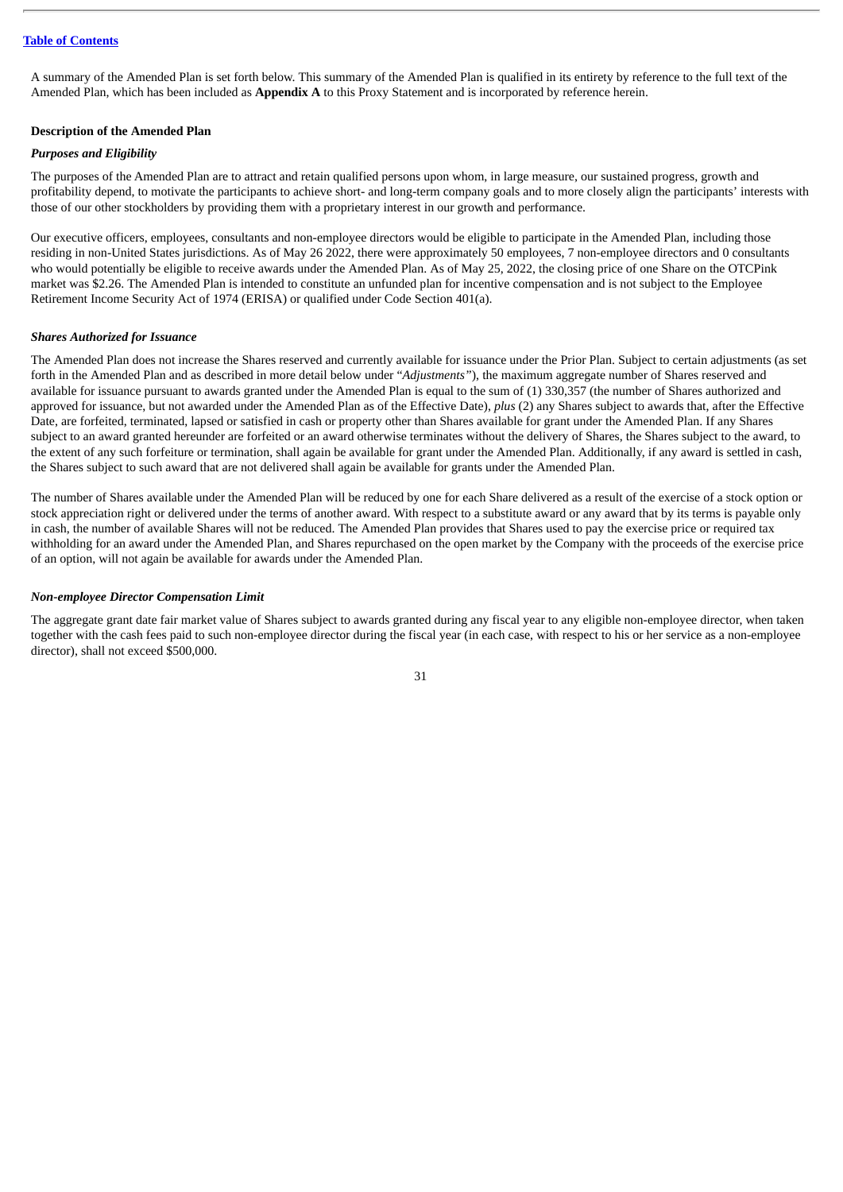A summary of the Amended Plan is set forth below. This summary of the Amended Plan is qualified in its entirety by reference to the full text of the Amended Plan, which has been included as **Appendix A** to this Proxy Statement and is incorporated by reference herein.

**Description of the Amended Plan**

***Purposes and Eligibility***

The purposes of the Amended Plan are to attract and retain qualified persons upon whom, in large measure, our sustained progress, growth and profitability depend, to motivate the participants to achieve short- and long-term company goals and to more closely align the participants' interests with those of our other stockholders by providing them with a proprietary interest in our growth and performance.

Our executive officers, employees, consultants and non-employee directors would be eligible to participate in the Amended Plan, including those residing in non-United States jurisdictions. As of May 26 2022, there were approximately 50 employees, 7 non-employee directors and 0 consultants who would potentially be eligible to receive awards under the Amended Plan. As of May 25, 2022, the closing price of one Share on the OTCPink market was $2.26. The Amended Plan is intended to constitute an unfunded plan for incentive compensation and is not subject to the Employee Retirement Income Security Act of 1974 (ERISA) or qualified under Code Section 401(a).

***Shares Authorized for Issuance***

The Amended Plan does not increase the Shares reserved and currently available for issuance under the Prior Plan. Subject to certain adjustments (as set forth in the Amended Plan and as described in more detail below under "*Adjustments*"), the maximum aggregate number of Shares reserved and available for issuance pursuant to awards granted under the Amended Plan is equal to the sum of (1) 330,357 (the number of Shares authorized and approved for issuance, but not awarded under the Amended Plan as of the Effective Date), *plus* (2) any Shares subject to awards that, after the Effective Date, are forfeited, terminated, lapsed or satisfied in cash or property other than Shares available for grant under the Amended Plan. If any Shares subject to an award granted hereunder are forfeited or an award otherwise terminates without the delivery of Shares, the Shares subject to the award, to the extent of any such forfeiture or termination, shall again be available for grant under the Amended Plan. Additionally, if any award is settled in cash, the Shares subject to such award that are not delivered shall again be available for grants under the Amended Plan.

The number of Shares available under the Amended Plan will be reduced by one for each Share delivered as a result of the exercise of a stock option or stock appreciation right or delivered under the terms of another award. With respect to a substitute award or any award that by its terms is payable only in cash, the number of available Shares will not be reduced. The Amended Plan provides that Shares used to pay the exercise price or required tax withholding for an award under the Amended Plan, and Shares repurchased on the open market by the Company with the proceeds of the exercise price of an option, will not again be available for awards under the Amended Plan.

***Non-employee Director Compensation Limit***

The aggregate grant date fair market value of Shares subject to awards granted during any fiscal year to any eligible non-employee director, when taken together with the cash fees paid to such non-employee director during the fiscal year (in each case, with respect to his or her service as a non-employee director), shall not exceed $500,000.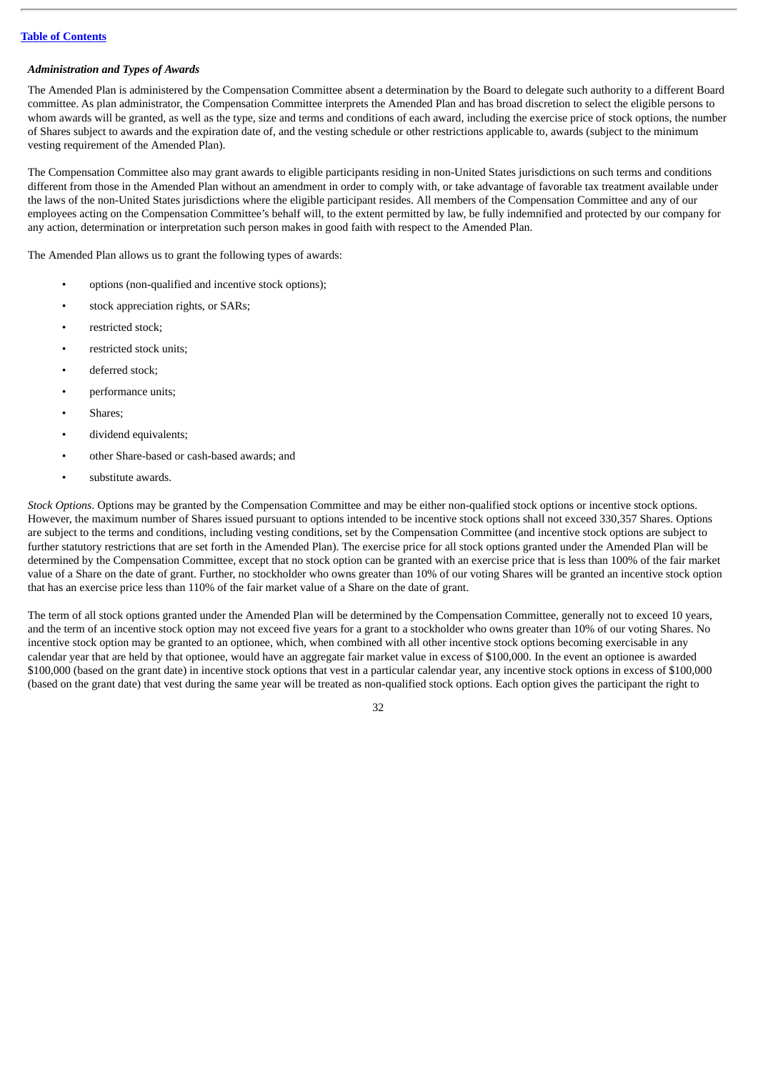***Administration and Types of Awards***

The Amended Plan is administered by the Compensation Committee absent a determination by the Board to delegate such authority to a different Board committee. As plan administrator, the Compensation Committee interprets the Amended Plan and has broad discretion to select the eligible persons to whom awards will be granted, as well as the type, size and terms and conditions of each award, including the exercise price of stock options, the number of Shares subject to awards and the expiration date of, and the vesting schedule or other restrictions applicable to, awards (subject to the minimum vesting requirement of the Amended Plan).

The Compensation Committee also may grant awards to eligible participants residing in non-United States jurisdictions on such terms and conditions different from those in the Amended Plan without an amendment in order to comply with, or take advantage of favorable tax treatment available under the laws of the non-United States jurisdictions where the eligible participant resides. All members of the Compensation Committee and any of our employees acting on the Compensation Committee's behalf will, to the extent permitted by law, be fully indemnified and protected by our company for any action, determination or interpretation such person makes in good faith with respect to the Amended Plan.

The Amended Plan allows us to grant the following types of awards:

- options (non-qualified and incentive stock options);
- stock appreciation rights, or SARs;
- restricted stock;
- restricted stock units;
- deferred stock;
- performance units;
- Shares;
- dividend equivalents;
- other Share-based or cash-based awards; and
- substitute awards.

*Stock Options*. Options may be granted by the Compensation Committee and may be either non-qualified stock options or incentive stock options. However, the maximum number of Shares issued pursuant to options intended to be incentive stock options shall not exceed 330,357 Shares. Options are subject to the terms and conditions, including vesting conditions, set by the Compensation Committee (and incentive stock options are subject to further statutory restrictions that are set forth in the Amended Plan). The exercise price for all stock options granted under the Amended Plan will be determined by the Compensation Committee, except that no stock option can be granted with an exercise price that is less than 100% of the fair market value of a Share on the date of grant. Further, no stockholder who owns greater than 10% of our voting Shares will be granted an incentive stock option that has an exercise price less than 110% of the fair market value of a Share on the date of grant.

The term of all stock options granted under the Amended Plan will be determined by the Compensation Committee, generally not to exceed 10 years, and the term of an incentive stock option may not exceed five years for a grant to a stockholder who owns greater than 10% of our voting Shares. No incentive stock option may be granted to an optionee, which, when combined with all other incentive stock options becoming exercisable in any calendar year that are held by that optionee, would have an aggregate fair market value in excess of $100,000. In the event an optionee is awarded $100,000 (based on the grant date) in incentive stock options that vest in a particular calendar year, any incentive stock options in excess of $100,000 (based on the grant date) that vest during the same year will be treated as non-qualified stock options. Each option gives the participant the right to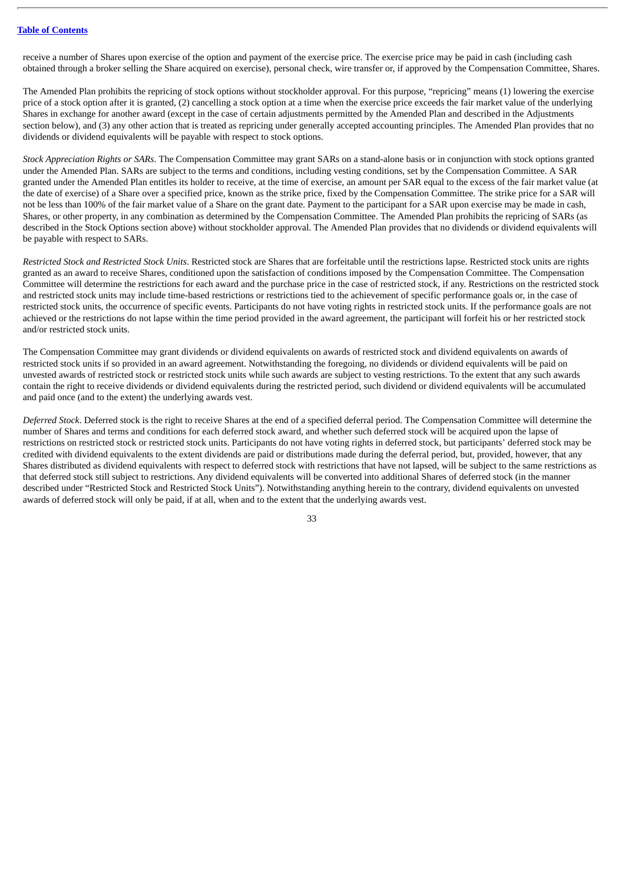receive a number of Shares upon exercise of the option and payment of the exercise price. The exercise price may be paid in cash (including cash obtained through a broker selling the Share acquired on exercise), personal check, wire transfer or, if approved by the Compensation Committee, Shares.

The Amended Plan prohibits the repricing of stock options without stockholder approval. For this purpose, "repricing" means (1) lowering the exercise price of a stock option after it is granted, (2) cancelling a stock option at a time when the exercise price exceeds the fair market value of the underlying Shares in exchange for another award (except in the case of certain adjustments permitted by the Amended Plan and described in the Adjustments section below), and (3) any other action that is treated as repricing under generally accepted accounting principles. The Amended Plan provides that no dividends or dividend equivalents will be payable with respect to stock options.

*Stock Appreciation Rights or SARs*. The Compensation Committee may grant SARs on a stand-alone basis or in conjunction with stock options granted under the Amended Plan. SARs are subject to the terms and conditions, including vesting conditions, set by the Compensation Committee. A SAR granted under the Amended Plan entitles its holder to receive, at the time of exercise, an amount per SAR equal to the excess of the fair market value (at the date of exercise) of a Share over a specified price, known as the strike price, fixed by the Compensation Committee. The strike price for a SAR will not be less than 100% of the fair market value of a Share on the grant date. Payment to the participant for a SAR upon exercise may be made in cash, Shares, or other property, in any combination as determined by the Compensation Committee. The Amended Plan prohibits the repricing of SARs (as described in the Stock Options section above) without stockholder approval. The Amended Plan provides that no dividends or dividend equivalents will be payable with respect to SARs.

*Restricted Stock and Restricted Stock Units*. Restricted stock are Shares that are forfeitable until the restrictions lapse. Restricted stock units are rights granted as an award to receive Shares, conditioned upon the satisfaction of conditions imposed by the Compensation Committee. The Compensation Committee will determine the restrictions for each award and the purchase price in the case of restricted stock, if any. Restrictions on the restricted stock and restricted stock units may include time-based restrictions or restrictions tied to the achievement of specific performance goals or, in the case of restricted stock units, the occurrence of specific events. Participants do not have voting rights in restricted stock units. If the performance goals are not achieved or the restrictions do not lapse within the time period provided in the award agreement, the participant will forfeit his or her restricted stock and/or restricted stock units.

The Compensation Committee may grant dividends or dividend equivalents on awards of restricted stock and dividend equivalents on awards of restricted stock units if so provided in an award agreement. Notwithstanding the foregoing, no dividends or dividend equivalents will be paid on unvested awards of restricted stock or restricted stock units while such awards are subject to vesting restrictions. To the extent that any such awards contain the right to receive dividends or dividend equivalents during the restricted period, such dividend or dividend equivalents will be accumulated and paid once (and to the extent) the underlying awards vest.

*Deferred Stock*. Deferred stock is the right to receive Shares at the end of a specified deferral period. The Compensation Committee will determine the number of Shares and terms and conditions for each deferred stock award, and whether such deferred stock will be acquired upon the lapse of restrictions on restricted stock or restricted stock units. Participants do not have voting rights in deferred stock, but participants' deferred stock may be credited with dividend equivalents to the extent dividends are paid or distributions made during the deferral period, but, provided, however, that any Shares distributed as dividend equivalents with respect to deferred stock with restrictions that have not lapsed, will be subject to the same restrictions as that deferred stock still subject to restrictions. Any dividend equivalents will be converted into additional Shares of deferred stock (in the manner described under "Restricted Stock and Restricted Stock Units"). Notwithstanding anything herein to the contrary, dividend equivalents on unvested awards of deferred stock will only be paid, if at all, when and to the extent that the underlying awards vest.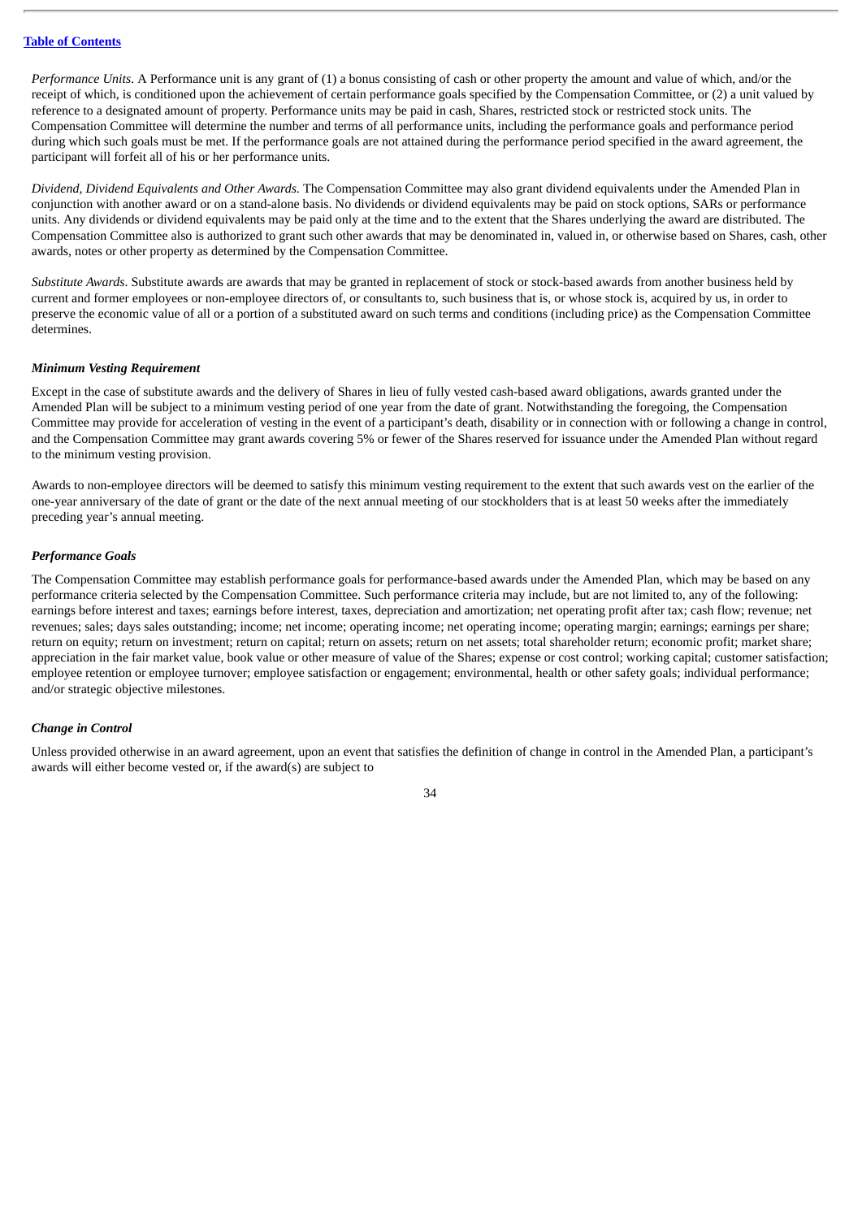*Performance Units*. A Performance unit is any grant of (1) a bonus consisting of cash or other property the amount and value of which, and/or the receipt of which, is conditioned upon the achievement of certain performance goals specified by the Compensation Committee, or (2) a unit valued by reference to a designated amount of property. Performance units may be paid in cash, Shares, restricted stock or restricted stock units. The Compensation Committee will determine the number and terms of all performance units, including the performance goals and performance period during which such goals must be met. If the performance goals are not attained during the performance period specified in the award agreement, the participant will forfeit all of his or her performance units.

*Dividend, Dividend Equivalents and Other Awards*. The Compensation Committee may also grant dividend equivalents under the Amended Plan in conjunction with another award or on a stand-alone basis. No dividends or dividend equivalents may be paid on stock options, SARs or performance units. Any dividends or dividend equivalents may be paid only at the time and to the extent that the Shares underlying the award are distributed. The Compensation Committee also is authorized to grant such other awards that may be denominated in, valued in, or otherwise based on Shares, cash, other awards, notes or other property as determined by the Compensation Committee.

*Substitute Awards*. Substitute awards are awards that may be granted in replacement of stock or stock-based awards from another business held by current and former employees or non-employee directors of, or consultants to, such business that is, or whose stock is, acquired by us, in order to preserve the economic value of all or a portion of a substituted award on such terms and conditions (including price) as the Compensation Committee determines.

***Minimum Vesting Requirement***

Except in the case of substitute awards and the delivery of Shares in lieu of fully vested cash-based award obligations, awards granted under the Amended Plan will be subject to a minimum vesting period of one year from the date of grant. Notwithstanding the foregoing, the Compensation Committee may provide for acceleration of vesting in the event of a participant's death, disability or in connection with or following a change in control, and the Compensation Committee may grant awards covering 5% or fewer of the Shares reserved for issuance under the Amended Plan without regard to the minimum vesting provision.

Awards to non-employee directors will be deemed to satisfy this minimum vesting requirement to the extent that such awards vest on the earlier of the one-year anniversary of the date of grant or the date of the next annual meeting of our stockholders that is at least 50 weeks after the immediately preceding year's annual meeting.

***Performance Goals***

The Compensation Committee may establish performance goals for performance-based awards under the Amended Plan, which may be based on any performance criteria selected by the Compensation Committee. Such performance criteria may include, but are not limited to, any of the following: earnings before interest and taxes; earnings before interest, taxes, depreciation and amortization; net operating profit after tax; cash flow; revenue; net revenues; sales; days sales outstanding; income; net income; operating income; net operating income; operating margin; earnings; earnings per share; return on equity; return on investment; return on capital; return on assets; return on net assets; total shareholder return; economic profit; market share; appreciation in the fair market value, book value or other measure of value of the Shares; expense or cost control; working capital; customer satisfaction; employee retention or employee turnover; employee satisfaction or engagement; environmental, health or other safety goals; individual performance; and/or strategic objective milestones.

***Change in Control***

Unless provided otherwise in an award agreement, upon an event that satisfies the definition of change in control in the Amended Plan, a participant's awards will either become vested or, if the award(s) are subject to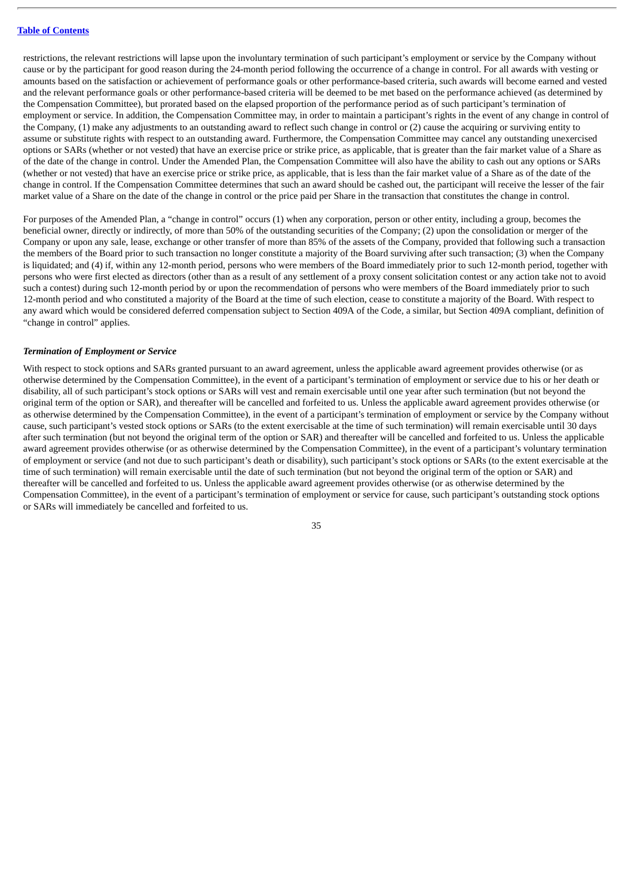restrictions, the relevant restrictions will lapse upon the involuntary termination of such participant's employment or service by the Company without cause or by the participant for good reason during the 24-month period following the occurrence of a change in control. For all awards with vesting or amounts based on the satisfaction or achievement of performance goals or other performance-based criteria, such awards will become earned and vested and the relevant performance goals or other performance-based criteria will be deemed to be met based on the performance achieved (as determined by the Compensation Committee), but prorated based on the elapsed proportion of the performance period as of such participant's termination of employment or service. In addition, the Compensation Committee may, in order to maintain a participant's rights in the event of any change in control of the Company, (1) make any adjustments to an outstanding award to reflect such change in control or (2) cause the acquiring or surviving entity to assume or substitute rights with respect to an outstanding award. Furthermore, the Compensation Committee may cancel any outstanding unexercised options or SARs (whether or not vested) that have an exercise price or strike price, as applicable, that is greater than the fair market value of a Share as of the date of the change in control. Under the Amended Plan, the Compensation Committee will also have the ability to cash out any options or SARs (whether or not vested) that have an exercise price or strike price, as applicable, that is less than the fair market value of a Share as of the date of the change in control. If the Compensation Committee determines that such an award should be cashed out, the participant will receive the lesser of the fair market value of a Share on the date of the change in control or the price paid per Share in the transaction that constitutes the change in control.

For purposes of the Amended Plan, a "change in control" occurs (1) when any corporation, person or other entity, including a group, becomes the beneficial owner, directly or indirectly, of more than 50% of the outstanding securities of the Company; (2) upon the consolidation or merger of the Company or upon any sale, lease, exchange or other transfer of more than 85% of the assets of the Company, provided that following such a transaction the members of the Board prior to such transaction no longer constitute a majority of the Board surviving after such transaction; (3) when the Company is liquidated; and (4) if, within any 12-month period, persons who were members of the Board immediately prior to such 12-month period, together with persons who were first elected as directors (other than as a result of any settlement of a proxy consent solicitation contest or any action take not to avoid such a contest) during such 12-month period by or upon the recommendation of persons who were members of the Board immediately prior to such 12-month period and who constituted a majority of the Board at the time of such election, cease to constitute a majority of the Board. With respect to any award which would be considered deferred compensation subject to Section 409A of the Code, a similar, but Section 409A compliant, definition of "change in control" applies.

***Termination of Employment or Service***

With respect to stock options and SARs granted pursuant to an award agreement, unless the applicable award agreement provides otherwise (or as otherwise determined by the Compensation Committee), in the event of a participant's termination of employment or service due to his or her death or disability, all of such participant's stock options or SARs will vest and remain exercisable until one year after such termination (but not beyond the original term of the option or SAR), and thereafter will be cancelled and forfeited to us. Unless the applicable award agreement provides otherwise (or as otherwise determined by the Compensation Committee), in the event of a participant's termination of employment or service by the Company without cause, such participant's vested stock options or SARs (to the extent exercisable at the time of such termination) will remain exercisable until 30 days after such termination (but not beyond the original term of the option or SAR) and thereafter will be cancelled and forfeited to us. Unless the applicable award agreement provides otherwise (or as otherwise determined by the Compensation Committee), in the event of a participant's voluntary termination of employment or service (and not due to such participant's death or disability), such participant's stock options or SARs (to the extent exercisable at the time of such termination) will remain exercisable until the date of such termination (but not beyond the original term of the option or SAR) and thereafter will be cancelled and forfeited to us. Unless the applicable award agreement provides otherwise (or as otherwise determined by the Compensation Committee), in the event of a participant's termination of employment or service for cause, such participant's outstanding stock options or SARs will immediately be cancelled and forfeited to us.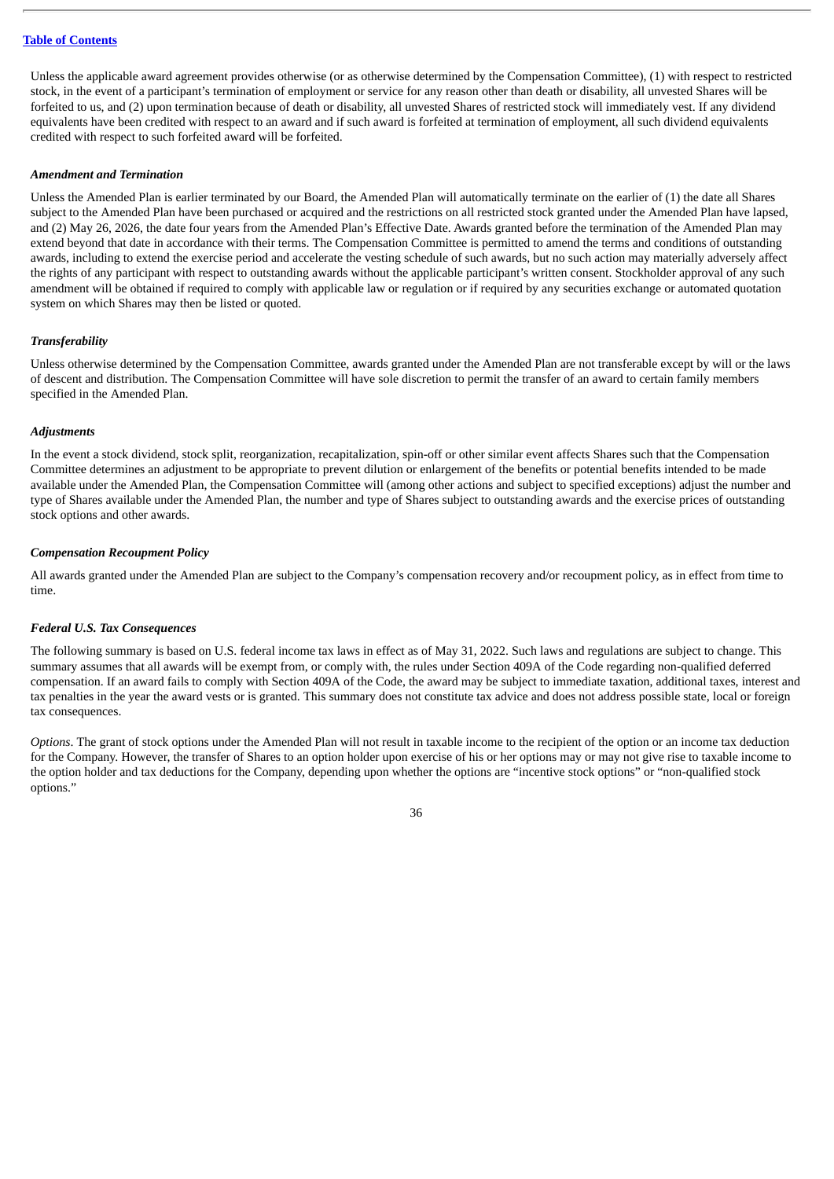Unless the applicable award agreement provides otherwise (or as otherwise determined by the Compensation Committee), (1) with respect to restricted stock, in the event of a participant's termination of employment or service for any reason other than death or disability, all unvested Shares will be forfeited to us, and (2) upon termination because of death or disability, all unvested Shares of restricted stock will immediately vest. If any dividend equivalents have been credited with respect to an award and if such award is forfeited at termination of employment, all such dividend equivalents credited with respect to such forfeited award will be forfeited.

***Amendment and Termination***

Unless the Amended Plan is earlier terminated by our Board, the Amended Plan will automatically terminate on the earlier of (1) the date all Shares subject to the Amended Plan have been purchased or acquired and the restrictions on all restricted stock granted under the Amended Plan have lapsed, and (2) May 26, 2026, the date four years from the Amended Plan's Effective Date. Awards granted before the termination of the Amended Plan may extend beyond that date in accordance with their terms. The Compensation Committee is permitted to amend the terms and conditions of outstanding awards, including to extend the exercise period and accelerate the vesting schedule of such awards, but no such action may materially adversely affect the rights of any participant with respect to outstanding awards without the applicable participant's written consent. Stockholder approval of any such amendment will be obtained if required to comply with applicable law or regulation or if required by any securities exchange or automated quotation system on which Shares may then be listed or quoted.

***Transferability***

Unless otherwise determined by the Compensation Committee, awards granted under the Amended Plan are not transferable except by will or the laws of descent and distribution. The Compensation Committee will have sole discretion to permit the transfer of an award to certain family members specified in the Amended Plan.

***Adjustments***

In the event a stock dividend, stock split, reorganization, recapitalization, spin-off or other similar event affects Shares such that the Compensation Committee determines an adjustment to be appropriate to prevent dilution or enlargement of the benefits or potential benefits intended to be made available under the Amended Plan, the Compensation Committee will (among other actions and subject to specified exceptions) adjust the number and type of Shares available under the Amended Plan, the number and type of Shares subject to outstanding awards and the exercise prices of outstanding stock options and other awards.

***Compensation Recoupment Policy***

All awards granted under the Amended Plan are subject to the Company's compensation recovery and/or recoupment policy, as in effect from time to time.

***Federal U.S. Tax Consequences***

The following summary is based on U.S. federal income tax laws in effect as of May 31, 2022. Such laws and regulations are subject to change. This summary assumes that all awards will be exempt from, or comply with, the rules under Section 409A of the Code regarding non-qualified deferred compensation. If an award fails to comply with Section 409A of the Code, the award may be subject to immediate taxation, additional taxes, interest and tax penalties in the year the award vests or is granted. This summary does not constitute tax advice and does not address possible state, local or foreign tax consequences.

*Options*. The grant of stock options under the Amended Plan will not result in taxable income to the recipient of the option or an income tax deduction for the Company. However, the transfer of Shares to an option holder upon exercise of his or her options may or may not give rise to taxable income to the option holder and tax deductions for the Company, depending upon whether the options are "incentive stock options" or "non-qualified stock options."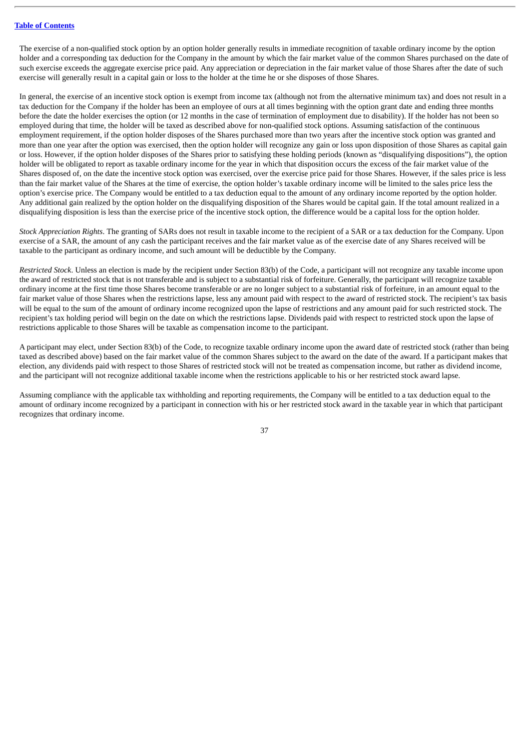The exercise of a non-qualified stock option by an option holder generally results in immediate recognition of taxable ordinary income by the option holder and a corresponding tax deduction for the Company in the amount by which the fair market value of the common Shares purchased on the date of such exercise exceeds the aggregate exercise price paid. Any appreciation or depreciation in the fair market value of those Shares after the date of such exercise will generally result in a capital gain or loss to the holder at the time he or she disposes of those Shares.

In general, the exercise of an incentive stock option is exempt from income tax (although not from the alternative minimum tax) and does not result in a tax deduction for the Company if the holder has been an employee of ours at all times beginning with the option grant date and ending three months before the date the holder exercises the option (or 12 months in the case of termination of employment due to disability). If the holder has not been so employed during that time, the holder will be taxed as described above for non-qualified stock options. Assuming satisfaction of the continuous employment requirement, if the option holder disposes of the Shares purchased more than two years after the incentive stock option was granted and more than one year after the option was exercised, then the option holder will recognize any gain or loss upon disposition of those Shares as capital gain or loss. However, if the option holder disposes of the Shares prior to satisfying these holding periods (known as "disqualifying dispositions"), the option holder will be obligated to report as taxable ordinary income for the year in which that disposition occurs the excess of the fair market value of the Shares disposed of, on the date the incentive stock option was exercised, over the exercise price paid for those Shares. However, if the sales price is less than the fair market value of the Shares at the time of exercise, the option holder's taxable ordinary income will be limited to the sales price less the option's exercise price. The Company would be entitled to a tax deduction equal to the amount of any ordinary income reported by the option holder. Any additional gain realized by the option holder on the disqualifying disposition of the Shares would be capital gain. If the total amount realized in a disqualifying disposition is less than the exercise price of the incentive stock option, the difference would be a capital loss for the option holder.

*Stock Appreciation Rights*. The granting of SARs does not result in taxable income to the recipient of a SAR or a tax deduction for the Company. Upon exercise of a SAR, the amount of any cash the participant receives and the fair market value as of the exercise date of any Shares received will be taxable to the participant as ordinary income, and such amount will be deductible by the Company.

*Restricted Stock*. Unless an election is made by the recipient under Section 83(b) of the Code, a participant will not recognize any taxable income upon the award of restricted stock that is not transferable and is subject to a substantial risk of forfeiture. Generally, the participant will recognize taxable ordinary income at the first time those Shares become transferable or are no longer subject to a substantial risk of forfeiture, in an amount equal to the fair market value of those Shares when the restrictions lapse, less any amount paid with respect to the award of restricted stock. The recipient's tax basis will be equal to the sum of the amount of ordinary income recognized upon the lapse of restrictions and any amount paid for such restricted stock. The recipient's tax holding period will begin on the date on which the restrictions lapse. Dividends paid with respect to restricted stock upon the lapse of restrictions applicable to those Shares will be taxable as compensation income to the participant.

A participant may elect, under Section 83(b) of the Code, to recognize taxable ordinary income upon the award date of restricted stock (rather than being taxed as described above) based on the fair market value of the common Shares subject to the award on the date of the award. If a participant makes that election, any dividends paid with respect to those Shares of restricted stock will not be treated as compensation income, but rather as dividend income, and the participant will not recognize additional taxable income when the restrictions applicable to his or her restricted stock award lapse.

Assuming compliance with the applicable tax withholding and reporting requirements, the Company will be entitled to a tax deduction equal to the amount of ordinary income recognized by a participant in connection with his or her restricted stock award in the taxable year in which that participant recognizes that ordinary income.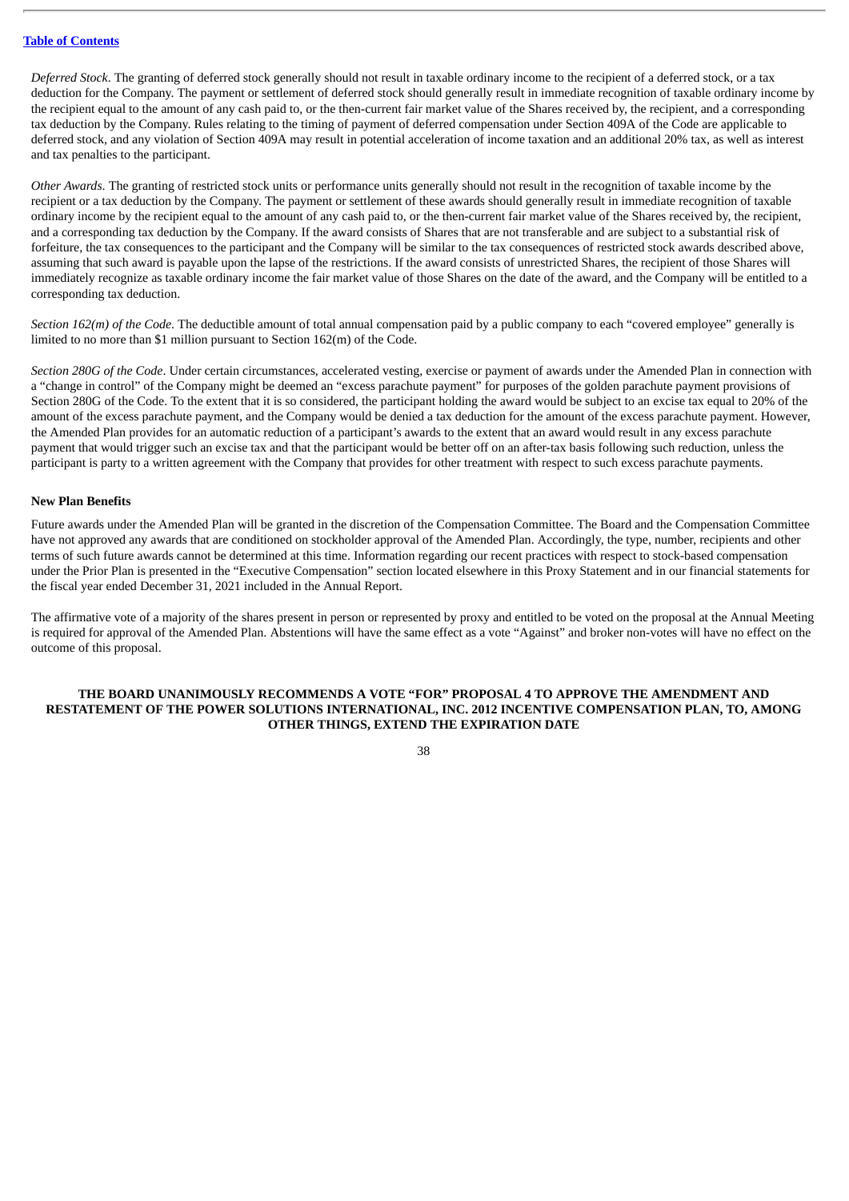*Deferred Stock*. The granting of deferred stock generally should not result in taxable ordinary income to the recipient of a deferred stock, or a tax deduction for the Company. The payment or settlement of deferred stock should generally result in immediate recognition of taxable ordinary income by the recipient equal to the amount of any cash paid to, or the then-current fair market value of the Shares received by, the recipient, and a corresponding tax deduction by the Company. Rules relating to the timing of payment of deferred compensation under Section 409A of the Code are applicable to deferred stock, and any violation of Section 409A may result in potential acceleration of income taxation and an additional 20% tax, as well as interest and tax penalties to the participant.

*Other Awards.* The granting of restricted stock units or performance units generally should not result in the recognition of taxable income by the recipient or a tax deduction by the Company. The payment or settlement of these awards should generally result in immediate recognition of taxable ordinary income by the recipient equal to the amount of any cash paid to, or the then-current fair market value of the Shares received by, the recipient, and a corresponding tax deduction by the Company. If the award consists of Shares that are not transferable and are subject to a substantial risk of forfeiture, the tax consequences to the participant and the Company will be similar to the tax consequences of restricted stock awards described above, assuming that such award is payable upon the lapse of the restrictions. If the award consists of unrestricted Shares, the recipient of those Shares will immediately recognize as taxable ordinary income the fair market value of those Shares on the date of the award, and the Company will be entitled to a corresponding tax deduction.

*Section 162(m) of the Code*. The deductible amount of total annual compensation paid by a public company to each "covered employee" generally is limited to no more than $1 million pursuant to Section 162(m) of the Code.

*Section 280G of the Code*. Under certain circumstances, accelerated vesting, exercise or payment of awards under the Amended Plan in connection with a "change in control" of the Company might be deemed an "excess parachute payment" for purposes of the golden parachute payment provisions of Section 280G of the Code. To the extent that it is so considered, the participant holding the award would be subject to an excise tax equal to 20% of the amount of the excess parachute payment, and the Company would be denied a tax deduction for the amount of the excess parachute payment. However, the Amended Plan provides for an automatic reduction of a participant's awards to the extent that an award would result in any excess parachute payment that would trigger such an excise tax and that the participant would be better off on an after-tax basis following such reduction, unless the participant is party to a written agreement with the Company that provides for other treatment with respect to such excess parachute payments.

**New Plan Benefits**

Future awards under the Amended Plan will be granted in the discretion of the Compensation Committee. The Board and the Compensation Committee have not approved any awards that are conditioned on stockholder approval of the Amended Plan. Accordingly, the type, number, recipients and other terms of such future awards cannot be determined at this time. Information regarding our recent practices with respect to stock-based compensation under the Prior Plan is presented in the "Executive Compensation" section located elsewhere in this Proxy Statement and in our financial statements for the fiscal year ended December 31, 2021 included in the Annual Report.

The affirmative vote of a majority of the shares present in person or represented by proxy and entitled to be voted on the proposal at the Annual Meeting is required for approval of the Amended Plan. Abstentions will have the same effect as a vote "Against" and broker non-votes will have no effect on the outcome of this proposal.

**THE BOARD UNANIMOUSLY RECOMMENDS A VOTE "FOR" PROPOSAL 4 TO APPROVE THE AMENDMENT AND RESTATEMENT OF THE POWER SOLUTIONS INTERNATIONAL, INC. 2012 INCENTIVE COMPENSATION PLAN, TO, AMONG OTHER THINGS, EXTEND THE EXPIRATION DATE**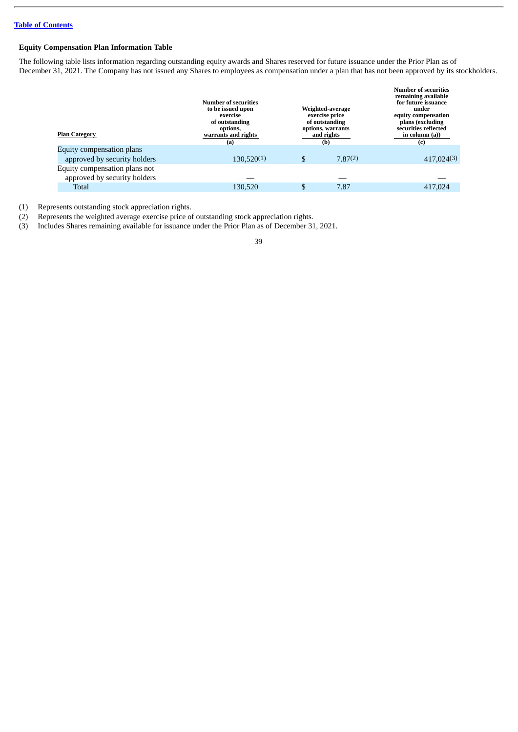## Equity Compensation Plan Information Table

The following table lists information regarding outstanding equity awards and Shares reserved for future issuance under the Prior Plan as of December 31, 2021. The Company has not issued any Shares to employees as compensation under a plan that has not been approved by its stockholders.

| Plan Category | Number of securities to be issued upon exercise of outstanding options, warrants and rights (a) | Weighted-average exercise price of outstanding options, warrants and rights (b) | Number of securities remaining available for future issuance under equity compensation plans (excluding securities reflected in column (a)) (c) |
|---|---|---|---|
| Equity compensation plans approved by security holders | 130,520(1) | $ 7.87(2) | 417,024(3) |
| Equity compensation plans not approved by security holders | — | — | — |
| Total | 130,520 | $ 7.87 | 417,024 |

(1) Represents outstanding stock appreciation rights.

(2) Represents the weighted average exercise price of outstanding stock appreciation rights.

(3) Includes Shares remaining available for issuance under the Prior Plan as of December 31, 2021.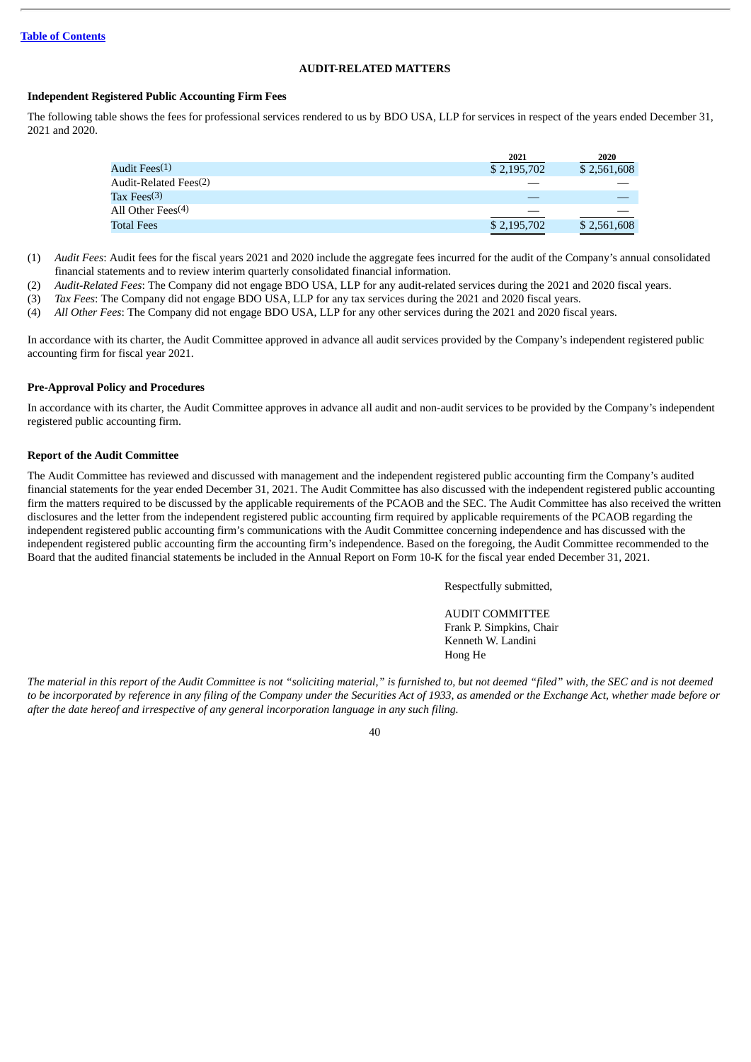## AUDIT-RELATED MATTERS

### Independent Registered Public Accounting Firm Fees

The following table shows the fees for professional services rendered to us by BDO USA, LLP for services in respect of the years ended December 31, 2021 and 2020.

| | 2021 | 2020 |
|---|---|---|
| Audit Fees(1) | $ 2,195,702 | $ 2,561,608 |
| Audit-Related Fees(2) | — | — |
| Tax Fees(3) | — | — |
| All Other Fees(4) | — | — |
| Total Fees | $ 2,195,702 | $ 2,561,608 |

(1) *Audit Fees*: Audit fees for the fiscal years 2021 and 2020 include the aggregate fees incurred for the audit of the Company's annual consolidated financial statements and to review interim quarterly consolidated financial information.

(2) *Audit-Related Fees*: The Company did not engage BDO USA, LLP for any audit-related services during the 2021 and 2020 fiscal years.

(3) *Tax Fees*: The Company did not engage BDO USA, LLP for any tax services during the 2021 and 2020 fiscal years.

(4) *All Other Fees*: The Company did not engage BDO USA, LLP for any other services during the 2021 and 2020 fiscal years.

In accordance with its charter, the Audit Committee approved in advance all audit services provided by the Company's independent registered public accounting firm for fiscal year 2021.

### Pre-Approval Policy and Procedures

In accordance with its charter, the Audit Committee approves in advance all audit and non-audit services to be provided by the Company's independent registered public accounting firm.

### Report of the Audit Committee

The Audit Committee has reviewed and discussed with management and the independent registered public accounting firm the Company's audited financial statements for the year ended December 31, 2021. The Audit Committee has also discussed with the independent registered public accounting firm the matters required to be discussed by the applicable requirements of the PCAOB and the SEC. The Audit Committee has also received the written disclosures and the letter from the independent registered public accounting firm required by applicable requirements of the PCAOB regarding the independent registered public accounting firm's communications with the Audit Committee concerning independence and has discussed with the independent registered public accounting firm the accounting firm's independence. Based on the foregoing, the Audit Committee recommended to the Board that the audited financial statements be included in the Annual Report on Form 10-K for the fiscal year ended December 31, 2021.

Respectfully submitted,

AUDIT COMMITTEE
Frank P. Simpkins, Chair
Kenneth W. Landini
Hong He

*The material in this report of the Audit Committee is not "soliciting material," is furnished to, but not deemed "filed" with, the SEC and is not deemed to be incorporated by reference in any filing of the Company under the Securities Act of 1933, as amended or the Exchange Act, whether made before or after the date hereof and irrespective of any general incorporation language in any such filing.*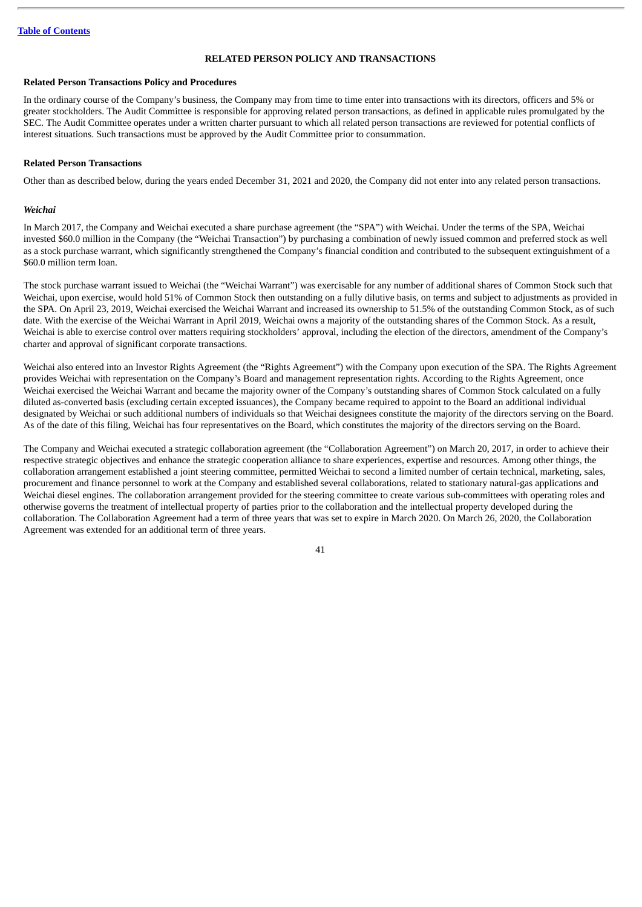## RELATED PERSON POLICY AND TRANSACTIONS

### Related Person Transactions Policy and Procedures

In the ordinary course of the Company's business, the Company may from time to time enter into transactions with its directors, officers and 5% or greater stockholders. The Audit Committee is responsible for approving related person transactions, as defined in applicable rules promulgated by the SEC. The Audit Committee operates under a written charter pursuant to which all related person transactions are reviewed for potential conflicts of interest situations. Such transactions must be approved by the Audit Committee prior to consummation.

### Related Person Transactions

Other than as described below, during the years ended December 31, 2021 and 2020, the Company did not enter into any related person transactions.

#### *Weichai*

In March 2017, the Company and Weichai executed a share purchase agreement (the "SPA") with Weichai. Under the terms of the SPA, Weichai invested $60.0 million in the Company (the "Weichai Transaction") by purchasing a combination of newly issued common and preferred stock as well as a stock purchase warrant, which significantly strengthened the Company's financial condition and contributed to the subsequent extinguishment of a $60.0 million term loan.

The stock purchase warrant issued to Weichai (the "Weichai Warrant") was exercisable for any number of additional shares of Common Stock such that Weichai, upon exercise, would hold 51% of Common Stock then outstanding on a fully dilutive basis, on terms and subject to adjustments as provided in the SPA. On April 23, 2019, Weichai exercised the Weichai Warrant and increased its ownership to 51.5% of the outstanding Common Stock, as of such date. With the exercise of the Weichai Warrant in April 2019, Weichai owns a majority of the outstanding shares of the Common Stock. As a result, Weichai is able to exercise control over matters requiring stockholders' approval, including the election of the directors, amendment of the Company's charter and approval of significant corporate transactions.

Weichai also entered into an Investor Rights Agreement (the "Rights Agreement") with the Company upon execution of the SPA. The Rights Agreement provides Weichai with representation on the Company's Board and management representation rights. According to the Rights Agreement, once Weichai exercised the Weichai Warrant and became the majority owner of the Company's outstanding shares of Common Stock calculated on a fully diluted as-converted basis (excluding certain excepted issuances), the Company became required to appoint to the Board an additional individual designated by Weichai or such additional numbers of individuals so that Weichai designees constitute the majority of the directors serving on the Board. As of the date of this filing, Weichai has four representatives on the Board, which constitutes the majority of the directors serving on the Board.

The Company and Weichai executed a strategic collaboration agreement (the "Collaboration Agreement") on March 20, 2017, in order to achieve their respective strategic objectives and enhance the strategic cooperation alliance to share experiences, expertise and resources. Among other things, the collaboration arrangement established a joint steering committee, permitted Weichai to second a limited number of certain technical, marketing, sales, procurement and finance personnel to work at the Company and established several collaborations, related to stationary natural-gas applications and Weichai diesel engines. The collaboration arrangement provided for the steering committee to create various sub-committees with operating roles and otherwise governs the treatment of intellectual property of parties prior to the collaboration and the intellectual property developed during the collaboration. The Collaboration Agreement had a term of three years that was set to expire in March 2020. On March 26, 2020, the Collaboration Agreement was extended for an additional term of three years.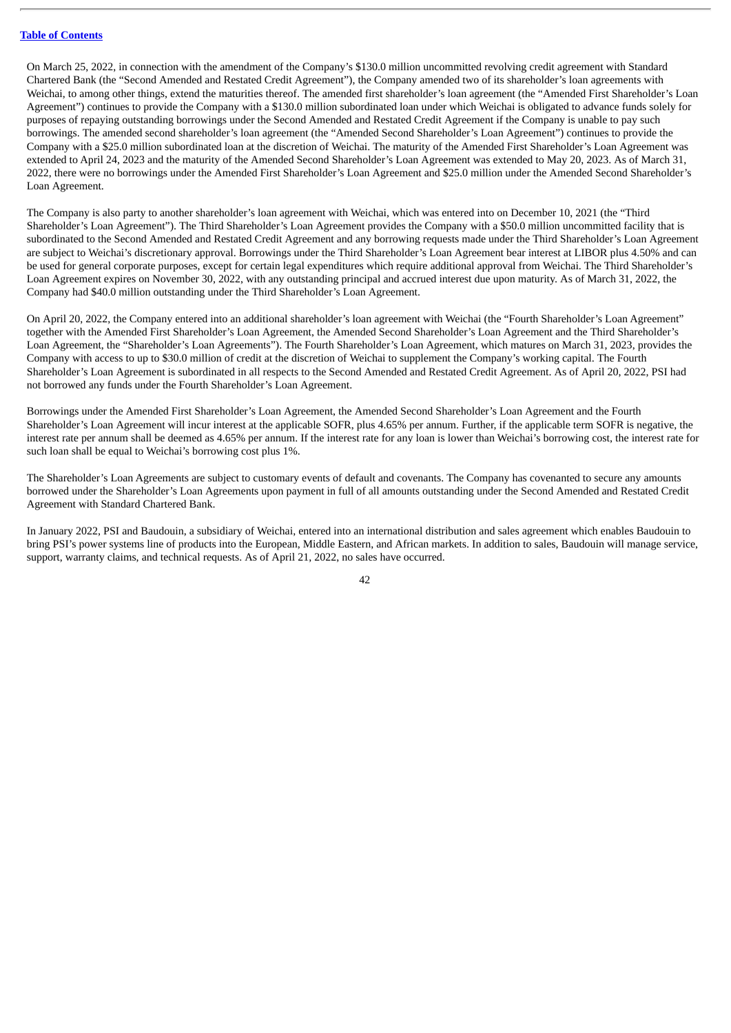On March 25, 2022, in connection with the amendment of the Company's $130.0 million uncommitted revolving credit agreement with Standard Chartered Bank (the "Second Amended and Restated Credit Agreement"), the Company amended two of its shareholder's loan agreements with Weichai, to among other things, extend the maturities thereof. The amended first shareholder's loan agreement (the "Amended First Shareholder's Loan Agreement") continues to provide the Company with a $130.0 million subordinated loan under which Weichai is obligated to advance funds solely for purposes of repaying outstanding borrowings under the Second Amended and Restated Credit Agreement if the Company is unable to pay such borrowings. The amended second shareholder's loan agreement (the "Amended Second Shareholder's Loan Agreement") continues to provide the Company with a $25.0 million subordinated loan at the discretion of Weichai. The maturity of the Amended First Shareholder's Loan Agreement was extended to April 24, 2023 and the maturity of the Amended Second Shareholder's Loan Agreement was extended to May 20, 2023. As of March 31, 2022, there were no borrowings under the Amended First Shareholder's Loan Agreement and $25.0 million under the Amended Second Shareholder's Loan Agreement.

The Company is also party to another shareholder's loan agreement with Weichai, which was entered into on December 10, 2021 (the "Third Shareholder's Loan Agreement"). The Third Shareholder's Loan Agreement provides the Company with a $50.0 million uncommitted facility that is subordinated to the Second Amended and Restated Credit Agreement and any borrowing requests made under the Third Shareholder's Loan Agreement are subject to Weichai's discretionary approval. Borrowings under the Third Shareholder's Loan Agreement bear interest at LIBOR plus 4.50% and can be used for general corporate purposes, except for certain legal expenditures which require additional approval from Weichai. The Third Shareholder's Loan Agreement expires on November 30, 2022, with any outstanding principal and accrued interest due upon maturity. As of March 31, 2022, the Company had $40.0 million outstanding under the Third Shareholder's Loan Agreement.

On April 20, 2022, the Company entered into an additional shareholder's loan agreement with Weichai (the "Fourth Shareholder's Loan Agreement" together with the Amended First Shareholder's Loan Agreement, the Amended Second Shareholder's Loan Agreement and the Third Shareholder's Loan Agreement, the "Shareholder's Loan Agreements"). The Fourth Shareholder's Loan Agreement, which matures on March 31, 2023, provides the Company with access to up to $30.0 million of credit at the discretion of Weichai to supplement the Company's working capital. The Fourth Shareholder's Loan Agreement is subordinated in all respects to the Second Amended and Restated Credit Agreement. As of April 20, 2022, PSI had not borrowed any funds under the Fourth Shareholder's Loan Agreement.

Borrowings under the Amended First Shareholder's Loan Agreement, the Amended Second Shareholder's Loan Agreement and the Fourth Shareholder's Loan Agreement will incur interest at the applicable SOFR, plus 4.65% per annum. Further, if the applicable term SOFR is negative, the interest rate per annum shall be deemed as 4.65% per annum. If the interest rate for any loan is lower than Weichai's borrowing cost, the interest rate for such loan shall be equal to Weichai's borrowing cost plus 1%.

The Shareholder's Loan Agreements are subject to customary events of default and covenants. The Company has covenanted to secure any amounts borrowed under the Shareholder's Loan Agreements upon payment in full of all amounts outstanding under the Second Amended and Restated Credit Agreement with Standard Chartered Bank.

In January 2022, PSI and Baudouin, a subsidiary of Weichai, entered into an international distribution and sales agreement which enables Baudouin to bring PSI's power systems line of products into the European, Middle Eastern, and African markets. In addition to sales, Baudouin will manage service, support, warranty claims, and technical requests. As of April 21, 2022, no sales have occurred.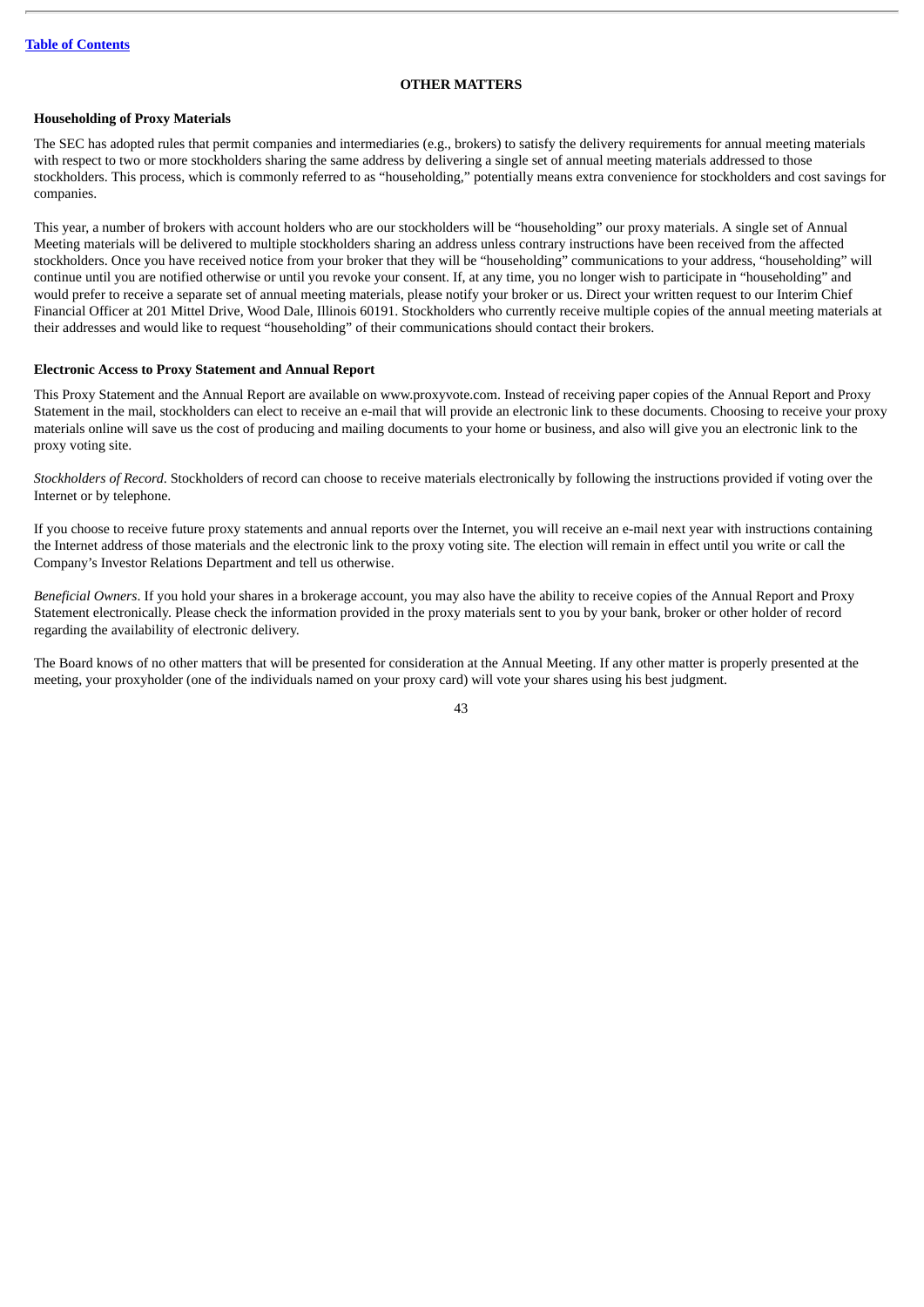## OTHER MATTERS

### Householding of Proxy Materials

The SEC has adopted rules that permit companies and intermediaries (e.g., brokers) to satisfy the delivery requirements for annual meeting materials with respect to two or more stockholders sharing the same address by delivering a single set of annual meeting materials addressed to those stockholders. This process, which is commonly referred to as "householding," potentially means extra convenience for stockholders and cost savings for companies.

This year, a number of brokers with account holders who are our stockholders will be "householding" our proxy materials. A single set of Annual Meeting materials will be delivered to multiple stockholders sharing an address unless contrary instructions have been received from the affected stockholders. Once you have received notice from your broker that they will be "householding" communications to your address, "householding" will continue until you are notified otherwise or until you revoke your consent. If, at any time, you no longer wish to participate in "householding" and would prefer to receive a separate set of annual meeting materials, please notify your broker or us. Direct your written request to our Interim Chief Financial Officer at 201 Mittel Drive, Wood Dale, Illinois 60191. Stockholders who currently receive multiple copies of the annual meeting materials at their addresses and would like to request "householding" of their communications should contact their brokers.

### Electronic Access to Proxy Statement and Annual Report

This Proxy Statement and the Annual Report are available on www.proxyvote.com. Instead of receiving paper copies of the Annual Report and Proxy Statement in the mail, stockholders can elect to receive an e-mail that will provide an electronic link to these documents. Choosing to receive your proxy materials online will save us the cost of producing and mailing documents to your home or business, and also will give you an electronic link to the proxy voting site.

*Stockholders of Record*. Stockholders of record can choose to receive materials electronically by following the instructions provided if voting over the Internet or by telephone.

If you choose to receive future proxy statements and annual reports over the Internet, you will receive an e-mail next year with instructions containing the Internet address of those materials and the electronic link to the proxy voting site. The election will remain in effect until you write or call the Company's Investor Relations Department and tell us otherwise.

*Beneficial Owners*. If you hold your shares in a brokerage account, you may also have the ability to receive copies of the Annual Report and Proxy Statement electronically. Please check the information provided in the proxy materials sent to you by your bank, broker or other holder of record regarding the availability of electronic delivery.

The Board knows of no other matters that will be presented for consideration at the Annual Meeting. If any other matter is properly presented at the meeting, your proxyholder (one of the individuals named on your proxy card) will vote your shares using his best judgment.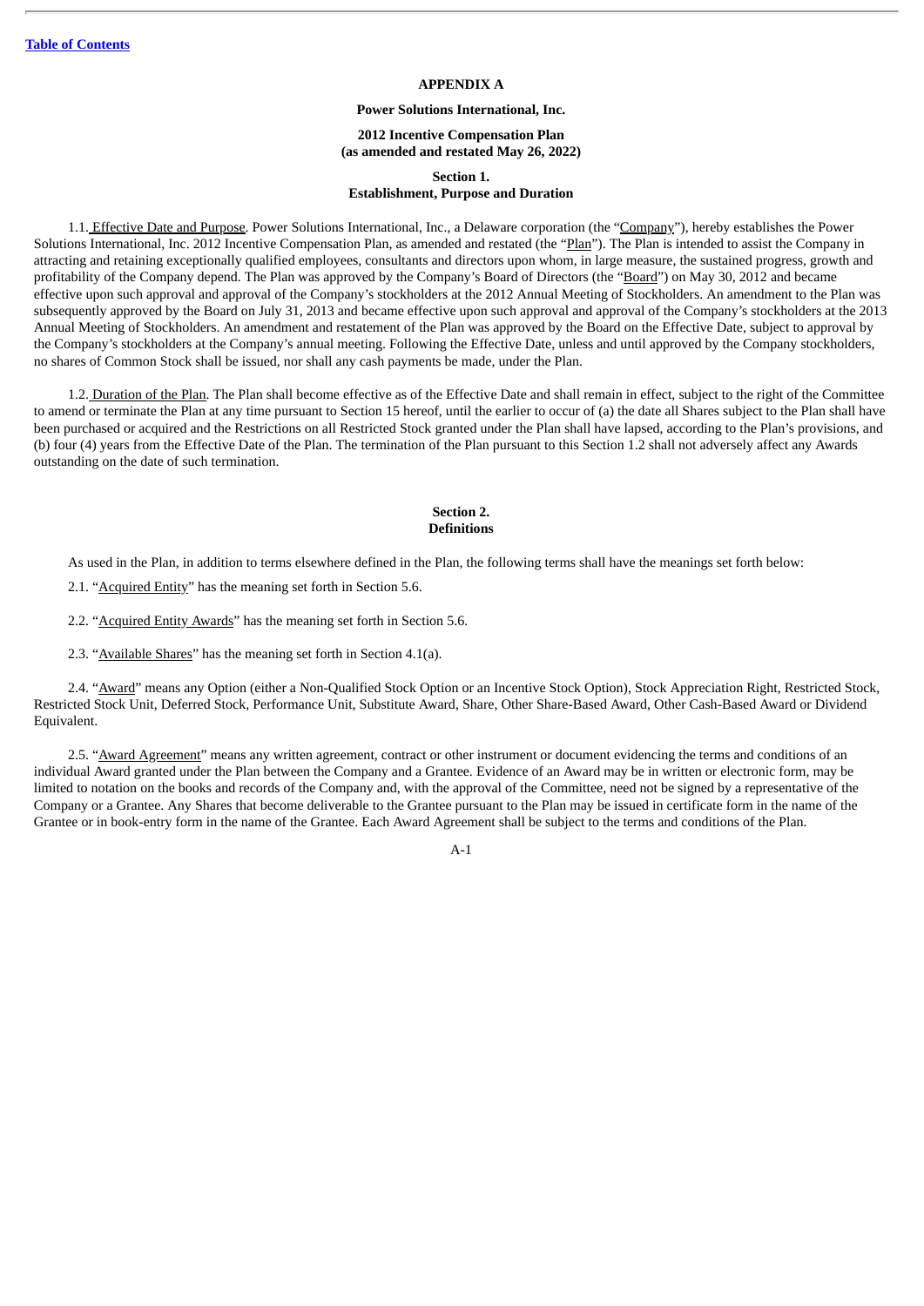**APPENDIX A**

**Power Solutions International, Inc.**

**2012 Incentive Compensation Plan**
**(as amended and restated May 26, 2022)**

**Section 1.**
**Establishment, Purpose and Duration**

1.1. Effective Date and Purpose. Power Solutions International, Inc., a Delaware corporation (the "Company"), hereby establishes the Power Solutions International, Inc. 2012 Incentive Compensation Plan, as amended and restated (the "Plan"). The Plan is intended to assist the Company in attracting and retaining exceptionally qualified employees, consultants and directors upon whom, in large measure, the sustained progress, growth and profitability of the Company depend. The Plan was approved by the Company's Board of Directors (the "Board") on May 30, 2012 and became effective upon such approval and approval of the Company's stockholders at the 2012 Annual Meeting of Stockholders. An amendment to the Plan was subsequently approved by the Board on July 31, 2013 and became effective upon such approval and approval of the Company's stockholders at the 2013 Annual Meeting of Stockholders. An amendment and restatement of the Plan was approved by the Board on the Effective Date, subject to approval by the Company's stockholders at the Company's annual meeting. Following the Effective Date, unless and until approved by the Company stockholders, no shares of Common Stock shall be issued, nor shall any cash payments be made, under the Plan.

1.2. Duration of the Plan. The Plan shall become effective as of the Effective Date and shall remain in effect, subject to the right of the Committee to amend or terminate the Plan at any time pursuant to Section 15 hereof, until the earlier to occur of (a) the date all Shares subject to the Plan shall have been purchased or acquired and the Restrictions on all Restricted Stock granted under the Plan shall have lapsed, according to the Plan's provisions, and (b) four (4) years from the Effective Date of the Plan. The termination of the Plan pursuant to this Section 1.2 shall not adversely affect any Awards outstanding on the date of such termination.

**Section 2.**
**Definitions**

As used in the Plan, in addition to terms elsewhere defined in the Plan, the following terms shall have the meanings set forth below:

2.1. "Acquired Entity" has the meaning set forth in Section 5.6.

2.2. "Acquired Entity Awards" has the meaning set forth in Section 5.6.

2.3. "Available Shares" has the meaning set forth in Section 4.1(a).

2.4. "Award" means any Option (either a Non-Qualified Stock Option or an Incentive Stock Option), Stock Appreciation Right, Restricted Stock, Restricted Stock Unit, Deferred Stock, Performance Unit, Substitute Award, Share, Other Share-Based Award, Other Cash-Based Award or Dividend Equivalent.

2.5. "Award Agreement" means any written agreement, contract or other instrument or document evidencing the terms and conditions of an individual Award granted under the Plan between the Company and a Grantee. Evidence of an Award may be in written or electronic form, may be limited to notation on the books and records of the Company and, with the approval of the Committee, need not be signed by a representative of the Company or a Grantee. Any Shares that become deliverable to the Grantee pursuant to the Plan may be issued in certificate form in the name of the Grantee or in book-entry form in the name of the Grantee. Each Award Agreement shall be subject to the terms and conditions of the Plan.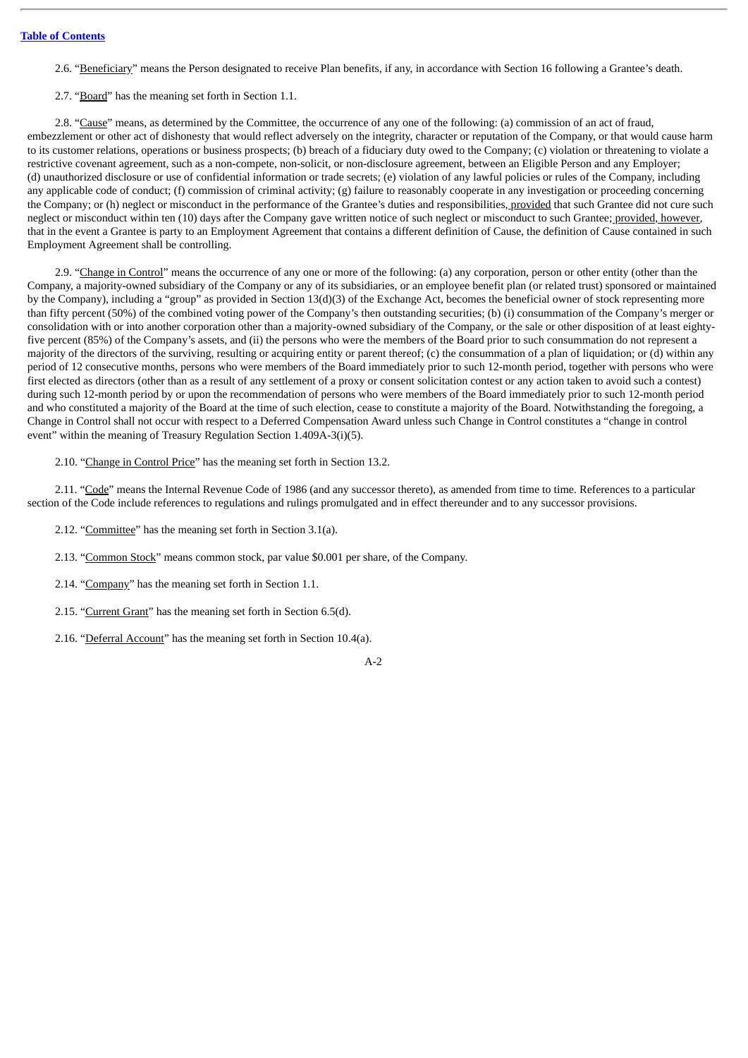2.6. "Beneficiary" means the Person designated to receive Plan benefits, if any, in accordance with Section 16 following a Grantee's death.

2.7. "Board" has the meaning set forth in Section 1.1.

2.8. "Cause" means, as determined by the Committee, the occurrence of any one of the following: (a) commission of an act of fraud, embezzlement or other act of dishonesty that would reflect adversely on the integrity, character or reputation of the Company, or that would cause harm to its customer relations, operations or business prospects; (b) breach of a fiduciary duty owed to the Company; (c) violation or threatening to violate a restrictive covenant agreement, such as a non-compete, non-solicit, or non-disclosure agreement, between an Eligible Person and any Employer; (d) unauthorized disclosure or use of confidential information or trade secrets; (e) violation of any lawful policies or rules of the Company, including any applicable code of conduct; (f) commission of criminal activity; (g) failure to reasonably cooperate in any investigation or proceeding concerning the Company; or (h) neglect or misconduct in the performance of the Grantee's duties and responsibilities, provided that such Grantee did not cure such neglect or misconduct within ten (10) days after the Company gave written notice of such neglect or misconduct to such Grantee; provided, however, that in the event a Grantee is party to an Employment Agreement that contains a different definition of Cause, the definition of Cause contained in such Employment Agreement shall be controlling.

2.9. "Change in Control" means the occurrence of any one or more of the following: (a) any corporation, person or other entity (other than the Company, a majority-owned subsidiary of the Company or any of its subsidiaries, or an employee benefit plan (or related trust) sponsored or maintained by the Company), including a "group" as provided in Section 13(d)(3) of the Exchange Act, becomes the beneficial owner of stock representing more than fifty percent (50%) of the combined voting power of the Company's then outstanding securities; (b) (i) consummation of the Company's merger or consolidation with or into another corporation other than a majority-owned subsidiary of the Company, or the sale or other disposition of at least eighty-five percent (85%) of the Company's assets, and (ii) the persons who were the members of the Board prior to such consummation do not represent a majority of the directors of the surviving, resulting or acquiring entity or parent thereof; (c) the consummation of a plan of liquidation; or (d) within any period of 12 consecutive months, persons who were members of the Board immediately prior to such 12-month period, together with persons who were first elected as directors (other than as a result of any settlement of a proxy or consent solicitation contest or any action taken to avoid such a contest) during such 12-month period by or upon the recommendation of persons who were members of the Board immediately prior to such 12-month period and who constituted a majority of the Board at the time of such election, cease to constitute a majority of the Board. Notwithstanding the foregoing, a Change in Control shall not occur with respect to a Deferred Compensation Award unless such Change in Control constitutes a "change in control event" within the meaning of Treasury Regulation Section 1.409A-3(i)(5).

2.10. "Change in Control Price" has the meaning set forth in Section 13.2.

2.11. "Code" means the Internal Revenue Code of 1986 (and any successor thereto), as amended from time to time. References to a particular section of the Code include references to regulations and rulings promulgated and in effect thereunder and to any successor provisions.

2.12. "Committee" has the meaning set forth in Section 3.1(a).

2.13. "Common Stock" means common stock, par value $0.001 per share, of the Company.

2.14. "Company" has the meaning set forth in Section 1.1.

2.15. "Current Grant" has the meaning set forth in Section 6.5(d).

2.16. "Deferral Account" has the meaning set forth in Section 10.4(a).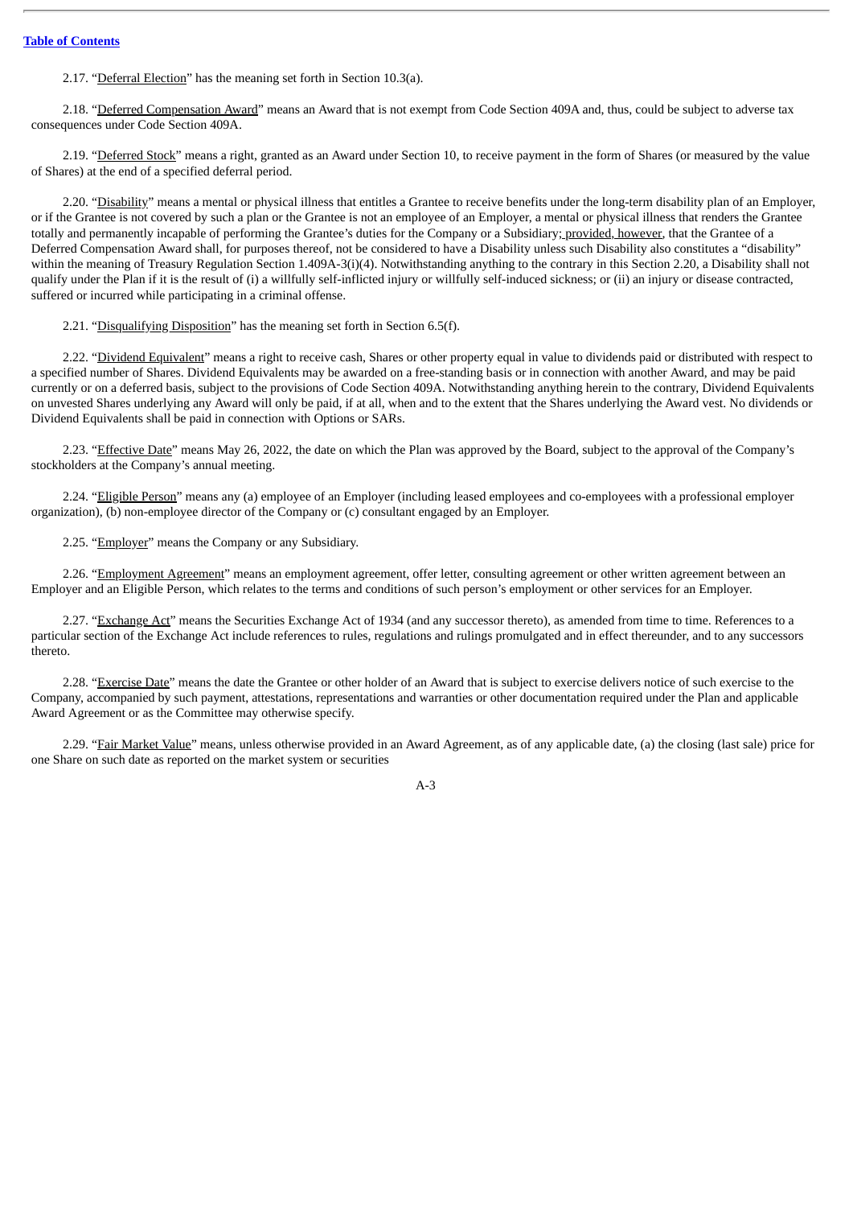2.17. "Deferral Election" has the meaning set forth in Section 10.3(a).

2.18. "Deferred Compensation Award" means an Award that is not exempt from Code Section 409A and, thus, could be subject to adverse tax consequences under Code Section 409A.

2.19. "Deferred Stock" means a right, granted as an Award under Section 10, to receive payment in the form of Shares (or measured by the value of Shares) at the end of a specified deferral period.

2.20. "Disability" means a mental or physical illness that entitles a Grantee to receive benefits under the long-term disability plan of an Employer, or if the Grantee is not covered by such a plan or the Grantee is not an employee of an Employer, a mental or physical illness that renders the Grantee totally and permanently incapable of performing the Grantee's duties for the Company or a Subsidiary; provided, however, that the Grantee of a Deferred Compensation Award shall, for purposes thereof, not be considered to have a Disability unless such Disability also constitutes a "disability" within the meaning of Treasury Regulation Section 1.409A-3(i)(4). Notwithstanding anything to the contrary in this Section 2.20, a Disability shall not qualify under the Plan if it is the result of (i) a willfully self-inflicted injury or willfully self-induced sickness; or (ii) an injury or disease contracted, suffered or incurred while participating in a criminal offense.

2.21. "Disqualifying Disposition" has the meaning set forth in Section 6.5(f).

2.22. "Dividend Equivalent" means a right to receive cash, Shares or other property equal in value to dividends paid or distributed with respect to a specified number of Shares. Dividend Equivalents may be awarded on a free-standing basis or in connection with another Award, and may be paid currently or on a deferred basis, subject to the provisions of Code Section 409A. Notwithstanding anything herein to the contrary, Dividend Equivalents on unvested Shares underlying any Award will only be paid, if at all, when and to the extent that the Shares underlying the Award vest. No dividends or Dividend Equivalents shall be paid in connection with Options or SARs.

2.23. "Effective Date" means May 26, 2022, the date on which the Plan was approved by the Board, subject to the approval of the Company's stockholders at the Company's annual meeting.

2.24. "Eligible Person" means any (a) employee of an Employer (including leased employees and co-employees with a professional employer organization), (b) non-employee director of the Company or (c) consultant engaged by an Employer.

2.25. "Employer" means the Company or any Subsidiary.

2.26. "Employment Agreement" means an employment agreement, offer letter, consulting agreement or other written agreement between an Employer and an Eligible Person, which relates to the terms and conditions of such person's employment or other services for an Employer.

2.27. "Exchange Act" means the Securities Exchange Act of 1934 (and any successor thereto), as amended from time to time. References to a particular section of the Exchange Act include references to rules, regulations and rulings promulgated and in effect thereunder, and to any successors thereto.

2.28. "Exercise Date" means the date the Grantee or other holder of an Award that is subject to exercise delivers notice of such exercise to the Company, accompanied by such payment, attestations, representations and warranties or other documentation required under the Plan and applicable Award Agreement or as the Committee may otherwise specify.

2.29. "Fair Market Value" means, unless otherwise provided in an Award Agreement, as of any applicable date, (a) the closing (last sale) price for one Share on such date as reported on the market system or securities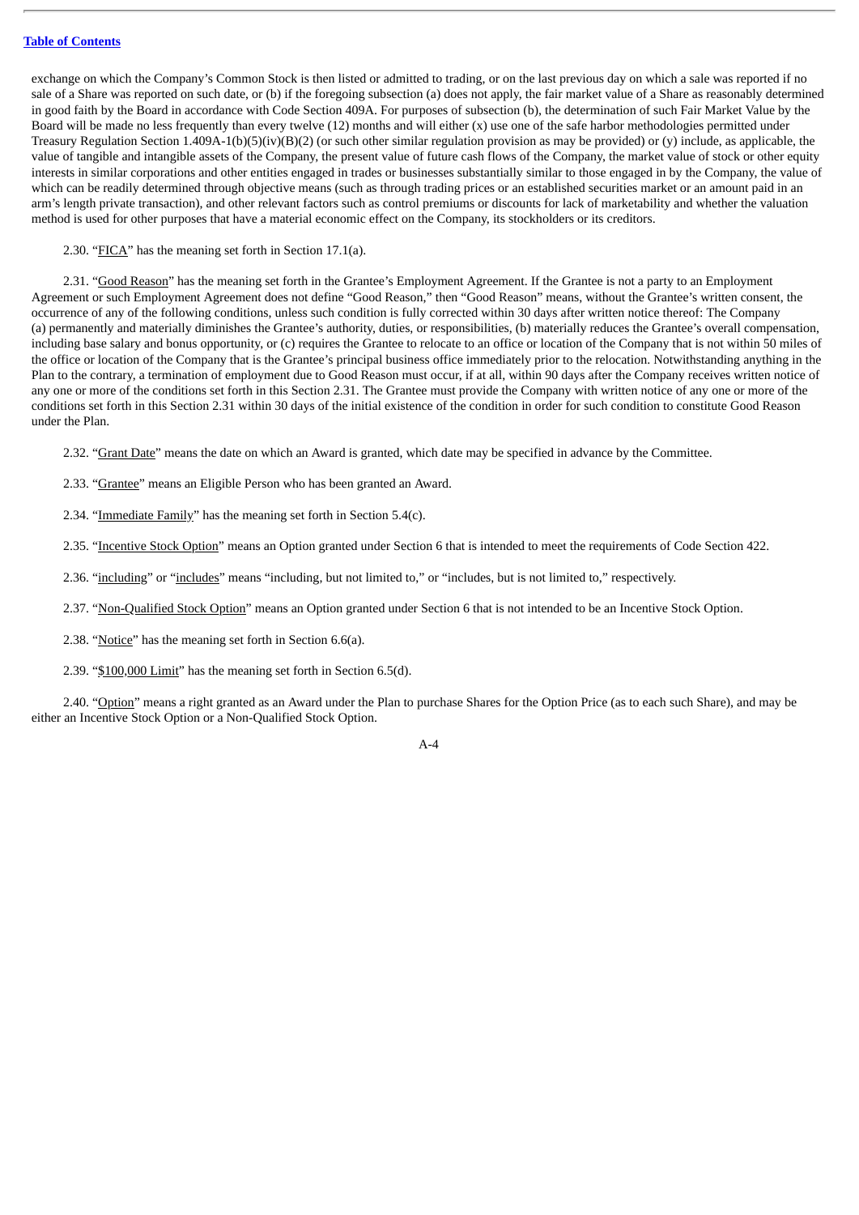exchange on which the Company's Common Stock is then listed or admitted to trading, or on the last previous day on which a sale was reported if no sale of a Share was reported on such date, or (b) if the foregoing subsection (a) does not apply, the fair market value of a Share as reasonably determined in good faith by the Board in accordance with Code Section 409A. For purposes of subsection (b), the determination of such Fair Market Value by the Board will be made no less frequently than every twelve (12) months and will either (x) use one of the safe harbor methodologies permitted under Treasury Regulation Section 1.409A-1(b)(5)(iv)(B)(2) (or such other similar regulation provision as may be provided) or (y) include, as applicable, the value of tangible and intangible assets of the Company, the present value of future cash flows of the Company, the market value of stock or other equity interests in similar corporations and other entities engaged in trades or businesses substantially similar to those engaged in by the Company, the value of which can be readily determined through objective means (such as through trading prices or an established securities market or an amount paid in an arm's length private transaction), and other relevant factors such as control premiums or discounts for lack of marketability and whether the valuation method is used for other purposes that have a material economic effect on the Company, its stockholders or its creditors.

2.30. "FICA" has the meaning set forth in Section 17.1(a).

2.31. "Good Reason" has the meaning set forth in the Grantee's Employment Agreement. If the Grantee is not a party to an Employment Agreement or such Employment Agreement does not define "Good Reason," then "Good Reason" means, without the Grantee's written consent, the occurrence of any of the following conditions, unless such condition is fully corrected within 30 days after written notice thereof: The Company (a) permanently and materially diminishes the Grantee's authority, duties, or responsibilities, (b) materially reduces the Grantee's overall compensation, including base salary and bonus opportunity, or (c) requires the Grantee to relocate to an office or location of the Company that is not within 50 miles of the office or location of the Company that is the Grantee's principal business office immediately prior to the relocation. Notwithstanding anything in the Plan to the contrary, a termination of employment due to Good Reason must occur, if at all, within 90 days after the Company receives written notice of any one or more of the conditions set forth in this Section 2.31. The Grantee must provide the Company with written notice of any one or more of the conditions set forth in this Section 2.31 within 30 days of the initial existence of the condition in order for such condition to constitute Good Reason under the Plan.

2.32. "Grant Date" means the date on which an Award is granted, which date may be specified in advance by the Committee.

2.33. "Grantee" means an Eligible Person who has been granted an Award.

2.34. "Immediate Family" has the meaning set forth in Section 5.4(c).

2.35. "Incentive Stock Option" means an Option granted under Section 6 that is intended to meet the requirements of Code Section 422.

2.36. "including" or "includes" means "including, but not limited to," or "includes, but is not limited to," respectively.

2.37. "Non-Qualified Stock Option" means an Option granted under Section 6 that is not intended to be an Incentive Stock Option.

2.38. "Notice" has the meaning set forth in Section 6.6(a).

2.39. "$100,000 Limit" has the meaning set forth in Section 6.5(d).

2.40. "Option" means a right granted as an Award under the Plan to purchase Shares for the Option Price (as to each such Share), and may be either an Incentive Stock Option or a Non-Qualified Stock Option.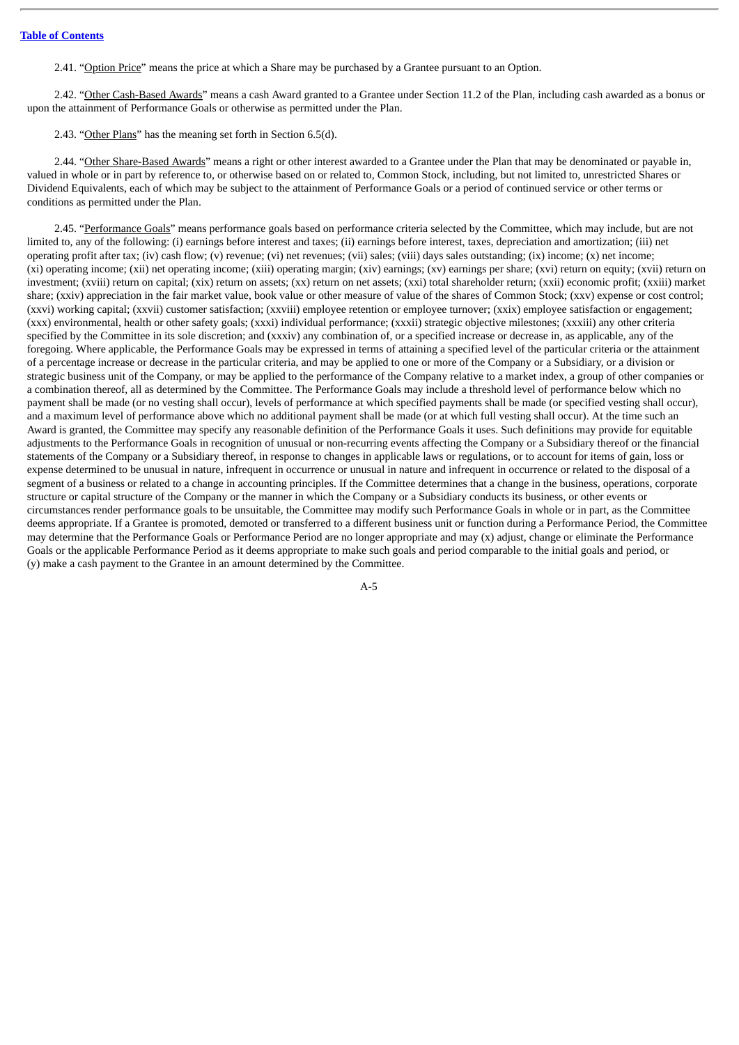2.41. "Option Price" means the price at which a Share may be purchased by a Grantee pursuant to an Option.

2.42. "Other Cash-Based Awards" means a cash Award granted to a Grantee under Section 11.2 of the Plan, including cash awarded as a bonus or upon the attainment of Performance Goals or otherwise as permitted under the Plan.

2.43. "Other Plans" has the meaning set forth in Section 6.5(d).

2.44. "Other Share-Based Awards" means a right or other interest awarded to a Grantee under the Plan that may be denominated or payable in, valued in whole or in part by reference to, or otherwise based on or related to, Common Stock, including, but not limited to, unrestricted Shares or Dividend Equivalents, each of which may be subject to the attainment of Performance Goals or a period of continued service or other terms or conditions as permitted under the Plan.

2.45. "Performance Goals" means performance goals based on performance criteria selected by the Committee, which may include, but are not limited to, any of the following: (i) earnings before interest and taxes; (ii) earnings before interest, taxes, depreciation and amortization; (iii) net operating profit after tax; (iv) cash flow; (v) revenue; (vi) net revenues; (vii) sales; (viii) days sales outstanding; (ix) income; (x) net income; (xi) operating income; (xii) net operating income; (xiii) operating margin; (xiv) earnings; (xv) earnings per share; (xvi) return on equity; (xvii) return on investment; (xviii) return on capital; (xix) return on assets; (xx) return on net assets; (xxi) total shareholder return; (xxii) economic profit; (xxiii) market share; (xxiv) appreciation in the fair market value, book value or other measure of value of the shares of Common Stock; (xxv) expense or cost control; (xxvi) working capital; (xxvii) customer satisfaction; (xxviii) employee retention or employee turnover; (xxix) employee satisfaction or engagement; (xxx) environmental, health or other safety goals; (xxxi) individual performance; (xxxii) strategic objective milestones; (xxxiii) any other criteria specified by the Committee in its sole discretion; and (xxxiv) any combination of, or a specified increase or decrease in, as applicable, any of the foregoing. Where applicable, the Performance Goals may be expressed in terms of attaining a specified level of the particular criteria or the attainment of a percentage increase or decrease in the particular criteria, and may be applied to one or more of the Company or a Subsidiary, or a division or strategic business unit of the Company, or may be applied to the performance of the Company relative to a market index, a group of other companies or a combination thereof, all as determined by the Committee. The Performance Goals may include a threshold level of performance below which no payment shall be made (or no vesting shall occur), levels of performance at which specified payments shall be made (or specified vesting shall occur), and a maximum level of performance above which no additional payment shall be made (or at which full vesting shall occur). At the time such an Award is granted, the Committee may specify any reasonable definition of the Performance Goals it uses. Such definitions may provide for equitable adjustments to the Performance Goals in recognition of unusual or non-recurring events affecting the Company or a Subsidiary thereof or the financial statements of the Company or a Subsidiary thereof, in response to changes in applicable laws or regulations, or to account for items of gain, loss or expense determined to be unusual in nature, infrequent in occurrence or unusual in nature and infrequent in occurrence or related to the disposal of a segment of a business or related to a change in accounting principles. If the Committee determines that a change in the business, operations, corporate structure or capital structure of the Company or the manner in which the Company or a Subsidiary conducts its business, or other events or circumstances render performance goals to be unsuitable, the Committee may modify such Performance Goals in whole or in part, as the Committee deems appropriate. If a Grantee is promoted, demoted or transferred to a different business unit or function during a Performance Period, the Committee may determine that the Performance Goals or Performance Period are no longer appropriate and may (x) adjust, change or eliminate the Performance Goals or the applicable Performance Period as it deems appropriate to make such goals and period comparable to the initial goals and period, or (y) make a cash payment to the Grantee in an amount determined by the Committee.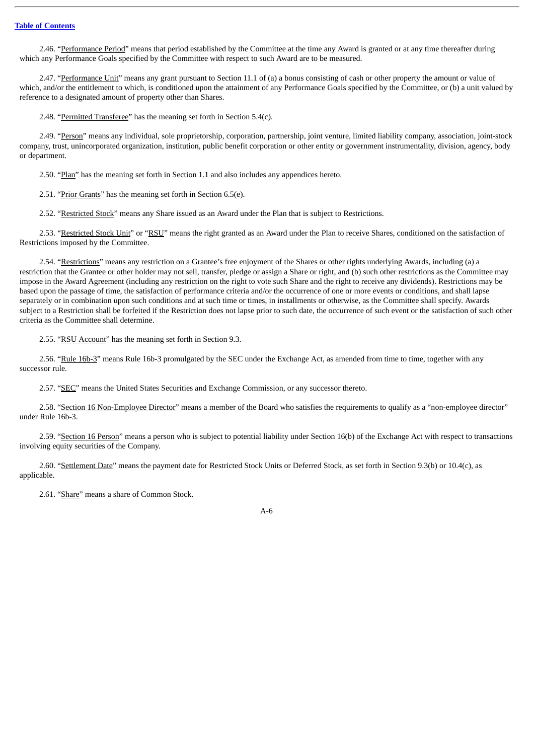2.46. "Performance Period" means that period established by the Committee at the time any Award is granted or at any time thereafter during which any Performance Goals specified by the Committee with respect to such Award are to be measured.

2.47. "Performance Unit" means any grant pursuant to Section 11.1 of (a) a bonus consisting of cash or other property the amount or value of which, and/or the entitlement to which, is conditioned upon the attainment of any Performance Goals specified by the Committee, or (b) a unit valued by reference to a designated amount of property other than Shares.

2.48. "Permitted Transferee" has the meaning set forth in Section 5.4(c).

2.49. "Person" means any individual, sole proprietorship, corporation, partnership, joint venture, limited liability company, association, joint-stock company, trust, unincorporated organization, institution, public benefit corporation or other entity or government instrumentality, division, agency, body or department.

2.50. "Plan" has the meaning set forth in Section 1.1 and also includes any appendices hereto.

2.51. "Prior Grants" has the meaning set forth in Section 6.5(e).

2.52. "Restricted Stock" means any Share issued as an Award under the Plan that is subject to Restrictions.

2.53. "Restricted Stock Unit" or "RSU" means the right granted as an Award under the Plan to receive Shares, conditioned on the satisfaction of Restrictions imposed by the Committee.

2.54. "Restrictions" means any restriction on a Grantee's free enjoyment of the Shares or other rights underlying Awards, including (a) a restriction that the Grantee or other holder may not sell, transfer, pledge or assign a Share or right, and (b) such other restrictions as the Committee may impose in the Award Agreement (including any restriction on the right to vote such Share and the right to receive any dividends). Restrictions may be based upon the passage of time, the satisfaction of performance criteria and/or the occurrence of one or more events or conditions, and shall lapse separately or in combination upon such conditions and at such time or times, in installments or otherwise, as the Committee shall specify. Awards subject to a Restriction shall be forfeited if the Restriction does not lapse prior to such date, the occurrence of such event or the satisfaction of such other criteria as the Committee shall determine.

2.55. "RSU Account" has the meaning set forth in Section 9.3.

2.56. "Rule 16b-3" means Rule 16b-3 promulgated by the SEC under the Exchange Act, as amended from time to time, together with any successor rule.

2.57. "SEC" means the United States Securities and Exchange Commission, or any successor thereto.

2.58. "Section 16 Non-Employee Director" means a member of the Board who satisfies the requirements to qualify as a "non-employee director" under Rule 16b-3.

2.59. "Section 16 Person" means a person who is subject to potential liability under Section 16(b) of the Exchange Act with respect to transactions involving equity securities of the Company.

2.60. "Settlement Date" means the payment date for Restricted Stock Units or Deferred Stock, as set forth in Section 9.3(b) or 10.4(c), as applicable.

2.61. "Share" means a share of Common Stock.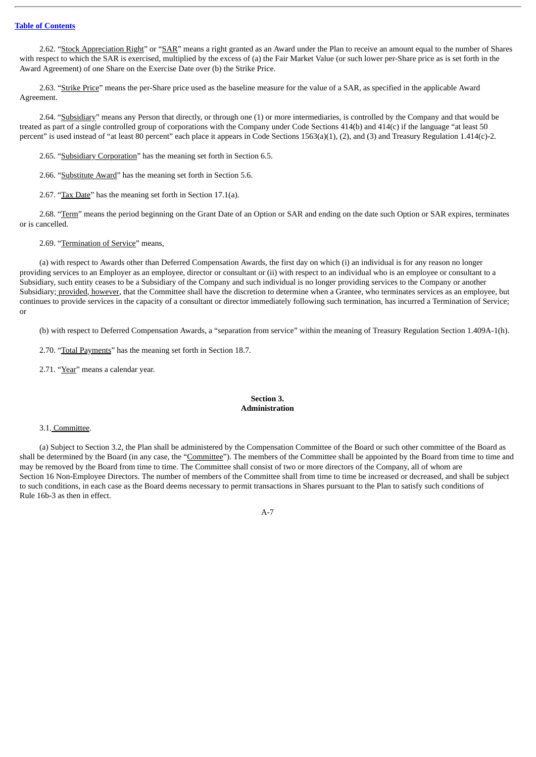2.62. "Stock Appreciation Right" or "SAR" means a right granted as an Award under the Plan to receive an amount equal to the number of Shares with respect to which the SAR is exercised, multiplied by the excess of (a) the Fair Market Value (or such lower per-Share price as is set forth in the Award Agreement) of one Share on the Exercise Date over (b) the Strike Price.

2.63. "Strike Price" means the per-Share price used as the baseline measure for the value of a SAR, as specified in the applicable Award Agreement.

2.64. "Subsidiary" means any Person that directly, or through one (1) or more intermediaries, is controlled by the Company and that would be treated as part of a single controlled group of corporations with the Company under Code Sections 414(b) and 414(c) if the language "at least 50 percent" is used instead of "at least 80 percent" each place it appears in Code Sections 1563(a)(1), (2), and (3) and Treasury Regulation 1.414(c)-2.

2.65. "Subsidiary Corporation" has the meaning set forth in Section 6.5.

2.66. "Substitute Award" has the meaning set forth in Section 5.6.

2.67. "Tax Date" has the meaning set forth in Section 17.1(a).

2.68. "Term" means the period beginning on the Grant Date of an Option or SAR and ending on the date such Option or SAR expires, terminates or is cancelled.

2.69. "Termination of Service" means,

(a) with respect to Awards other than Deferred Compensation Awards, the first day on which (i) an individual is for any reason no longer providing services to an Employer as an employee, director or consultant or (ii) with respect to an individual who is an employee or consultant to a Subsidiary, such entity ceases to be a Subsidiary of the Company and such individual is no longer providing services to the Company or another Subsidiary; provided, however, that the Committee shall have the discretion to determine when a Grantee, who terminates services as an employee, but continues to provide services in the capacity of a consultant or director immediately following such termination, has incurred a Termination of Service; or

(b) with respect to Deferred Compensation Awards, a "separation from service" within the meaning of Treasury Regulation Section 1.409A-1(h).

2.70. "Total Payments" has the meaning set forth in Section 18.7.

2.71. "Year" means a calendar year.

## Section 3.
## Administration

3.1. Committee.

(a) Subject to Section 3.2, the Plan shall be administered by the Compensation Committee of the Board or such other committee of the Board as shall be determined by the Board (in any case, the "Committee"). The members of the Committee shall be appointed by the Board from time to time and may be removed by the Board from time to time. The Committee shall consist of two or more directors of the Company, all of whom are Section 16 Non-Employee Directors. The number of members of the Committee shall from time to time be increased or decreased, and shall be subject to such conditions, in each case as the Board deems necessary to permit transactions in Shares pursuant to the Plan to satisfy such conditions of Rule 16b-3 as then in effect.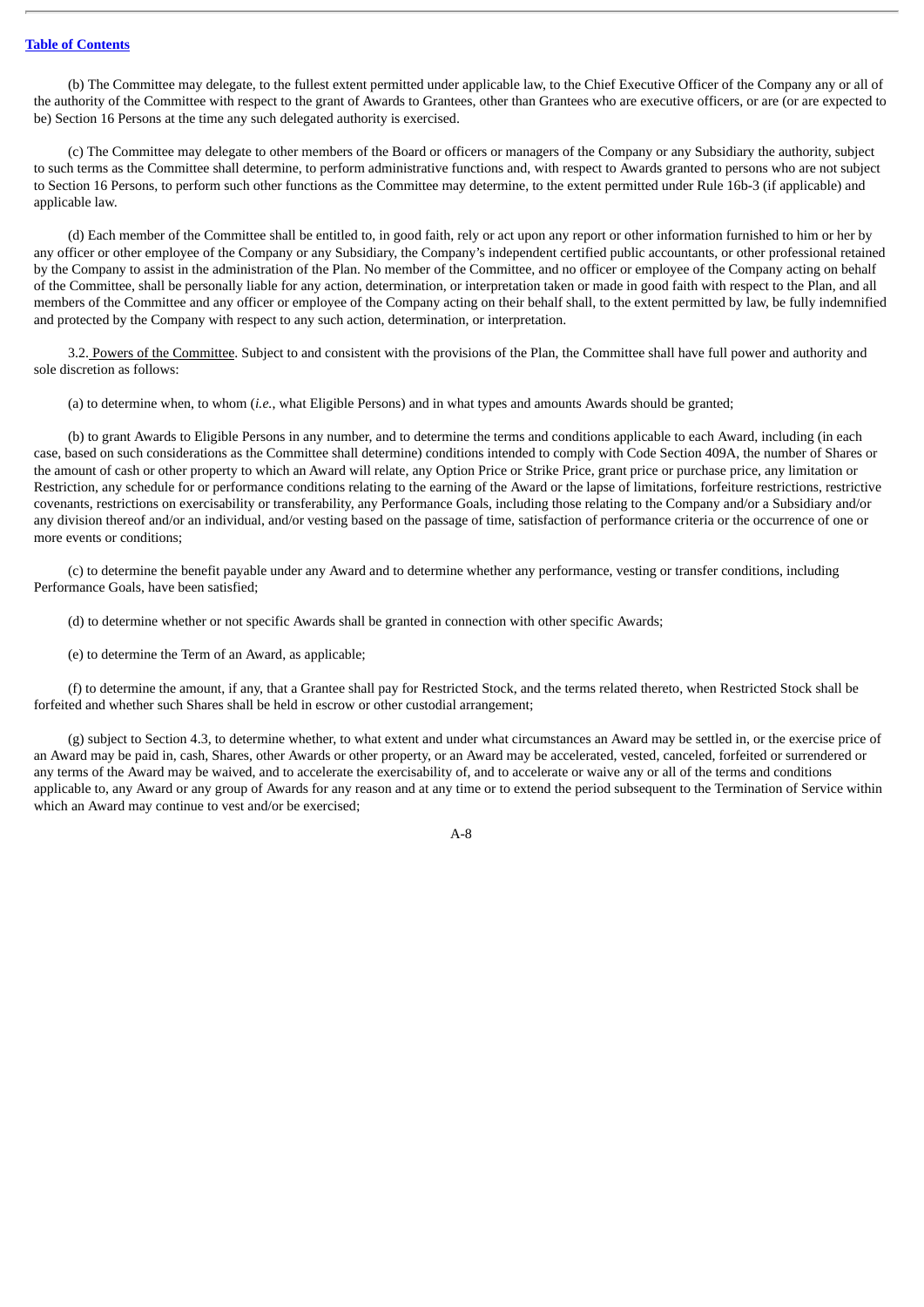(b) The Committee may delegate, to the fullest extent permitted under applicable law, to the Chief Executive Officer of the Company any or all of the authority of the Committee with respect to the grant of Awards to Grantees, other than Grantees who are executive officers, or are (or are expected to be) Section 16 Persons at the time any such delegated authority is exercised.

(c) The Committee may delegate to other members of the Board or officers or managers of the Company or any Subsidiary the authority, subject to such terms as the Committee shall determine, to perform administrative functions and, with respect to Awards granted to persons who are not subject to Section 16 Persons, to perform such other functions as the Committee may determine, to the extent permitted under Rule 16b-3 (if applicable) and applicable law.

(d) Each member of the Committee shall be entitled to, in good faith, rely or act upon any report or other information furnished to him or her by any officer or other employee of the Company or any Subsidiary, the Company's independent certified public accountants, or other professional retained by the Company to assist in the administration of the Plan. No member of the Committee, and no officer or employee of the Company acting on behalf of the Committee, shall be personally liable for any action, determination, or interpretation taken or made in good faith with respect to the Plan, and all members of the Committee and any officer or employee of the Company acting on their behalf shall, to the extent permitted by law, be fully indemnified and protected by the Company with respect to any such action, determination, or interpretation.

3.2. Powers of the Committee. Subject to and consistent with the provisions of the Plan, the Committee shall have full power and authority and sole discretion as follows:

(a) to determine when, to whom (*i.e.*, what Eligible Persons) and in what types and amounts Awards should be granted;

(b) to grant Awards to Eligible Persons in any number, and to determine the terms and conditions applicable to each Award, including (in each case, based on such considerations as the Committee shall determine) conditions intended to comply with Code Section 409A, the number of Shares or the amount of cash or other property to which an Award will relate, any Option Price or Strike Price, grant price or purchase price, any limitation or Restriction, any schedule for or performance conditions relating to the earning of the Award or the lapse of limitations, forfeiture restrictions, restrictive covenants, restrictions on exercisability or transferability, any Performance Goals, including those relating to the Company and/or a Subsidiary and/or any division thereof and/or an individual, and/or vesting based on the passage of time, satisfaction of performance criteria or the occurrence of one or more events or conditions;

(c) to determine the benefit payable under any Award and to determine whether any performance, vesting or transfer conditions, including Performance Goals, have been satisfied;

(d) to determine whether or not specific Awards shall be granted in connection with other specific Awards;

(e) to determine the Term of an Award, as applicable;

(f) to determine the amount, if any, that a Grantee shall pay for Restricted Stock, and the terms related thereto, when Restricted Stock shall be forfeited and whether such Shares shall be held in escrow or other custodial arrangement;

(g) subject to Section 4.3, to determine whether, to what extent and under what circumstances an Award may be settled in, or the exercise price of an Award may be paid in, cash, Shares, other Awards or other property, or an Award may be accelerated, vested, canceled, forfeited or surrendered or any terms of the Award may be waived, and to accelerate the exercisability of, and to accelerate or waive any or all of the terms and conditions applicable to, any Award or any group of Awards for any reason and at any time or to extend the period subsequent to the Termination of Service within which an Award may continue to vest and/or be exercised;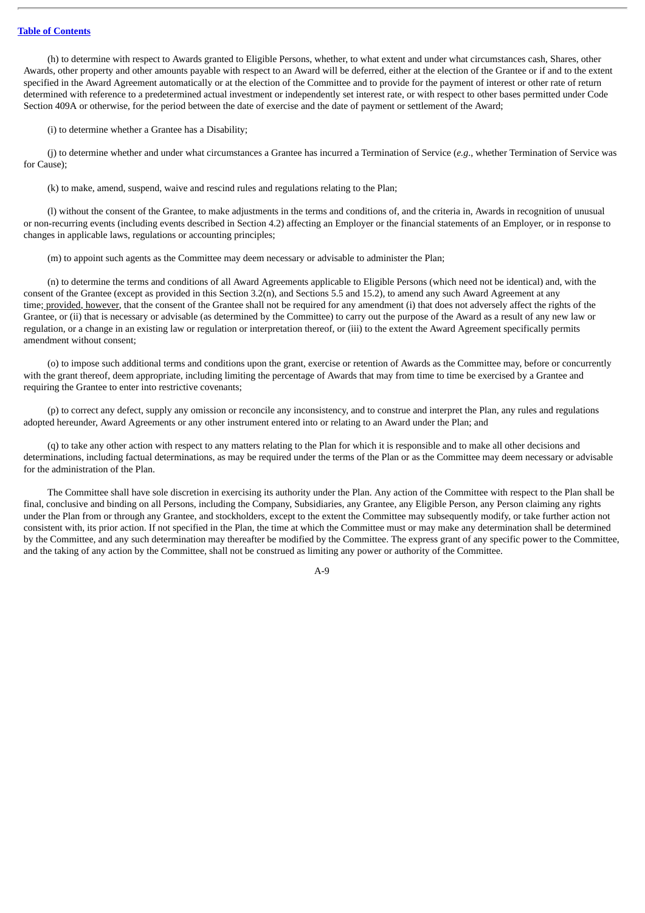(h) to determine with respect to Awards granted to Eligible Persons, whether, to what extent and under what circumstances cash, Shares, other Awards, other property and other amounts payable with respect to an Award will be deferred, either at the election of the Grantee or if and to the extent specified in the Award Agreement automatically or at the election of the Committee and to provide for the payment of interest or other rate of return determined with reference to a predetermined actual investment or independently set interest rate, or with respect to other bases permitted under Code Section 409A or otherwise, for the period between the date of exercise and the date of payment or settlement of the Award;

(i) to determine whether a Grantee has a Disability;

(j) to determine whether and under what circumstances a Grantee has incurred a Termination of Service (*e.g*., whether Termination of Service was for Cause);

(k) to make, amend, suspend, waive and rescind rules and regulations relating to the Plan;

(l) without the consent of the Grantee, to make adjustments in the terms and conditions of, and the criteria in, Awards in recognition of unusual or non-recurring events (including events described in Section 4.2) affecting an Employer or the financial statements of an Employer, or in response to changes in applicable laws, regulations or accounting principles;

(m) to appoint such agents as the Committee may deem necessary or advisable to administer the Plan;

(n) to determine the terms and conditions of all Award Agreements applicable to Eligible Persons (which need not be identical) and, with the consent of the Grantee (except as provided in this Section 3.2(n), and Sections 5.5 and 15.2), to amend any such Award Agreement at any time; provided, however, that the consent of the Grantee shall not be required for any amendment (i) that does not adversely affect the rights of the Grantee, or (ii) that is necessary or advisable (as determined by the Committee) to carry out the purpose of the Award as a result of any new law or regulation, or a change in an existing law or regulation or interpretation thereof, or (iii) to the extent the Award Agreement specifically permits amendment without consent;

(o) to impose such additional terms and conditions upon the grant, exercise or retention of Awards as the Committee may, before or concurrently with the grant thereof, deem appropriate, including limiting the percentage of Awards that may from time to time be exercised by a Grantee and requiring the Grantee to enter into restrictive covenants;

(p) to correct any defect, supply any omission or reconcile any inconsistency, and to construe and interpret the Plan, any rules and regulations adopted hereunder, Award Agreements or any other instrument entered into or relating to an Award under the Plan; and

(q) to take any other action with respect to any matters relating to the Plan for which it is responsible and to make all other decisions and determinations, including factual determinations, as may be required under the terms of the Plan or as the Committee may deem necessary or advisable for the administration of the Plan.

The Committee shall have sole discretion in exercising its authority under the Plan. Any action of the Committee with respect to the Plan shall be final, conclusive and binding on all Persons, including the Company, Subsidiaries, any Grantee, any Eligible Person, any Person claiming any rights under the Plan from or through any Grantee, and stockholders, except to the extent the Committee may subsequently modify, or take further action not consistent with, its prior action. If not specified in the Plan, the time at which the Committee must or may make any determination shall be determined by the Committee, and any such determination may thereafter be modified by the Committee. The express grant of any specific power to the Committee, and the taking of any action by the Committee, shall not be construed as limiting any power or authority of the Committee.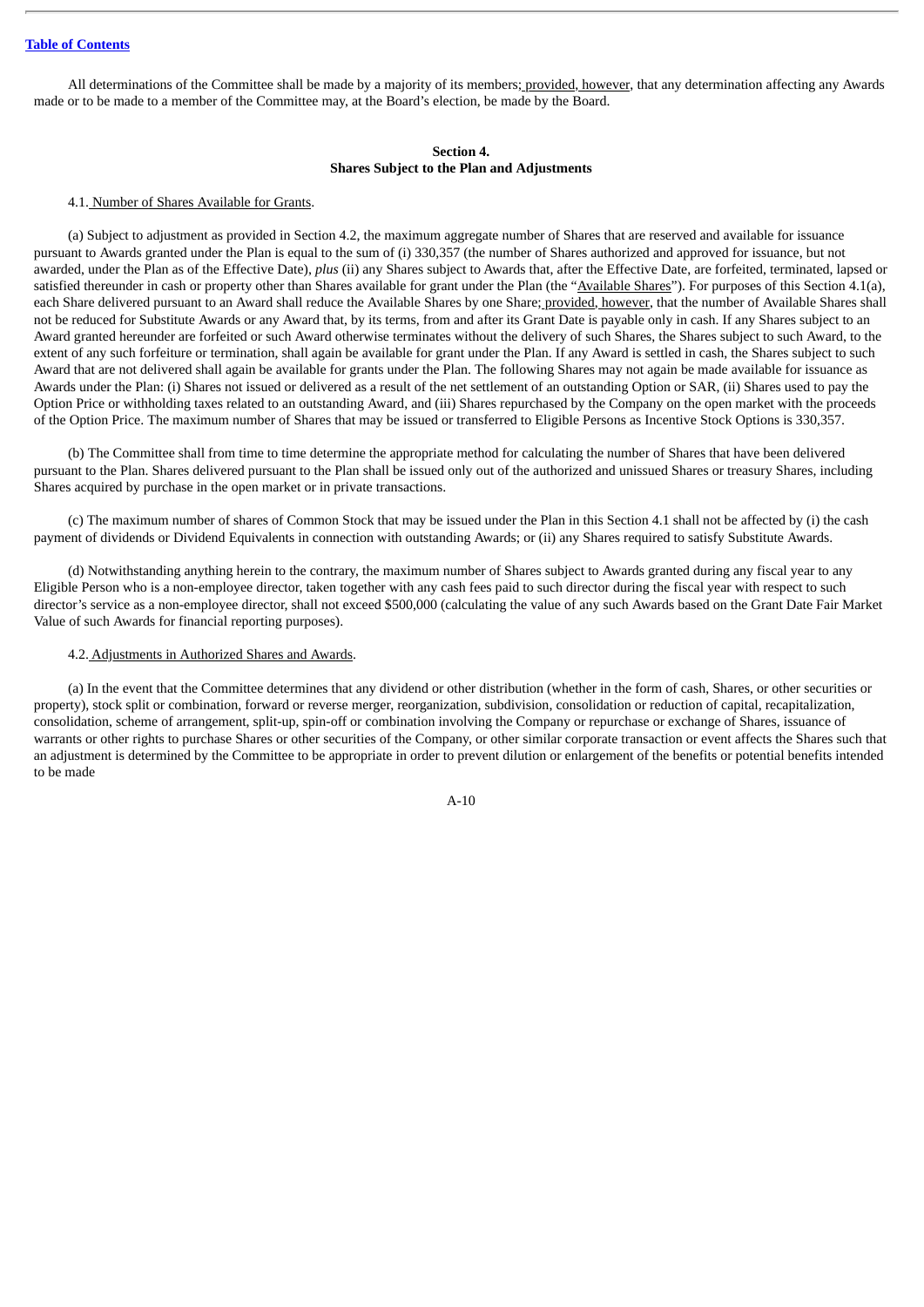All determinations of the Committee shall be made by a majority of its members; provided, however, that any determination affecting any Awards made or to be made to a member of the Committee may, at the Board's election, be made by the Board.

**Section 4.**
**Shares Subject to the Plan and Adjustments**

4.1. Number of Shares Available for Grants.

(a) Subject to adjustment as provided in Section 4.2, the maximum aggregate number of Shares that are reserved and available for issuance pursuant to Awards granted under the Plan is equal to the sum of (i) 330,357 (the number of Shares authorized and approved for issuance, but not awarded, under the Plan as of the Effective Date), *plus* (ii) any Shares subject to Awards that, after the Effective Date, are forfeited, terminated, lapsed or satisfied thereunder in cash or property other than Shares available for grant under the Plan (the "Available Shares"). For purposes of this Section 4.1(a), each Share delivered pursuant to an Award shall reduce the Available Shares by one Share; provided, however, that the number of Available Shares shall not be reduced for Substitute Awards or any Award that, by its terms, from and after its Grant Date is payable only in cash. If any Shares subject to an Award granted hereunder are forfeited or such Award otherwise terminates without the delivery of such Shares, the Shares subject to such Award, to the extent of any such forfeiture or termination, shall again be available for grant under the Plan. If any Award is settled in cash, the Shares subject to such Award that are not delivered shall again be available for grants under the Plan. The following Shares may not again be made available for issuance as Awards under the Plan: (i) Shares not issued or delivered as a result of the net settlement of an outstanding Option or SAR, (ii) Shares used to pay the Option Price or withholding taxes related to an outstanding Award, and (iii) Shares repurchased by the Company on the open market with the proceeds of the Option Price. The maximum number of Shares that may be issued or transferred to Eligible Persons as Incentive Stock Options is 330,357.

(b) The Committee shall from time to time determine the appropriate method for calculating the number of Shares that have been delivered pursuant to the Plan. Shares delivered pursuant to the Plan shall be issued only out of the authorized and unissued Shares or treasury Shares, including Shares acquired by purchase in the open market or in private transactions.

(c) The maximum number of shares of Common Stock that may be issued under the Plan in this Section 4.1 shall not be affected by (i) the cash payment of dividends or Dividend Equivalents in connection with outstanding Awards; or (ii) any Shares required to satisfy Substitute Awards.

(d) Notwithstanding anything herein to the contrary, the maximum number of Shares subject to Awards granted during any fiscal year to any Eligible Person who is a non-employee director, taken together with any cash fees paid to such director during the fiscal year with respect to such director's service as a non-employee director, shall not exceed $500,000 (calculating the value of any such Awards based on the Grant Date Fair Market Value of such Awards for financial reporting purposes).

4.2. Adjustments in Authorized Shares and Awards.

(a) In the event that the Committee determines that any dividend or other distribution (whether in the form of cash, Shares, or other securities or property), stock split or combination, forward or reverse merger, reorganization, subdivision, consolidation or reduction of capital, recapitalization, consolidation, scheme of arrangement, split-up, spin-off or combination involving the Company or repurchase or exchange of Shares, issuance of warrants or other rights to purchase Shares or other securities of the Company, or other similar corporate transaction or event affects the Shares such that an adjustment is determined by the Committee to be appropriate in order to prevent dilution or enlargement of the benefits or potential benefits intended to be made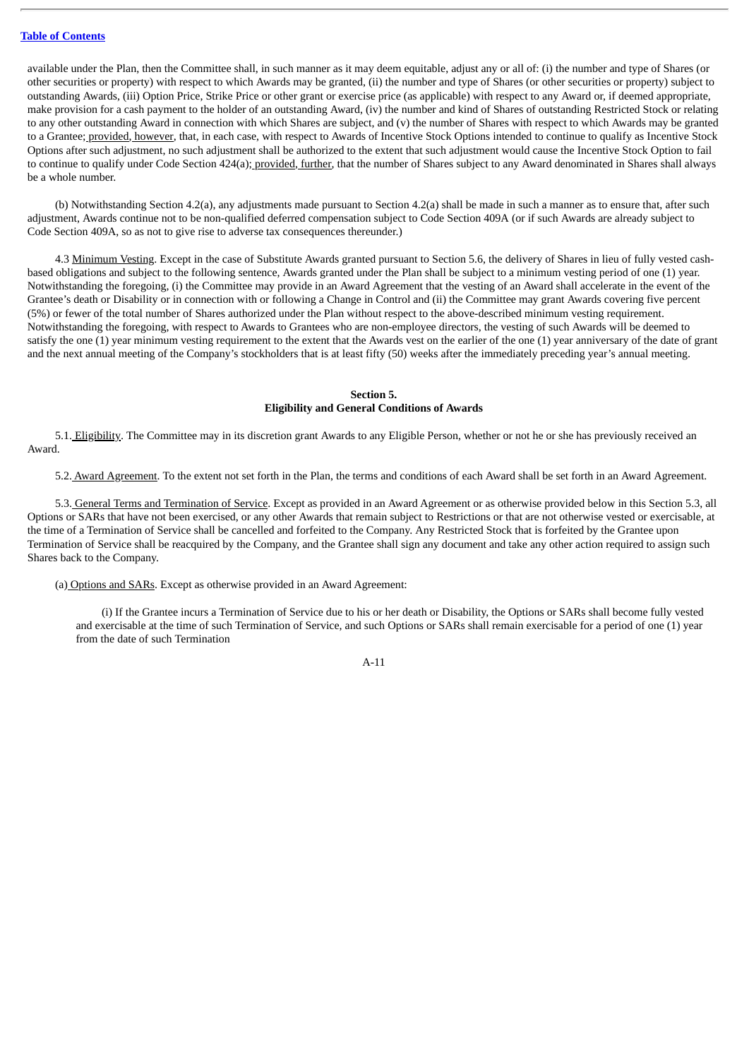available under the Plan, then the Committee shall, in such manner as it may deem equitable, adjust any or all of: (i) the number and type of Shares (or other securities or property) with respect to which Awards may be granted, (ii) the number and type of Shares (or other securities or property) subject to outstanding Awards, (iii) Option Price, Strike Price or other grant or exercise price (as applicable) with respect to any Award or, if deemed appropriate, make provision for a cash payment to the holder of an outstanding Award, (iv) the number and kind of Shares of outstanding Restricted Stock or relating to any other outstanding Award in connection with which Shares are subject, and (v) the number of Shares with respect to which Awards may be granted to a Grantee; provided, however, that, in each case, with respect to Awards of Incentive Stock Options intended to continue to qualify as Incentive Stock Options after such adjustment, no such adjustment shall be authorized to the extent that such adjustment would cause the Incentive Stock Option to fail to continue to qualify under Code Section 424(a); provided, further, that the number of Shares subject to any Award denominated in Shares shall always be a whole number.

(b) Notwithstanding Section 4.2(a), any adjustments made pursuant to Section 4.2(a) shall be made in such a manner as to ensure that, after such adjustment, Awards continue not to be non-qualified deferred compensation subject to Code Section 409A (or if such Awards are already subject to Code Section 409A, so as not to give rise to adverse tax consequences thereunder.)

4.3 Minimum Vesting. Except in the case of Substitute Awards granted pursuant to Section 5.6, the delivery of Shares in lieu of fully vested cash-based obligations and subject to the following sentence, Awards granted under the Plan shall be subject to a minimum vesting period of one (1) year. Notwithstanding the foregoing, (i) the Committee may provide in an Award Agreement that the vesting of an Award shall accelerate in the event of the Grantee's death or Disability or in connection with or following a Change in Control and (ii) the Committee may grant Awards covering five percent (5%) or fewer of the total number of Shares authorized under the Plan without respect to the above-described minimum vesting requirement. Notwithstanding the foregoing, with respect to Awards to Grantees who are non-employee directors, the vesting of such Awards will be deemed to satisfy the one (1) year minimum vesting requirement to the extent that the Awards vest on the earlier of the one (1) year anniversary of the date of grant and the next annual meeting of the Company's stockholders that is at least fifty (50) weeks after the immediately preceding year's annual meeting.

## Section 5.
## Eligibility and General Conditions of Awards

5.1. Eligibility. The Committee may in its discretion grant Awards to any Eligible Person, whether or not he or she has previously received an Award.

5.2. Award Agreement. To the extent not set forth in the Plan, the terms and conditions of each Award shall be set forth in an Award Agreement.

5.3. General Terms and Termination of Service. Except as provided in an Award Agreement or as otherwise provided below in this Section 5.3, all Options or SARs that have not been exercised, or any other Awards that remain subject to Restrictions or that are not otherwise vested or exercisable, at the time of a Termination of Service shall be cancelled and forfeited to the Company. Any Restricted Stock that is forfeited by the Grantee upon Termination of Service shall be reacquired by the Company, and the Grantee shall sign any document and take any other action required to assign such Shares back to the Company.

(a) Options and SARs. Except as otherwise provided in an Award Agreement:

(i) If the Grantee incurs a Termination of Service due to his or her death or Disability, the Options or SARs shall become fully vested and exercisable at the time of such Termination of Service, and such Options or SARs shall remain exercisable for a period of one (1) year from the date of such Termination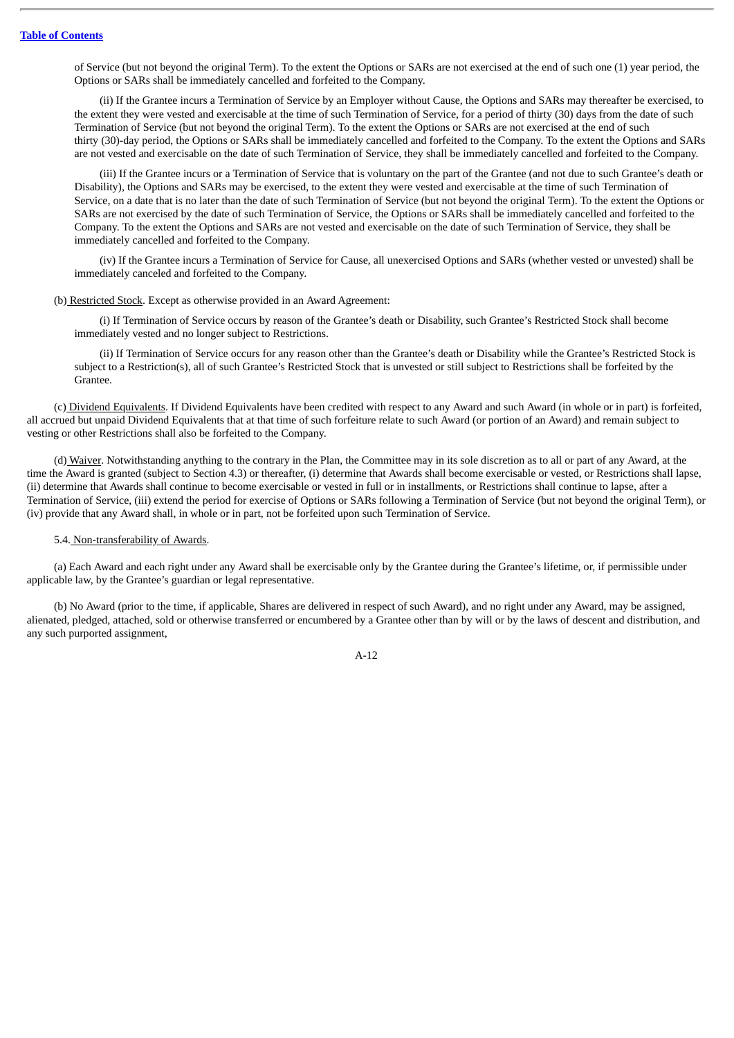of Service (but not beyond the original Term). To the extent the Options or SARs are not exercised at the end of such one (1) year period, the Options or SARs shall be immediately cancelled and forfeited to the Company.

(ii) If the Grantee incurs a Termination of Service by an Employer without Cause, the Options and SARs may thereafter be exercised, to the extent they were vested and exercisable at the time of such Termination of Service, for a period of thirty (30) days from the date of such Termination of Service (but not beyond the original Term). To the extent the Options or SARs are not exercised at the end of such thirty (30)-day period, the Options or SARs shall be immediately cancelled and forfeited to the Company. To the extent the Options and SARs are not vested and exercisable on the date of such Termination of Service, they shall be immediately cancelled and forfeited to the Company.

(iii) If the Grantee incurs or a Termination of Service that is voluntary on the part of the Grantee (and not due to such Grantee's death or Disability), the Options and SARs may be exercised, to the extent they were vested and exercisable at the time of such Termination of Service, on a date that is no later than the date of such Termination of Service (but not beyond the original Term). To the extent the Options or SARs are not exercised by the date of such Termination of Service, the Options or SARs shall be immediately cancelled and forfeited to the Company. To the extent the Options and SARs are not vested and exercisable on the date of such Termination of Service, they shall be immediately cancelled and forfeited to the Company.

(iv) If the Grantee incurs a Termination of Service for Cause, all unexercised Options and SARs (whether vested or unvested) shall be immediately canceled and forfeited to the Company.

(b) Restricted Stock. Except as otherwise provided in an Award Agreement:

(i) If Termination of Service occurs by reason of the Grantee's death or Disability, such Grantee's Restricted Stock shall become immediately vested and no longer subject to Restrictions.

(ii) If Termination of Service occurs for any reason other than the Grantee's death or Disability while the Grantee's Restricted Stock is subject to a Restriction(s), all of such Grantee's Restricted Stock that is unvested or still subject to Restrictions shall be forfeited by the Grantee.

(c) Dividend Equivalents. If Dividend Equivalents have been credited with respect to any Award and such Award (in whole or in part) is forfeited, all accrued but unpaid Dividend Equivalents that at that time of such forfeiture relate to such Award (or portion of an Award) and remain subject to vesting or other Restrictions shall also be forfeited to the Company.

(d) Waiver. Notwithstanding anything to the contrary in the Plan, the Committee may in its sole discretion as to all or part of any Award, at the time the Award is granted (subject to Section 4.3) or thereafter, (i) determine that Awards shall become exercisable or vested, or Restrictions shall lapse, (ii) determine that Awards shall continue to become exercisable or vested in full or in installments, or Restrictions shall continue to lapse, after a Termination of Service, (iii) extend the period for exercise of Options or SARs following a Termination of Service (but not beyond the original Term), or (iv) provide that any Award shall, in whole or in part, not be forfeited upon such Termination of Service.

5.4. Non-transferability of Awards.

(a) Each Award and each right under any Award shall be exercisable only by the Grantee during the Grantee's lifetime, or, if permissible under applicable law, by the Grantee's guardian or legal representative.

(b) No Award (prior to the time, if applicable, Shares are delivered in respect of such Award), and no right under any Award, may be assigned, alienated, pledged, attached, sold or otherwise transferred or encumbered by a Grantee other than by will or by the laws of descent and distribution, and any such purported assignment,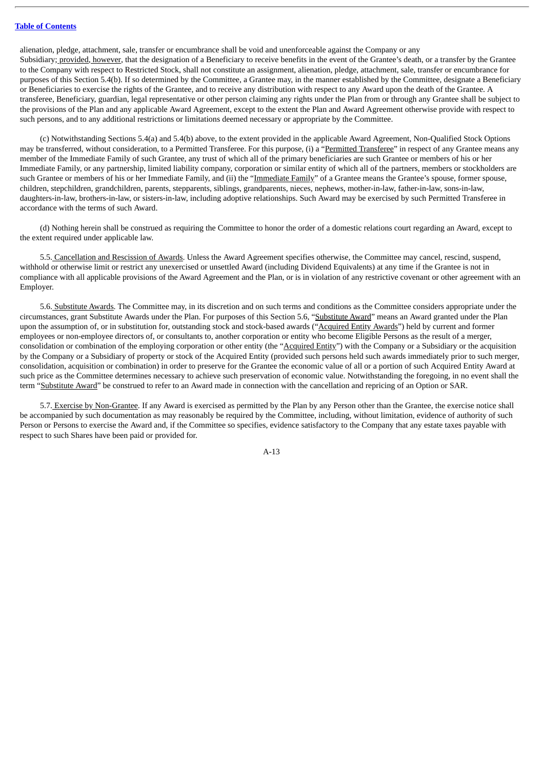alienation, pledge, attachment, sale, transfer or encumbrance shall be void and unenforceable against the Company or any Subsidiary; provided, however, that the designation of a Beneficiary to receive benefits in the event of the Grantee's death, or a transfer by the Grantee to the Company with respect to Restricted Stock, shall not constitute an assignment, alienation, pledge, attachment, sale, transfer or encumbrance for purposes of this Section 5.4(b). If so determined by the Committee, a Grantee may, in the manner established by the Committee, designate a Beneficiary or Beneficiaries to exercise the rights of the Grantee, and to receive any distribution with respect to any Award upon the death of the Grantee. A transferee, Beneficiary, guardian, legal representative or other person claiming any rights under the Plan from or through any Grantee shall be subject to the provisions of the Plan and any applicable Award Agreement, except to the extent the Plan and Award Agreement otherwise provide with respect to such persons, and to any additional restrictions or limitations deemed necessary or appropriate by the Committee.

(c) Notwithstanding Sections 5.4(a) and 5.4(b) above, to the extent provided in the applicable Award Agreement, Non-Qualified Stock Options may be transferred, without consideration, to a Permitted Transferee. For this purpose, (i) a "Permitted Transferee" in respect of any Grantee means any member of the Immediate Family of such Grantee, any trust of which all of the primary beneficiaries are such Grantee or members of his or her Immediate Family, or any partnership, limited liability company, corporation or similar entity of which all of the partners, members or stockholders are such Grantee or members of his or her Immediate Family, and (ii) the "Immediate Family" of a Grantee means the Grantee's spouse, former spouse, children, stepchildren, grandchildren, parents, stepparents, siblings, grandparents, nieces, nephews, mother-in-law, father-in-law, sons-in-law, daughters-in-law, brothers-in-law, or sisters-in-law, including adoptive relationships. Such Award may be exercised by such Permitted Transferee in accordance with the terms of such Award.

(d) Nothing herein shall be construed as requiring the Committee to honor the order of a domestic relations court regarding an Award, except to the extent required under applicable law.

5.5. Cancellation and Rescission of Awards. Unless the Award Agreement specifies otherwise, the Committee may cancel, rescind, suspend, withhold or otherwise limit or restrict any unexercised or unsettled Award (including Dividend Equivalents) at any time if the Grantee is not in compliance with all applicable provisions of the Award Agreement and the Plan, or is in violation of any restrictive covenant or other agreement with an Employer.

5.6. Substitute Awards. The Committee may, in its discretion and on such terms and conditions as the Committee considers appropriate under the circumstances, grant Substitute Awards under the Plan. For purposes of this Section 5.6, "Substitute Award" means an Award granted under the Plan upon the assumption of, or in substitution for, outstanding stock and stock-based awards ("Acquired Entity Awards") held by current and former employees or non-employee directors of, or consultants to, another corporation or entity who become Eligible Persons as the result of a merger, consolidation or combination of the employing corporation or other entity (the "Acquired Entity") with the Company or a Subsidiary or the acquisition by the Company or a Subsidiary of property or stock of the Acquired Entity (provided such persons held such awards immediately prior to such merger, consolidation, acquisition or combination) in order to preserve for the Grantee the economic value of all or a portion of such Acquired Entity Award at such price as the Committee determines necessary to achieve such preservation of economic value. Notwithstanding the foregoing, in no event shall the term "Substitute Award" be construed to refer to an Award made in connection with the cancellation and repricing of an Option or SAR.

5.7. Exercise by Non-Grantee. If any Award is exercised as permitted by the Plan by any Person other than the Grantee, the exercise notice shall be accompanied by such documentation as may reasonably be required by the Committee, including, without limitation, evidence of authority of such Person or Persons to exercise the Award and, if the Committee so specifies, evidence satisfactory to the Company that any estate taxes payable with respect to such Shares have been paid or provided for.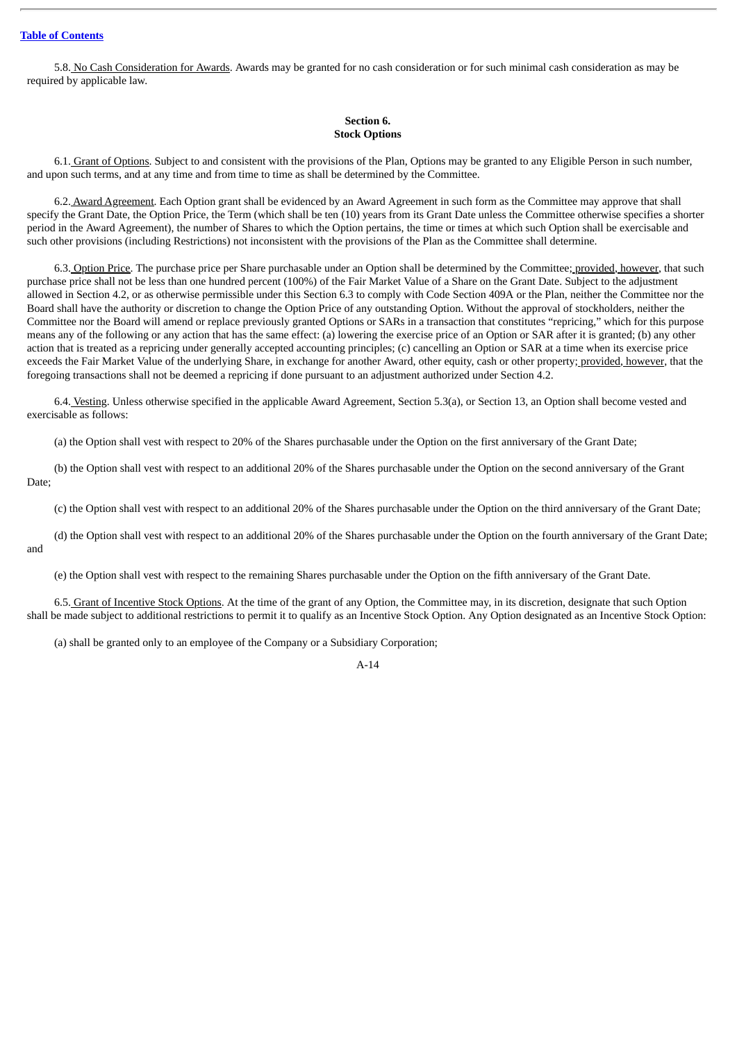5.8. No Cash Consideration for Awards. Awards may be granted for no cash consideration or for such minimal cash consideration as may be required by applicable law.

## Section 6.
## Stock Options

6.1. Grant of Options. Subject to and consistent with the provisions of the Plan, Options may be granted to any Eligible Person in such number, and upon such terms, and at any time and from time to time as shall be determined by the Committee.

6.2. Award Agreement. Each Option grant shall be evidenced by an Award Agreement in such form as the Committee may approve that shall specify the Grant Date, the Option Price, the Term (which shall be ten (10) years from its Grant Date unless the Committee otherwise specifies a shorter period in the Award Agreement), the number of Shares to which the Option pertains, the time or times at which such Option shall be exercisable and such other provisions (including Restrictions) not inconsistent with the provisions of the Plan as the Committee shall determine.

6.3. Option Price. The purchase price per Share purchasable under an Option shall be determined by the Committee; provided, however, that such purchase price shall not be less than one hundred percent (100%) of the Fair Market Value of a Share on the Grant Date. Subject to the adjustment allowed in Section 4.2, or as otherwise permissible under this Section 6.3 to comply with Code Section 409A or the Plan, neither the Committee nor the Board shall have the authority or discretion to change the Option Price of any outstanding Option. Without the approval of stockholders, neither the Committee nor the Board will amend or replace previously granted Options or SARs in a transaction that constitutes "repricing," which for this purpose means any of the following or any action that has the same effect: (a) lowering the exercise price of an Option or SAR after it is granted; (b) any other action that is treated as a repricing under generally accepted accounting principles; (c) cancelling an Option or SAR at a time when its exercise price exceeds the Fair Market Value of the underlying Share, in exchange for another Award, other equity, cash or other property; provided, however, that the foregoing transactions shall not be deemed a repricing if done pursuant to an adjustment authorized under Section 4.2.

6.4. Vesting. Unless otherwise specified in the applicable Award Agreement, Section 5.3(a), or Section 13, an Option shall become vested and exercisable as follows:

(a) the Option shall vest with respect to 20% of the Shares purchasable under the Option on the first anniversary of the Grant Date;

(b) the Option shall vest with respect to an additional 20% of the Shares purchasable under the Option on the second anniversary of the Grant Date;

(c) the Option shall vest with respect to an additional 20% of the Shares purchasable under the Option on the third anniversary of the Grant Date;

(d) the Option shall vest with respect to an additional 20% of the Shares purchasable under the Option on the fourth anniversary of the Grant Date; and

(e) the Option shall vest with respect to the remaining Shares purchasable under the Option on the fifth anniversary of the Grant Date.

6.5. Grant of Incentive Stock Options. At the time of the grant of any Option, the Committee may, in its discretion, designate that such Option shall be made subject to additional restrictions to permit it to qualify as an Incentive Stock Option. Any Option designated as an Incentive Stock Option:

(a) shall be granted only to an employee of the Company or a Subsidiary Corporation;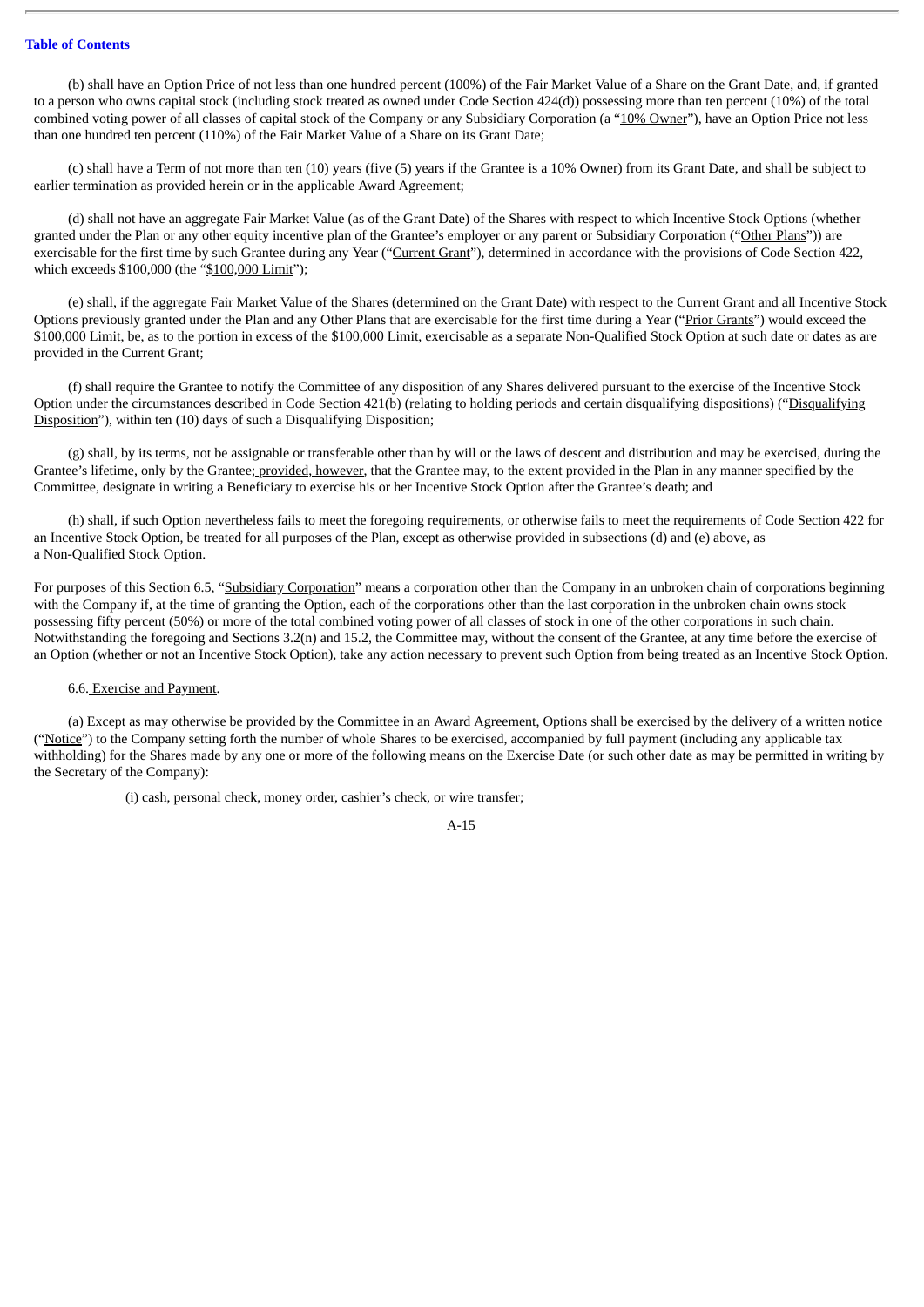(b) shall have an Option Price of not less than one hundred percent (100%) of the Fair Market Value of a Share on the Grant Date, and, if granted to a person who owns capital stock (including stock treated as owned under Code Section 424(d)) possessing more than ten percent (10%) of the total combined voting power of all classes of capital stock of the Company or any Subsidiary Corporation (a "10% Owner"), have an Option Price not less than one hundred ten percent (110%) of the Fair Market Value of a Share on its Grant Date;

(c) shall have a Term of not more than ten (10) years (five (5) years if the Grantee is a 10% Owner) from its Grant Date, and shall be subject to earlier termination as provided herein or in the applicable Award Agreement;

(d) shall not have an aggregate Fair Market Value (as of the Grant Date) of the Shares with respect to which Incentive Stock Options (whether granted under the Plan or any other equity incentive plan of the Grantee's employer or any parent or Subsidiary Corporation ("Other Plans")) are exercisable for the first time by such Grantee during any Year ("Current Grant"), determined in accordance with the provisions of Code Section 422, which exceeds $100,000 (the "$100,000 Limit");

(e) shall, if the aggregate Fair Market Value of the Shares (determined on the Grant Date) with respect to the Current Grant and all Incentive Stock Options previously granted under the Plan and any Other Plans that are exercisable for the first time during a Year ("Prior Grants") would exceed the $100,000 Limit, be, as to the portion in excess of the $100,000 Limit, exercisable as a separate Non-Qualified Stock Option at such date or dates as are provided in the Current Grant;

(f) shall require the Grantee to notify the Committee of any disposition of any Shares delivered pursuant to the exercise of the Incentive Stock Option under the circumstances described in Code Section 421(b) (relating to holding periods and certain disqualifying dispositions) ("Disqualifying Disposition"), within ten (10) days of such a Disqualifying Disposition;

(g) shall, by its terms, not be assignable or transferable other than by will or the laws of descent and distribution and may be exercised, during the Grantee's lifetime, only by the Grantee; provided, however, that the Grantee may, to the extent provided in the Plan in any manner specified by the Committee, designate in writing a Beneficiary to exercise his or her Incentive Stock Option after the Grantee's death; and

(h) shall, if such Option nevertheless fails to meet the foregoing requirements, or otherwise fails to meet the requirements of Code Section 422 for an Incentive Stock Option, be treated for all purposes of the Plan, except as otherwise provided in subsections (d) and (e) above, as a Non-Qualified Stock Option.

For purposes of this Section 6.5, "Subsidiary Corporation" means a corporation other than the Company in an unbroken chain of corporations beginning with the Company if, at the time of granting the Option, each of the corporations other than the last corporation in the unbroken chain owns stock possessing fifty percent (50%) or more of the total combined voting power of all classes of stock in one of the other corporations in such chain. Notwithstanding the foregoing and Sections 3.2(n) and 15.2, the Committee may, without the consent of the Grantee, at any time before the exercise of an Option (whether or not an Incentive Stock Option), take any action necessary to prevent such Option from being treated as an Incentive Stock Option.

6.6. Exercise and Payment.

(a) Except as may otherwise be provided by the Committee in an Award Agreement, Options shall be exercised by the delivery of a written notice ("Notice") to the Company setting forth the number of whole Shares to be exercised, accompanied by full payment (including any applicable tax withholding) for the Shares made by any one or more of the following means on the Exercise Date (or such other date as may be permitted in writing by the Secretary of the Company):

(i) cash, personal check, money order, cashier's check, or wire transfer;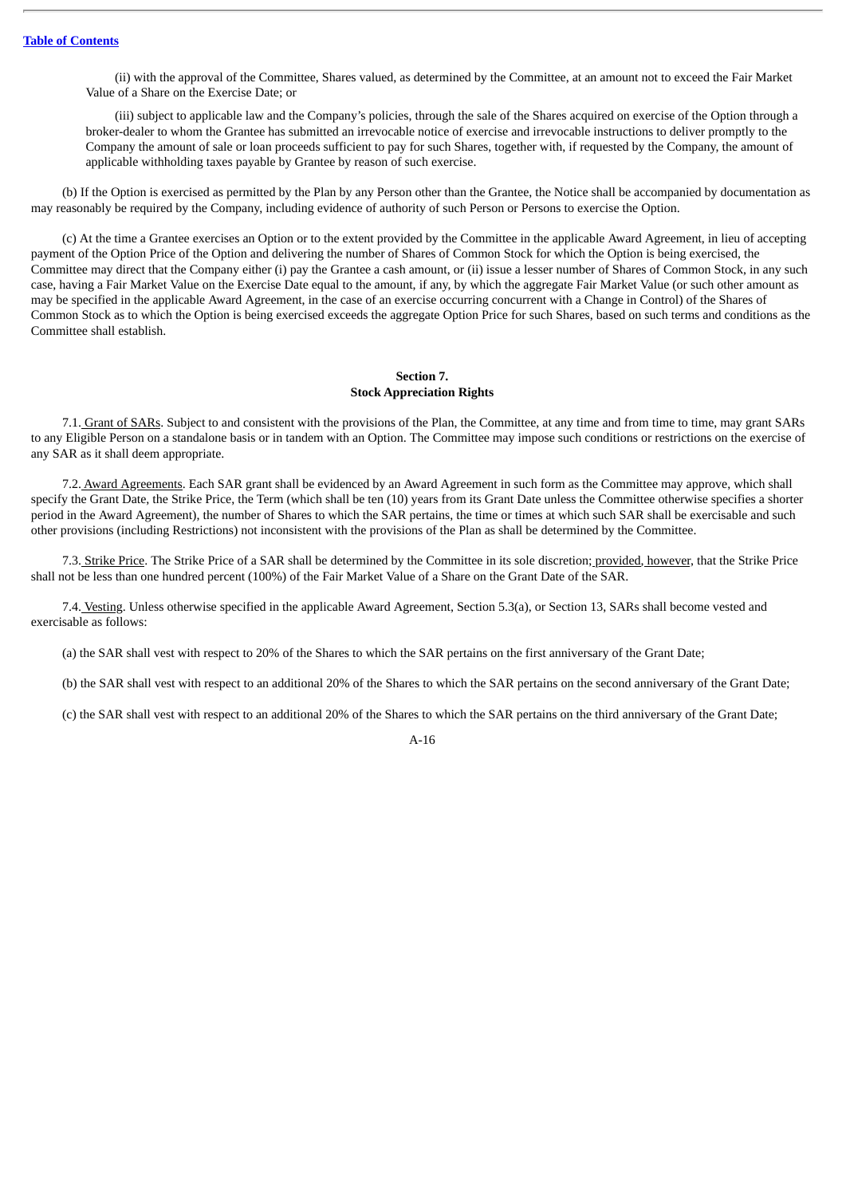(ii) with the approval of the Committee, Shares valued, as determined by the Committee, at an amount not to exceed the Fair Market Value of a Share on the Exercise Date; or

(iii) subject to applicable law and the Company's policies, through the sale of the Shares acquired on exercise of the Option through a broker-dealer to whom the Grantee has submitted an irrevocable notice of exercise and irrevocable instructions to deliver promptly to the Company the amount of sale or loan proceeds sufficient to pay for such Shares, together with, if requested by the Company, the amount of applicable withholding taxes payable by Grantee by reason of such exercise.

(b) If the Option is exercised as permitted by the Plan by any Person other than the Grantee, the Notice shall be accompanied by documentation as may reasonably be required by the Company, including evidence of authority of such Person or Persons to exercise the Option.

(c) At the time a Grantee exercises an Option or to the extent provided by the Committee in the applicable Award Agreement, in lieu of accepting payment of the Option Price of the Option and delivering the number of Shares of Common Stock for which the Option is being exercised, the Committee may direct that the Company either (i) pay the Grantee a cash amount, or (ii) issue a lesser number of Shares of Common Stock, in any such case, having a Fair Market Value on the Exercise Date equal to the amount, if any, by which the aggregate Fair Market Value (or such other amount as may be specified in the applicable Award Agreement, in the case of an exercise occurring concurrent with a Change in Control) of the Shares of Common Stock as to which the Option is being exercised exceeds the aggregate Option Price for such Shares, based on such terms and conditions as the Committee shall establish.

## Section 7.
## Stock Appreciation Rights

7.1. Grant of SARs. Subject to and consistent with the provisions of the Plan, the Committee, at any time and from time to time, may grant SARs to any Eligible Person on a standalone basis or in tandem with an Option. The Committee may impose such conditions or restrictions on the exercise of any SAR as it shall deem appropriate.

7.2. Award Agreements. Each SAR grant shall be evidenced by an Award Agreement in such form as the Committee may approve, which shall specify the Grant Date, the Strike Price, the Term (which shall be ten (10) years from its Grant Date unless the Committee otherwise specifies a shorter period in the Award Agreement), the number of Shares to which the SAR pertains, the time or times at which such SAR shall be exercisable and such other provisions (including Restrictions) not inconsistent with the provisions of the Plan as shall be determined by the Committee.

7.3. Strike Price. The Strike Price of a SAR shall be determined by the Committee in its sole discretion; provided, however, that the Strike Price shall not be less than one hundred percent (100%) of the Fair Market Value of a Share on the Grant Date of the SAR.

7.4. Vesting. Unless otherwise specified in the applicable Award Agreement, Section 5.3(a), or Section 13, SARs shall become vested and exercisable as follows:

(a) the SAR shall vest with respect to 20% of the Shares to which the SAR pertains on the first anniversary of the Grant Date;

(b) the SAR shall vest with respect to an additional 20% of the Shares to which the SAR pertains on the second anniversary of the Grant Date;

(c) the SAR shall vest with respect to an additional 20% of the Shares to which the SAR pertains on the third anniversary of the Grant Date;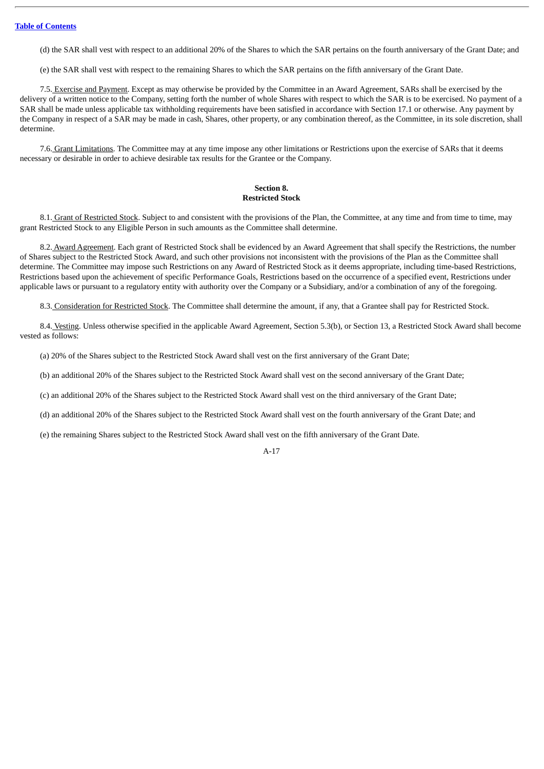(d) the SAR shall vest with respect to an additional 20% of the Shares to which the SAR pertains on the fourth anniversary of the Grant Date; and

(e) the SAR shall vest with respect to the remaining Shares to which the SAR pertains on the fifth anniversary of the Grant Date.

7.5. Exercise and Payment. Except as may otherwise be provided by the Committee in an Award Agreement, SARs shall be exercised by the delivery of a written notice to the Company, setting forth the number of whole Shares with respect to which the SAR is to be exercised. No payment of a SAR shall be made unless applicable tax withholding requirements have been satisfied in accordance with Section 17.1 or otherwise. Any payment by the Company in respect of a SAR may be made in cash, Shares, other property, or any combination thereof, as the Committee, in its sole discretion, shall determine.

7.6. Grant Limitations. The Committee may at any time impose any other limitations or Restrictions upon the exercise of SARs that it deems necessary or desirable in order to achieve desirable tax results for the Grantee or the Company.

## Section 8.
## Restricted Stock

8.1. Grant of Restricted Stock. Subject to and consistent with the provisions of the Plan, the Committee, at any time and from time to time, may grant Restricted Stock to any Eligible Person in such amounts as the Committee shall determine.

8.2. Award Agreement. Each grant of Restricted Stock shall be evidenced by an Award Agreement that shall specify the Restrictions, the number of Shares subject to the Restricted Stock Award, and such other provisions not inconsistent with the provisions of the Plan as the Committee shall determine. The Committee may impose such Restrictions on any Award of Restricted Stock as it deems appropriate, including time-based Restrictions, Restrictions based upon the achievement of specific Performance Goals, Restrictions based on the occurrence of a specified event, Restrictions under applicable laws or pursuant to a regulatory entity with authority over the Company or a Subsidiary, and/or a combination of any of the foregoing.

8.3. Consideration for Restricted Stock. The Committee shall determine the amount, if any, that a Grantee shall pay for Restricted Stock.

8.4. Vesting. Unless otherwise specified in the applicable Award Agreement, Section 5.3(b), or Section 13, a Restricted Stock Award shall become vested as follows:

(a) 20% of the Shares subject to the Restricted Stock Award shall vest on the first anniversary of the Grant Date;

(b) an additional 20% of the Shares subject to the Restricted Stock Award shall vest on the second anniversary of the Grant Date;

(c) an additional 20% of the Shares subject to the Restricted Stock Award shall vest on the third anniversary of the Grant Date;

(d) an additional 20% of the Shares subject to the Restricted Stock Award shall vest on the fourth anniversary of the Grant Date; and

(e) the remaining Shares subject to the Restricted Stock Award shall vest on the fifth anniversary of the Grant Date.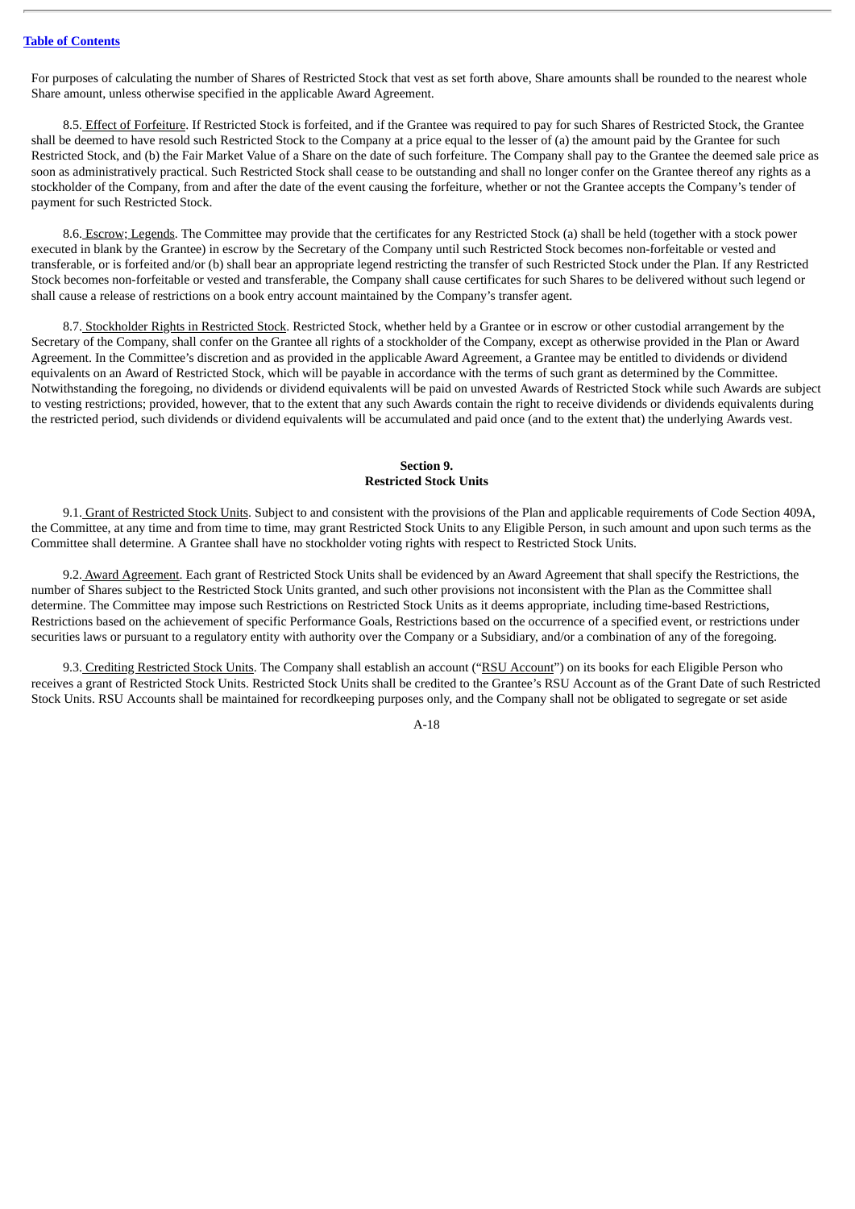For purposes of calculating the number of Shares of Restricted Stock that vest as set forth above, Share amounts shall be rounded to the nearest whole Share amount, unless otherwise specified in the applicable Award Agreement.

8.5. Effect of Forfeiture. If Restricted Stock is forfeited, and if the Grantee was required to pay for such Shares of Restricted Stock, the Grantee shall be deemed to have resold such Restricted Stock to the Company at a price equal to the lesser of (a) the amount paid by the Grantee for such Restricted Stock, and (b) the Fair Market Value of a Share on the date of such forfeiture. The Company shall pay to the Grantee the deemed sale price as soon as administratively practical. Such Restricted Stock shall cease to be outstanding and shall no longer confer on the Grantee thereof any rights as a stockholder of the Company, from and after the date of the event causing the forfeiture, whether or not the Grantee accepts the Company's tender of payment for such Restricted Stock.

8.6. Escrow; Legends. The Committee may provide that the certificates for any Restricted Stock (a) shall be held (together with a stock power executed in blank by the Grantee) in escrow by the Secretary of the Company until such Restricted Stock becomes non-forfeitable or vested and transferable, or is forfeited and/or (b) shall bear an appropriate legend restricting the transfer of such Restricted Stock under the Plan. If any Restricted Stock becomes non-forfeitable or vested and transferable, the Company shall cause certificates for such Shares to be delivered without such legend or shall cause a release of restrictions on a book entry account maintained by the Company's transfer agent.

8.7. Stockholder Rights in Restricted Stock. Restricted Stock, whether held by a Grantee or in escrow or other custodial arrangement by the Secretary of the Company, shall confer on the Grantee all rights of a stockholder of the Company, except as otherwise provided in the Plan or Award Agreement. In the Committee's discretion and as provided in the applicable Award Agreement, a Grantee may be entitled to dividends or dividend equivalents on an Award of Restricted Stock, which will be payable in accordance with the terms of such grant as determined by the Committee. Notwithstanding the foregoing, no dividends or dividend equivalents will be paid on unvested Awards of Restricted Stock while such Awards are subject to vesting restrictions; provided, however, that to the extent that any such Awards contain the right to receive dividends or dividends equivalents during the restricted period, such dividends or dividend equivalents will be accumulated and paid once (and to the extent that) the underlying Awards vest.

## Section 9.
## Restricted Stock Units

9.1. Grant of Restricted Stock Units. Subject to and consistent with the provisions of the Plan and applicable requirements of Code Section 409A, the Committee, at any time and from time to time, may grant Restricted Stock Units to any Eligible Person, in such amount and upon such terms as the Committee shall determine. A Grantee shall have no stockholder voting rights with respect to Restricted Stock Units.

9.2. Award Agreement. Each grant of Restricted Stock Units shall be evidenced by an Award Agreement that shall specify the Restrictions, the number of Shares subject to the Restricted Stock Units granted, and such other provisions not inconsistent with the Plan as the Committee shall determine. The Committee may impose such Restrictions on Restricted Stock Units as it deems appropriate, including time-based Restrictions, Restrictions based on the achievement of specific Performance Goals, Restrictions based on the occurrence of a specified event, or restrictions under securities laws or pursuant to a regulatory entity with authority over the Company or a Subsidiary, and/or a combination of any of the foregoing.

9.3. Crediting Restricted Stock Units. The Company shall establish an account ("RSU Account") on its books for each Eligible Person who receives a grant of Restricted Stock Units. Restricted Stock Units shall be credited to the Grantee's RSU Account as of the Grant Date of such Restricted Stock Units. RSU Accounts shall be maintained for recordkeeping purposes only, and the Company shall not be obligated to segregate or set aside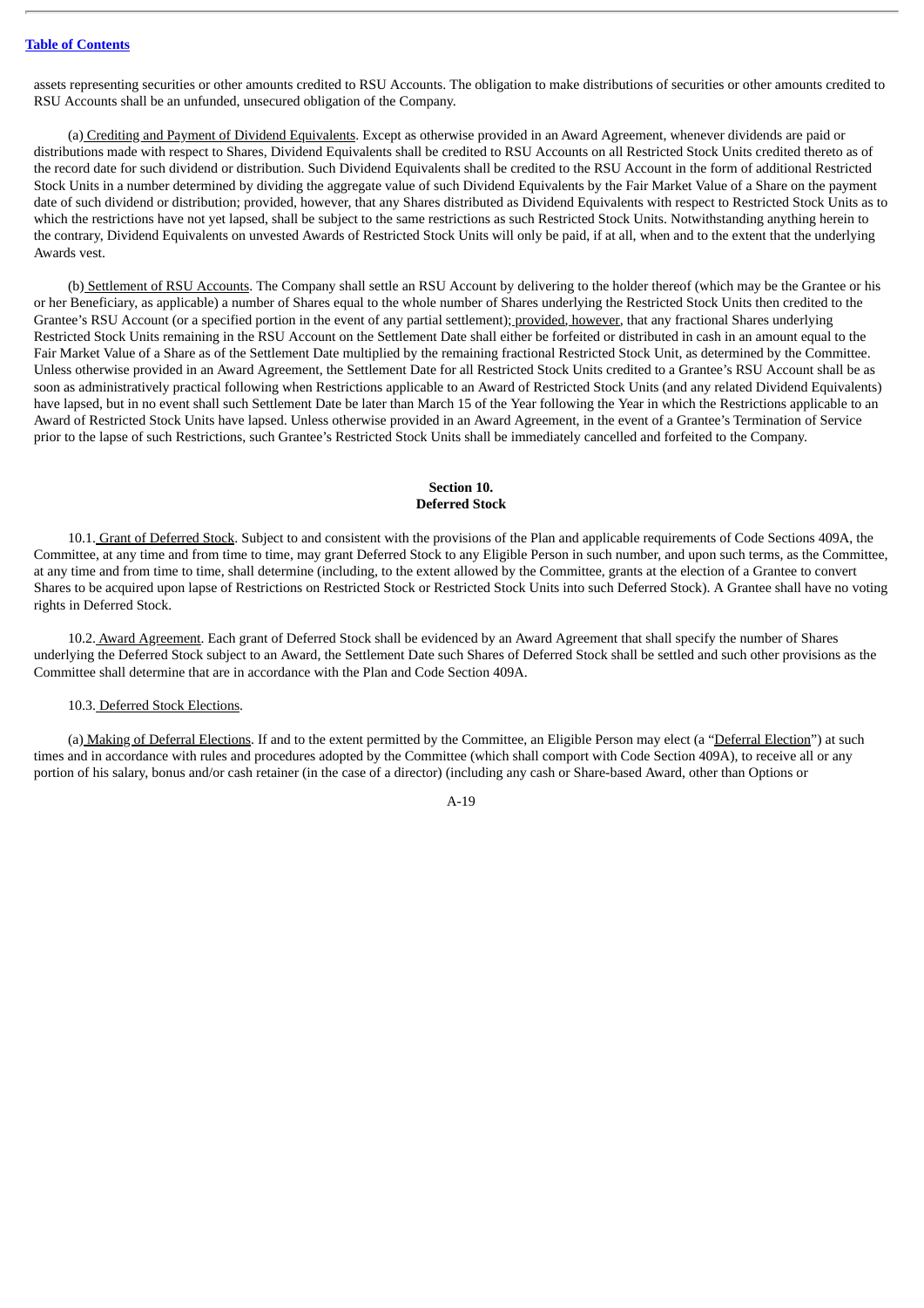assets representing securities or other amounts credited to RSU Accounts. The obligation to make distributions of securities or other amounts credited to RSU Accounts shall be an unfunded, unsecured obligation of the Company.

(a) Crediting and Payment of Dividend Equivalents. Except as otherwise provided in an Award Agreement, whenever dividends are paid or distributions made with respect to Shares, Dividend Equivalents shall be credited to RSU Accounts on all Restricted Stock Units credited thereto as of the record date for such dividend or distribution. Such Dividend Equivalents shall be credited to the RSU Account in the form of additional Restricted Stock Units in a number determined by dividing the aggregate value of such Dividend Equivalents by the Fair Market Value of a Share on the payment date of such dividend or distribution; provided, however, that any Shares distributed as Dividend Equivalents with respect to Restricted Stock Units as to which the restrictions have not yet lapsed, shall be subject to the same restrictions as such Restricted Stock Units. Notwithstanding anything herein to the contrary, Dividend Equivalents on unvested Awards of Restricted Stock Units will only be paid, if at all, when and to the extent that the underlying Awards vest.

(b) Settlement of RSU Accounts. The Company shall settle an RSU Account by delivering to the holder thereof (which may be the Grantee or his or her Beneficiary, as applicable) a number of Shares equal to the whole number of Shares underlying the Restricted Stock Units then credited to the Grantee's RSU Account (or a specified portion in the event of any partial settlement); provided, however, that any fractional Shares underlying Restricted Stock Units remaining in the RSU Account on the Settlement Date shall either be forfeited or distributed in cash in an amount equal to the Fair Market Value of a Share as of the Settlement Date multiplied by the remaining fractional Restricted Stock Unit, as determined by the Committee. Unless otherwise provided in an Award Agreement, the Settlement Date for all Restricted Stock Units credited to a Grantee's RSU Account shall be as soon as administratively practical following when Restrictions applicable to an Award of Restricted Stock Units (and any related Dividend Equivalents) have lapsed, but in no event shall such Settlement Date be later than March 15 of the Year following the Year in which the Restrictions applicable to an Award of Restricted Stock Units have lapsed. Unless otherwise provided in an Award Agreement, in the event of a Grantee's Termination of Service prior to the lapse of such Restrictions, such Grantee's Restricted Stock Units shall be immediately cancelled and forfeited to the Company.

## Section 10.
## Deferred Stock

10.1. Grant of Deferred Stock. Subject to and consistent with the provisions of the Plan and applicable requirements of Code Sections 409A, the Committee, at any time and from time to time, may grant Deferred Stock to any Eligible Person in such number, and upon such terms, as the Committee, at any time and from time to time, shall determine (including, to the extent allowed by the Committee, grants at the election of a Grantee to convert Shares to be acquired upon lapse of Restrictions on Restricted Stock or Restricted Stock Units into such Deferred Stock). A Grantee shall have no voting rights in Deferred Stock.

10.2. Award Agreement. Each grant of Deferred Stock shall be evidenced by an Award Agreement that shall specify the number of Shares underlying the Deferred Stock subject to an Award, the Settlement Date such Shares of Deferred Stock shall be settled and such other provisions as the Committee shall determine that are in accordance with the Plan and Code Section 409A.

10.3. Deferred Stock Elections.

(a) Making of Deferral Elections. If and to the extent permitted by the Committee, an Eligible Person may elect (a "Deferral Election") at such times and in accordance with rules and procedures adopted by the Committee (which shall comport with Code Section 409A), to receive all or any portion of his salary, bonus and/or cash retainer (in the case of a director) (including any cash or Share-based Award, other than Options or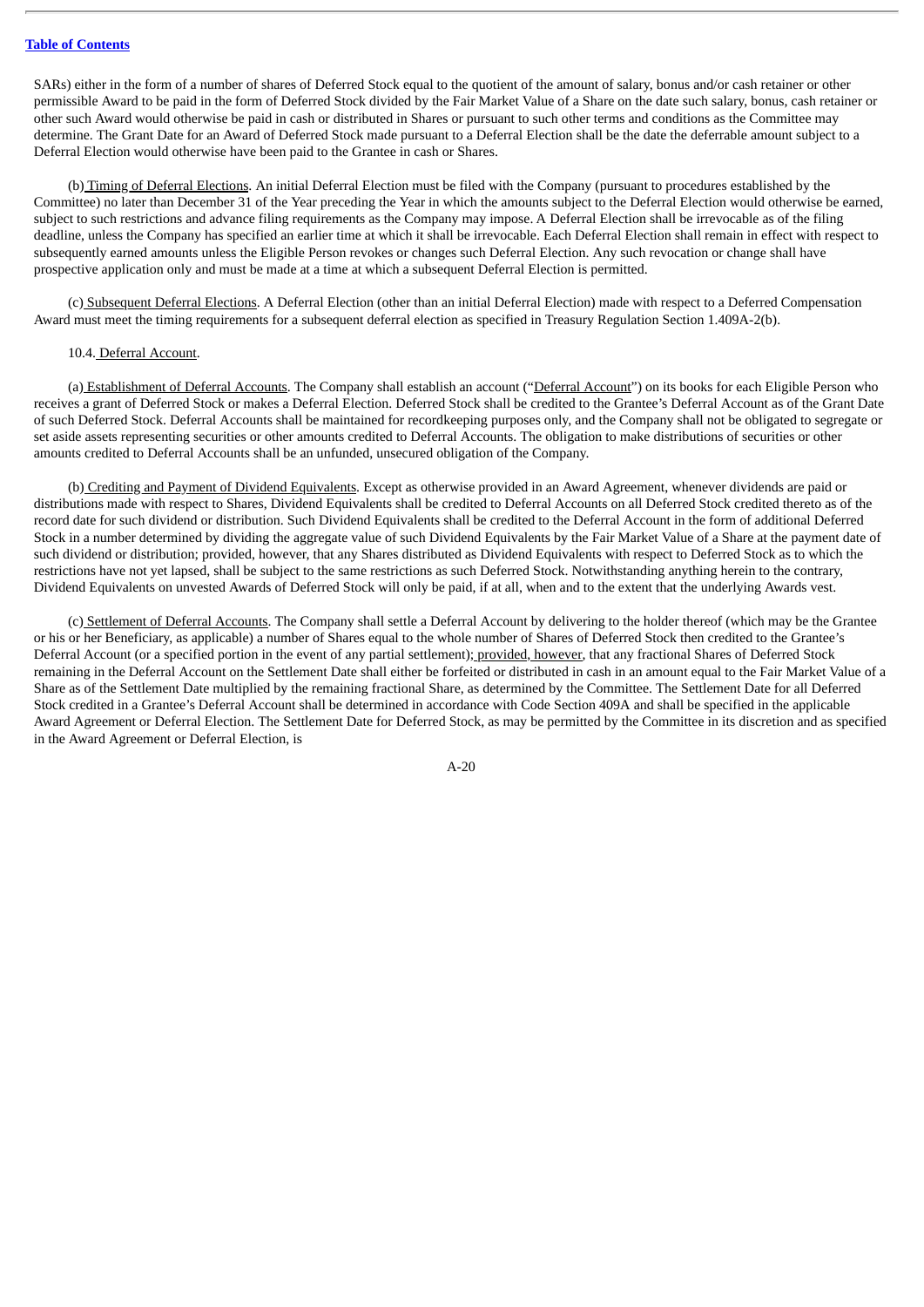SARs) either in the form of a number of shares of Deferred Stock equal to the quotient of the amount of salary, bonus and/or cash retainer or other permissible Award to be paid in the form of Deferred Stock divided by the Fair Market Value of a Share on the date such salary, bonus, cash retainer or other such Award would otherwise be paid in cash or distributed in Shares or pursuant to such other terms and conditions as the Committee may determine. The Grant Date for an Award of Deferred Stock made pursuant to a Deferral Election shall be the date the deferrable amount subject to a Deferral Election would otherwise have been paid to the Grantee in cash or Shares.

(b) Timing of Deferral Elections. An initial Deferral Election must be filed with the Company (pursuant to procedures established by the Committee) no later than December 31 of the Year preceding the Year in which the amounts subject to the Deferral Election would otherwise be earned, subject to such restrictions and advance filing requirements as the Company may impose. A Deferral Election shall be irrevocable as of the filing deadline, unless the Company has specified an earlier time at which it shall be irrevocable. Each Deferral Election shall remain in effect with respect to subsequently earned amounts unless the Eligible Person revokes or changes such Deferral Election. Any such revocation or change shall have prospective application only and must be made at a time at which a subsequent Deferral Election is permitted.

(c) Subsequent Deferral Elections. A Deferral Election (other than an initial Deferral Election) made with respect to a Deferred Compensation Award must meet the timing requirements for a subsequent deferral election as specified in Treasury Regulation Section 1.409A-2(b).

10.4. Deferral Account.

(a) Establishment of Deferral Accounts. The Company shall establish an account ("Deferral Account") on its books for each Eligible Person who receives a grant of Deferred Stock or makes a Deferral Election. Deferred Stock shall be credited to the Grantee's Deferral Account as of the Grant Date of such Deferred Stock. Deferral Accounts shall be maintained for recordkeeping purposes only, and the Company shall not be obligated to segregate or set aside assets representing securities or other amounts credited to Deferral Accounts. The obligation to make distributions of securities or other amounts credited to Deferral Accounts shall be an unfunded, unsecured obligation of the Company.

(b) Crediting and Payment of Dividend Equivalents. Except as otherwise provided in an Award Agreement, whenever dividends are paid or distributions made with respect to Shares, Dividend Equivalents shall be credited to Deferral Accounts on all Deferred Stock credited thereto as of the record date for such dividend or distribution. Such Dividend Equivalents shall be credited to the Deferral Account in the form of additional Deferred Stock in a number determined by dividing the aggregate value of such Dividend Equivalents by the Fair Market Value of a Share at the payment date of such dividend or distribution; provided, however, that any Shares distributed as Dividend Equivalents with respect to Deferred Stock as to which the restrictions have not yet lapsed, shall be subject to the same restrictions as such Deferred Stock. Notwithstanding anything herein to the contrary, Dividend Equivalents on unvested Awards of Deferred Stock will only be paid, if at all, when and to the extent that the underlying Awards vest.

(c) Settlement of Deferral Accounts. The Company shall settle a Deferral Account by delivering to the holder thereof (which may be the Grantee or his or her Beneficiary, as applicable) a number of Shares equal to the whole number of Shares of Deferred Stock then credited to the Grantee's Deferral Account (or a specified portion in the event of any partial settlement); provided, however, that any fractional Shares of Deferred Stock remaining in the Deferral Account on the Settlement Date shall either be forfeited or distributed in cash in an amount equal to the Fair Market Value of a Share as of the Settlement Date multiplied by the remaining fractional Share, as determined by the Committee. The Settlement Date for all Deferred Stock credited in a Grantee's Deferral Account shall be determined in accordance with Code Section 409A and shall be specified in the applicable Award Agreement or Deferral Election. The Settlement Date for Deferred Stock, as may be permitted by the Committee in its discretion and as specified in the Award Agreement or Deferral Election, is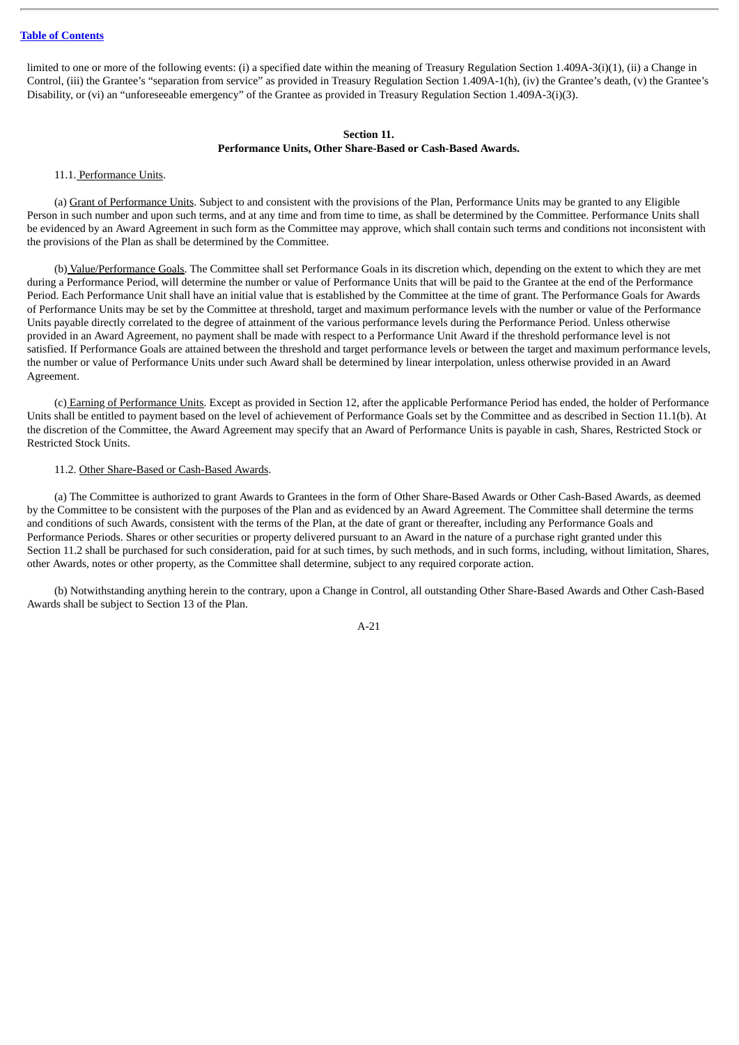limited to one or more of the following events: (i) a specified date within the meaning of Treasury Regulation Section 1.409A-3(i)(1), (ii) a Change in Control, (iii) the Grantee's "separation from service" as provided in Treasury Regulation Section 1.409A-1(h), (iv) the Grantee's death, (v) the Grantee's Disability, or (vi) an "unforeseeable emergency" of the Grantee as provided in Treasury Regulation Section 1.409A-3(i)(3).

## Section 11.
## Performance Units, Other Share-Based or Cash-Based Awards.

11.1. Performance Units.

(a) Grant of Performance Units. Subject to and consistent with the provisions of the Plan, Performance Units may be granted to any Eligible Person in such number and upon such terms, and at any time and from time to time, as shall be determined by the Committee. Performance Units shall be evidenced by an Award Agreement in such form as the Committee may approve, which shall contain such terms and conditions not inconsistent with the provisions of the Plan as shall be determined by the Committee.

(b) Value/Performance Goals. The Committee shall set Performance Goals in its discretion which, depending on the extent to which they are met during a Performance Period, will determine the number or value of Performance Units that will be paid to the Grantee at the end of the Performance Period. Each Performance Unit shall have an initial value that is established by the Committee at the time of grant. The Performance Goals for Awards of Performance Units may be set by the Committee at threshold, target and maximum performance levels with the number or value of the Performance Units payable directly correlated to the degree of attainment of the various performance levels during the Performance Period. Unless otherwise provided in an Award Agreement, no payment shall be made with respect to a Performance Unit Award if the threshold performance level is not satisfied. If Performance Goals are attained between the threshold and target performance levels or between the target and maximum performance levels, the number or value of Performance Units under such Award shall be determined by linear interpolation, unless otherwise provided in an Award Agreement.

(c) Earning of Performance Units. Except as provided in Section 12, after the applicable Performance Period has ended, the holder of Performance Units shall be entitled to payment based on the level of achievement of Performance Goals set by the Committee and as described in Section 11.1(b). At the discretion of the Committee, the Award Agreement may specify that an Award of Performance Units is payable in cash, Shares, Restricted Stock or Restricted Stock Units.

11.2. Other Share-Based or Cash-Based Awards.

(a) The Committee is authorized to grant Awards to Grantees in the form of Other Share-Based Awards or Other Cash-Based Awards, as deemed by the Committee to be consistent with the purposes of the Plan and as evidenced by an Award Agreement. The Committee shall determine the terms and conditions of such Awards, consistent with the terms of the Plan, at the date of grant or thereafter, including any Performance Goals and Performance Periods. Shares or other securities or property delivered pursuant to an Award in the nature of a purchase right granted under this Section 11.2 shall be purchased for such consideration, paid for at such times, by such methods, and in such forms, including, without limitation, Shares, other Awards, notes or other property, as the Committee shall determine, subject to any required corporate action.

(b) Notwithstanding anything herein to the contrary, upon a Change in Control, all outstanding Other Share-Based Awards and Other Cash-Based Awards shall be subject to Section 13 of the Plan.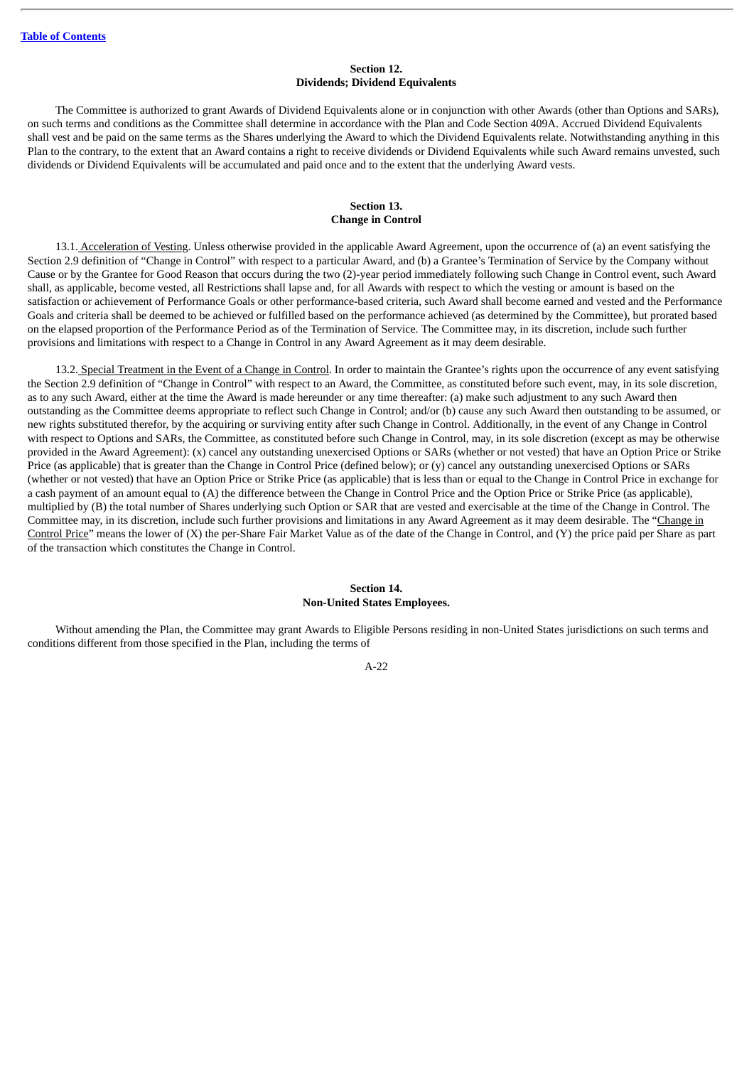## Section 12.
## Dividends; Dividend Equivalents

The Committee is authorized to grant Awards of Dividend Equivalents alone or in conjunction with other Awards (other than Options and SARs), on such terms and conditions as the Committee shall determine in accordance with the Plan and Code Section 409A. Accrued Dividend Equivalents shall vest and be paid on the same terms as the Shares underlying the Award to which the Dividend Equivalents relate. Notwithstanding anything in this Plan to the contrary, to the extent that an Award contains a right to receive dividends or Dividend Equivalents while such Award remains unvested, such dividends or Dividend Equivalents will be accumulated and paid once and to the extent that the underlying Award vests.

## Section 13.
## Change in Control

13.1. Acceleration of Vesting. Unless otherwise provided in the applicable Award Agreement, upon the occurrence of (a) an event satisfying the Section 2.9 definition of "Change in Control" with respect to a particular Award, and (b) a Grantee's Termination of Service by the Company without Cause or by the Grantee for Good Reason that occurs during the two (2)-year period immediately following such Change in Control event, such Award shall, as applicable, become vested, all Restrictions shall lapse and, for all Awards with respect to which the vesting or amount is based on the satisfaction or achievement of Performance Goals or other performance-based criteria, such Award shall become earned and vested and the Performance Goals and criteria shall be deemed to be achieved or fulfilled based on the performance achieved (as determined by the Committee), but prorated based on the elapsed proportion of the Performance Period as of the Termination of Service. The Committee may, in its discretion, include such further provisions and limitations with respect to a Change in Control in any Award Agreement as it may deem desirable.

13.2. Special Treatment in the Event of a Change in Control. In order to maintain the Grantee's rights upon the occurrence of any event satisfying the Section 2.9 definition of "Change in Control" with respect to an Award, the Committee, as constituted before such event, may, in its sole discretion, as to any such Award, either at the time the Award is made hereunder or any time thereafter: (a) make such adjustment to any such Award then outstanding as the Committee deems appropriate to reflect such Change in Control; and/or (b) cause any such Award then outstanding to be assumed, or new rights substituted therefor, by the acquiring or surviving entity after such Change in Control. Additionally, in the event of any Change in Control with respect to Options and SARs, the Committee, as constituted before such Change in Control, may, in its sole discretion (except as may be otherwise provided in the Award Agreement): (x) cancel any outstanding unexercised Options or SARs (whether or not vested) that have an Option Price or Strike Price (as applicable) that is greater than the Change in Control Price (defined below); or (y) cancel any outstanding unexercised Options or SARs (whether or not vested) that have an Option Price or Strike Price (as applicable) that is less than or equal to the Change in Control Price in exchange for a cash payment of an amount equal to (A) the difference between the Change in Control Price and the Option Price or Strike Price (as applicable), multiplied by (B) the total number of Shares underlying such Option or SAR that are vested and exercisable at the time of the Change in Control. The Committee may, in its discretion, include such further provisions and limitations in any Award Agreement as it may deem desirable. The "Change in Control Price" means the lower of (X) the per-Share Fair Market Value as of the date of the Change in Control, and (Y) the price paid per Share as part of the transaction which constitutes the Change in Control.

## Section 14.
## Non-United States Employees.

Without amending the Plan, the Committee may grant Awards to Eligible Persons residing in non-United States jurisdictions on such terms and conditions different from those specified in the Plan, including the terms of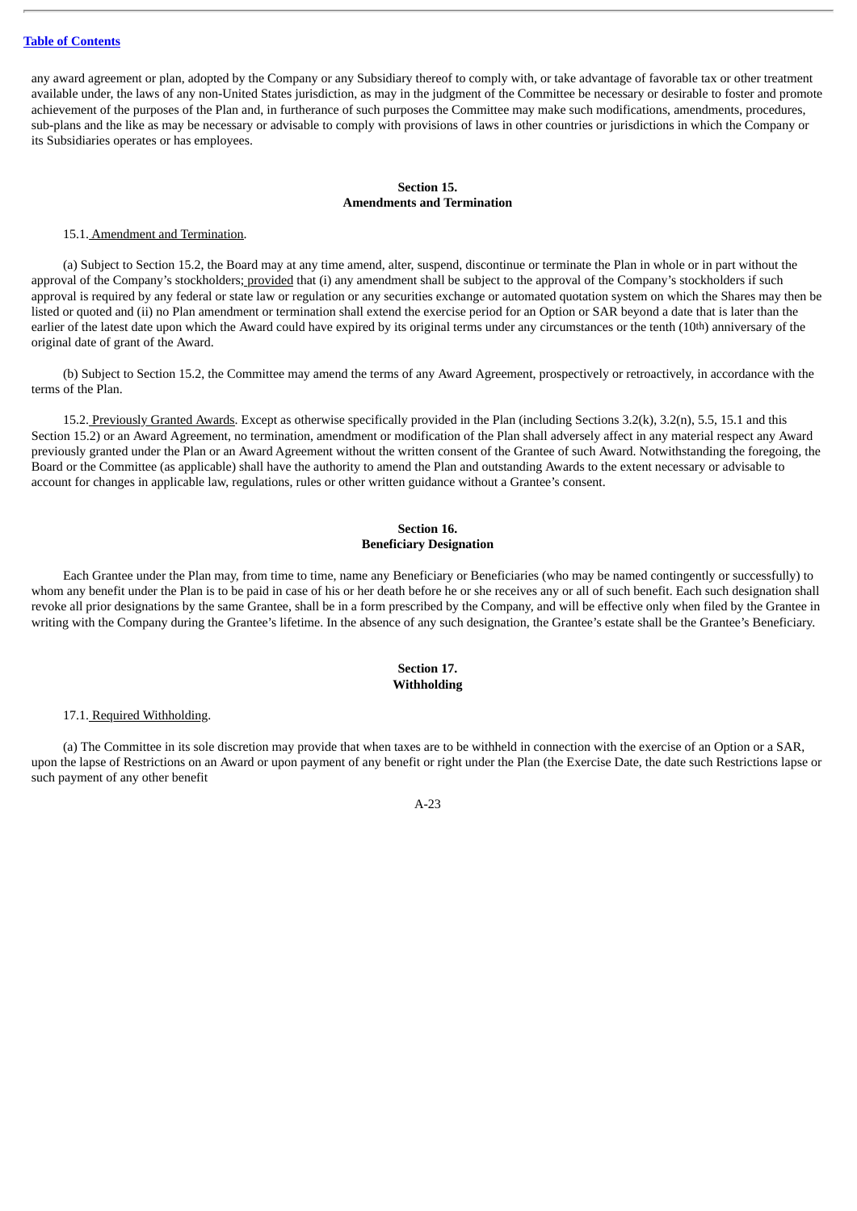any award agreement or plan, adopted by the Company or any Subsidiary thereof to comply with, or take advantage of favorable tax or other treatment available under, the laws of any non-United States jurisdiction, as may in the judgment of the Committee be necessary or desirable to foster and promote achievement of the purposes of the Plan and, in furtherance of such purposes the Committee may make such modifications, amendments, procedures, sub-plans and the like as may be necessary or advisable to comply with provisions of laws in other countries or jurisdictions in which the Company or its Subsidiaries operates or has employees.

**Section 15.**
**Amendments and Termination**

15.1. Amendment and Termination.

(a) Subject to Section 15.2, the Board may at any time amend, alter, suspend, discontinue or terminate the Plan in whole or in part without the approval of the Company's stockholders; provided that (i) any amendment shall be subject to the approval of the Company's stockholders if such approval is required by any federal or state law or regulation or any securities exchange or automated quotation system on which the Shares may then be listed or quoted and (ii) no Plan amendment or termination shall extend the exercise period for an Option or SAR beyond a date that is later than the earlier of the latest date upon which the Award could have expired by its original terms under any circumstances or the tenth (10th) anniversary of the original date of grant of the Award.

(b) Subject to Section 15.2, the Committee may amend the terms of any Award Agreement, prospectively or retroactively, in accordance with the terms of the Plan.

15.2. Previously Granted Awards. Except as otherwise specifically provided in the Plan (including Sections 3.2(k), 3.2(n), 5.5, 15.1 and this Section 15.2) or an Award Agreement, no termination, amendment or modification of the Plan shall adversely affect in any material respect any Award previously granted under the Plan or an Award Agreement without the written consent of the Grantee of such Award. Notwithstanding the foregoing, the Board or the Committee (as applicable) shall have the authority to amend the Plan and outstanding Awards to the extent necessary or advisable to account for changes in applicable law, regulations, rules or other written guidance without a Grantee's consent.

**Section 16.**
**Beneficiary Designation**

Each Grantee under the Plan may, from time to time, name any Beneficiary or Beneficiaries (who may be named contingently or successfully) to whom any benefit under the Plan is to be paid in case of his or her death before he or she receives any or all of such benefit. Each such designation shall revoke all prior designations by the same Grantee, shall be in a form prescribed by the Company, and will be effective only when filed by the Grantee in writing with the Company during the Grantee's lifetime. In the absence of any such designation, the Grantee's estate shall be the Grantee's Beneficiary.

**Section 17.**
**Withholding**

17.1. Required Withholding.

(a) The Committee in its sole discretion may provide that when taxes are to be withheld in connection with the exercise of an Option or a SAR, upon the lapse of Restrictions on an Award or upon payment of any benefit or right under the Plan (the Exercise Date, the date such Restrictions lapse or such payment of any other benefit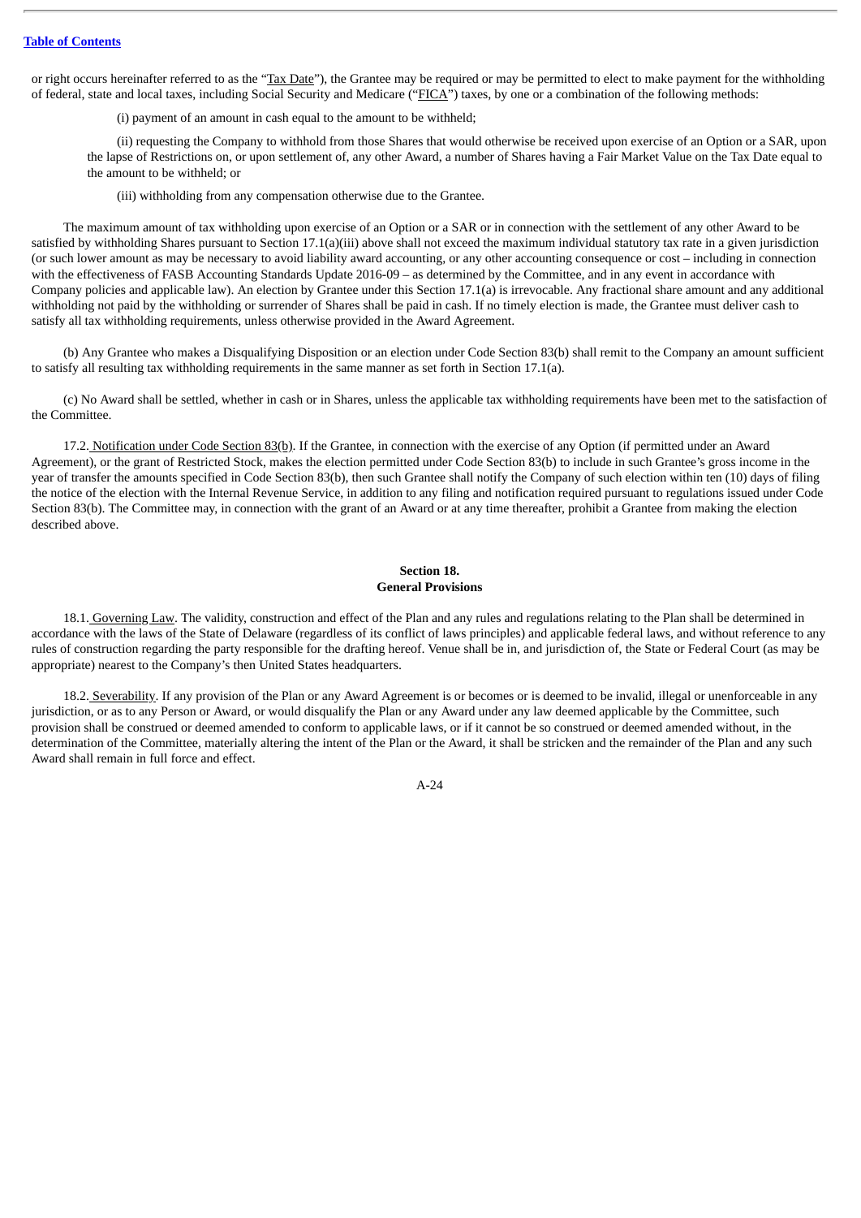or right occurs hereinafter referred to as the "Tax Date"), the Grantee may be required or may be permitted to elect to make payment for the withholding of federal, state and local taxes, including Social Security and Medicare ("FICA") taxes, by one or a combination of the following methods:

(i) payment of an amount in cash equal to the amount to be withheld;

(ii) requesting the Company to withhold from those Shares that would otherwise be received upon exercise of an Option or a SAR, upon the lapse of Restrictions on, or upon settlement of, any other Award, a number of Shares having a Fair Market Value on the Tax Date equal to the amount to be withheld; or

(iii) withholding from any compensation otherwise due to the Grantee.

The maximum amount of tax withholding upon exercise of an Option or a SAR or in connection with the settlement of any other Award to be satisfied by withholding Shares pursuant to Section 17.1(a)(iii) above shall not exceed the maximum individual statutory tax rate in a given jurisdiction (or such lower amount as may be necessary to avoid liability award accounting, or any other accounting consequence or cost – including in connection with the effectiveness of FASB Accounting Standards Update 2016-09 – as determined by the Committee, and in any event in accordance with Company policies and applicable law). An election by Grantee under this Section 17.1(a) is irrevocable. Any fractional share amount and any additional withholding not paid by the withholding or surrender of Shares shall be paid in cash. If no timely election is made, the Grantee must deliver cash to satisfy all tax withholding requirements, unless otherwise provided in the Award Agreement.

(b) Any Grantee who makes a Disqualifying Disposition or an election under Code Section 83(b) shall remit to the Company an amount sufficient to satisfy all resulting tax withholding requirements in the same manner as set forth in Section 17.1(a).

(c) No Award shall be settled, whether in cash or in Shares, unless the applicable tax withholding requirements have been met to the satisfaction of the Committee.

17.2. Notification under Code Section 83(b). If the Grantee, in connection with the exercise of any Option (if permitted under an Award Agreement), or the grant of Restricted Stock, makes the election permitted under Code Section 83(b) to include in such Grantee's gross income in the year of transfer the amounts specified in Code Section 83(b), then such Grantee shall notify the Company of such election within ten (10) days of filing the notice of the election with the Internal Revenue Service, in addition to any filing and notification required pursuant to regulations issued under Code Section 83(b). The Committee may, in connection with the grant of an Award or at any time thereafter, prohibit a Grantee from making the election described above.

## Section 18.
## General Provisions

18.1. Governing Law. The validity, construction and effect of the Plan and any rules and regulations relating to the Plan shall be determined in accordance with the laws of the State of Delaware (regardless of its conflict of laws principles) and applicable federal laws, and without reference to any rules of construction regarding the party responsible for the drafting hereof. Venue shall be in, and jurisdiction of, the State or Federal Court (as may be appropriate) nearest to the Company's then United States headquarters.

18.2. Severability. If any provision of the Plan or any Award Agreement is or becomes or is deemed to be invalid, illegal or unenforceable in any jurisdiction, or as to any Person or Award, or would disqualify the Plan or any Award under any law deemed applicable by the Committee, such provision shall be construed or deemed amended to conform to applicable laws, or if it cannot be so construed or deemed amended without, in the determination of the Committee, materially altering the intent of the Plan or the Award, it shall be stricken and the remainder of the Plan and any such Award shall remain in full force and effect.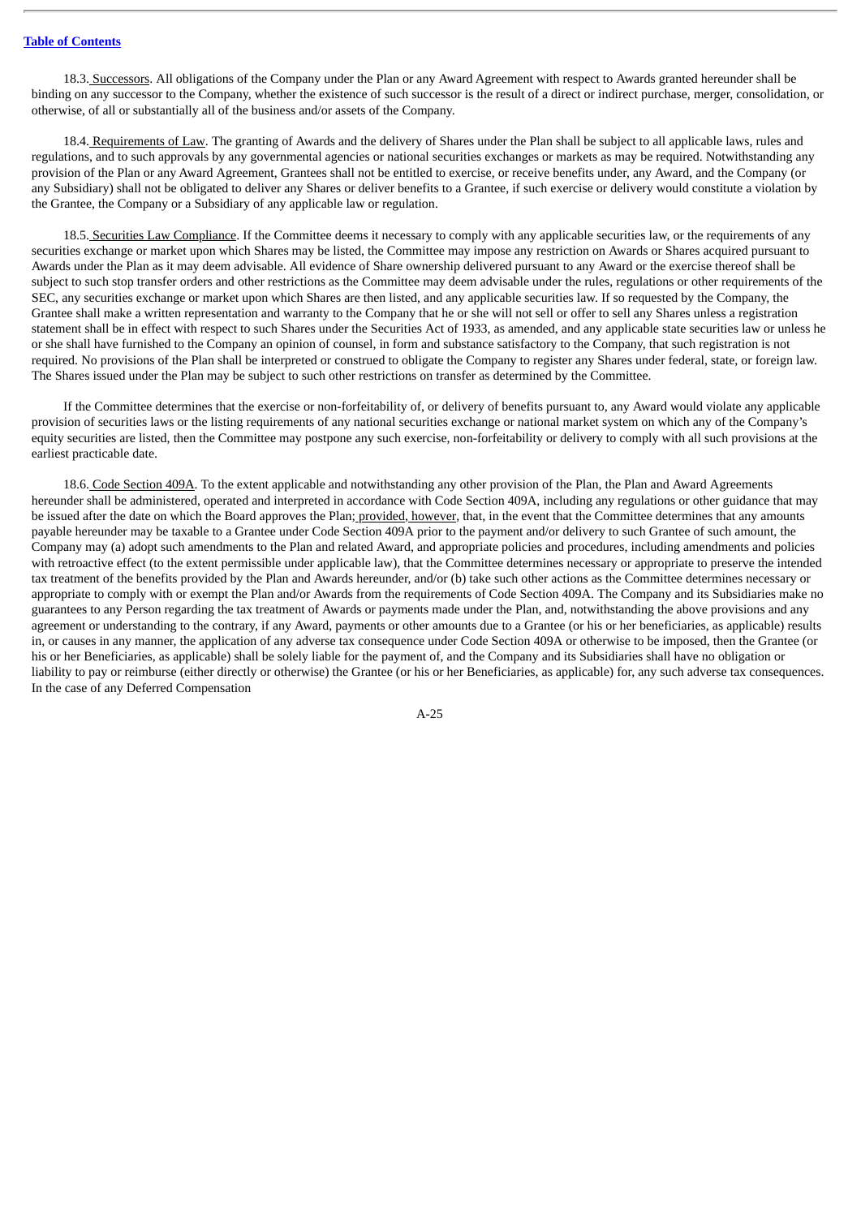18.3. Successors. All obligations of the Company under the Plan or any Award Agreement with respect to Awards granted hereunder shall be binding on any successor to the Company, whether the existence of such successor is the result of a direct or indirect purchase, merger, consolidation, or otherwise, of all or substantially all of the business and/or assets of the Company.

18.4. Requirements of Law. The granting of Awards and the delivery of Shares under the Plan shall be subject to all applicable laws, rules and regulations, and to such approvals by any governmental agencies or national securities exchanges or markets as may be required. Notwithstanding any provision of the Plan or any Award Agreement, Grantees shall not be entitled to exercise, or receive benefits under, any Award, and the Company (or any Subsidiary) shall not be obligated to deliver any Shares or deliver benefits to a Grantee, if such exercise or delivery would constitute a violation by the Grantee, the Company or a Subsidiary of any applicable law or regulation.

18.5. Securities Law Compliance. If the Committee deems it necessary to comply with any applicable securities law, or the requirements of any securities exchange or market upon which Shares may be listed, the Committee may impose any restriction on Awards or Shares acquired pursuant to Awards under the Plan as it may deem advisable. All evidence of Share ownership delivered pursuant to any Award or the exercise thereof shall be subject to such stop transfer orders and other restrictions as the Committee may deem advisable under the rules, regulations or other requirements of the SEC, any securities exchange or market upon which Shares are then listed, and any applicable securities law. If so requested by the Company, the Grantee shall make a written representation and warranty to the Company that he or she will not sell or offer to sell any Shares unless a registration statement shall be in effect with respect to such Shares under the Securities Act of 1933, as amended, and any applicable state securities law or unless he or she shall have furnished to the Company an opinion of counsel, in form and substance satisfactory to the Company, that such registration is not required. No provisions of the Plan shall be interpreted or construed to obligate the Company to register any Shares under federal, state, or foreign law. The Shares issued under the Plan may be subject to such other restrictions on transfer as determined by the Committee.

If the Committee determines that the exercise or non-forfeitability of, or delivery of benefits pursuant to, any Award would violate any applicable provision of securities laws or the listing requirements of any national securities exchange or national market system on which any of the Company's equity securities are listed, then the Committee may postpone any such exercise, non-forfeitability or delivery to comply with all such provisions at the earliest practicable date.

18.6. Code Section 409A. To the extent applicable and notwithstanding any other provision of the Plan, the Plan and Award Agreements hereunder shall be administered, operated and interpreted in accordance with Code Section 409A, including any regulations or other guidance that may be issued after the date on which the Board approves the Plan; provided, however, that, in the event that the Committee determines that any amounts payable hereunder may be taxable to a Grantee under Code Section 409A prior to the payment and/or delivery to such Grantee of such amount, the Company may (a) adopt such amendments to the Plan and related Award, and appropriate policies and procedures, including amendments and policies with retroactive effect (to the extent permissible under applicable law), that the Committee determines necessary or appropriate to preserve the intended tax treatment of the benefits provided by the Plan and Awards hereunder, and/or (b) take such other actions as the Committee determines necessary or appropriate to comply with or exempt the Plan and/or Awards from the requirements of Code Section 409A. The Company and its Subsidiaries make no guarantees to any Person regarding the tax treatment of Awards or payments made under the Plan, and, notwithstanding the above provisions and any agreement or understanding to the contrary, if any Award, payments or other amounts due to a Grantee (or his or her beneficiaries, as applicable) results in, or causes in any manner, the application of any adverse tax consequence under Code Section 409A or otherwise to be imposed, then the Grantee (or his or her Beneficiaries, as applicable) shall be solely liable for the payment of, and the Company and its Subsidiaries shall have no obligation or liability to pay or reimburse (either directly or otherwise) the Grantee (or his or her Beneficiaries, as applicable) for, any such adverse tax consequences. In the case of any Deferred Compensation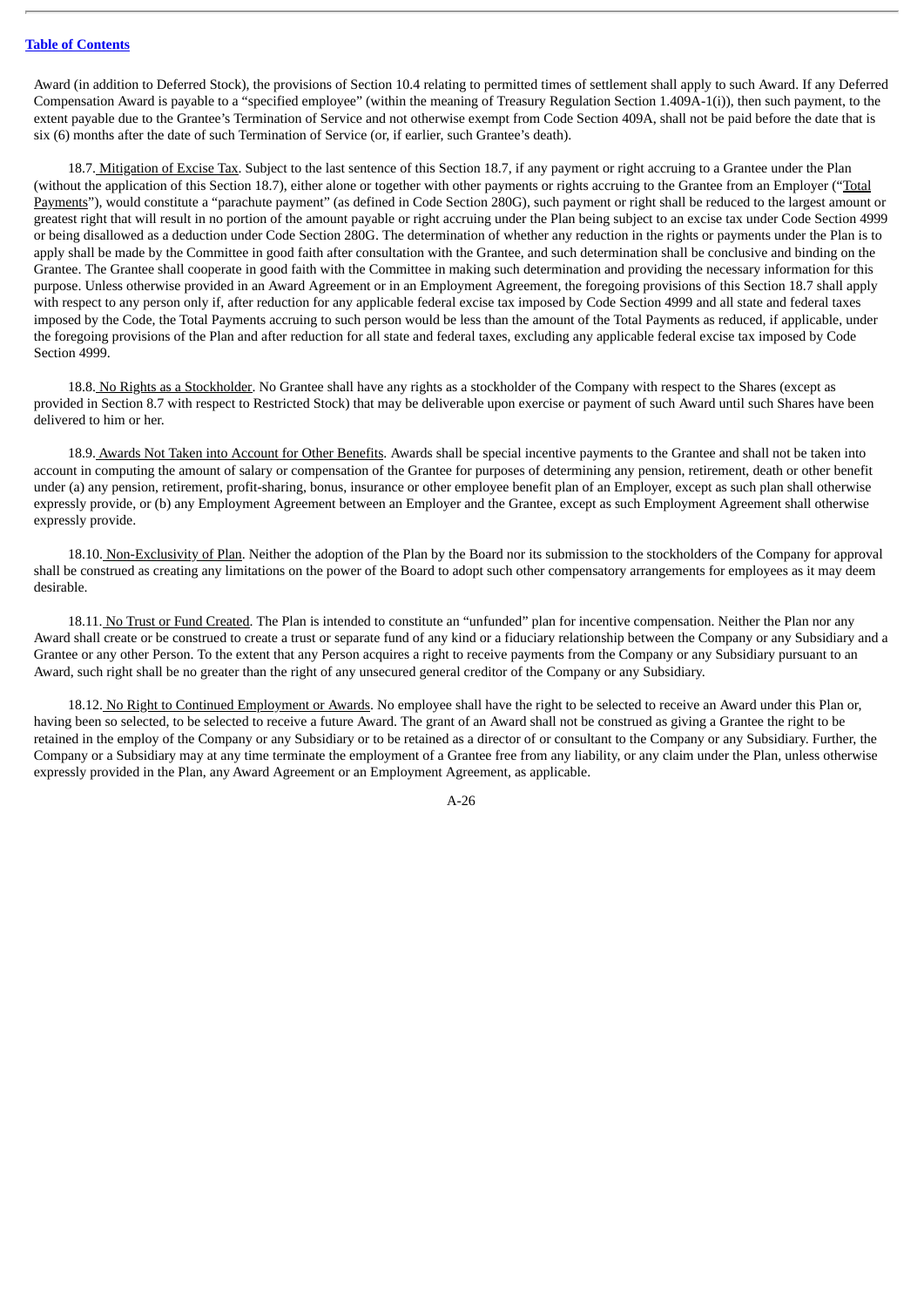Award (in addition to Deferred Stock), the provisions of Section 10.4 relating to permitted times of settlement shall apply to such Award. If any Deferred Compensation Award is payable to a "specified employee" (within the meaning of Treasury Regulation Section 1.409A-1(i)), then such payment, to the extent payable due to the Grantee's Termination of Service and not otherwise exempt from Code Section 409A, shall not be paid before the date that is six (6) months after the date of such Termination of Service (or, if earlier, such Grantee's death).

18.7. Mitigation of Excise Tax. Subject to the last sentence of this Section 18.7, if any payment or right accruing to a Grantee under the Plan (without the application of this Section 18.7), either alone or together with other payments or rights accruing to the Grantee from an Employer ("Total Payments"), would constitute a "parachute payment" (as defined in Code Section 280G), such payment or right shall be reduced to the largest amount or greatest right that will result in no portion of the amount payable or right accruing under the Plan being subject to an excise tax under Code Section 4999 or being disallowed as a deduction under Code Section 280G. The determination of whether any reduction in the rights or payments under the Plan is to apply shall be made by the Committee in good faith after consultation with the Grantee, and such determination shall be conclusive and binding on the Grantee. The Grantee shall cooperate in good faith with the Committee in making such determination and providing the necessary information for this purpose. Unless otherwise provided in an Award Agreement or in an Employment Agreement, the foregoing provisions of this Section 18.7 shall apply with respect to any person only if, after reduction for any applicable federal excise tax imposed by Code Section 4999 and all state and federal taxes imposed by the Code, the Total Payments accruing to such person would be less than the amount of the Total Payments as reduced, if applicable, under the foregoing provisions of the Plan and after reduction for all state and federal taxes, excluding any applicable federal excise tax imposed by Code Section 4999.

18.8. No Rights as a Stockholder. No Grantee shall have any rights as a stockholder of the Company with respect to the Shares (except as provided in Section 8.7 with respect to Restricted Stock) that may be deliverable upon exercise or payment of such Award until such Shares have been delivered to him or her.

18.9. Awards Not Taken into Account for Other Benefits. Awards shall be special incentive payments to the Grantee and shall not be taken into account in computing the amount of salary or compensation of the Grantee for purposes of determining any pension, retirement, death or other benefit under (a) any pension, retirement, profit-sharing, bonus, insurance or other employee benefit plan of an Employer, except as such plan shall otherwise expressly provide, or (b) any Employment Agreement between an Employer and the Grantee, except as such Employment Agreement shall otherwise expressly provide.

18.10. Non-Exclusivity of Plan. Neither the adoption of the Plan by the Board nor its submission to the stockholders of the Company for approval shall be construed as creating any limitations on the power of the Board to adopt such other compensatory arrangements for employees as it may deem desirable.

18.11. No Trust or Fund Created. The Plan is intended to constitute an "unfunded" plan for incentive compensation. Neither the Plan nor any Award shall create or be construed to create a trust or separate fund of any kind or a fiduciary relationship between the Company or any Subsidiary and a Grantee or any other Person. To the extent that any Person acquires a right to receive payments from the Company or any Subsidiary pursuant to an Award, such right shall be no greater than the right of any unsecured general creditor of the Company or any Subsidiary.

18.12. No Right to Continued Employment or Awards. No employee shall have the right to be selected to receive an Award under this Plan or, having been so selected, to be selected to receive a future Award. The grant of an Award shall not be construed as giving a Grantee the right to be retained in the employ of the Company or any Subsidiary or to be retained as a director of or consultant to the Company or any Subsidiary. Further, the Company or a Subsidiary may at any time terminate the employment of a Grantee free from any liability, or any claim under the Plan, unless otherwise expressly provided in the Plan, any Award Agreement or an Employment Agreement, as applicable.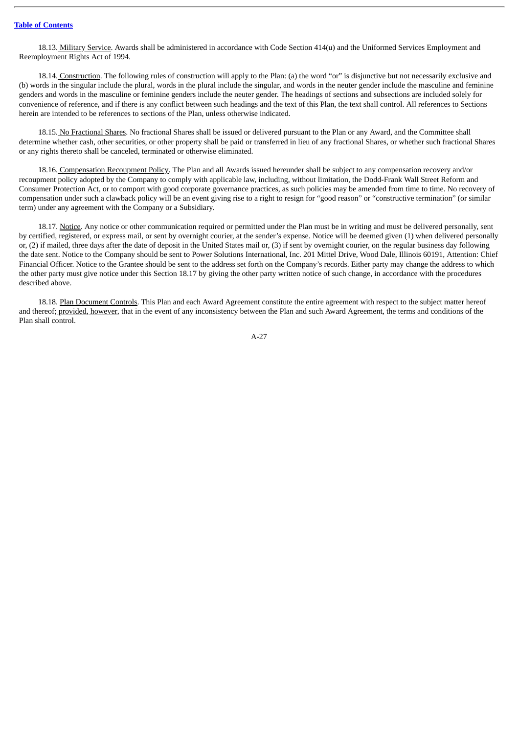18.13. Military Service. Awards shall be administered in accordance with Code Section 414(u) and the Uniformed Services Employment and Reemployment Rights Act of 1994.

18.14. Construction. The following rules of construction will apply to the Plan: (a) the word "or" is disjunctive but not necessarily exclusive and (b) words in the singular include the plural, words in the plural include the singular, and words in the neuter gender include the masculine and feminine genders and words in the masculine or feminine genders include the neuter gender. The headings of sections and subsections are included solely for convenience of reference, and if there is any conflict between such headings and the text of this Plan, the text shall control. All references to Sections herein are intended to be references to sections of the Plan, unless otherwise indicated.

18.15. No Fractional Shares. No fractional Shares shall be issued or delivered pursuant to the Plan or any Award, and the Committee shall determine whether cash, other securities, or other property shall be paid or transferred in lieu of any fractional Shares, or whether such fractional Shares or any rights thereto shall be canceled, terminated or otherwise eliminated.

18.16. Compensation Recoupment Policy. The Plan and all Awards issued hereunder shall be subject to any compensation recovery and/or recoupment policy adopted by the Company to comply with applicable law, including, without limitation, the Dodd-Frank Wall Street Reform and Consumer Protection Act, or to comport with good corporate governance practices, as such policies may be amended from time to time. No recovery of compensation under such a clawback policy will be an event giving rise to a right to resign for "good reason" or "constructive termination" (or similar term) under any agreement with the Company or a Subsidiary.

18.17. Notice. Any notice or other communication required or permitted under the Plan must be in writing and must be delivered personally, sent by certified, registered, or express mail, or sent by overnight courier, at the sender's expense. Notice will be deemed given (1) when delivered personally or, (2) if mailed, three days after the date of deposit in the United States mail or, (3) if sent by overnight courier, on the regular business day following the date sent. Notice to the Company should be sent to Power Solutions International, Inc. 201 Mittel Drive, Wood Dale, Illinois 60191, Attention: Chief Financial Officer. Notice to the Grantee should be sent to the address set forth on the Company's records. Either party may change the address to which the other party must give notice under this Section 18.17 by giving the other party written notice of such change, in accordance with the procedures described above.

18.18. Plan Document Controls. This Plan and each Award Agreement constitute the entire agreement with respect to the subject matter hereof and thereof; provided, however, that in the event of any inconsistency between the Plan and such Award Agreement, the terms and conditions of the Plan shall control.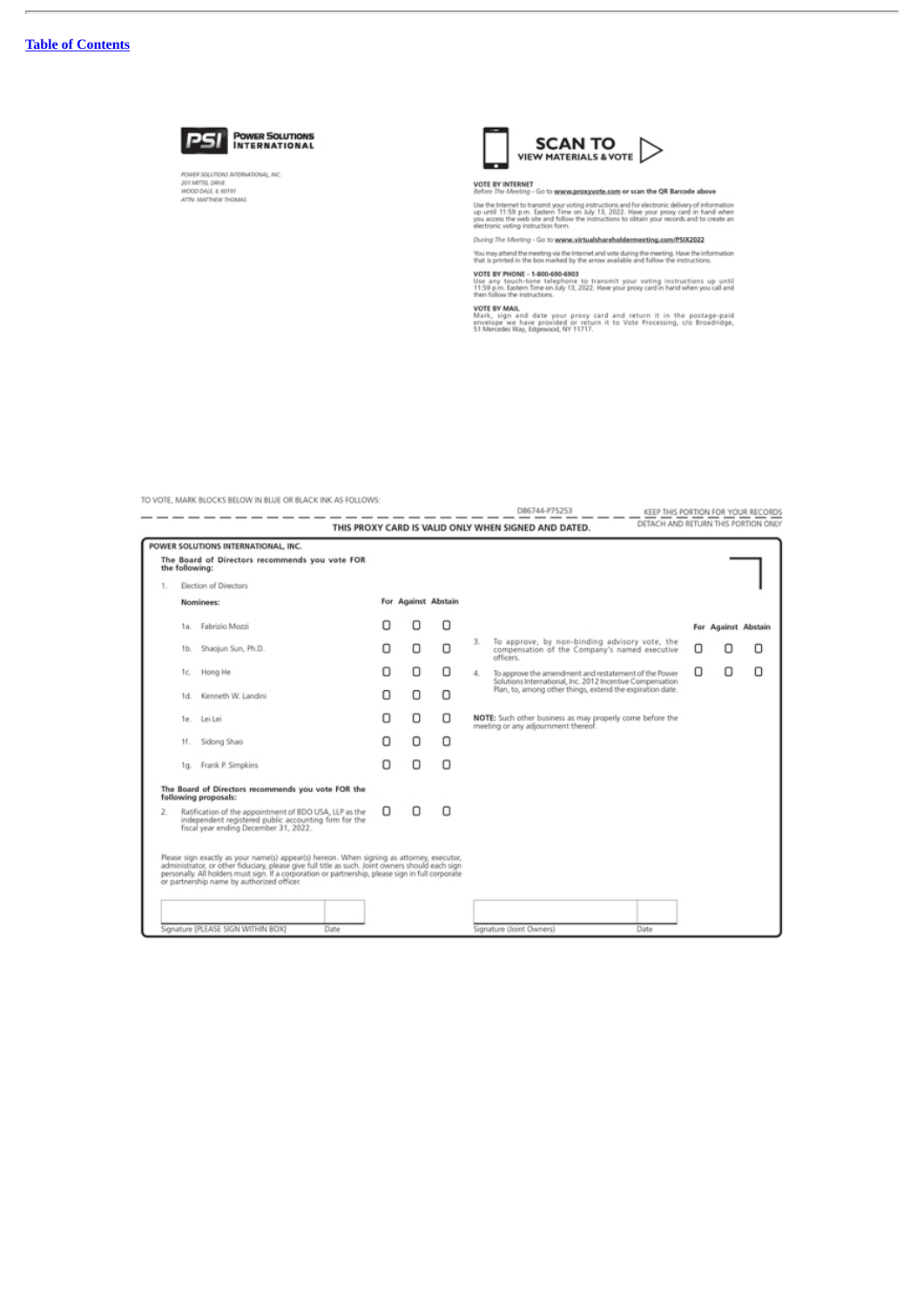[Table of Contents](#)

**POWER SOLUTIONS INTERNATIONAL**

*POWER SOLUTIONS INTERNATIONAL, INC.*
*201 MITTEL DRIVE*
*WOOD DALE, IL 60191*
*ATTN: MATTHEW THOMAS*

**SCAN TO VIEW MATERIALS & VOTE**

**VOTE BY INTERNET**
*Before The Meeting* - Go to **www.proxyvote.com** or scan the QR Barcode above

Use the Internet to transmit your voting instructions and for electronic delivery of information up until 11:59 p.m. Eastern Time on July 13, 2022. Have your proxy card in hand when you access the web site and follow the instructions to obtain your records and to create an electronic voting instruction form.

*During The Meeting* - Go to **www.virtualshareholdermeeting.com/PSIX2022**

You may attend the meeting via the Internet and vote during the meeting. Have the information that is printed in the box marked by the arrow available and follow the instructions.

**VOTE BY PHONE - 1-800-690-6903**
Use any touch-tone telephone to transmit your voting instructions up until 11:59 p.m. Eastern Time on July 13, 2022. Have your proxy card in hand when you call and then follow the instructions.

**VOTE BY MAIL**
Mark, sign and date your proxy card and return it in the postage-paid envelope we have provided or return it to Vote Processing, c/o Broadridge, 51 Mercedes Way, Edgewood, NY 11717.

TO VOTE, MARK BLOCKS BELOW IN BLUE OR BLACK INK AS FOLLOWS:

D86744-P75253 KEEP THIS PORTION FOR YOUR RECORDS

**THIS PROXY CARD IS VALID ONLY WHEN SIGNED AND DATED.** DETACH AND RETURN THIS PORTION ONLY

**POWER SOLUTIONS INTERNATIONAL, INC.**

**The Board of Directors recommends you vote FOR the following:**

1. Election of Directors

| Nominees: | For | Against | Abstain |
|---|---|---|---|
| 1a. Fabrizio Mozzi | ☐ | ☐ | ☐ |
| 1b. Shaojun Sun, Ph.D. | ☐ | ☐ | ☐ |
| 1c. Hong He | ☐ | ☐ | ☐ |
| 1d. Kenneth W. Landini | ☐ | ☐ | ☐ |
| 1e. Lei Lei | ☐ | ☐ | ☐ |
| 1f. Sidong Shao | ☐ | ☐ | ☐ |
| 1g. Frank P. Simpkins | ☐ | ☐ | ☐ |

**The Board of Directors recommends you vote FOR the following proposals:**

| | For | Against | Abstain |
|---|---|---|---|
| 2. Ratification of the appointment of BDO USA, LLP as the independent registered public accounting firm for the fiscal year ending December 31, 2022. | ☐ | ☐ | ☐ |
| 3. To approve, by non-binding advisory vote, the compensation of the Company's named executive officers. | ☐ | ☐ | ☐ |
| 4. To approve the amendment and restatement of the Power Solutions International, Inc. 2012 Incentive Compensation Plan, to, among other things, extend the expiration date. | ☐ | ☐ | ☐ |

**NOTE:** Such other business as may properly come before the meeting or any adjournment thereof.

Please sign exactly as your name(s) appear(s) hereon. When signing as attorney, executor, administrator, or other fiduciary, please give full title as such. Joint owners should each sign personally. All holders must sign. If a corporation or partnership, please sign in full corporate or partnership name by authorized officer.

Signature [PLEASE SIGN WITHIN BOX] Date

Signature (Joint Owners) Date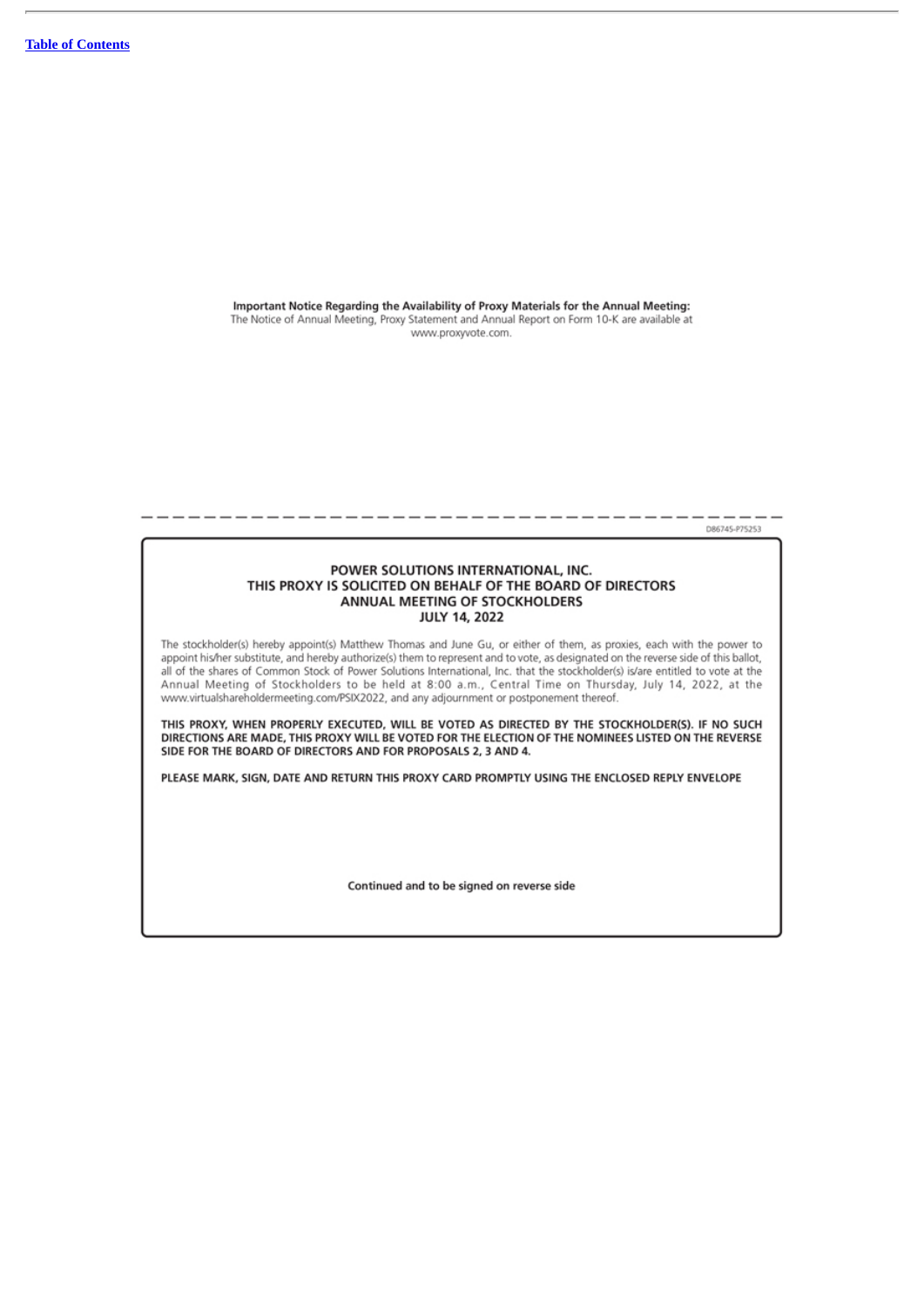**Important Notice Regarding the Availability of Proxy Materials for the Annual Meeting:**
The Notice of Annual Meeting, Proxy Statement and Annual Report on Form 10-K are available at www.proxyvote.com.

D86745-P75253

**POWER SOLUTIONS INTERNATIONAL, INC.**
**THIS PROXY IS SOLICITED ON BEHALF OF THE BOARD OF DIRECTORS**
**ANNUAL MEETING OF STOCKHOLDERS**
**JULY 14, 2022**

The stockholder(s) hereby appoint(s) Matthew Thomas and June Gu, or either of them, as proxies, each with the power to appoint his/her substitute, and hereby authorize(s) them to represent and to vote, as designated on the reverse side of this ballot, all of the shares of Common Stock of Power Solutions International, Inc. that the stockholder(s) is/are entitled to vote at the Annual Meeting of Stockholders to be held at 8:00 a.m., Central Time on Thursday, July 14, 2022, at the www.virtualshareholdermeeting.com/PSIX2022, and any adjournment or postponement thereof.

**THIS PROXY, WHEN PROPERLY EXECUTED, WILL BE VOTED AS DIRECTED BY THE STOCKHOLDER(S). IF NO SUCH DIRECTIONS ARE MADE, THIS PROXY WILL BE VOTED FOR THE ELECTION OF THE NOMINEES LISTED ON THE REVERSE SIDE FOR THE BOARD OF DIRECTORS AND FOR PROPOSALS 2, 3 AND 4.**

**PLEASE MARK, SIGN, DATE AND RETURN THIS PROXY CARD PROMPTLY USING THE ENCLOSED REPLY ENVELOPE**

**Continued and to be signed on reverse side**